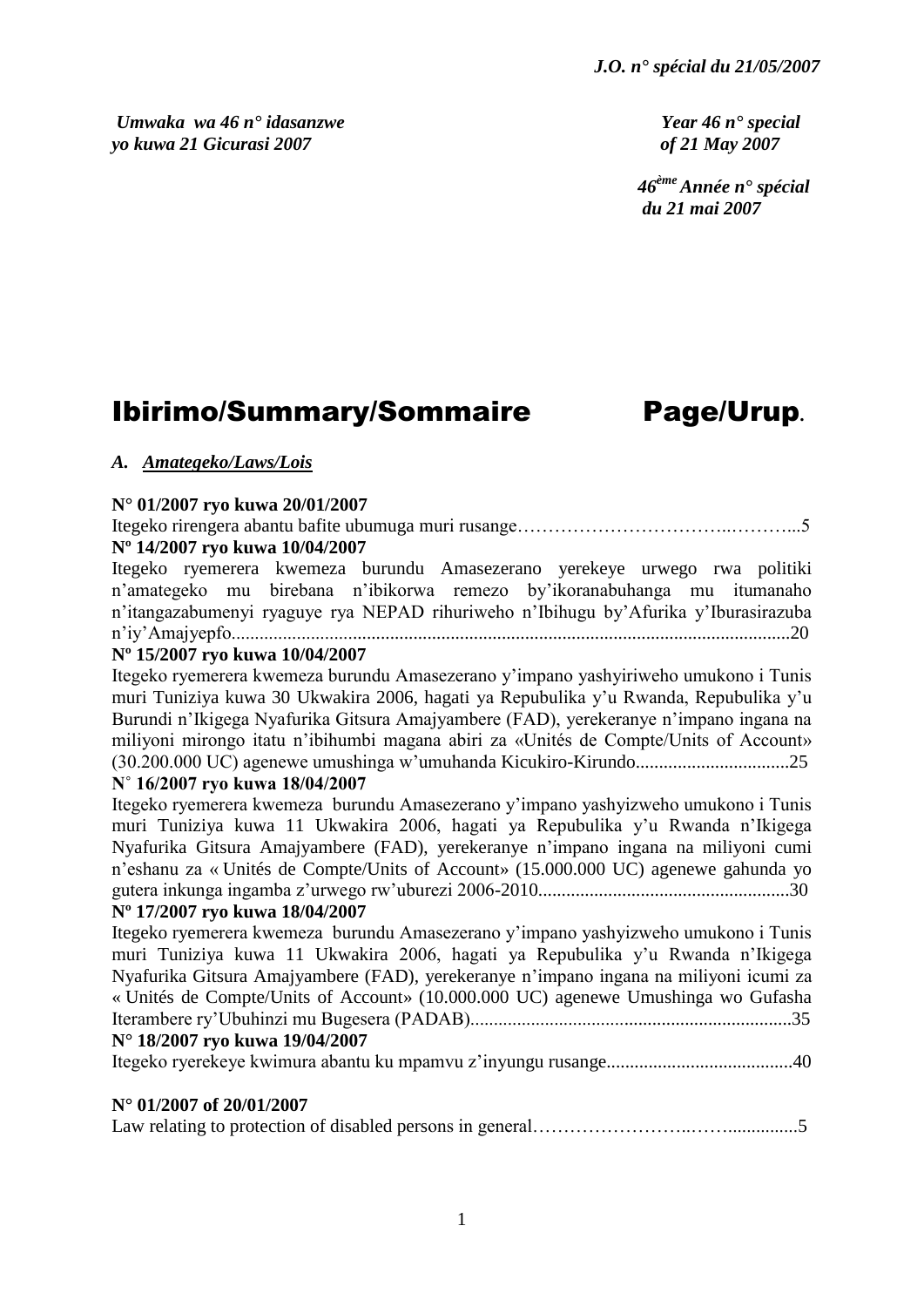*J.O. n° spécial du 21/05/2007*

*Umwaka wa 46 n° idasanzwe yo kuwa 21 Gicurasi 2007*

*Year 46 n° special of 21 May 2007*

*46ème Année n° spécial du 21 mai 2007*

# Ibirimo/Summary/Sommaire Page/Urup.

## A. Amategeko/Laws/Lois

**N° 01/2007 ryo kuwa 20/01/2007**
Itegeko rirengera abantu bafite ubumuga muri rusange……………………………..………...5

**Nº 14/2007 ryo kuwa 10/04/2007**
Itegeko ryemerera kwemeza burundu Amasezerano yerekeye urwego rwa politiki n'amategeko mu birebana n'ibikorwa remezo by'ikoranabuhanga mu itumanaho n'itangazabumenyi ryaguye rya NEPAD rihuriweho n'Ibihugu by'Afurika y'Iburasirazuba n'iy'Amajyepfo..........................................................................................................................20

**Nº 15/2007 ryo kuwa 10/04/2007**
Itegeko ryemerera kwemeza burundu Amasezerano y'impano yashyiriweho umukono i Tunis muri Tuniziya kuwa 30 Ukwakira 2006, hagati ya Repubulika y'u Rwanda, Repubulika y'u Burundi n'Ikigega Nyafurika Gitsura Amajyambere (FAD), yerekeranye n'impano ingana na miliyoni mirongo itatu n'ibihumbi magana abiri za «Unités de Compte/Units of Account» (30.200.000 UC) agenewe umushinga w'umuhanda Kicukiro-Kirundo................................25

**N° 16/2007 ryo kuwa 18/04/2007**
Itegeko ryemerera kwemeza burundu Amasezerano y'impano yashyizweho umukono i Tunis muri Tuniziya kuwa 11 Ukwakira 2006, hagati ya Repubulika y'u Rwanda n'Ikigega Nyafurika Gitsura Amajyambere (FAD), yerekeranye n'impano ingana na miliyoni cumi n'eshanu za « Unités de Compte/Units of Account» (15.000.000 UC) agenewe gahunda yo gutera inkunga ingamba z'urwego rw'uburezi 2006-2010......................................................30

**Nº 17/2007 ryo kuwa 18/04/2007**
Itegeko ryemerera kwemeza burundu Amasezerano y'impano yashyizweho umukono i Tunis muri Tuniziya kuwa 11 Ukwakira 2006, hagati ya Repubulika y'u Rwanda n'Ikigega Nyafurika Gitsura Amajyambere (FAD), yerekeranye n'impano ingana na miliyoni icumi za « Unités de Compte/Units of Account» (10.000.000 UC) agenewe Umushinga wo Gufasha Iterambere ry'Ubuhinzi mu Bugesera (PADAB).....................................................................35

**N° 18/2007 ryo kuwa 19/04/2007**
Itegeko ryerekeye kwimura abantu ku mpamvu z'inyungu rusange........................................40

**N° 01/2007 of 20/01/2007**
Law relating to protection of disabled persons in general……………………..……..............5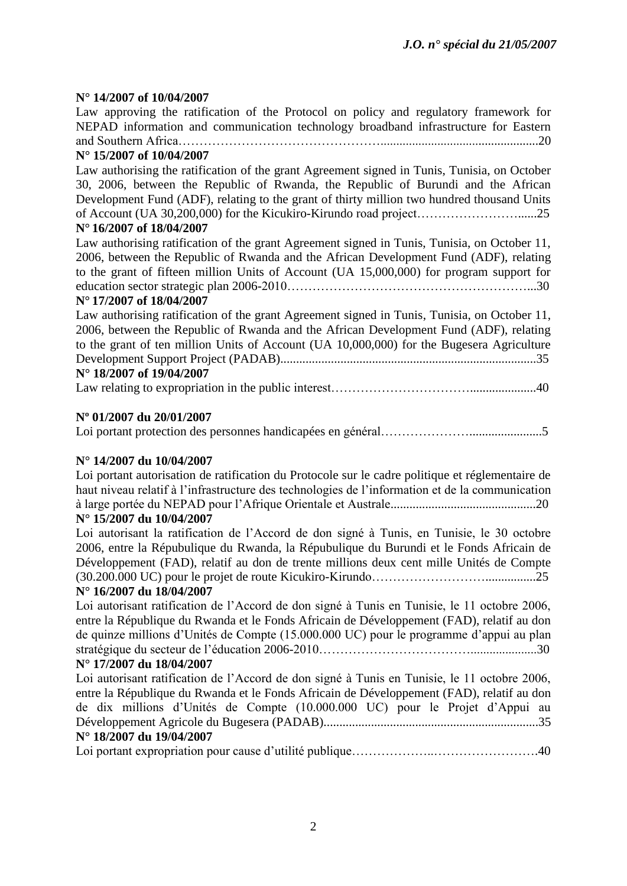**N° 14/2007 of 10/04/2007**

Law approving the ratification of the Protocol on policy and regulatory framework for NEPAD information and communication technology broadband infrastructure for Eastern and Southern Africa…………………………………………..................................................20

**N° 15/2007 of 10/04/2007**

Law authorising the ratification of the grant Agreement signed in Tunis, Tunisia, on October 30, 2006, between the Republic of Rwanda, the Republic of Burundi and the African Development Fund (ADF), relating to the grant of thirty million two hundred thousand Units of Account (UA 30,200,000) for the Kicukiro-Kirundo road project……………………......25

**N° 16/2007 of 18/04/2007**

Law authorising ratification of the grant Agreement signed in Tunis, Tunisia, on October 11, 2006, between the Republic of Rwanda and the African Development Fund (ADF), relating to the grant of fifteen million Units of Account (UA 15,000,000) for program support for education sector strategic plan 2006-2010…………………………………………………...30

**N° 17/2007 of 18/04/2007**

Law authorising ratification of the grant Agreement signed in Tunis, Tunisia, on October 11, 2006, between the Republic of Rwanda and the African Development Fund (ADF), relating to the grant of ten million Units of Account (UA 10,000,000) for the Bugesera Agriculture Development Support Project (PADAB)..................................................................................35

**N° 18/2007 of 19/04/2007**

Law relating to expropriation in the public interest…………………………….....................40

**Nº 01/2007 du 20/01/2007**

Loi portant protection des personnes handicapées en général…………………......................5

**N° 14/2007 du 10/04/2007**

Loi portant autorisation de ratification du Protocole sur le cadre politique et réglementaire de haut niveau relatif à l'infrastructure des technologies de l'information et de la communication à large portée du NEPAD pour l'Afrique Orientale et Australe..............................................20

**N° 15/2007 du 10/04/2007**

Loi autorisant la ratification de l'Accord de don signé à Tunis, en Tunisie, le 30 octobre 2006, entre la Répubulique du Rwanda, la Répubulique du Burundi et le Fonds Africain de Développement (FAD), relatif au don de trente millions deux cent mille Unités de Compte (30.200.000 UC) pour le projet de route Kicukiro-Kirundo…………………….................25

**N° 16/2007 du 18/04/2007**

Loi autorisant ratification de l'Accord de don signé à Tunis en Tunisie, le 11 octobre 2006, entre la République du Rwanda et le Fonds Africain de Développement (FAD), relatif au don de quinze millions d'Unités de Compte (15.000.000 UC) pour le programme d'appui au plan stratégique du secteur de l'éducation 2006-2010…………………………….....................30

**N° 17/2007 du 18/04/2007**

Loi autorisant ratification de l'Accord de don signé à Tunis en Tunisie, le 11 octobre 2006, entre la République du Rwanda et le Fonds Africain de Développement (FAD), relatif au don de dix millions d'Unités de Compte (10.000.000 UC) pour le Projet d'Appui au Développement Agricole du Bugesera (PADAB)....................................................................35

**N° 18/2007 du 19/04/2007**

Loi portant expropriation pour cause d'utilité publique………………..…………………….40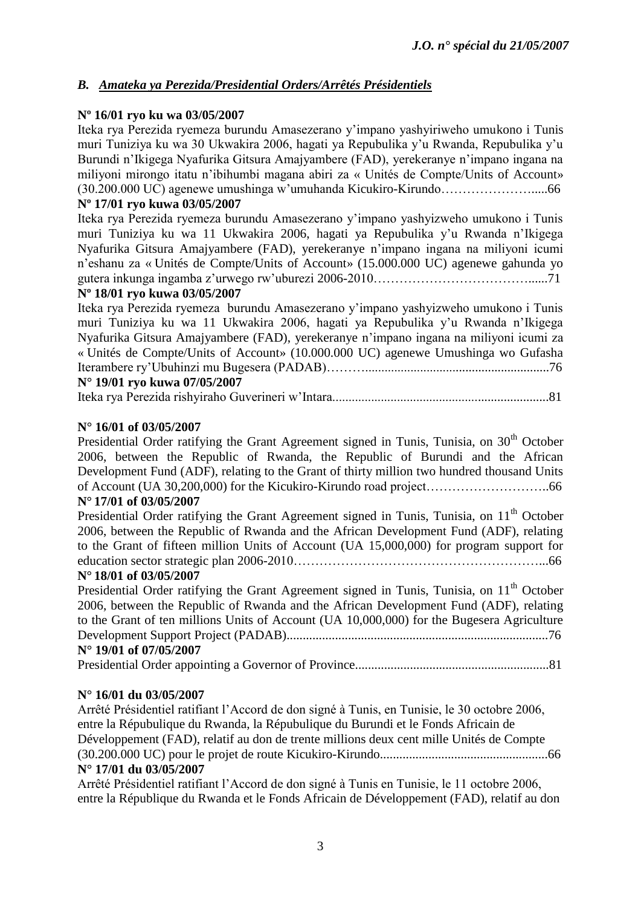### *B. Amateka ya Perezida/Presidential Orders/Arrêtés Présidentiels*

**Nº 16/01 ryo ku wa 03/05/2007**

Iteka rya Perezida ryemeza burundu Amasezerano y'impano yashyiriweho umukono i Tunis muri Tuniziya ku wa 30 Ukwakira 2006, hagati ya Repubulika y'u Rwanda, Repubulika y'u Burundi n'Ikigega Nyafurika Gitsura Amajyambere (FAD), yerekeranye n'impano ingana na miliyoni mirongo itatu n'ibihumbi magana abiri za « Unités de Compte/Units of Account» (30.200.000 UC) agenewe umushinga w'umuhanda Kicukiro-Kirundo…………………......66

**Nº 17/01 ryo kuwa 03/05/2007**

Iteka rya Perezida ryemeza burundu Amasezerano y'impano yashyizweho umukono i Tunis muri Tuniziya ku wa 11 Ukwakira 2006, hagati ya Repubulika y'u Rwanda n'Ikigega Nyafurika Gitsura Amajyambere (FAD), yerekeranye n'impano ingana na miliyoni icumi n'eshanu za « Unités de Compte/Units of Account» (15.000.000 UC) agenewe gahunda yo gutera inkunga ingamba z'urwego rw'uburezi 2006-2010…………………………………......71

**Nº 18/01 ryo kuwa 03/05/2007**

Iteka rya Perezida ryemeza burundu Amasezerano y'impano yashyizweho umukono i Tunis muri Tuniziya ku wa 11 Ukwakira 2006, hagati ya Repubulika y'u Rwanda n'Ikigega Nyafurika Gitsura Amajyambere (FAD), yerekeranye n'impano ingana na miliyoni icumi za « Unités de Compte/Units of Account» (10.000.000 UC) agenewe Umushinga wo Gufasha Iterambere ry'Ubuhinzi mu Bugesera (PADAB)………........................................................76

**N° 19/01 ryo kuwa 07/05/2007**

Iteka rya Perezida rishyiraho Guverineri w'Intara..................................................................81

**N° 16/01 of 03/05/2007**

Presidential Order ratifying the Grant Agreement signed in Tunis, Tunisia, on 30th October 2006, between the Republic of Rwanda, the Republic of Burundi and the African Development Fund (ADF), relating to the Grant of thirty million two hundred thousand Units of Account (UA 30,200,000) for the Kicukiro-Kirundo road project………………………..66

**N° 17/01 of 03/05/2007**

Presidential Order ratifying the Grant Agreement signed in Tunis, Tunisia, on 11th October 2006, between the Republic of Rwanda and the African Development Fund (ADF), relating to the Grant of fifteen million Units of Account (UA 15,000,000) for program support for education sector strategic plan 2006-2010…………………………………………………...66

**N° 18/01 of 03/05/2007**

Presidential Order ratifying the Grant Agreement signed in Tunis, Tunisia, on 11th October 2006, between the Republic of Rwanda and the African Development Fund (ADF), relating to the Grant of ten millions Units of Account (UA 10,000,000) for the Bugesera Agriculture Development Support Project (PADAB)................................................................................76

**N° 19/01 of 07/05/2007**

Presidential Order appointing a Governor of Province...........................................................81

**N° 16/01 du 03/05/2007**

Arrêté Présidentiel ratifiant l'Accord de don signé à Tunis, en Tunisie, le 30 octobre 2006, entre la Répubulique du Rwanda, la Répubulique du Burundi et le Fonds Africain de Développement (FAD), relatif au don de trente millions deux cent mille Unités de Compte (30.200.000 UC) pour le projet de route Kicukiro-Kirundo...................................................66

**N° 17/01 du 03/05/2007**

Arrêté Présidentiel ratifiant l'Accord de don signé à Tunis en Tunisie, le 11 octobre 2006, entre la République du Rwanda et le Fonds Africain de Développement (FAD), relatif au don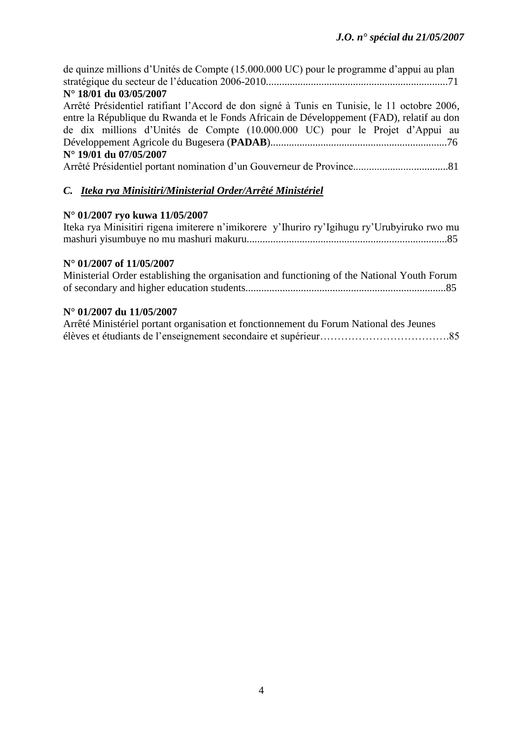de quinze millions d'Unités de Compte (15.000.000 UC) pour le programme d'appui au plan stratégique du secteur de l'éducation 2006-2010....................................................................71

**N° 18/01 du 03/05/2007**

Arrêté Présidentiel ratifiant l'Accord de don signé à Tunis en Tunisie, le 11 octobre 2006, entre la République du Rwanda et le Fonds Africain de Développement (FAD), relatif au don de dix millions d'Unités de Compte (10.000.000 UC) pour le Projet d'Appui au Développement Agricole du Bugesera (**PADAB**)..................................................................76

**N° 19/01 du 07/05/2007**

Arrêté Présidentiel portant nomination d'un Gouverneur de Province...................................81

## *C. Iteka rya Minisitiri/Ministerial Order/Arrêté Ministériel*

**N° 01/2007 ryo kuwa 11/05/2007**

Iteka rya Minisitiri rigena imiterere n'imikorere y'Ihuriro ry'Igihugu ry'Urubyiruko rwo mu mashuri yisumbuye no mu mashuri makuru...........................................................................85

**N° 01/2007 of 11/05/2007**

Ministerial Order establishing the organisation and functioning of the National Youth Forum of secondary and higher education students...........................................................................85

**N° 01/2007 du 11/05/2007**

Arrêté Ministériel portant organisation et fonctionnement du Forum National des Jeunes élèves et étudiants de l'enseignement secondaire et supérieur……………………………….85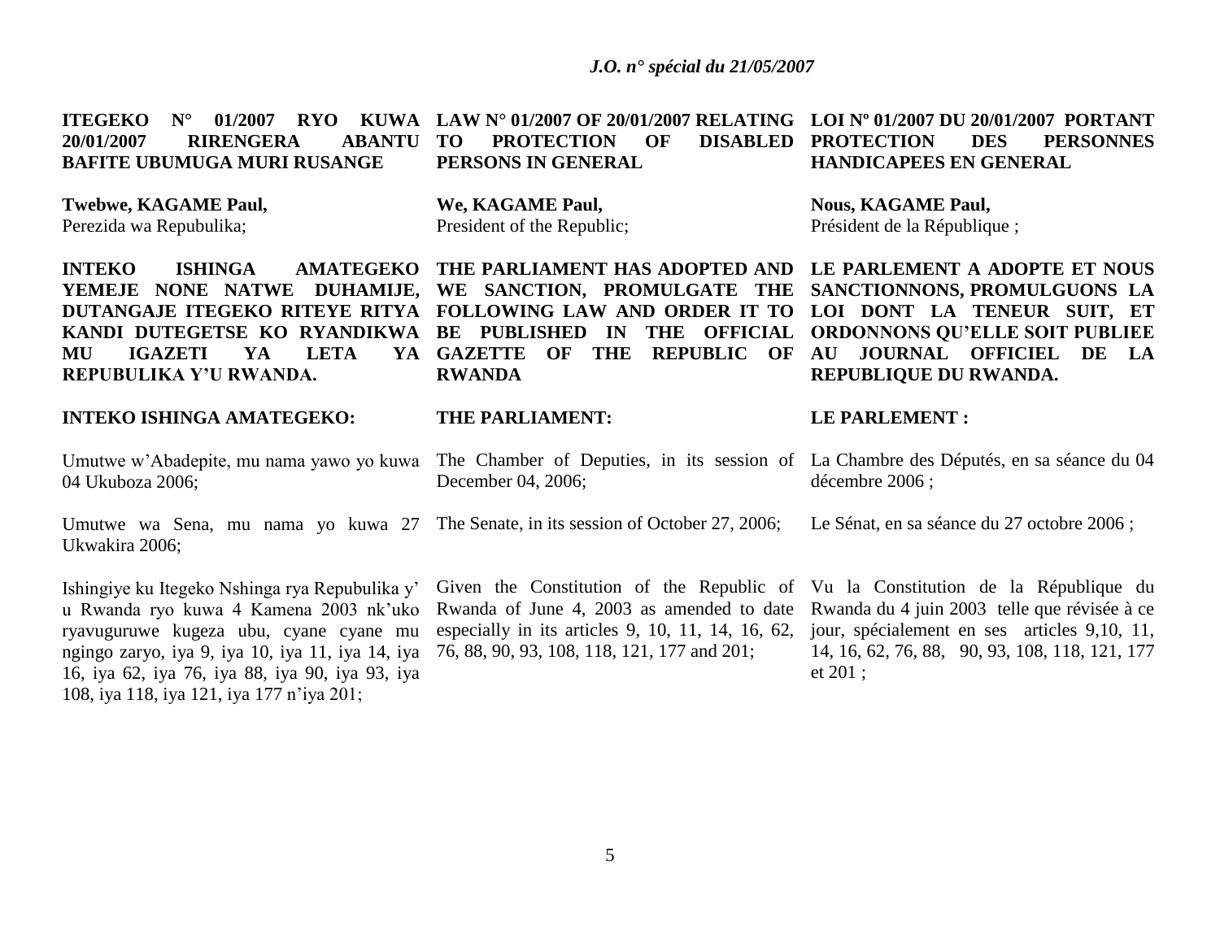**ITEGEKO N° 01/2007 RYO KUWA 20/01/2007 RIRENGERA ABANTU BAFITE UBUMUGA MURI RUSANGE**

**Twebwe, KAGAME Paul,**
Perezida wa Repubulika;

**INTEKO ISHINGA AMATEGEKO YEMEJE NONE NATWE DUHAMIJE, DUTANGAJE ITEGEKO RITEYE RITYA KANDI DUTEGETSE KO RYANDIKWA MU IGAZETI YA LETA YA REPUBULIKA Y'U RWANDA.**

**INTEKO ISHINGA AMATEGEKO:**

Umutwe w'Abadepite, mu nama yawo yo kuwa 04 Ukuboza 2006;

Umutwe wa Sena, mu nama yo kuwa 27 Ukwakira 2006;

Ishingiye ku Itegeko Nshinga rya Repubulika y' u Rwanda ryo kuwa 4 Kamena 2003 nk'uko ryavuguruwe kugeza ubu, cyane cyane mu ngingo zaryo, iya 9, iya 10, iya 11, iya 14, iya 16, iya 62, iya 76, iya 88, iya 90, iya 93, iya 108, iya 118, iya 121, iya 177 n'iya 201;

**LAW N° 01/2007 OF 20/01/2007 RELATING TO PROTECTION OF DISABLED PERSONS IN GENERAL**

**We, KAGAME Paul,**
President of the Republic;

**THE PARLIAMENT HAS ADOPTED AND WE SANCTION, PROMULGATE THE FOLLOWING LAW AND ORDER IT TO BE PUBLISHED IN THE OFFICIAL GAZETTE OF THE REPUBLIC OF RWANDA**

**THE PARLIAMENT:**

The Chamber of Deputies, in its session of December 04, 2006;

The Senate, in its session of October 27, 2006;

Given the Constitution of the Republic of Rwanda of June 4, 2003 as amended to date especially in its articles 9, 10, 11, 14, 16, 62, 76, 88, 90, 93, 108, 118, 121, 177 and 201;

**LOI Nº 01/2007 DU 20/01/2007 PORTANT PROTECTION DES PERSONNES HANDICAPEES EN GENERAL**

**Nous, KAGAME Paul,**
Président de la République ;

**LE PARLEMENT A ADOPTE ET NOUS SANCTIONNONS, PROMULGUONS LA LOI DONT LA TENEUR SUIT, ET ORDONNONS QU'ELLE SOIT PUBLIEE AU JOURNAL OFFICIEL DE LA REPUBLIQUE DU RWANDA.**

**LE PARLEMENT :**

La Chambre des Députés, en sa séance du 04 décembre 2006 ;

Le Sénat, en sa séance du 27 octobre 2006 ;

Vu la Constitution de la République du Rwanda du 4 juin 2003 telle que révisée à ce jour, spécialement en ses articles 9,10, 11, 14, 16, 62, 76, 88, 90, 93, 108, 118, 121, 177 et 201 ;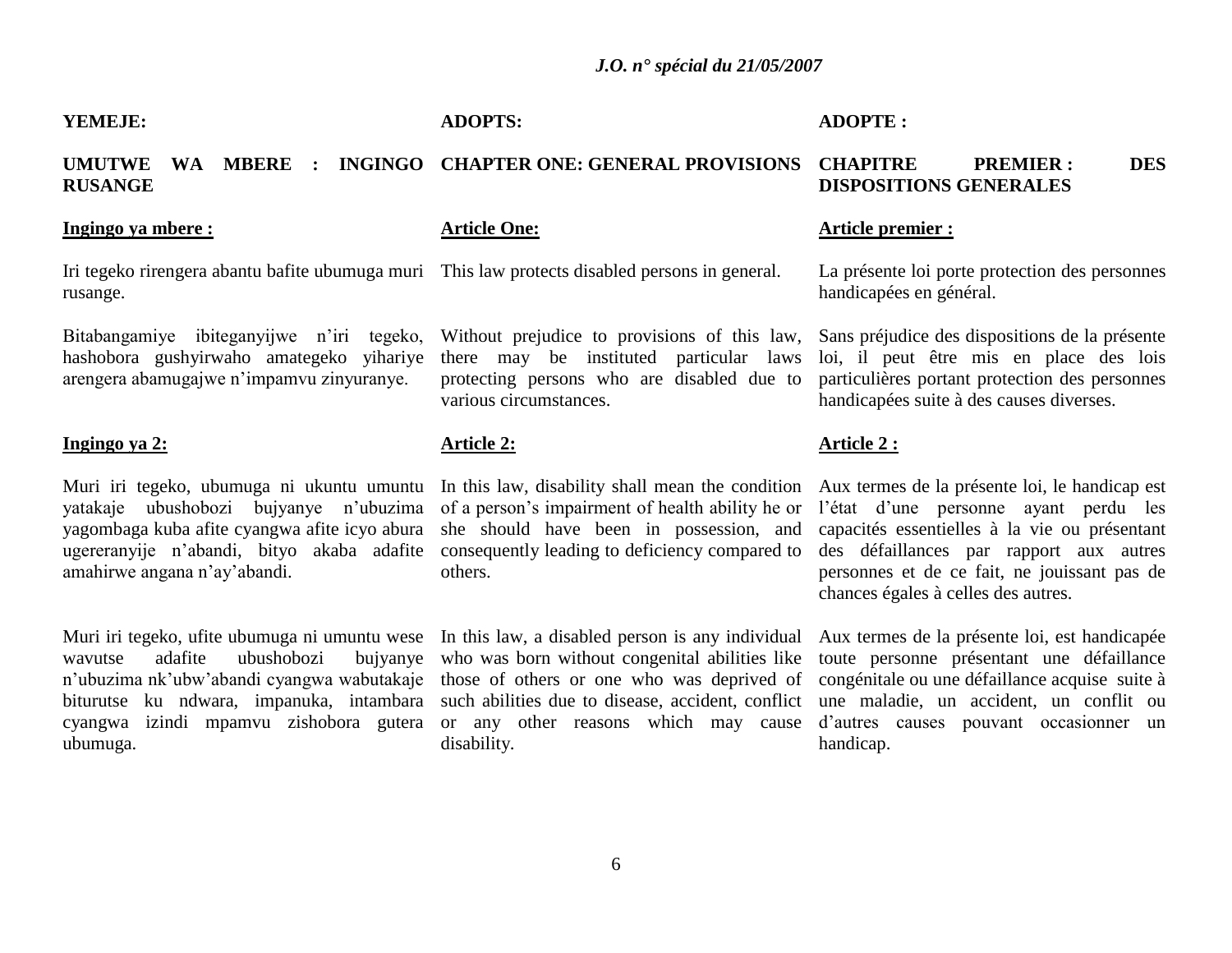**YEMEJE:**

**UMUTWE WA MBERE : INGINGO RUSANGE**

**Ingingo ya mbere :**

Iri tegeko rirengera abantu bafite ubumuga muri rusange.

Bitabangamiye ibiteganyijwe n'iri tegeko, hashobora gushyirwaho amategeko yihariye arengera abamugajwe n'impamvu zinyuranye.

**Ingingo ya 2:**

Muri iri tegeko, ubumuga ni ukuntu umuntu yatakaje ubushobozi bujyanye n'ubuzima yagombaga kuba afite cyangwa afite icyo abura ugereranyije n'abandi, bityo akaba adafite amahirwe angana n'ay'abandi.

Muri iri tegeko, ufite ubumuga ni umuntu wese wavutse adafite ubushobozi bujyanye n'ubuzima nk'ubw'abandi cyangwa wabutakaje biturutse ku ndwara, impanuka, intambara cyangwa izindi mpamvu zishobora gutera ubumuga.

**ADOPTS:**

**CHAPTER ONE: GENERAL PROVISIONS**

**Article One:**

This law protects disabled persons in general.

Without prejudice to provisions of this law, there may be instituted particular laws protecting persons who are disabled due to various circumstances.

**Article 2:**

In this law, disability shall mean the condition of a person's impairment of health ability he or she should have been in possession, and consequently leading to deficiency compared to others.

In this law, a disabled person is any individual who was born without congenital abilities like those of others or one who was deprived of such abilities due to disease, accident, conflict or any other reasons which may cause disability.

**ADOPTE :**

**CHAPITRE PREMIER : DES DISPOSITIONS GENERALES**

**Article premier :**

La présente loi porte protection des personnes handicapées en général.

Sans préjudice des dispositions de la présente loi, il peut être mis en place des lois particulières portant protection des personnes handicapées suite à des causes diverses.

**Article 2 :**

Aux termes de la présente loi, le handicap est l'état d'une personne ayant perdu les capacités essentielles à la vie ou présentant des défaillances par rapport aux autres personnes et de ce fait, ne jouissant pas de chances égales à celles des autres.

Aux termes de la présente loi, est handicapée toute personne présentant une défaillance congénitale ou une défaillance acquise suite à une maladie, un accident, un conflit ou d'autres causes pouvant occasionner un handicap.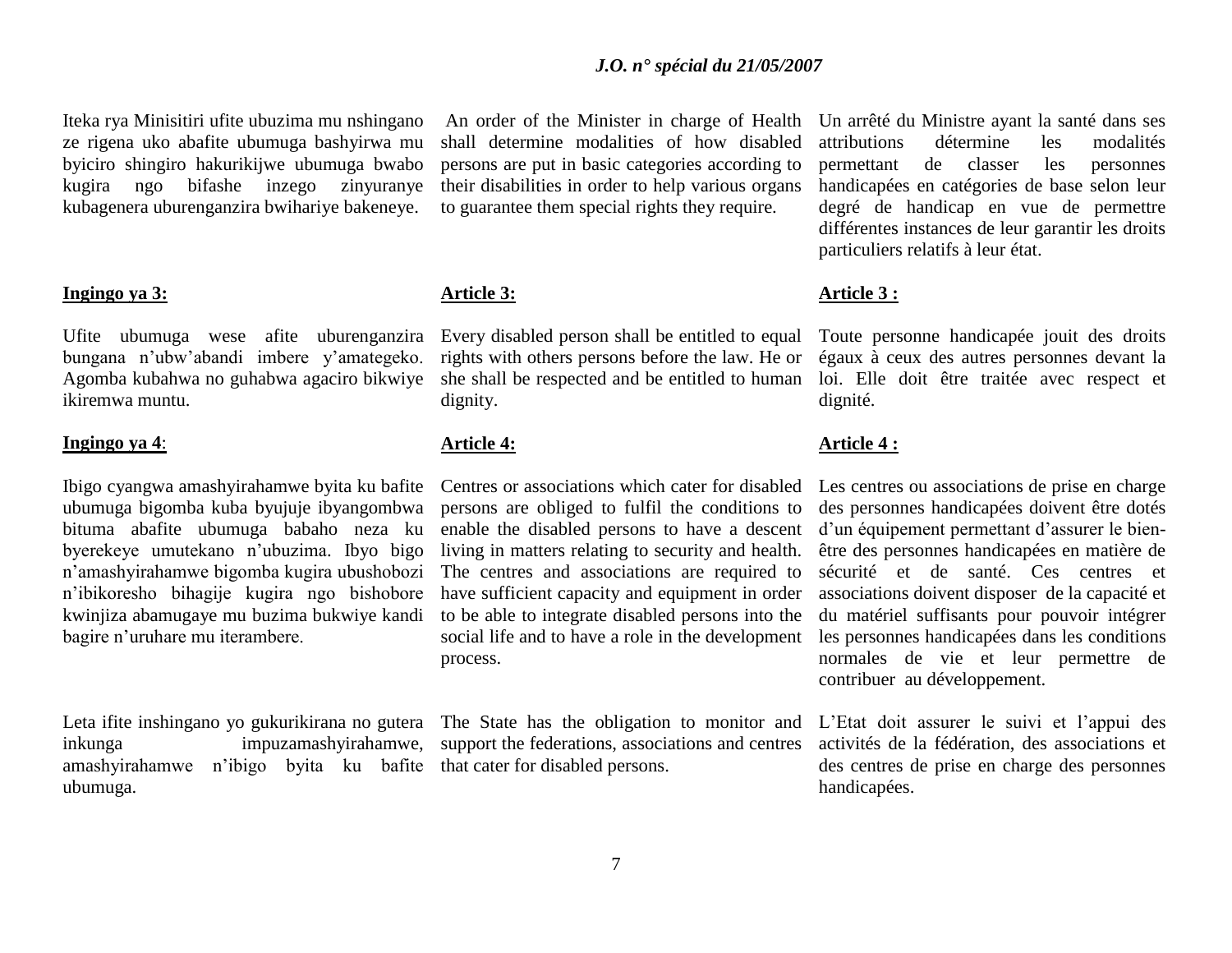Iteka rya Minisitiri ufite ubuzima mu nshingano ze rigena uko abafite ubumuga bashyirwa mu byiciro shingiro hakurikijwe ubumuga bwabo kugira ngo bifashe inzego zinyuranye kubagenera uburenganzira bwihariye bakeneye.

**Ingingo ya 3:**

Ufite ubumuga wese afite uburenganzira bungana n'ubw'abandi imbere y'amategeko. Agomba kubahwa no guhabwa agaciro bikwiye ikiremwa muntu.

**Ingingo ya 4**:

Ibigo cyangwa amashyirahamwe byita ku bafite ubumuga bigomba kuba byujuje ibyangombwa bituma abafite ubumuga babaho neza ku byerekeye umutekano n'ubuzima. Ibyo bigo n'amashyirahamwe bigomba kugira ubushobozi n'ibikoresho bihagije kugira ngo bishobore kwinjiza abamugaye mu buzima bukwiye kandi bagire n'uruhare mu iterambere.

Leta ifite inshingano yo gukurikirana no gutera inkunga impuzamashyirahamwe, amashyirahamwe n'ibigo byita ku bafite ubumuga.

An order of the Minister in charge of Health shall determine modalities of how disabled persons are put in basic categories according to their disabilities in order to help various organs to guarantee them special rights they require.

**Article 3:**

Every disabled person shall be entitled to equal rights with others persons before the law. He or she shall be respected and be entitled to human dignity.

**Article 4:**

Centres or associations which cater for disabled persons are obliged to fulfil the conditions to enable the disabled persons to have a descent living in matters relating to security and health. The centres and associations are required to have sufficient capacity and equipment in order to be able to integrate disabled persons into the social life and to have a role in the development process.

The State has the obligation to monitor and support the federations, associations and centres that cater for disabled persons.

Un arrêté du Ministre ayant la santé dans ses attributions détermine les modalités permettant de classer les personnes handicapées en catégories de base selon leur degré de handicap en vue de permettre différentes instances de leur garantir les droits particuliers relatifs à leur état.

**Article 3 :**

Toute personne handicapée jouit des droits égaux à ceux des autres personnes devant la loi. Elle doit être traitée avec respect et dignité.

**Article 4 :**

Les centres ou associations de prise en charge des personnes handicapées doivent être dotés d'un équipement permettant d'assurer le bien-être des personnes handicapées en matière de sécurité et de santé. Ces centres et associations doivent disposer de la capacité et du matériel suffisants pour pouvoir intégrer les personnes handicapées dans les conditions normales de vie et leur permettre de contribuer au développement.

L'Etat doit assurer le suivi et l'appui des activités de la fédération, des associations et des centres de prise en charge des personnes handicapées.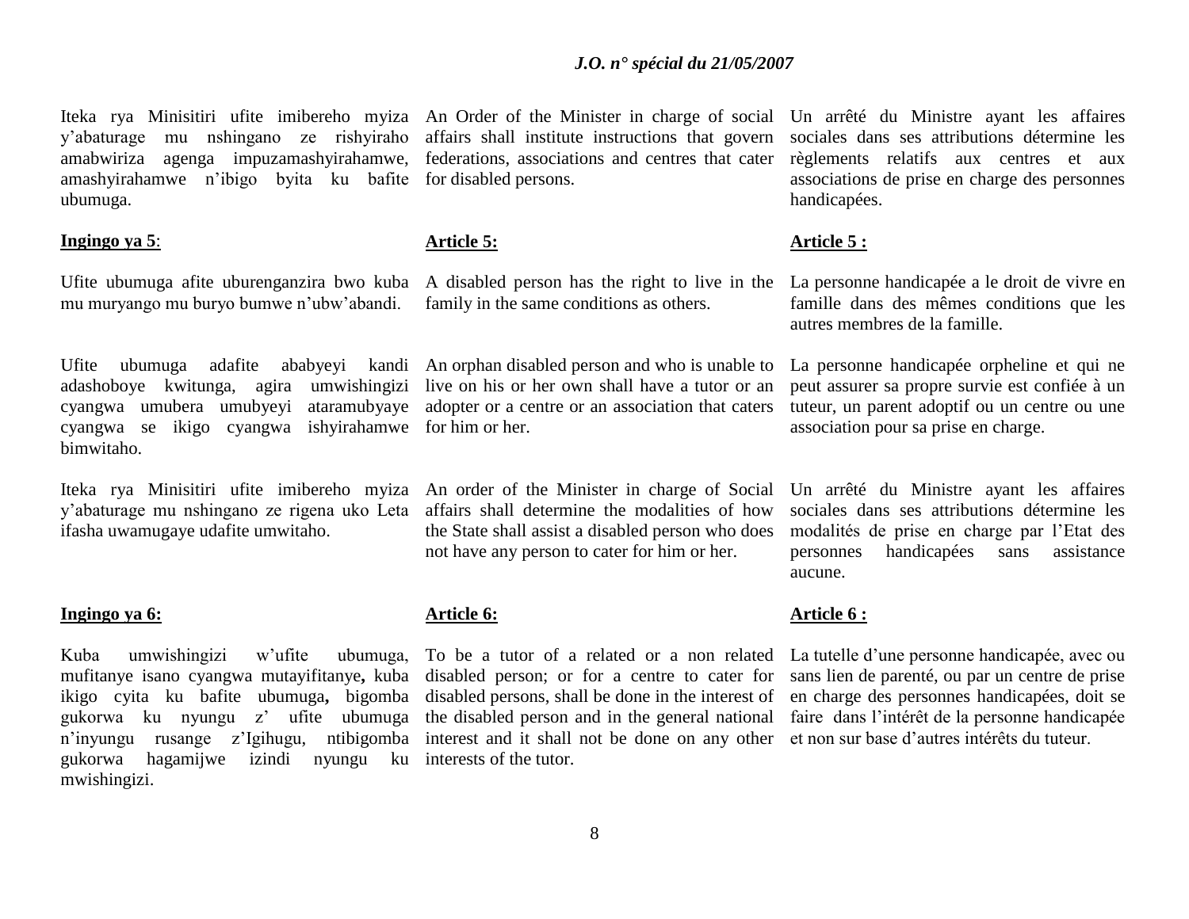Iteka rya Minisitiri ufite imibereho myiza y'abaturage mu nshingano ze rishyiraho amabwiriza agenga impuzamashyirahamwe, amashyirahamwe n'ibigo byita ku bafite ubumuga.

An Order of the Minister in charge of social affairs shall institute instructions that govern federations, associations and centres that cater for disabled persons.

Un arrêté du Ministre ayant les affaires sociales dans ses attributions détermine les règlements relatifs aux centres et aux associations de prise en charge des personnes handicapées.

**Ingingo ya 5**:

**Article 5:**

**Article 5 :**

Ufite ubumuga afite uburenganzira bwo kuba mu muryango mu buryo bumwe n'ubw'abandi.

A disabled person has the right to live in the family in the same conditions as others.

La personne handicapée a le droit de vivre en famille dans des mêmes conditions que les autres membres de la famille.

Ufite ubumuga adafite ababyeyi kandi adashoboye kwitunga, agira umwishingizi cyangwa umubera umubyeyi ataramubyaye cyangwa se ikigo cyangwa ishyirahamwe bimwitaho.

An orphan disabled person and who is unable to live on his or her own shall have a tutor or an adopter or a centre or an association that caters for him or her.

La personne handicapée orpheline et qui ne peut assurer sa propre survie est confiée à un tuteur, un parent adoptif ou un centre ou une association pour sa prise en charge.

Iteka rya Minisitiri ufite imibereho myiza y'abaturage mu nshingano ze rigena uko Leta ifasha uwamugaye udafite umwitaho.

An order of the Minister in charge of Social affairs shall determine the modalities of how the State shall assist a disabled person who does not have any person to cater for him or her.

Un arrêté du Ministre ayant les affaires sociales dans ses attributions détermine les modalités de prise en charge par l'Etat des personnes handicapées sans assistance aucune.

**Ingingo ya 6:**

**Article 6:**

**Article 6 :**

Kuba umwishingizi w'ufite ubumuga, mufitanye isano cyangwa mutayifitanye**,** kuba ikigo cyita ku bafite ubumuga**,** bigomba gukorwa ku nyungu z' ufite ubumuga n'inyungu rusange z'Igihugu, ntibigomba gukorwa hagamijwe izindi nyungu ku mwishingizi.

To be a tutor of a related or a non related disabled person; or for a centre to cater for disabled persons, shall be done in the interest of the disabled person and in the general national interest and it shall not be done on any other interests of the tutor.

La tutelle d'une personne handicapée, avec ou sans lien de parenté, ou par un centre de prise en charge des personnes handicapées, doit se faire dans l'intérêt de la personne handicapée et non sur base d'autres intérêts du tuteur.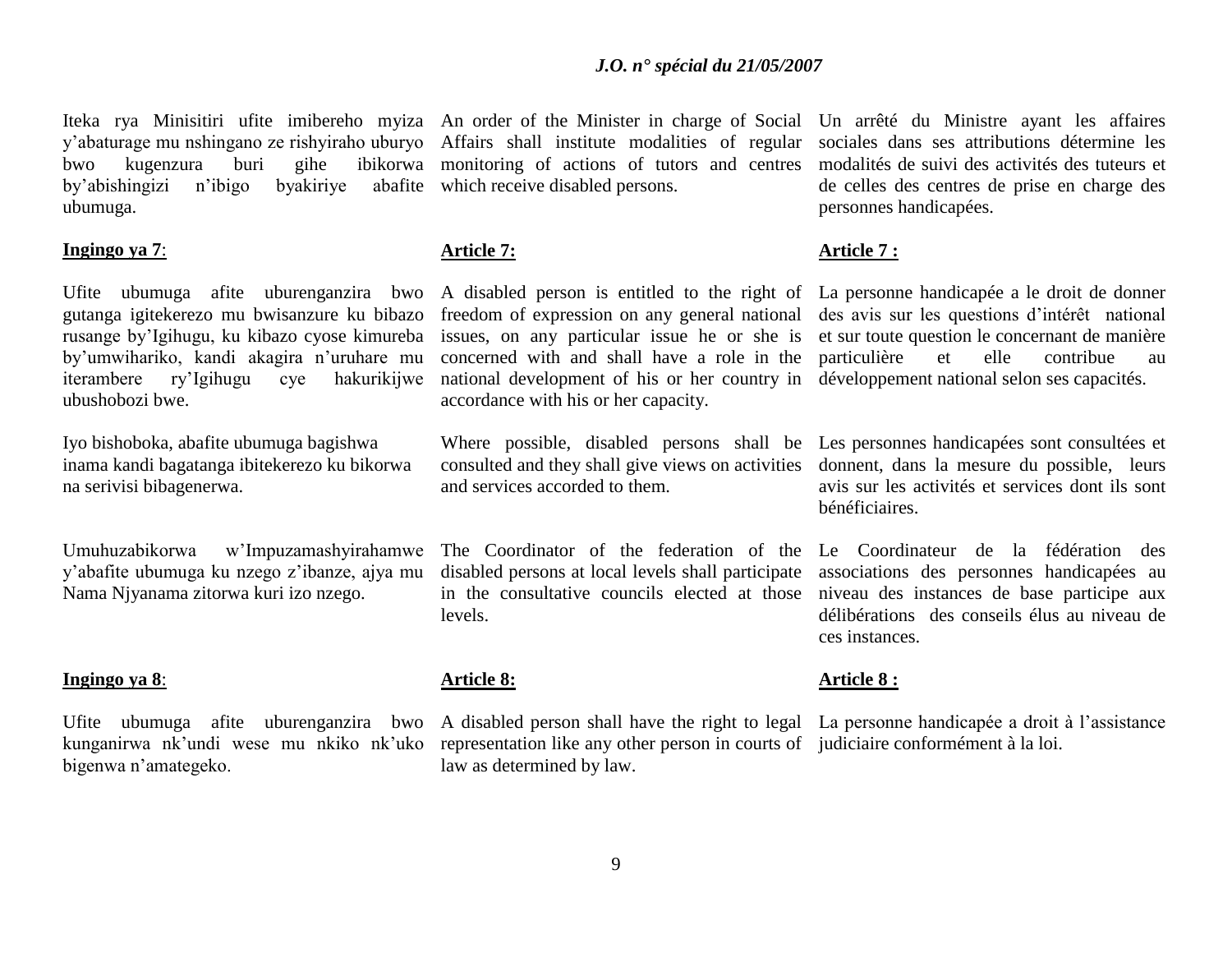Iteka rya Minisitiri ufite imibereho myiza y'abaturage mu nshingano ze rishyiraho uburyo bwo kugenzura buri gihe ibikorwa by'abishingizi n'ibigo byakiriye abafite ubumuga.

**Ingingo ya 7**:

Ufite ubumuga afite uburenganzira bwo gutanga igitekerezo mu bwisanzure ku bibazo rusange by'Igihugu, ku kibazo cyose kimureba by'umwihariko, kandi akagira n'uruhare mu iterambere ry'Igihugu cye hakurikijwe ubushobozi bwe.

Iyo bishoboka, abafite ubumuga bagishwa inama kandi bagatanga ibitekerezo ku bikorwa na serivisi bibagenerwa.

Umuhuzabikorwa w'Impuzamashyirahamwe y'abafite ubumuga ku nzego z'ibanze, ajya mu Nama Njyanama zitorwa kuri izo nzego.

**Ingingo ya 8**:

Ufite ubumuga afite uburenganzira bwo kunganirwa nk'undi wese mu nkiko nk'uko bigenwa n'amategeko.

An order of the Minister in charge of Social Affairs shall institute modalities of regular monitoring of actions of tutors and centres which receive disabled persons.

**Article 7:**

A disabled person is entitled to the right of freedom of expression on any general national issues, on any particular issue he or she is concerned with and shall have a role in the national development of his or her country in accordance with his or her capacity.

Where possible, disabled persons shall be consulted and they shall give views on activities and services accorded to them.

The Coordinator of the federation of the disabled persons at local levels shall participate in the consultative councils elected at those levels.

**Article 8:**

A disabled person shall have the right to legal representation like any other person in courts of law as determined by law.

Un arrêté du Ministre ayant les affaires sociales dans ses attributions détermine les modalités de suivi des activités des tuteurs et de celles des centres de prise en charge des personnes handicapées.

**Article 7 :**

La personne handicapée a le droit de donner des avis sur les questions d'intérêt national et sur toute question le concernant de manière particulière et elle contribue au développement national selon ses capacités.

Les personnes handicapées sont consultées et donnent, dans la mesure du possible, leurs avis sur les activités et services dont ils sont bénéficiaires.

Le Coordinateur de la fédération des associations des personnes handicapées au niveau des instances de base participe aux délibérations des conseils élus au niveau de ces instances.

**Article 8 :**

La personne handicapée a droit à l'assistance judiciaire conformément à la loi.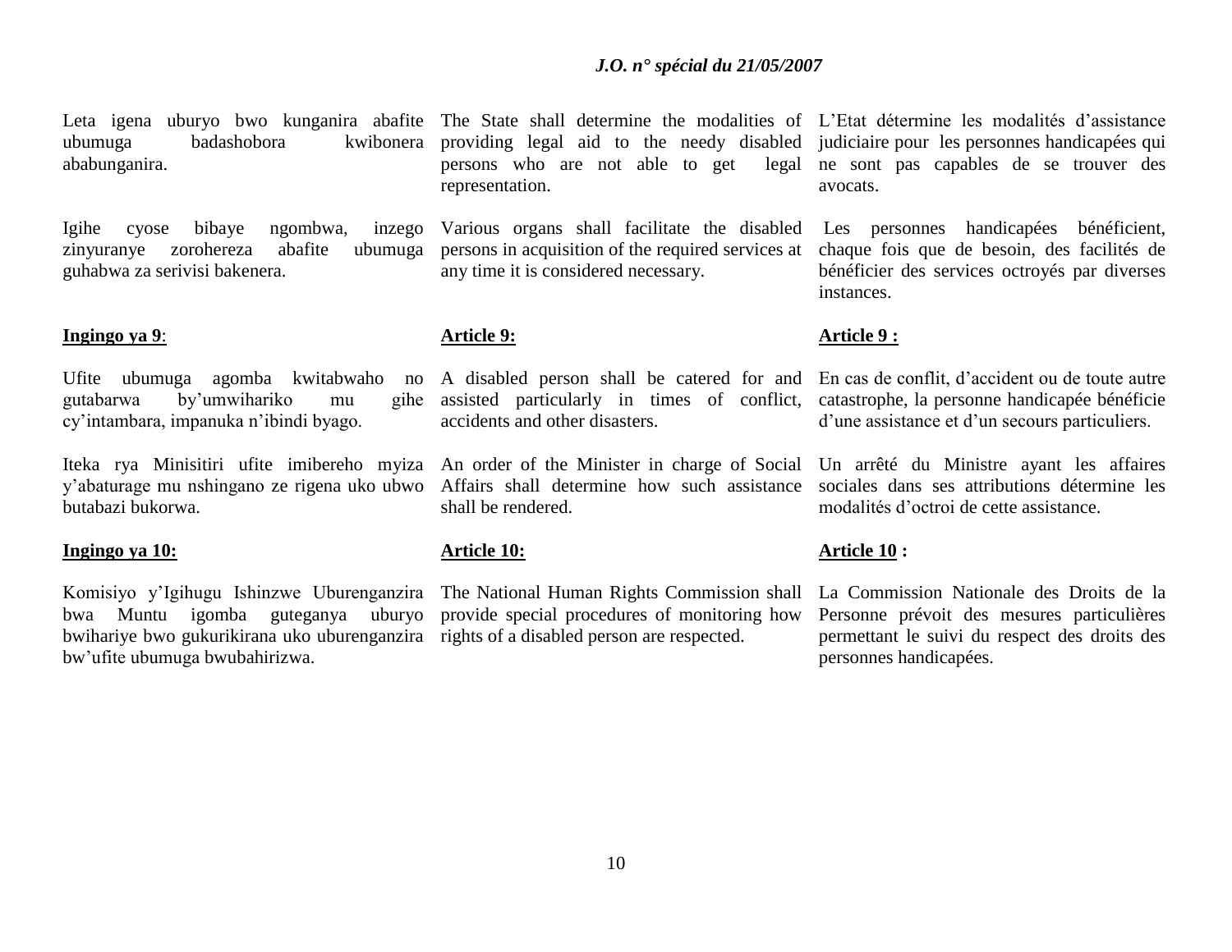Leta igena uburyo bwo kunganira abafite ubumuga badashobora kwibonera ababunganira.

Igihe cyose bibaye ngombwa, inzego zinyuranye zorohereza abafite ubumuga guhabwa za serivisi bakenera.

**Ingingo ya 9**:

Ufite ubumuga agomba kwitabwaho no gutabarwa by'umwihariko mu gihe cy'intambara, impanuka n'ibindi byago.

Iteka rya Minisitiri ufite imibereho myiza y'abaturage mu nshingano ze rigena uko ubwo butabazi bukorwa.

**Ingingo ya 10:**

Komisiyo y'Igihugu Ishinzwe Uburenganzira bwa Muntu igomba guteganya uburyo bwihariye bwo gukurikirana uko uburenganzira bw'ufite ubumuga bwubahirizwa.

The State shall determine the modalities of providing legal aid to the needy disabled persons who are not able to get legal representation.

Various organs shall facilitate the disabled persons in acquisition of the required services at any time it is considered necessary.

**Article 9:**

A disabled person shall be catered for and assisted particularly in times of conflict, accidents and other disasters.

An order of the Minister in charge of Social Affairs shall determine how such assistance shall be rendered.

**Article 10:**

The National Human Rights Commission shall provide special procedures of monitoring how rights of a disabled person are respected.

L'Etat détermine les modalités d'assistance judiciaire pour les personnes handicapées qui ne sont pas capables de se trouver des avocats.

Les personnes handicapées bénéficient, chaque fois que de besoin, des facilités de bénéficier des services octroyés par diverses instances.

**Article 9 :**

En cas de conflit, d'accident ou de toute autre catastrophe, la personne handicapée bénéficie d'une assistance et d'un secours particuliers.

Un arrêté du Ministre ayant les affaires sociales dans ses attributions détermine les modalités d'octroi de cette assistance.

**Article 10 :**

La Commission Nationale des Droits de la Personne prévoit des mesures particulières permettant le suivi du respect des droits des personnes handicapées.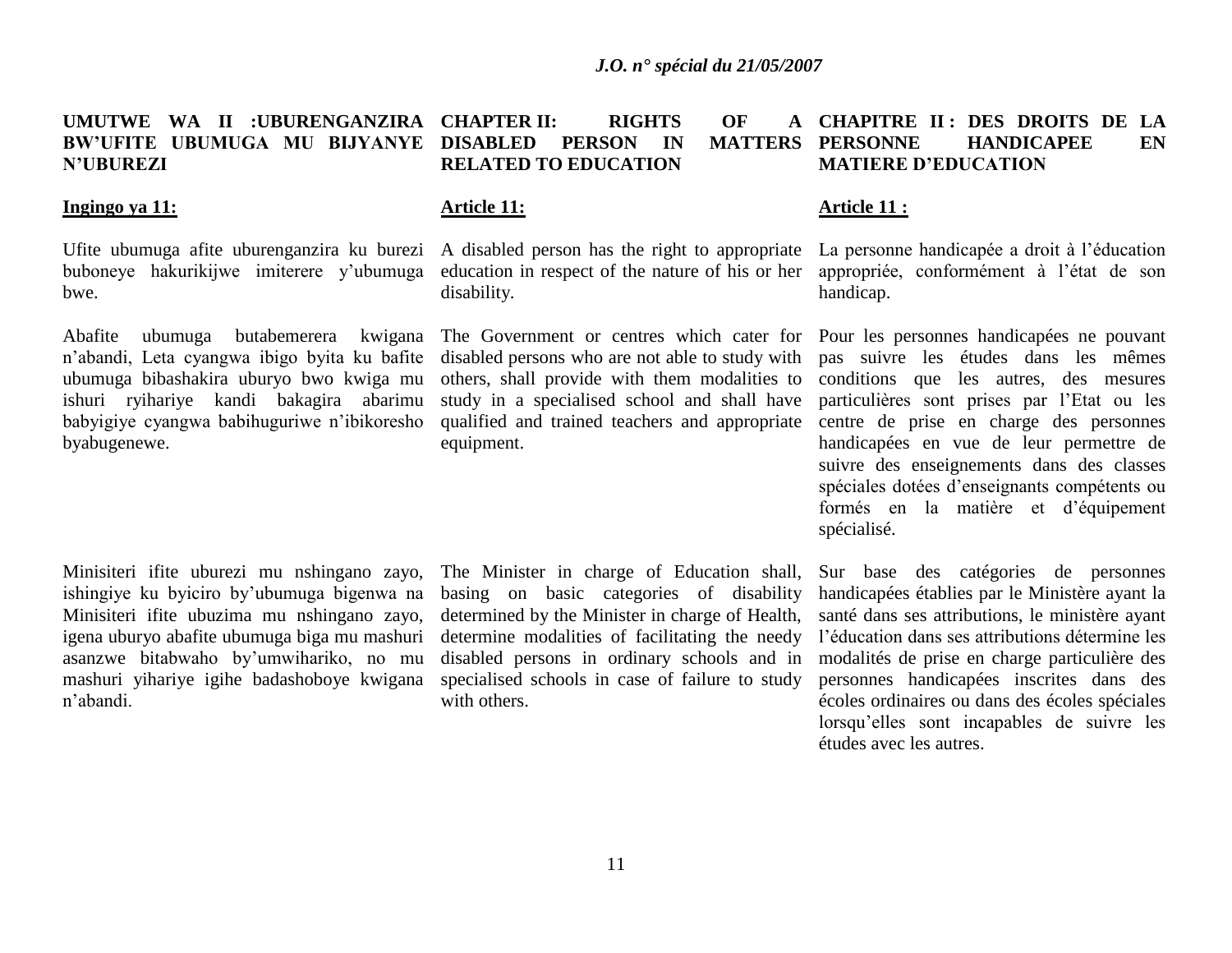**UMUTWE WA II :UBURENGANZIRA BW'UFITE UBUMUGA MU BIJYANYE N'UBUREZI**

**Ingingo ya 11:**

Ufite ubumuga afite uburenganzira ku burezi buboneye hakurikijwe imiterere y'ubumuga bwe.

Abafite ubumuga butabemerera kwigana n'abandi, Leta cyangwa ibigo byita ku bafite ubumuga bibashakira uburyo bwo kwiga mu ishuri ryihariye kandi bakagira abarimu babyigiye cyangwa babihuguriwe n'ibikoresho byabugenewe.

Minisiteri ifite uburezi mu nshingano zayo, ishingiye ku byiciro by'ubumuga bigenwa na Minisiteri ifite ubuzima mu nshingano zayo, igena uburyo abafite ubumuga biga mu mashuri asanzwe bitabwaho by'umwihariko, no mu mashuri yihariye igihe badashoboye kwigana n'abandi.

**CHAPTER II: RIGHTS OF A DISABLED PERSON IN MATTERS RELATED TO EDUCATION**

**Article 11:**

A disabled person has the right to appropriate education in respect of the nature of his or her disability.

The Government or centres which cater for disabled persons who are not able to study with others, shall provide with them modalities to study in a specialised school and shall have qualified and trained teachers and appropriate equipment.

The Minister in charge of Education shall, basing on basic categories of disability determined by the Minister in charge of Health, determine modalities of facilitating the needy disabled persons in ordinary schools and in specialised schools in case of failure to study with others.

**CHAPITRE II : DES DROITS DE LA PERSONNE HANDICAPEE EN MATIERE D'EDUCATION**

**Article 11 :**

La personne handicapée a droit à l'éducation appropriée, conformément à l'état de son handicap.

Pour les personnes handicapées ne pouvant pas suivre les études dans les mêmes conditions que les autres, des mesures particulières sont prises par l'Etat ou les centre de prise en charge des personnes handicapées en vue de leur permettre de suivre des enseignements dans des classes spéciales dotées d'enseignants compétents ou formés en la matière et d'équipement spécialisé.

Sur base des catégories de personnes handicapées établies par le Ministère ayant la santé dans ses attributions, le ministère ayant l'éducation dans ses attributions détermine les modalités de prise en charge particulière des personnes handicapées inscrites dans des écoles ordinaires ou dans des écoles spéciales lorsqu'elles sont incapables de suivre les études avec les autres.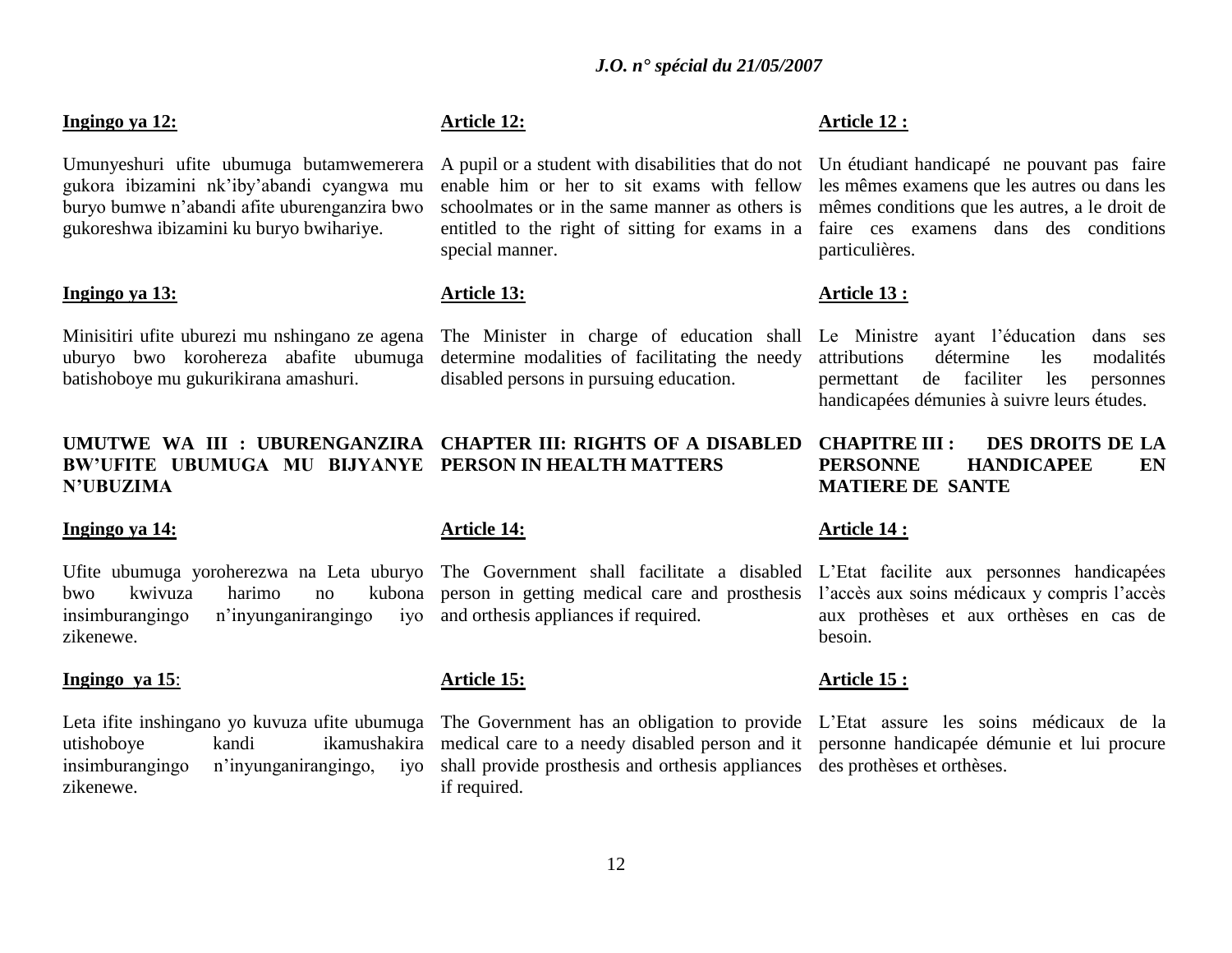**Ingingo ya 12:**

Umunyeshuri ufite ubumuga butamwemerera gukora ibizamini nk'iby'abandi cyangwa mu buryo bumwe n'abandi afite uburenganzira bwo gukoreshwa ibizamini ku buryo bwihariye.

**Ingingo ya 13:**

Minisitiri ufite uburezi mu nshingano ze agena uburyo bwo korohereza abafite ubumuga batishoboye mu gukurikirana amashuri.

**UMUTWE WA III : UBURENGANZIRA BW'UFITE UBUMUGA MU BIJYANYE N'UBUZIMA**

**Ingingo ya 14:**

Ufite ubumuga yoroherezwa na Leta uburyo bwo kwivuza harimo no kubona insimburangingo n'inyunganirangingo iyo zikenewe.

**Ingingo ya 15**:

Leta ifite inshingano yo kuvuza ufite ubumuga utishoboye kandi ikamushakira insimburangingo n'inyunganirangingo, iyo zikenewe.

**Article 12:**

A pupil or a student with disabilities that do not enable him or her to sit exams with fellow schoolmates or in the same manner as others is entitled to the right of sitting for exams in a special manner.

**Article 13:**

The Minister in charge of education shall determine modalities of facilitating the needy disabled persons in pursuing education.

**CHAPTER III: RIGHTS OF A DISABLED PERSON IN HEALTH MATTERS**

**Article 14:**

The Government shall facilitate a disabled person in getting medical care and prosthesis and orthesis appliances if required.

**Article 15:**

The Government has an obligation to provide medical care to a needy disabled person and it shall provide prosthesis and orthesis appliances if required.

**Article 12 :**

Un étudiant handicapé ne pouvant pas faire les mêmes examens que les autres ou dans les mêmes conditions que les autres, a le droit de faire ces examens dans des conditions particulières.

**Article 13 :**

Le Ministre ayant l'éducation dans ses attributions détermine les modalités permettant de faciliter les personnes handicapées démunies à suivre leurs études.

**CHAPITRE III : DES DROITS DE LA PERSONNE HANDICAPEE EN MATIERE DE SANTE**

**Article 14 :**

L'Etat facilite aux personnes handicapées l'accès aux soins médicaux y compris l'accès aux prothèses et aux orthèses en cas de besoin.

**Article 15 :**

L'Etat assure les soins médicaux de la personne handicapée démunie et lui procure des prothèses et orthèses.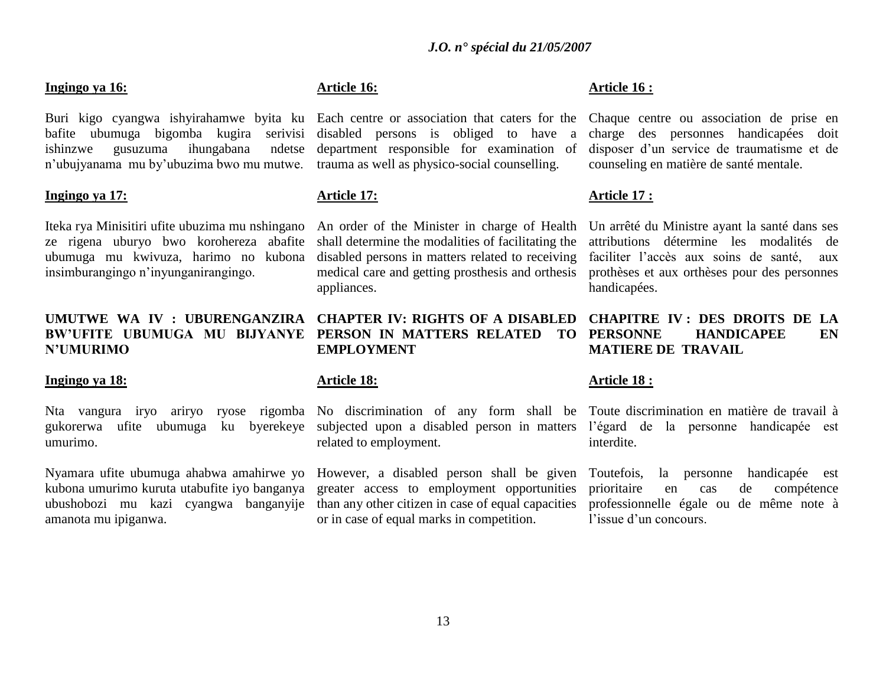**Ingingo ya 16:**

Buri kigo cyangwa ishyirahamwe byita ku bafite ubumuga bigomba kugira serivisi ishinzwe gusuzuma ihungabana ndetse n'ubujyanama mu by'ubuzima bwo mu mutwe.

**Ingingo ya 17:**

Iteka rya Minisitiri ufite ubuzima mu nshingano ze rigena uburyo bwo korohereza abafite ubumuga mu kwivuza, harimo no kubona insimburangingo n'inyunganirangingo.

**UMUTWE WA IV : UBURENGANZIRA BW'UFITE UBUMUGA MU BIJYANYE N'UMURIMO**

**Ingingo ya 18:**

Nta vangura iryo ariryo ryose rigomba gukorerwa ufite ubumuga ku byerekeye umurimo.

Nyamara ufite ubumuga ahabwa amahirwe yo kubona umurimo kuruta utabufite iyo banganya ubushobozi mu kazi cyangwa banganyije amanota mu ipiganwa.

**Article 16:**

Each centre or association that caters for the disabled persons is obliged to have a department responsible for examination of trauma as well as physico-social counselling.

**Article 17:**

An order of the Minister in charge of Health shall determine the modalities of facilitating the disabled persons in matters related to receiving medical care and getting prosthesis and orthesis appliances.

**CHAPTER IV: RIGHTS OF A DISABLED PERSON IN MATTERS RELATED TO EMPLOYMENT**

**Article 18:**

No discrimination of any form shall be subjected upon a disabled person in matters related to employment.

However, a disabled person shall be given greater access to employment opportunities than any other citizen in case of equal capacities or in case of equal marks in competition.

**Article 16 :**

Chaque centre ou association de prise en charge des personnes handicapées doit disposer d'un service de traumatisme et de counseling en matière de santé mentale.

**Article 17 :**

Un arrêté du Ministre ayant la santé dans ses attributions détermine les modalités de faciliter l'accès aux soins de santé, aux prothèses et aux orthèses pour des personnes handicapées.

**CHAPITRE IV : DES DROITS DE LA PERSONNE HANDICAPEE EN MATIERE DE TRAVAIL**

**Article 18 :**

Toute discrimination en matière de travail à l'égard de la personne handicapée est interdite.

Toutefois, la personne handicapée est prioritaire en cas de compétence professionnelle égale ou de même note à l'issue d'un concours.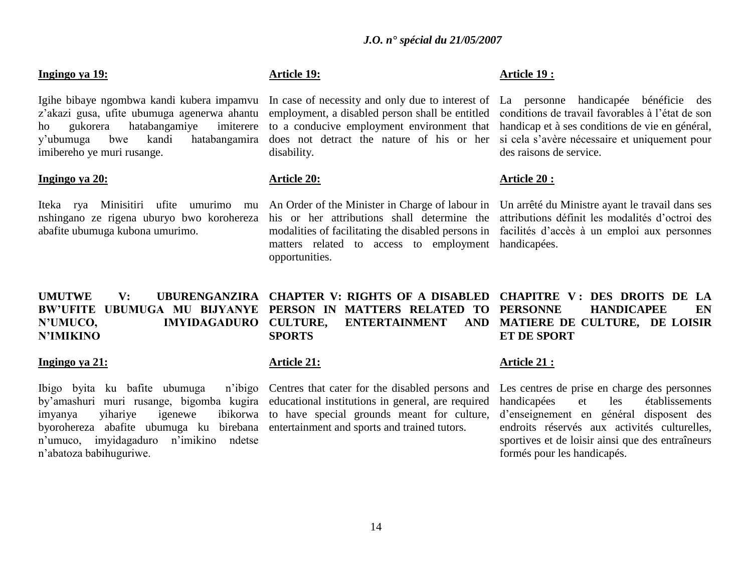**Ingingo ya 19:**

Igihe bibaye ngombwa kandi kubera impamvu z'akazi gusa, ufite ubumuga agenerwa ahantu ho gukorera hatabangamiye imiterere y'ubumuga bwe kandi hatabangamira imibereho ye muri rusange.

**Ingingo ya 20:**

Iteka rya Minisitiri ufite umurimo mu nshingano ze rigena uburyo bwo korohereza abafite ubumuga kubona umurimo.

**UMUTWE V: UBURENGANZIRA BW'UFITE UBUMUGA MU BIJYANYE N'UMUCO, IMYIDAGADURO N'IMIKINO**

**Ingingo ya 21:**

Ibigo byita ku bafite ubumuga n'ibigo by'amashuri muri rusange, bigomba kugira imyanya yihariye igenewe ibikorwa byorohereza abafite ubumuga ku birebana n'umuco, imyidagaduro n'imikino ndetse n'abatoza babihuguriwe.

**Article 19:**

In case of necessity and only due to interest of employment, a disabled person shall be entitled to a conducive employment environment that does not detract the nature of his or her disability.

**Article 20:**

An Order of the Minister in Charge of labour in his or her attributions shall determine the modalities of facilitating the disabled persons in matters related to access to employment opportunities.

**CHAPTER V: RIGHTS OF A DISABLED PERSON IN MATTERS RELATED TO CULTURE, ENTERTAINMENT AND SPORTS**

**Article 21:**

Centres that cater for the disabled persons and educational institutions in general, are required to have special grounds meant for culture, entertainment and sports and trained tutors.

**Article 19 :**

La personne handicapée bénéficie des conditions de travail favorables à l'état de son handicap et à ses conditions de vie en général, si cela s'avère nécessaire et uniquement pour des raisons de service.

**Article 20 :**

Un arrêté du Ministre ayant le travail dans ses attributions définit les modalités d'octroi des facilités d'accès à un emploi aux personnes handicapées.

**CHAPITRE V : DES DROITS DE LA PERSONNE HANDICAPEE EN MATIERE DE CULTURE, DE LOISIR ET DE SPORT**

**Article 21 :**

Les centres de prise en charge des personnes handicapées et les établissements d'enseignement en général disposent des endroits réservés aux activités culturelles, sportives et de loisir ainsi que des entraîneurs formés pour les handicapés.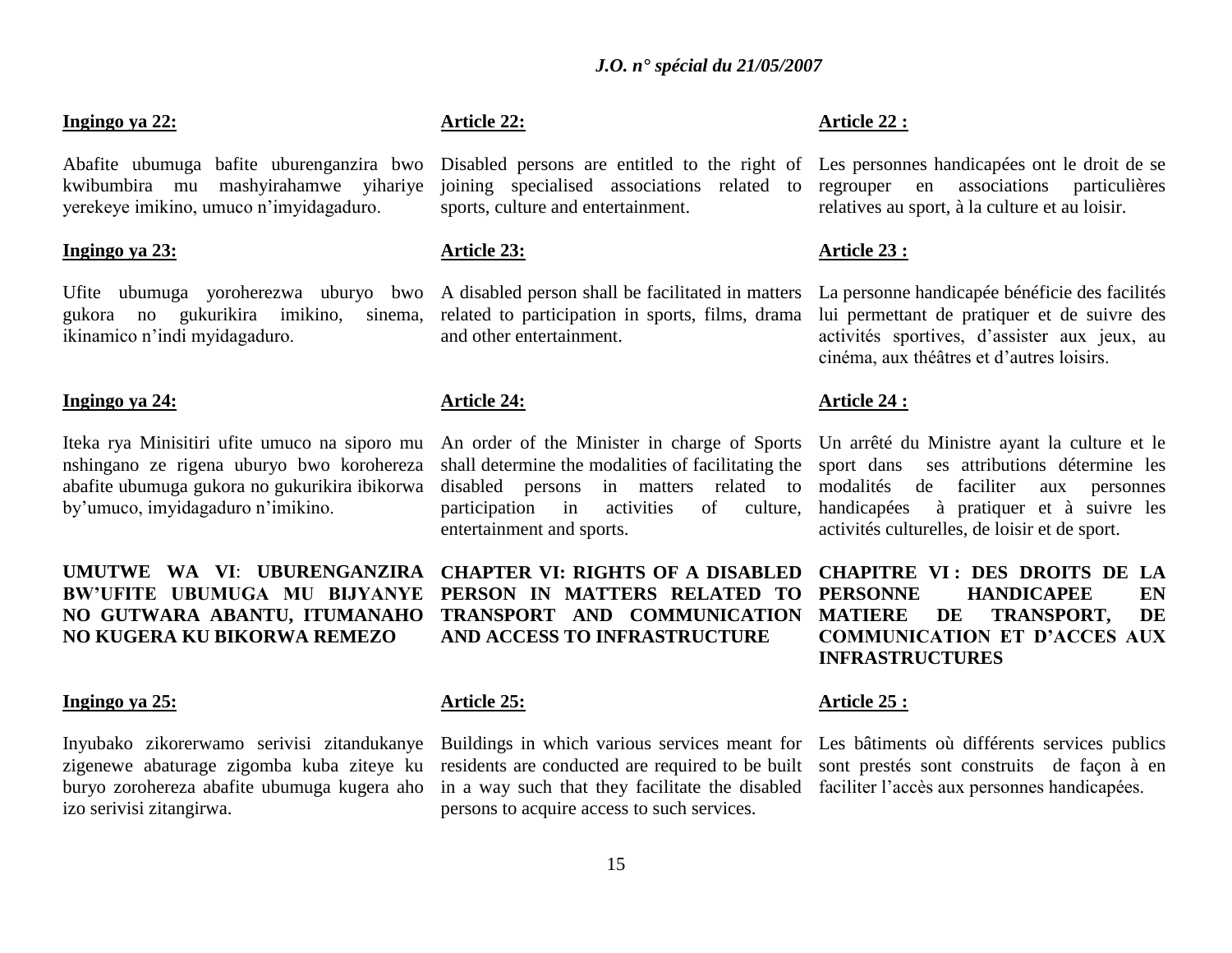**Ingingo ya 22:**

Abafite ubumuga bafite uburenganzira bwo kwibumbira mu mashyirahamwe yihariye yerekeye imikino, umuco n'imyidagaduro.

**Ingingo ya 23:**

Ufite ubumuga yoroherezwa uburyo bwo gukora no gukurikira imikino, sinema, ikinamico n'indi myidagaduro.

**Ingingo ya 24:**

Iteka rya Minisitiri ufite umuco na siporo mu nshingano ze rigena uburyo bwo korohereza abafite ubumuga gukora no gukurikira ibikorwa by'umuco, imyidagaduro n'imikino.

## UMUTWE WA VI: UBURENGANZIRA BW'UFITE UBUMUGA MU BIJYANYE NO GUTWARA ABANTU, ITUMANAHO NO KUGERA KU BIKORWA REMEZO

**Ingingo ya 25:**

Inyubako zikorerwamo serivisi zitandukanye zigenewe abaturage zigomba kuba ziteye ku buryo zorohereza abafite ubumuga kugera aho izo serivisi zitangirwa.

**Article 22:**

Disabled persons are entitled to the right of joining specialised associations related to sports, culture and entertainment.

**Article 23:**

A disabled person shall be facilitated in matters related to participation in sports, films, drama and other entertainment.

**Article 24:**

An order of the Minister in charge of Sports shall determine the modalities of facilitating the disabled persons in matters related to participation in activities of culture, entertainment and sports.

## CHAPTER VI: RIGHTS OF A DISABLED PERSON IN MATTERS RELATED TO TRANSPORT AND COMMUNICATION AND ACCESS TO INFRASTRUCTURE

**Article 25:**

Buildings in which various services meant for residents are conducted are required to be built in a way such that they facilitate the disabled persons to acquire access to such services.

**Article 22 :**

Les personnes handicapées ont le droit de se regrouper en associations particulières relatives au sport, à la culture et au loisir.

**Article 23 :**

La personne handicapée bénéficie des facilités lui permettant de pratiquer et de suivre des activités sportives, d'assister aux jeux, au cinéma, aux théâtres et d'autres loisirs.

**Article 24 :**

Un arrêté du Ministre ayant la culture et le sport dans ses attributions détermine les modalités de faciliter aux personnes handicapées à pratiquer et à suivre les activités culturelles, de loisir et de sport.

## CHAPITRE VI : DES DROITS DE LA PERSONNE HANDICAPEE EN MATIERE DE TRANSPORT, DE COMMUNICATION ET D'ACCES AUX INFRASTRUCTURES

**Article 25 :**

Les bâtiments où différents services publics sont prestés sont construits de façon à en faciliter l'accès aux personnes handicapées.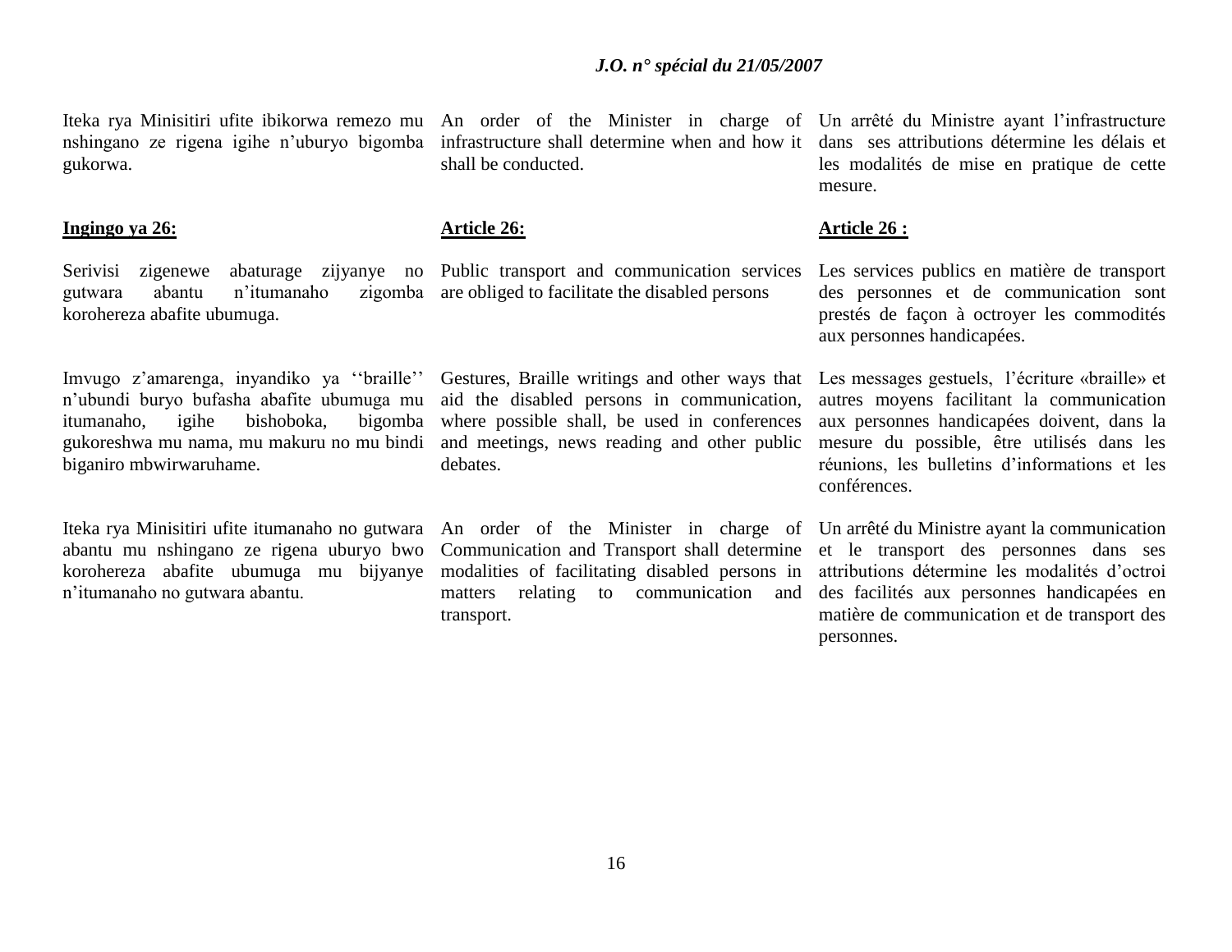Iteka rya Minisitiri ufite ibikorwa remezo mu nshingano ze rigena igihe n'uburyo bigomba gukorwa.

**Ingingo ya 26:**

Serivisi zigenewe abaturage zijyanye no gutwara abantu n'itumanaho zigomba korohereza abafite ubumuga.

Imvugo z'amarenga, inyandiko ya ''braille'' n'ubundi buryo bufasha abafite ubumuga mu itumanaho, igihe bishoboka, bigomba gukoreshwa mu nama, mu makuru no mu bindi biganiro mbwirwaruhame.

Iteka rya Minisitiri ufite itumanaho no gutwara abantu mu nshingano ze rigena uburyo bwo korohereza abafite ubumuga mu bijyanye n'itumanaho no gutwara abantu.

An order of the Minister in charge of infrastructure shall determine when and how it shall be conducted.

**Article 26:**

Public transport and communication services are obliged to facilitate the disabled persons

Gestures, Braille writings and other ways that aid the disabled persons in communication, where possible shall, be used in conferences and meetings, news reading and other public debates.

An order of the Minister in charge of Communication and Transport shall determine modalities of facilitating disabled persons in matters relating to communication and transport.

Un arrêté du Ministre ayant l'infrastructure dans ses attributions détermine les délais et les modalités de mise en pratique de cette mesure.

**Article 26 :**

Les services publics en matière de transport des personnes et de communication sont prestés de façon à octroyer les commodités aux personnes handicapées.

Les messages gestuels, l'écriture «braille» et autres moyens facilitant la communication aux personnes handicapées doivent, dans la mesure du possible, être utilisés dans les réunions, les bulletins d'informations et les conférences.

Un arrêté du Ministre ayant la communication et le transport des personnes dans ses attributions détermine les modalités d'octroi des facilités aux personnes handicapées en matière de communication et de transport des personnes.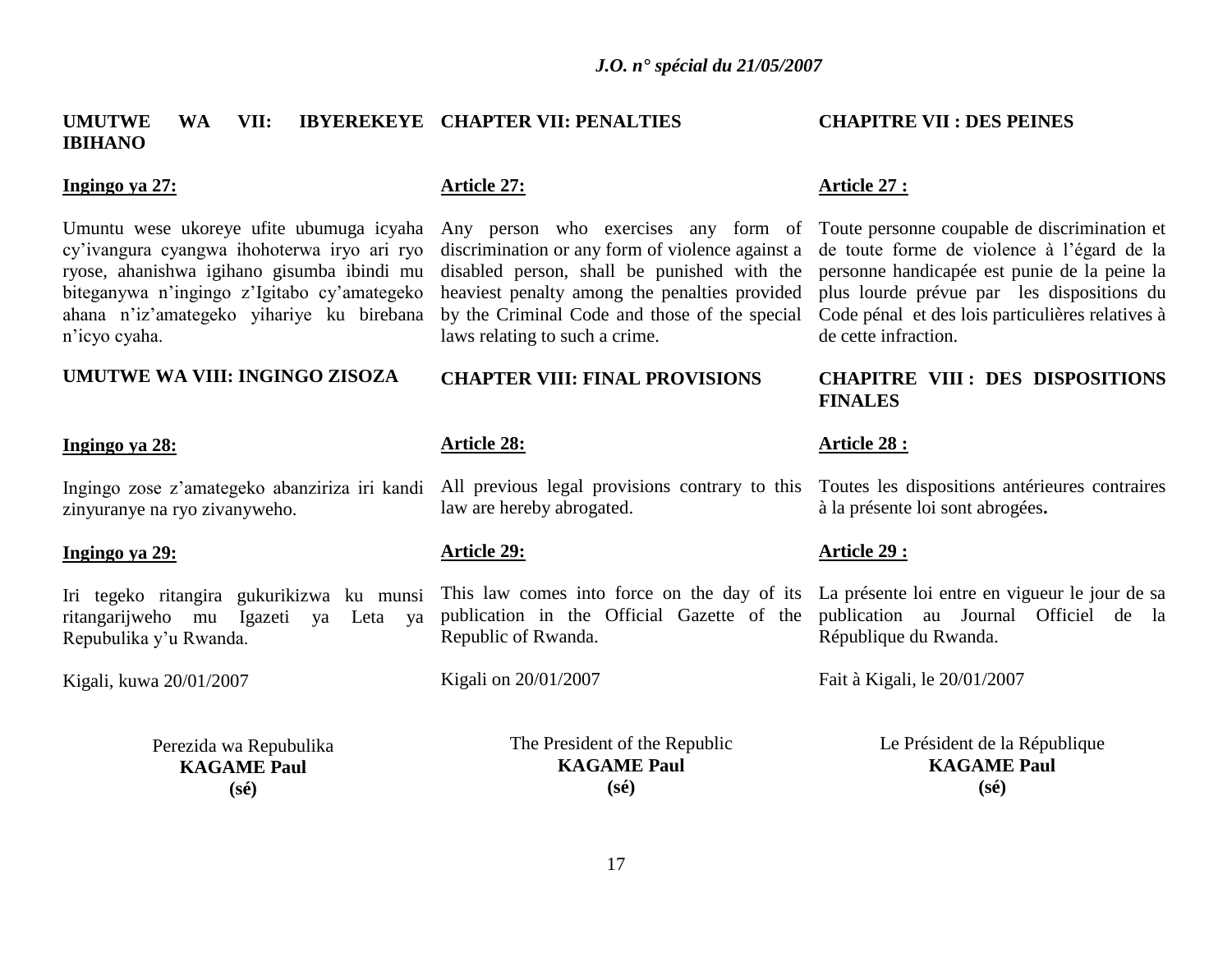**UMUTWE WA VII: IBYEREKEYE IBIHANO**

**Ingingo ya 27:**

Umuntu wese ukoreye ufite ubumuga icyaha cy'ivangura cyangwa ihohoterwa iryo ari ryo ryose, ahanishwa igihano gisumba ibindi mu biteganywa n'ingingo z'Igitabo cy'amategeko ahana n'iz'amategeko yihariye ku birebana n'icyo cyaha.

**UMUTWE WA VIII: INGINGO ZISOZA**

**Ingingo ya 28:**

Ingingo zose z'amategeko abanziriza iri kandi zinyuranye na ryo zivanyweho.

**Ingingo ya 29:**

Iri tegeko ritangira gukurikizwa ku munsi ritangarijweho mu Igazeti ya Leta ya Repubulika y'u Rwanda.

Kigali, kuwa 20/01/2007

Perezida wa Repubulika
**KAGAME Paul**
**(sé)**

**CHAPTER VII: PENALTIES**

**Article 27:**

Any person who exercises any form of discrimination or any form of violence against a disabled person, shall be punished with the heaviest penalty among the penalties provided by the Criminal Code and those of the special laws relating to such a crime.

**CHAPTER VIII: FINAL PROVISIONS**

**Article 28:**

All previous legal provisions contrary to this law are hereby abrogated.

**Article 29:**

This law comes into force on the day of its publication in the Official Gazette of the Republic of Rwanda.

Kigali on 20/01/2007

The President of the Republic
**KAGAME Paul**
**(sé)**

**CHAPITRE VII : DES PEINES**

**Article 27 :**

Toute personne coupable de discrimination et de toute forme de violence à l'égard de la personne handicapée est punie de la peine la plus lourde prévue par les dispositions du Code pénal et des lois particulières relatives à de cette infraction.

**CHAPITRE VIII : DES DISPOSITIONS FINALES**

**Article 28 :**

Toutes les dispositions antérieures contraires à la présente loi sont abrogées**.**

**Article 29 :**

La présente loi entre en vigueur le jour de sa publication au Journal Officiel de la République du Rwanda.

Fait à Kigali, le 20/01/2007

Le Président de la République
**KAGAME Paul**
**(sé)**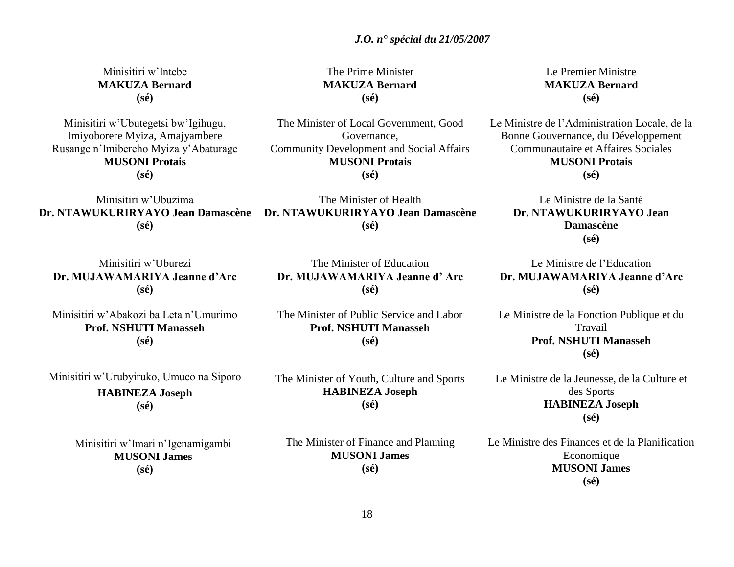Minisitiri w'Intebe
**MAKUZA Bernard**
**(sé)**

Minisitiri w'Ubutegetsi bw'Igihugu, Imiyoborere Myiza, Amajyambere Rusange n'Imibereho Myiza y'Abaturage
**MUSONI Protais**
**(sé)**

Minisitiri w'Ubuzima
**Dr. NTAWUKURIRYAYO Jean Damascène**
**(sé)**

Minisitiri w'Uburezi
**Dr. MUJAWAMARIYA Jeanne d'Arc**
**(sé)**

Minisitiri w'Abakozi ba Leta n'Umurimo
**Prof. NSHUTI Manasseh**
**(sé)**

Minisitiri w'Urubyiruko, Umuco na Siporo
**HABINEZA Joseph**
**(sé)**

Minisitiri w'Imari n'Igenamigambi
**MUSONI James**
**(sé)**

The Prime Minister
**MAKUZA Bernard**
**(sé)**

The Minister of Local Government, Good Governance, Community Development and Social Affairs
**MUSONI Protais**
**(sé)**

The Minister of Health
**Dr. NTAWUKURIRYAYO Jean Damascène**
**(sé)**

The Minister of Education
**Dr. MUJAWAMARIYA Jeanne d' Arc**
**(sé)**

The Minister of Public Service and Labor
**Prof. NSHUTI Manasseh**
**(sé)**

The Minister of Youth, Culture and Sports
**HABINEZA Joseph**
**(sé)**

The Minister of Finance and Planning
**MUSONI James**
**(sé)**

Le Premier Ministre
**MAKUZA Bernard**
**(sé)**

Le Ministre de l'Administration Locale, de la Bonne Gouvernance, du Développement Communautaire et Affaires Sociales
**MUSONI Protais**
**(sé)**

Le Ministre de la Santé
**Dr. NTAWUKURIRYAYO Jean Damascène**
**(sé)**

Le Ministre de l'Education
**Dr. MUJAWAMARIYA Jeanne d'Arc**
**(sé)**

Le Ministre de la Fonction Publique et du Travail
**Prof. NSHUTI Manasseh**
**(sé)**

Le Ministre de la Jeunesse, de la Culture et des Sports
**HABINEZA Joseph**
**(sé)**

Le Ministre des Finances et de la Planification Economique
**MUSONI James**
**(sé)**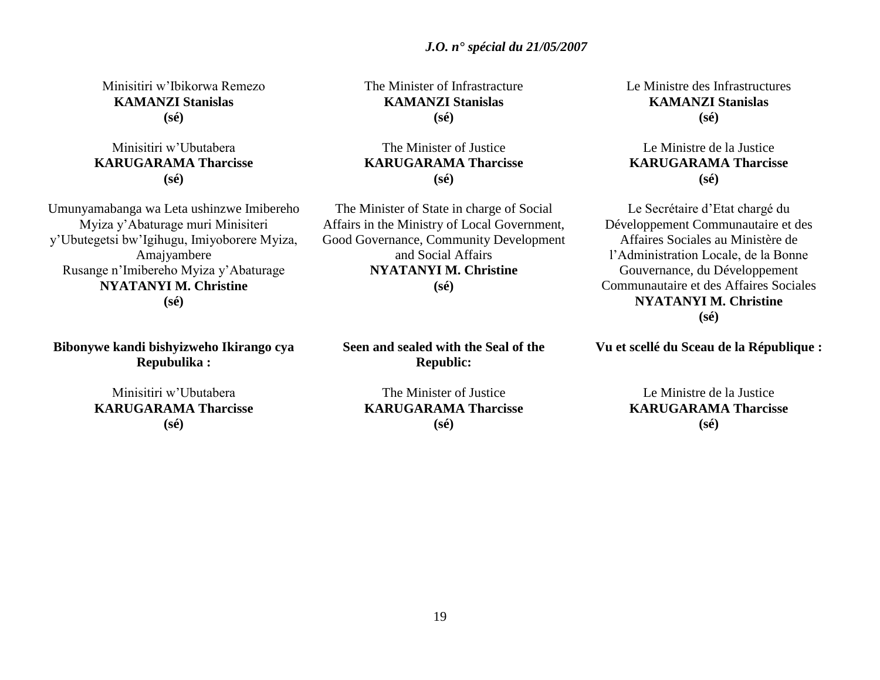Minisitiri w'Ibikorwa Remezo
**KAMANZI Stanislas**
**(sé)**

Minisitiri w'Ubutabera
**KARUGARAMA Tharcisse**
**(sé)**

Umunyamabanga wa Leta ushinzwe Imibereho Myiza y'Abaturage muri Minisiteri y'Ubutegetsi bw'Igihugu, Imiyoborere Myiza, Amajyambere Rusange n'Imibereho Myiza y'Abaturage
**NYATANYI M. Christine**
**(sé)**

**Bibonywe kandi bishyizweho Ikirango cya Repubulika :**

Minisitiri w'Ubutabera
**KARUGARAMA Tharcisse**
**(sé)**

The Minister of Infrastructure
**KAMANZI Stanislas**
**(sé)**

The Minister of Justice
**KARUGARAMA Tharcisse**
**(sé)**

The Minister of State in charge of Social Affairs in the Ministry of Local Government, Good Governance, Community Development and Social Affairs
**NYATANYI M. Christine**
**(sé)**

**Seen and sealed with the Seal of the Republic:**

The Minister of Justice
**KARUGARAMA Tharcisse**
**(sé)**

Le Ministre des Infrastructures
**KAMANZI Stanislas**
**(sé)**

Le Ministre de la Justice
**KARUGARAMA Tharcisse**
**(sé)**

Le Secrétaire d'Etat chargé du Développement Communautaire et des Affaires Sociales au Ministère de l'Administration Locale, de la Bonne Gouvernance, du Développement Communautaire et des Affaires Sociales
**NYATANYI M. Christine**
**(sé)**

**Vu et scellé du Sceau de la République :**

Le Ministre de la Justice
**KARUGARAMA Tharcisse**
**(sé)**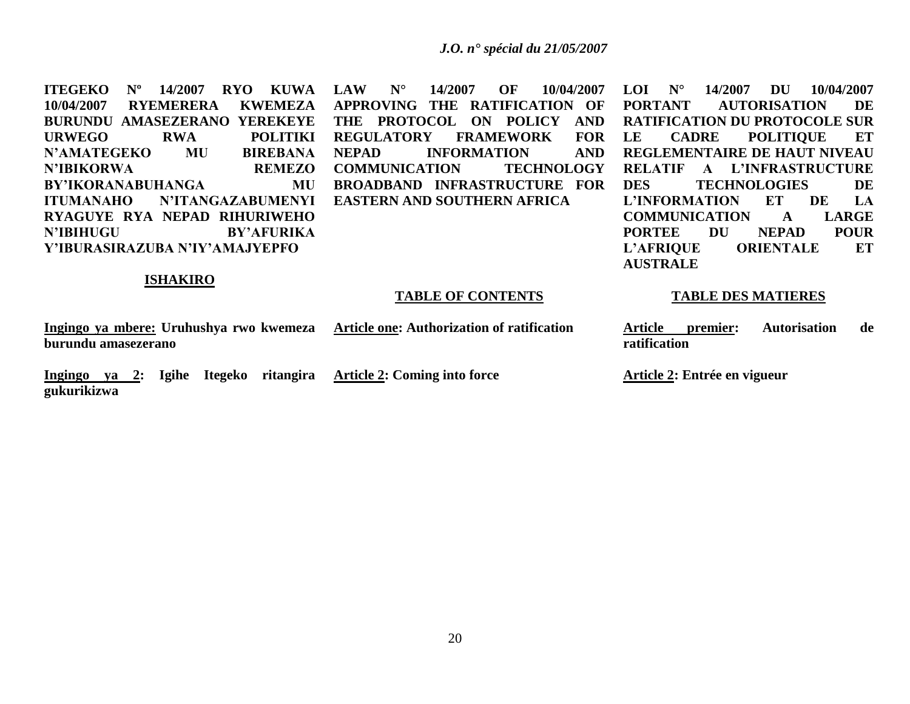**ITEGEKO Nº 14/2007 RYO KUWA 10/04/2007 RYEMERERA KWEMEZA BURUNDU AMASEZERANO YEREKEYE URWEGO RWA POLITIKI N'AMATEGEKO MU BIREBANA N'IBIKORWA REMEZO BY'IKORANABUHANGA MU ITUMANAHO N'ITANGAZABUMENYI RYAGUYE RYA NEPAD RIHURIWEHO N'IBIHUGU BY'AFURIKA Y'IBURASIRAZUBA N'IY'AMAJYEPFO**

**ISHAKIRO**

**Ingingo ya mbere: Uruhushya rwo kwemeza burundu amasezerano**

**Ingingo ya 2: Igihe Itegeko ritangira gukurikizwa**

**LAW N° 14/2007 OF 10/04/2007 APPROVING THE RATIFICATION OF THE PROTOCOL ON POLICY AND REGULATORY FRAMEWORK FOR NEPAD INFORMATION AND COMMUNICATION TECHNOLOGY BROADBAND INFRASTRUCTURE FOR EASTERN AND SOUTHERN AFRICA**

**TABLE OF CONTENTS**

**Article one: Authorization of ratification**

**Article 2: Coming into force**

**LOI N° 14/2007 DU 10/04/2007 PORTANT AUTORISATION DE RATIFICATION DU PROTOCOLE SUR LE CADRE POLITIQUE ET REGLEMENTAIRE DE HAUT NIVEAU RELATIF A L'INFRASTRUCTURE DES TECHNOLOGIES DE L'INFORMATION ET DE LA COMMUNICATION A LARGE PORTEE DU NEPAD POUR L'AFRIQUE ORIENTALE ET AUSTRALE**

**TABLE DES MATIERES**

**Article premier: Autorisation de ratification**

**Article 2: Entrée en vigueur**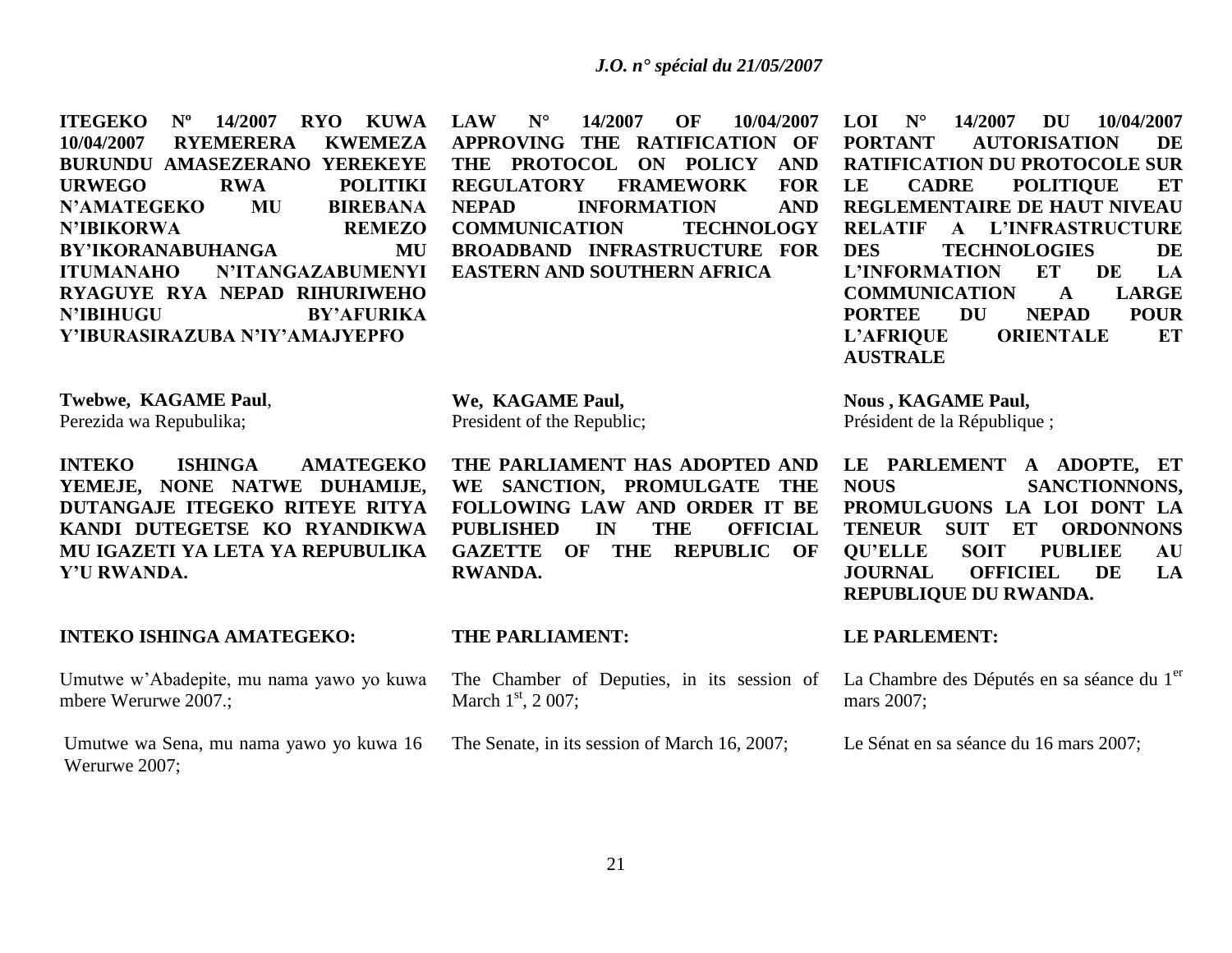**ITEGEKO Nº 14/2007 RYO KUWA 10/04/2007 RYEMERERA KWEMEZA BURUNDU AMASEZERANO YEREKEYE URWEGO RWA POLITIKI N'AMATEGEKO MU BIREBANA N'IBIKORWA REMEZO BY'IKORANABUHANGA MU ITUMANAHO N'ITANGAZABUMENYI RYAGUYE RYA NEPAD RIHURIWEHO N'IBIHUGU BY'AFURIKA Y'IBURASIRAZUBA N'IY'AMAJYEPFO**

**Twebwe, KAGAME Paul**,
Perezida wa Repubulika;

**INTEKO ISHINGA AMATEGEKO YEMEJE, NONE NATWE DUHAMIJE, DUTANGAJE ITEGEKO RITEYE RITYA KANDI DUTEGETSE KO RYANDIKWA MU IGAZETI YA LETA YA REPUBULIKA Y'U RWANDA.**

**INTEKO ISHINGA AMATEGEKO:**

Umutwe w'Abadepite, mu nama yawo yo kuwa mbere Werurwe 2007.;

Umutwe wa Sena, mu nama yawo yo kuwa 16 Werurwe 2007;

**LAW N° 14/2007 OF 10/04/2007 APPROVING THE RATIFICATION OF THE PROTOCOL ON POLICY AND REGULATORY FRAMEWORK FOR NEPAD INFORMATION AND COMMUNICATION TECHNOLOGY BROADBAND INFRASTRUCTURE FOR EASTERN AND SOUTHERN AFRICA**

**We, KAGAME Paul,**
President of the Republic;

**THE PARLIAMENT HAS ADOPTED AND WE SANCTION, PROMULGATE THE FOLLOWING LAW AND ORDER IT BE PUBLISHED IN THE OFFICIAL GAZETTE OF THE REPUBLIC OF RWANDA.**

**THE PARLIAMENT:**

The Chamber of Deputies, in its session of March 1st, 2 007;

The Senate, in its session of March 16, 2007;

**LOI N° 14/2007 DU 10/04/2007 PORTANT AUTORISATION DE RATIFICATION DU PROTOCOLE SUR LE CADRE POLITIQUE ET REGLEMENTAIRE DE HAUT NIVEAU RELATIF A L'INFRASTRUCTURE DES TECHNOLOGIES DE L'INFORMATION ET DE LA COMMUNICATION A LARGE PORTEE DU NEPAD POUR L'AFRIQUE ORIENTALE ET AUSTRALE**

**Nous , KAGAME Paul,**
Président de la République ;

**LE PARLEMENT A ADOPTE, ET NOUS SANCTIONNONS, PROMULGUONS LA LOI DONT LA TENEUR SUIT ET ORDONNONS QU'ELLE SOIT PUBLIEE AU JOURNAL OFFICIEL DE LA REPUBLIQUE DU RWANDA.**

**LE PARLEMENT:**

La Chambre des Députés en sa séance du 1er mars 2007;

Le Sénat en sa séance du 16 mars 2007;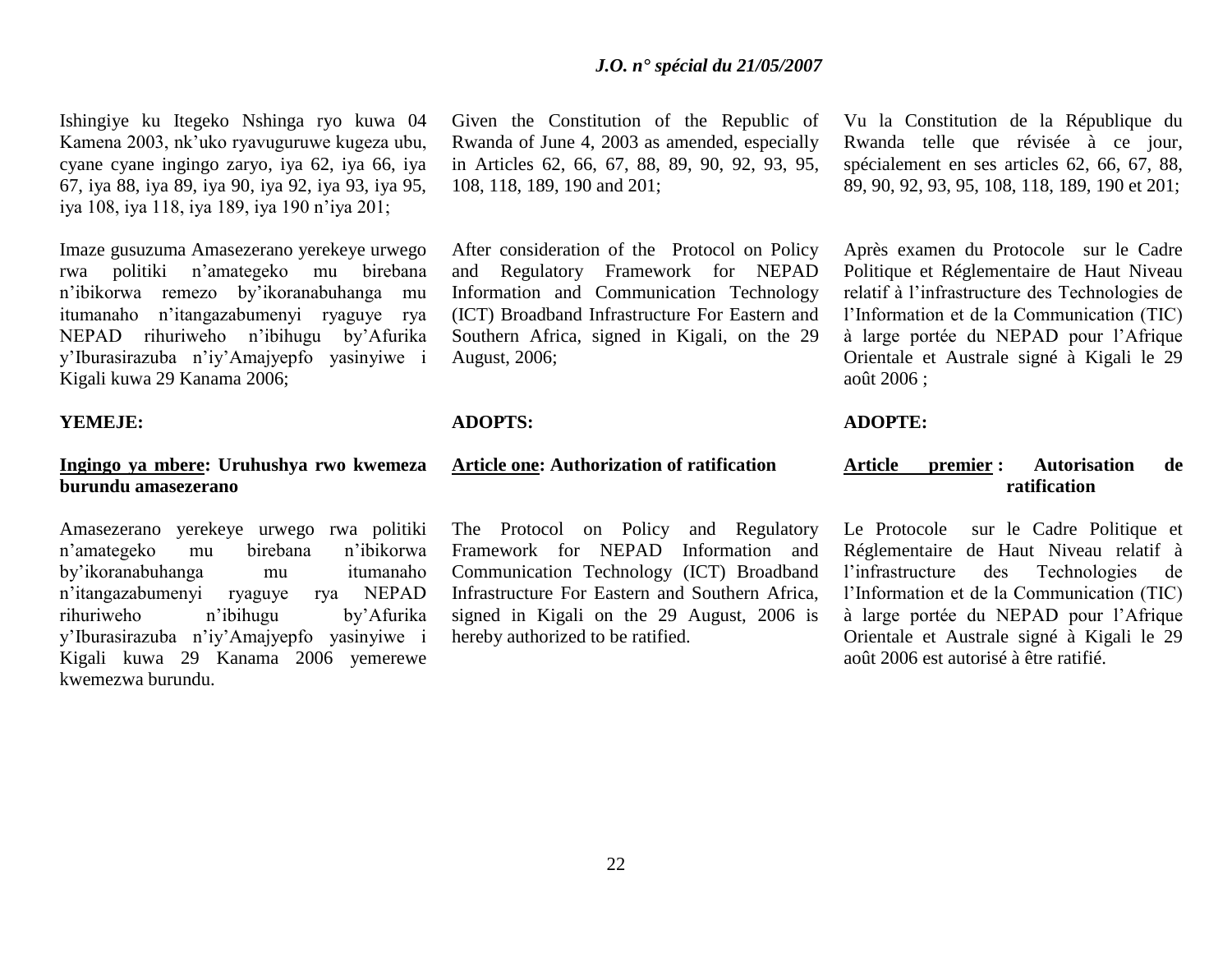Ishingiye ku Itegeko Nshinga ryo kuwa 04 Kamena 2003, nk'uko ryavuguruwe kugeza ubu, cyane cyane ingingo zaryo, iya 62, iya 66, iya 67, iya 88, iya 89, iya 90, iya 92, iya 93, iya 95, iya 108, iya 118, iya 189, iya 190 n'iya 201;

Imaze gusuzuma Amasezerano yerekeye urwego rwa politiki n'amategeko mu birebana n'ibikorwa remezo by'ikoranabuhanga mu itumanaho n'itangazabumenyi ryaguye rya NEPAD rihuriweho n'ibihugu by'Afurika y'Iburasirazuba n'iy'Amajyepfo yasinyiwe i Kigali kuwa 29 Kanama 2006;

**YEMEJE:**

**<u>Ingingo ya mbere</u>: Uruhushya rwo kwemeza burundu amasezerano**

Amasezerano yerekeye urwego rwa politiki n'amategeko mu birebana n'ibikorwa by'ikoranabuhanga mu itumanaho n'itangazabumenyi ryaguye rya NEPAD rihuriweho n'ibihugu by'Afurika y'Iburasirazuba n'iy'Amajyepfo yasinyiwe i Kigali kuwa 29 Kanama 2006 yemerewe kwemezwa burundu.

Given the Constitution of the Republic of Rwanda of June 4, 2003 as amended, especially in Articles 62, 66, 67, 88, 89, 90, 92, 93, 95, 108, 118, 189, 190 and 201;

After consideration of the Protocol on Policy and Regulatory Framework for NEPAD Information and Communication Technology (ICT) Broadband Infrastructure For Eastern and Southern Africa, signed in Kigali, on the 29 August, 2006;

**ADOPTS:**

**<u>Article one</u>: Authorization of ratification**

The Protocol on Policy and Regulatory Framework for NEPAD Information and Communication Technology (ICT) Broadband Infrastructure For Eastern and Southern Africa, signed in Kigali on the 29 August, 2006 is hereby authorized to be ratified.

Vu la Constitution de la République du Rwanda telle que révisée à ce jour, spécialement en ses articles 62, 66, 67, 88, 89, 90, 92, 93, 95, 108, 118, 189, 190 et 201;

Après examen du Protocole sur le Cadre Politique et Réglementaire de Haut Niveau relatif à l'infrastructure des Technologies de l'Information et de la Communication (TIC) à large portée du NEPAD pour l'Afrique Orientale et Australe signé à Kigali le 29 août 2006 ;

**ADOPTE:**

**<u>Article premier</u> : Autorisation de ratification**

Le Protocole sur le Cadre Politique et Réglementaire de Haut Niveau relatif à l'infrastructure des Technologies de l'Information et de la Communication (TIC) à large portée du NEPAD pour l'Afrique Orientale et Australe signé à Kigali le 29 août 2006 est autorisé à être ratifié.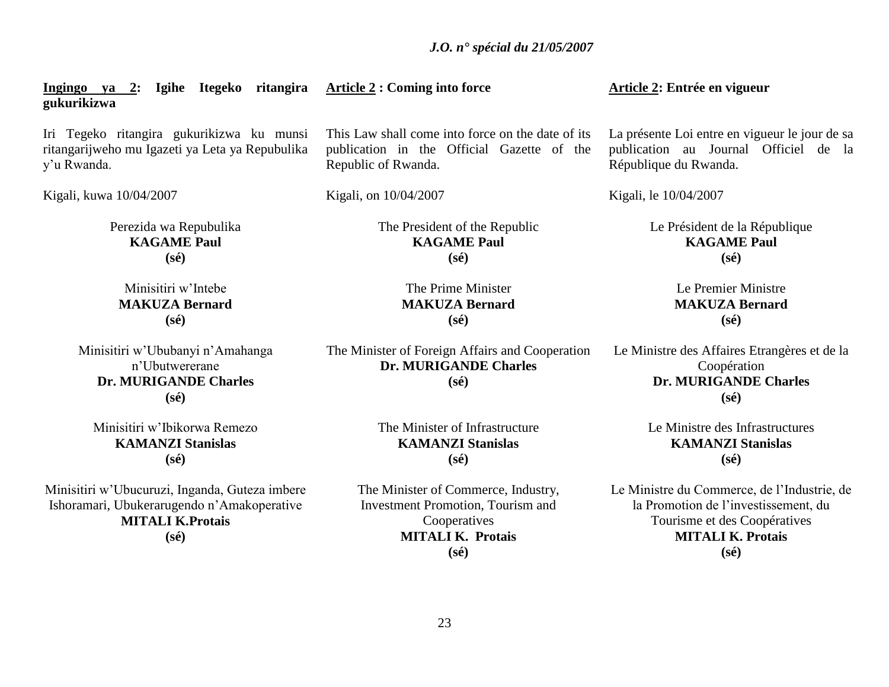**Ingingo ya 2: Igihe Itegeko ritangira gukurikizwa**

Iri Tegeko ritangira gukurikizwa ku munsi ritangarijweho mu Igazeti ya Leta ya Repubulika y'u Rwanda.

Kigali, kuwa 10/04/2007

Perezida wa Repubulika
**KAGAME Paul**
**(sé)**

Minisitiri w'Intebe
**MAKUZA Bernard**
**(sé)**

Minisitiri w'Ububanyi n'Amahanga n'Ubutwererane
**Dr. MURIGANDE Charles**
**(sé)**

Minisitiri w'Ibikorwa Remezo
**KAMANZI Stanislas**
**(sé)**

Minisitiri w'Ubucuruzi, Inganda, Guteza imbere Ishoramari, Ubukerarugendo n'Amakoperative
**MITALI K.Protais**
**(sé)**

**Article 2 : Coming into force**

This Law shall come into force on the date of its publication in the Official Gazette of the Republic of Rwanda.

Kigali, on 10/04/2007

The President of the Republic
**KAGAME Paul**
**(sé)**

The Prime Minister
**MAKUZA Bernard**
**(sé)**

The Minister of Foreign Affairs and Cooperation
**Dr. MURIGANDE Charles**
**(sé)**

The Minister of Infrastructure
**KAMANZI Stanislas**
**(sé)**

The Minister of Commerce, Industry, Investment Promotion, Tourism and Cooperatives
**MITALI K. Protais**
**(sé)**

**Article 2: Entrée en vigueur**

La présente Loi entre en vigueur le jour de sa publication au Journal Officiel de la République du Rwanda.

Kigali, le 10/04/2007

Le Président de la République
**KAGAME Paul**
**(sé)**

Le Premier Ministre
**MAKUZA Bernard**
**(sé)**

Le Ministre des Affaires Etrangères et de la Coopération
**Dr. MURIGANDE Charles**
**(sé)**

Le Ministre des Infrastructures
**KAMANZI Stanislas**
**(sé)**

Le Ministre du Commerce, de l'Industrie, de la Promotion de l'investissement, du Tourisme et des Coopératives
**MITALI K. Protais**
**(sé)**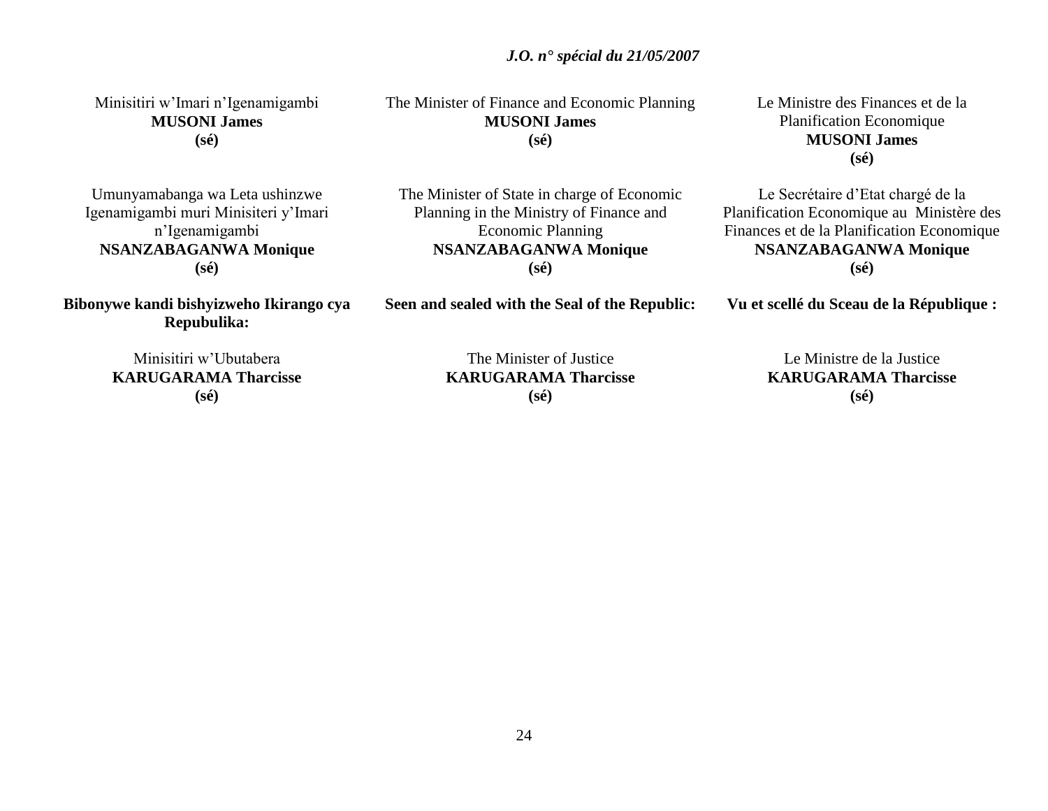Minisitiri w'Imari n'Igenamigambi
**MUSONI James**
**(sé)**

Umunyamabanga wa Leta ushinzwe Igenamigambi muri Minisiteri y'Imari n'Igenamigambi
**NSANZABAGANWA Monique**
**(sé)**

**Bibonywe kandi bishyizweho Ikirango cya Repubulika:**

Minisitiri w'Ubutabera
**KARUGARAMA Tharcisse**
**(sé)**

The Minister of Finance and Economic Planning
**MUSONI James**
**(sé)**

The Minister of State in charge of Economic Planning in the Ministry of Finance and Economic Planning
**NSANZABAGANWA Monique**
**(sé)**

**Seen and sealed with the Seal of the Republic:**

The Minister of Justice
**KARUGARAMA Tharcisse**
**(sé)**

Le Ministre des Finances et de la Planification Economique
**MUSONI James**
**(sé)**

Le Secrétaire d'Etat chargé de la Planification Economique au Ministère des Finances et de la Planification Economique
**NSANZABAGANWA Monique**
**(sé)**

**Vu et scellé du Sceau de la République :**

Le Ministre de la Justice
**KARUGARAMA Tharcisse**
**(sé)**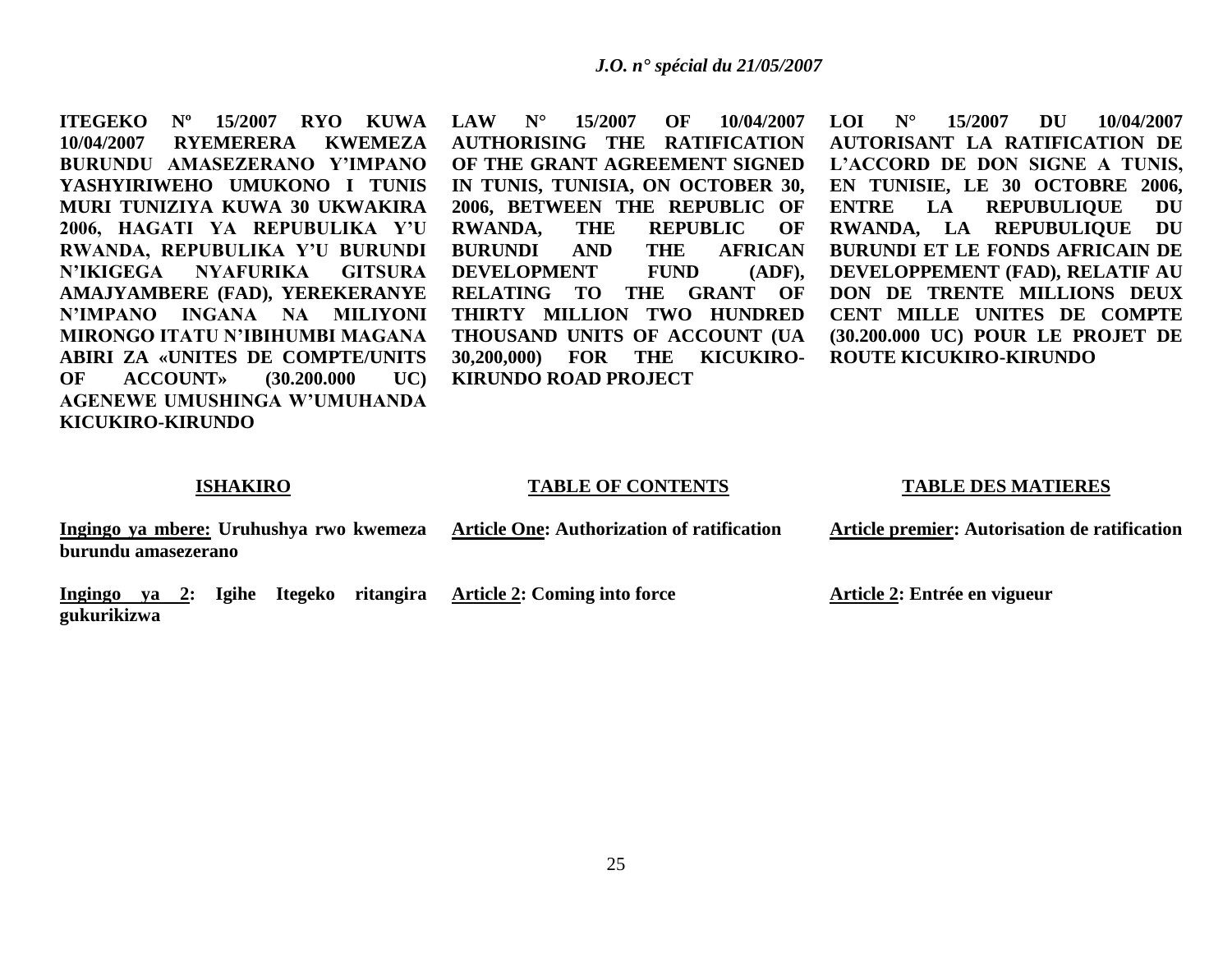**ITEGEKO Nº 15/2007 RYO KUWA 10/04/2007 RYEMERERA KWEMEZA BURUNDU AMASEZERANO Y'IMPANO YASHYIRIWEHO UMUKONO I TUNIS MURI TUNIZIYA KUWA 30 UKWAKIRA 2006, HAGATI YA REPUBULIKA Y'U RWANDA, REPUBULIKA Y'U BURUNDI N'IKIGEGA NYAFURIKA GITSURA AMAJYAMBERE (FAD), YEREKERANYE N'IMPANO INGANA NA MILIYONI MIRONGO ITATU N'IBIHUMBI MAGANA ABIRI ZA «UNITES DE COMPTE/UNITS OF ACCOUNT» (30.200.000 UC) AGENEWE UMUSHINGA W'UMUHANDA KICUKIRO-KIRUNDO**

**ISHAKIRO**

**Ingingo ya mbere: Uruhushya rwo kwemeza burundu amasezerano**

**Ingingo ya 2: Igihe Itegeko ritangira gukurikizwa**

**LAW N° 15/2007 OF 10/04/2007 AUTHORISING THE RATIFICATION OF THE GRANT AGREEMENT SIGNED IN TUNIS, TUNISIA, ON OCTOBER 30, 2006, BETWEEN THE REPUBLIC OF RWANDA, THE REPUBLIC OF BURUNDI AND THE AFRICAN DEVELOPMENT FUND (ADF), RELATING TO THE GRANT OF THIRTY MILLION TWO HUNDRED THOUSAND UNITS OF ACCOUNT (UA 30,200,000) FOR THE KICUKIRO-KIRUNDO ROAD PROJECT**

**TABLE OF CONTENTS**

**Article One: Authorization of ratification**

**Article 2: Coming into force**

**LOI N° 15/2007 DU 10/04/2007 AUTORISANT LA RATIFICATION DE L'ACCORD DE DON SIGNE A TUNIS, EN TUNISIE, LE 30 OCTOBRE 2006, ENTRE LA REPUBULIQUE DU RWANDA, LA REPUBULIQUE DU BURUNDI ET LE FONDS AFRICAIN DE DEVELOPPEMENT (FAD), RELATIF AU DON DE TRENTE MILLIONS DEUX CENT MILLE UNITES DE COMPTE (30.200.000 UC) POUR LE PROJET DE ROUTE KICUKIRO-KIRUNDO**

**TABLE DES MATIERES**

**Article premier: Autorisation de ratification**

**Article 2: Entrée en vigueur**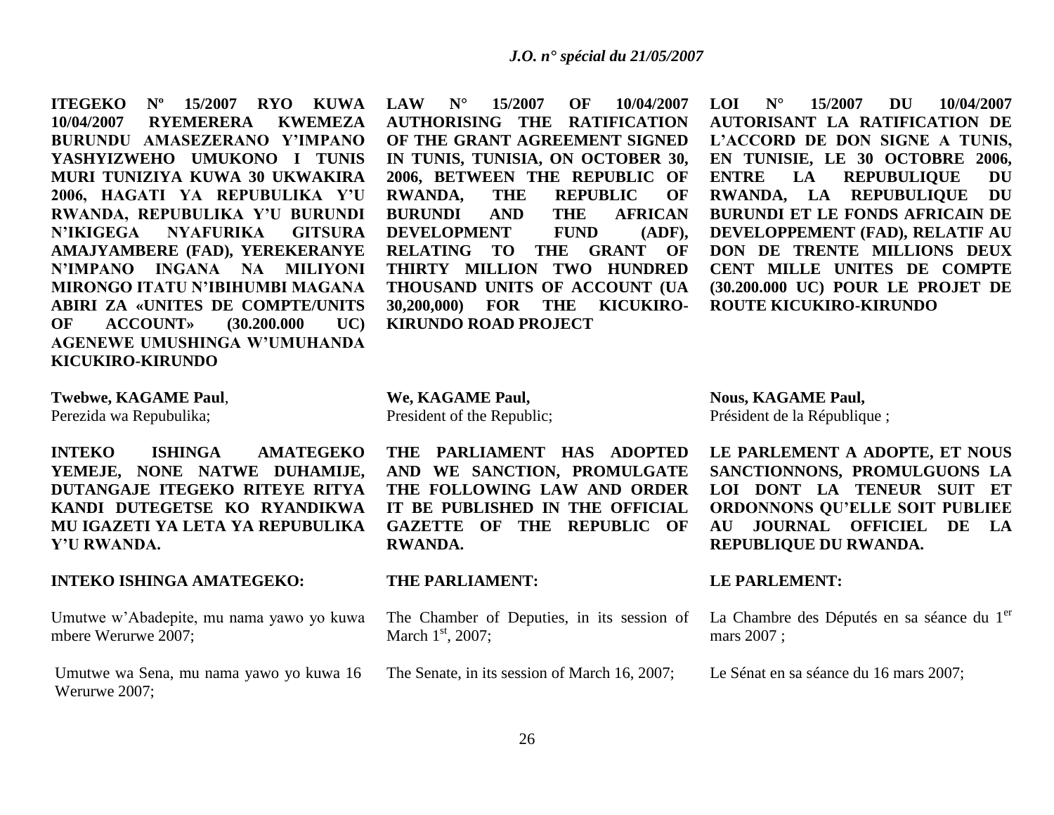**ITEGEKO Nº 15/2007 RYO KUWA 10/04/2007 RYEMERERA KWEMEZA BURUNDU AMASEZERANO Y'IMPANO YASHYIZWEHO UMUKONO I TUNIS MURI TUNIZIYA KUWA 30 UKWAKIRA 2006, HAGATI YA REPUBULIKA Y'U RWANDA, REPUBULIKA Y'U BURUNDI N'IKIGEGA NYAFURIKA GITSURA AMAJYAMBERE (FAD), YEREKERANYE N'IMPANO INGANA NA MILIYONI MIRONGO ITATU N'IBIHUMBI MAGANA ABIRI ZA «UNITES DE COMPTE/UNITS OF ACCOUNT» (30.200.000 UC) AGENEWE UMUSHINGA W'UMUHANDA KICUKIRO-KIRUNDO**

**Twebwe, KAGAME Paul**,
Perezida wa Repubulika;

**INTEKO ISHINGA AMATEGEKO YEMEJE, NONE NATWE DUHAMIJE, DUTANGAJE ITEGEKO RITEYE RITYA KANDI DUTEGETSE KO RYANDIKWA MU IGAZETI YA LETA YA REPUBULIKA Y'U RWANDA.**

**INTEKO ISHINGA AMATEGEKO:**

Umutwe w'Abadepite, mu nama yawo yo kuwa mbere Werurwe 2007;

Umutwe wa Sena, mu nama yawo yo kuwa 16 Werurwe 2007;

**LAW N° 15/2007 OF 10/04/2007 AUTHORISING THE RATIFICATION OF THE GRANT AGREEMENT SIGNED IN TUNIS, TUNISIA, ON OCTOBER 30, 2006, BETWEEN THE REPUBLIC OF RWANDA, THE REPUBLIC OF BURUNDI AND THE AFRICAN DEVELOPMENT FUND (ADF), RELATING TO THE GRANT OF THIRTY MILLION TWO HUNDRED THOUSAND UNITS OF ACCOUNT (UA 30,200,000) FOR THE KICUKIRO-KIRUNDO ROAD PROJECT**

**We, KAGAME Paul,**
President of the Republic;

**THE PARLIAMENT HAS ADOPTED AND WE SANCTION, PROMULGATE THE FOLLOWING LAW AND ORDER IT BE PUBLISHED IN THE OFFICIAL GAZETTE OF THE REPUBLIC OF RWANDA.**

**THE PARLIAMENT:**

The Chamber of Deputies, in its session of March 1st, 2007;

The Senate, in its session of March 16, 2007;

**LOI N° 15/2007 DU 10/04/2007 AUTORISANT LA RATIFICATION DE L'ACCORD DE DON SIGNE A TUNIS, EN TUNISIE, LE 30 OCTOBRE 2006, ENTRE LA REPUBULIQUE DU RWANDA, LA REPUBLIQUE DU BURUNDI ET LE FONDS AFRICAIN DE DEVELOPPEMENT (FAD), RELATIF AU DON DE TRENTE MILLIONS DEUX CENT MILLE UNITES DE COMPTE (30.200.000 UC) POUR LE PROJET DE ROUTE KICUKIRO-KIRUNDO**

**Nous, KAGAME Paul,**
Président de la République ;

**LE PARLEMENT A ADOPTE, ET NOUS SANCTIONNONS, PROMULGUONS LA LOI DONT LA TENEUR SUIT ET ORDONNONS QU'ELLE SOIT PUBLIEE AU JOURNAL OFFICIEL DE LA REPUBLIQUE DU RWANDA.**

**LE PARLEMENT:**

La Chambre des Députés en sa séance du 1er mars 2007 ;

Le Sénat en sa séance du 16 mars 2007;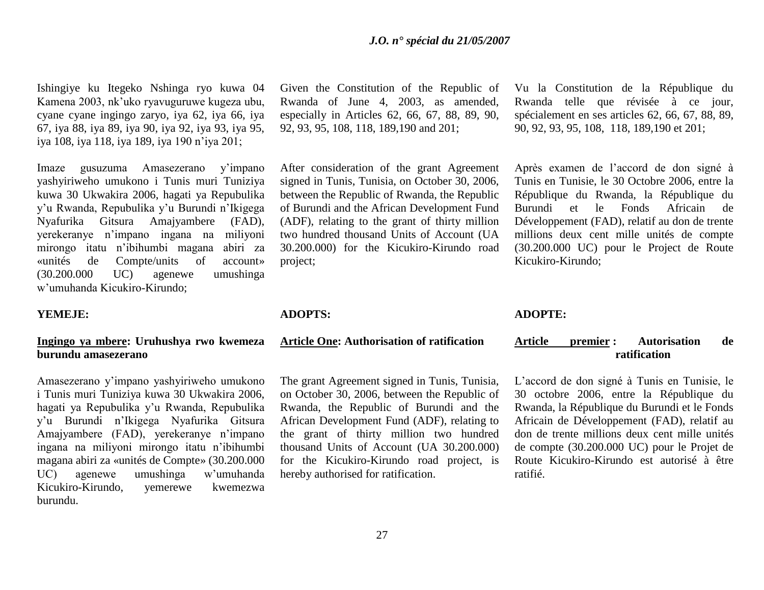Ishingiye ku Itegeko Nshinga ryo kuwa 04 Kamena 2003, nk'uko ryavuguruwe kugeza ubu, cyane cyane ingingo zaryo, iya 62, iya 66, iya 67, iya 88, iya 89, iya 90, iya 92, iya 93, iya 95, iya 108, iya 118, iya 189, iya 190 n'iya 201;

Imaze gusuzuma Amasezerano y'impano yashyiriweho umukono i Tunis muri Tuniziya kuwa 30 Ukwakira 2006, hagati ya Repubulika y'u Rwanda, Repubulika y'u Burundi n'Ikigega Nyafurika Gitsura Amajyambere (FAD), yerekeranye n'impano ingana na miliyoni mirongo itatu n'ibihumbi magana abiri za «unités de Compte/units of account» (30.200.000 UC) agenewe umushinga w'umuhanda Kicukiro-Kirundo;

**YEMEJE:**

**Ingingo ya mbere: Uruhushya rwo kwemeza burundu amasezerano**

Amasezerano y'impano yashyiriweho umukono i Tunis muri Tuniziya kuwa 30 Ukwakira 2006, hagati ya Repubulika y'u Rwanda, Repubulika y'u Burundi n'Ikigega Nyafurika Gitsura Amajyambere (FAD), yerekeranye n'impano ingana na miliyoni mirongo itatu n'ibihumbi magana abiri za «unités de Compte» (30.200.000 UC) agenewe umushinga w'umuhanda Kicukiro-Kirundo, yemerewe kwemezwa burundu.

Given the Constitution of the Republic of Rwanda of June 4, 2003, as amended, especially in Articles 62, 66, 67, 88, 89, 90, 92, 93, 95, 108, 118, 189,190 and 201;

After consideration of the grant Agreement signed in Tunis, Tunisia, on October 30, 2006, between the Republic of Rwanda, the Republic of Burundi and the African Development Fund (ADF), relating to the grant of thirty million two hundred thousand Units of Account (UA 30.200.000) for the Kicukiro-Kirundo road project;

**ADOPTS:**

**Article One: Authorisation of ratification**

The grant Agreement signed in Tunis, Tunisia, on October 30, 2006, between the Republic of Rwanda, the Republic of Burundi and the African Development Fund (ADF), relating to the grant of thirty million two hundred thousand Units of Account (UA 30.200.000) for the Kicukiro-Kirundo road project, is hereby authorised for ratification.

Vu la Constitution de la République du Rwanda telle que révisée à ce jour, spécialement en ses articles 62, 66, 67, 88, 89, 90, 92, 93, 95, 108, 118, 189,190 et 201;

Après examen de l'accord de don signé à Tunis en Tunisie, le 30 Octobre 2006, entre la République du Rwanda, la République du Burundi et le Fonds Africain de Développement (FAD), relatif au don de trente millions deux cent mille unités de compte (30.200.000 UC) pour le Project de Route Kicukiro-Kirundo;

**ADOPTE:**

**Article premier : Autorisation de ratification**

L'accord de don signé à Tunis en Tunisie, le 30 octobre 2006, entre la République du Rwanda, la République du Burundi et le Fonds Africain de Développement (FAD), relatif au don de trente millions deux cent mille unités de compte (30.200.000 UC) pour le Projet de Route Kicukiro-Kirundo est autorisé à être ratifié.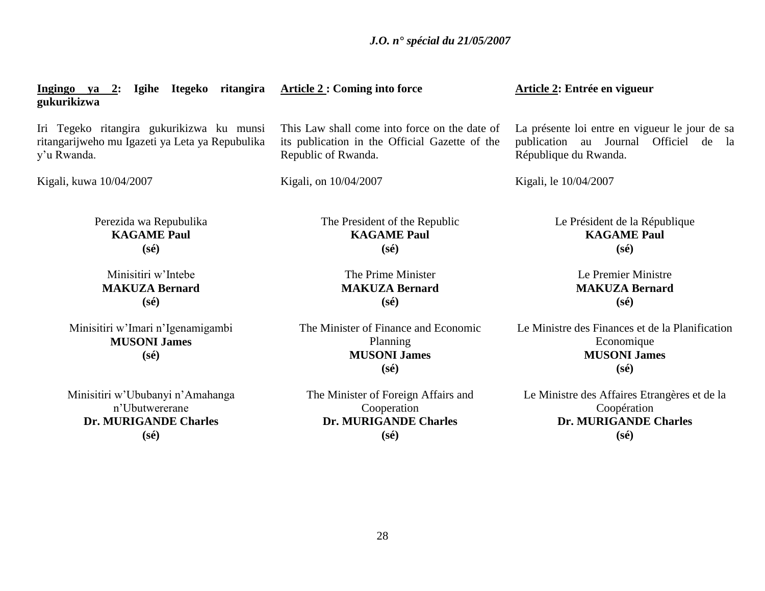**Ingingo ya 2: Igihe Itegeko ritangira gukurikizwa**

Iri Tegeko ritangira gukurikizwa ku munsi ritangarijweho mu Igazeti ya Leta ya Repubulika y'u Rwanda.

Kigali, kuwa 10/04/2007

Perezida wa Repubulika
**KAGAME Paul**
**(sé)**

Minisitiri w'Intebe
**MAKUZA Bernard**
**(sé)**

Minisitiri w'Imari n'Igenamigambi
**MUSONI James**
**(sé)**

Minisitiri w'Ububanyi n'Amahanga n'Ubutwererane
**Dr. MURIGANDE Charles**
**(sé)**

**Article 2 : Coming into force**

This Law shall come into force on the date of its publication in the Official Gazette of the Republic of Rwanda.

Kigali, on 10/04/2007

The President of the Republic
**KAGAME Paul**
**(sé)**

The Prime Minister
**MAKUZA Bernard**
**(sé)**

The Minister of Finance and Economic Planning
**MUSONI James**
**(sé)**

The Minister of Foreign Affairs and Cooperation
**Dr. MURIGANDE Charles**
**(sé)**

**Article 2: Entrée en vigueur**

La présente loi entre en vigueur le jour de sa publication au Journal Officiel de la République du Rwanda.

Kigali, le 10/04/2007

Le Président de la République
**KAGAME Paul**
**(sé)**

Le Premier Ministre
**MAKUZA Bernard**
**(sé)**

Le Ministre des Finances et de la Planification Economique
**MUSONI James**
**(sé)**

Le Ministre des Affaires Etrangères et de la Coopération
**Dr. MURIGANDE Charles**
**(sé)**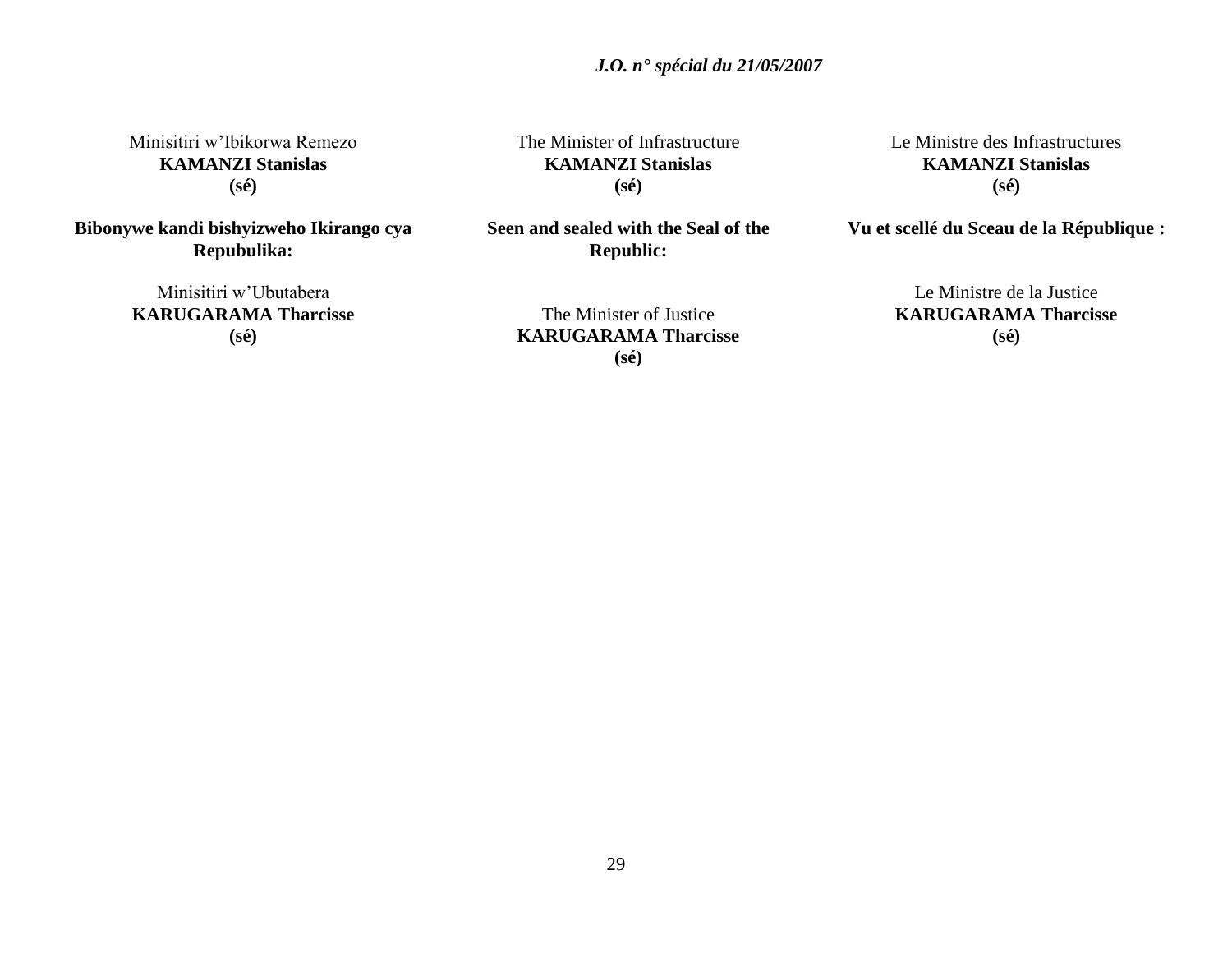Minisitiri w'Ibikorwa Remezo
**KAMANZI Stanislas**
**(sé)**

**Bibonywe kandi bishyizweho Ikirango cya Repubulika:**

Minisitiri w'Ubutabera
**KARUGARAMA Tharcisse**
**(sé)**

The Minister of Infrastructure
**KAMANZI Stanislas**
**(sé)**

**Seen and sealed with the Seal of the Republic:**

The Minister of Justice
**KARUGARAMA Tharcisse**
**(sé)**

Le Ministre des Infrastructures
**KAMANZI Stanislas**
**(sé)**

**Vu et scellé du Sceau de la République :**

Le Ministre de la Justice
**KARUGARAMA Tharcisse**
**(sé)**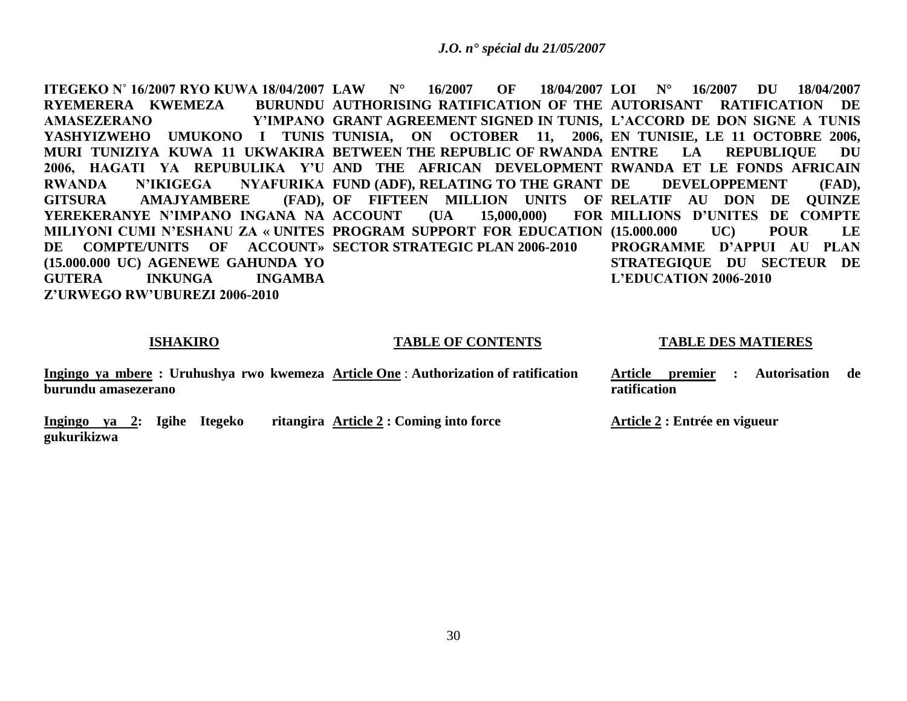**ITEGEKO N° 16/2007 RYO KUWA 18/04/2007 RYEMERERA KWEMEZA BURUNDU AMASEZERANO Y'IMPANO YASHYIZWEHO UMUKONO I TUNIS MURI TUNIZIYA KUWA 11 UKWAKIRA 2006, HAGATI YA REPUBULIKA Y'U RWANDA N'IKIGEGA NYAFURIKA GITSURA AMAJYAMBERE (FAD), YEREKERANYE N'IMPANO INGANA NA MILIYONI CUMI N'ESHANU ZA « UNITES DE COMPTE/UNITS OF ACCOUNT» (15.000.000 UC) AGENEWE GAHUNDA YO GUTERA INKUNGA INGAMBA Z'URWEGO RW'UBUREZI 2006-2010**

**LAW N° 16/2007 OF 18/04/2007 AUTHORISING RATIFICATION OF THE GRANT AGREEMENT SIGNED IN TUNIS, TUNISIA, ON OCTOBER 11, 2006, BETWEEN THE REPUBLIC OF RWANDA AND THE AFRICAN DEVELOPMENT FUND (ADF), RELATING TO THE GRANT OF FIFTEEN MILLION UNITS OF ACCOUNT (UA 15,000,000) FOR PROGRAM SUPPORT FOR EDUCATION SECTOR STRATEGIC PLAN 2006-2010**

**LOI N° 16/2007 DU 18/04/2007 AUTORISANT RATIFICATION DE L'ACCORD DE DON SIGNE A TUNIS EN TUNISIE, LE 11 OCTOBRE 2006, ENTRE LA REPUBLIQUE DU RWANDA ET LE FONDS AFRICAIN DE DEVELOPPEMENT (FAD), RELATIF AU DON DE QUINZE MILLIONS D'UNITES DE COMPTE (15.000.000 UC) POUR LE PROGRAMME D'APPUI AU PLAN STRATEGIQUE DU SECTEUR DE L'EDUCATION 2006-2010**

**ISHAKIRO**

**Ingingo ya mbere : Uruhushya rwo kwemeza burundu amasezerano**

**Ingingo ya 2: Igihe Itegeko ritangira gukurikizwa**

**TABLE OF CONTENTS**

**Article One : Authorization of ratification**

**Article 2 : Coming into force**

**TABLE DES MATIERES**

**Article premier : Autorisation de ratification**

**Article 2 : Entrée en vigueur**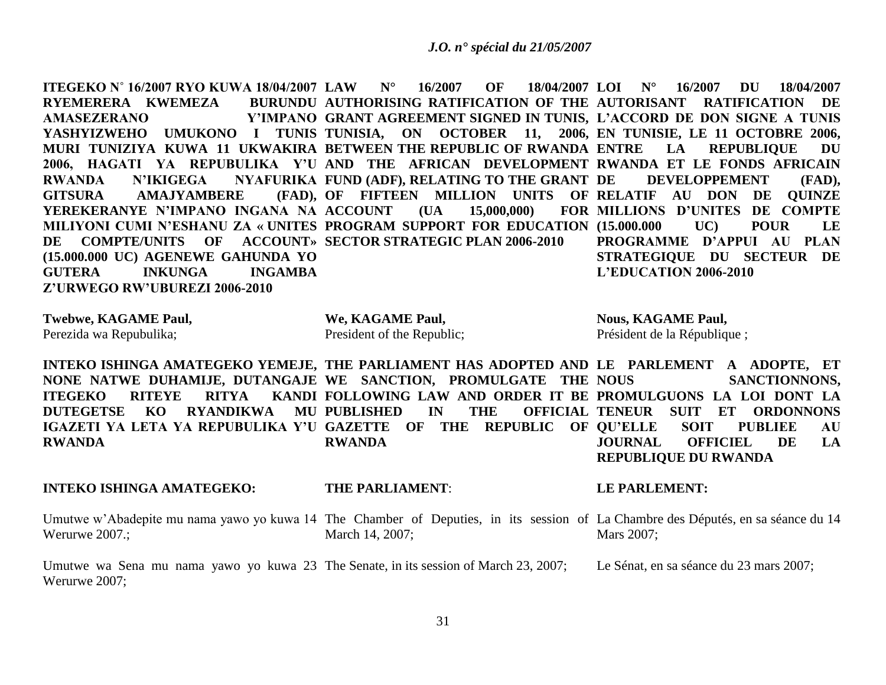**ITEGEKO N° 16/2007 RYO KUWA 18/04/2007 RYEMERERA KWEMEZA BURUNDU AMASEZERANO Y'IMPANO YASHYIZWEHO UMUKONO I TUNIS MURI TUNIZIYA KUWA 11 UKWAKIRA 2006, HAGATI YA REPUBULIKA Y'U RWANDA N'IKIGEGA NYAFURIKA GITSURA AMAJYAMBERE (FAD), YEREKERANYE N'IMPANO INGANA NA MILIYONI CUMI N'ESHANU ZA « UNITES DE COMPTE/UNITS OF ACCOUNT» (15.000.000 UC) AGENEWE GAHUNDA YO GUTERA INKUNGA INGAMBA Z'URWEGO RW'UBUREZI 2006-2010**

**Twebwe, KAGAME Paul,**
Perezida wa Repubulika;

**INTEKO ISHINGA AMATEGEKO YEMEJE, NONE NATWE DUHAMIJE, DUTANGAJE ITEGEKO RITEYE RITYA KANDI DUTEGETSE KO RYANDIKWA MU IGAZETI YA LETA YA REPUBULIKA Y'U RWANDA**

**INTEKO ISHINGA AMATEGEKO:**

Umutwe w'Abadepite mu nama yawo yo kuwa 14 Werurwe 2007.;

Umutwe wa Sena mu nama yawo yo kuwa 23 Werurwe 2007;

**LAW N° 16/2007 OF 18/04/2007 AUTHORISING RATIFICATION OF THE GRANT AGREEMENT SIGNED IN TUNIS, TUNISIA, ON OCTOBER 11, 2006, BETWEEN THE REPUBLIC OF RWANDA AND THE AFRICAN DEVELOPMENT FUND (ADF), RELATING TO THE GRANT OF FIFTEEN MILLION UNITS OF ACCOUNT (UA 15,000,000) FOR PROGRAM SUPPORT FOR EDUCATION SECTOR STRATEGIC PLAN 2006-2010**

**We, KAGAME Paul,**
President of the Republic;

**THE PARLIAMENT HAS ADOPTED AND WE SANCTION, PROMULGATE THE FOLLOWING LAW AND ORDER IT BE PUBLISHED IN THE OFFICIAL GAZETTE OF THE REPUBLIC OF RWANDA**

**THE PARLIAMENT**:

The Chamber of Deputies, in its session of March 14, 2007;

The Senate, in its session of March 23, 2007;

**LOI N° 16/2007 DU 18/04/2007 AUTORISANT RATIFICATION DE L'ACCORD DE DON SIGNE A TUNIS EN TUNISIE, LE 11 OCTOBRE 2006, ENTRE LA REPUBLIQUE DU RWANDA ET LE FONDS AFRICAIN DE DEVELOPPEMENT (FAD), RELATIF AU DON DE QUINZE MILLIONS D'UNITES DE COMPTE (15.000.000 UC) POUR LE PROGRAMME D'APPUI AU PLAN STRATEGIQUE DU SECTEUR DE L'EDUCATION 2006-2010**

**Nous, KAGAME Paul,**
Président de la République ;

**LE PARLEMENT A ADOPTE, ET NOUS SANCTIONNONS, PROMULGUONS LA LOI DONT LA TENEUR SUIT ET ORDONNONS QU'ELLE SOIT PUBLIEE AU JOURNAL OFFICIEL DE LA REPUBLIQUE DU RWANDA**

**LE PARLEMENT:**

La Chambre des Députés, en sa séance du 14 Mars 2007;

Le Sénat, en sa séance du 23 mars 2007;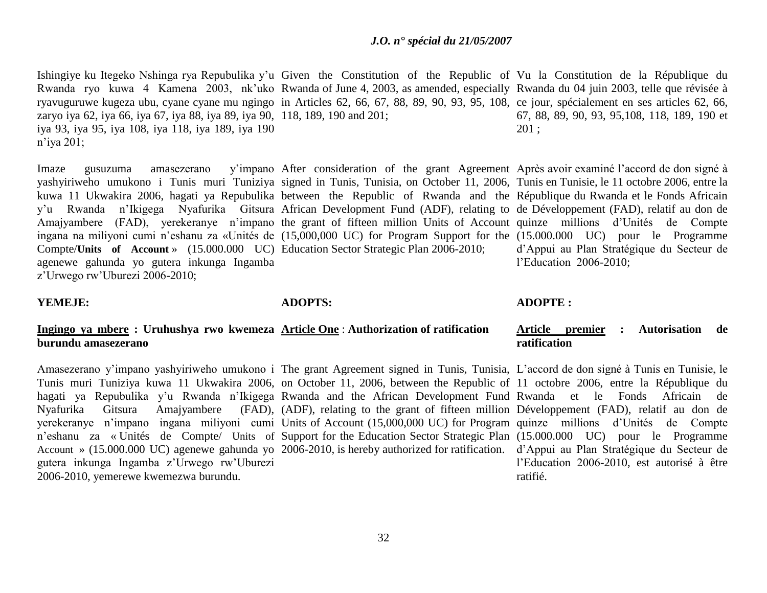Ishingiye ku Itegeko Nshinga rya Repubulika y'u Rwanda ryo kuwa 4 Kamena 2003, nk'uko ryavuguruwe kugeza ubu, cyane cyane mu ngingo zaryo iya 62, iya 66, iya 67, iya 88, iya 89, iya 90, iya 93, iya 95, iya 108, iya 118, iya 189, iya 190 n'iya 201;

Imaze gusuzuma amasezerano y'impano yashyiriweho umukono i Tunis muri Tuniziya kuwa 11 Ukwakira 2006, hagati ya Repubulika y'u Rwanda n'Ikigega Nyafurika Gitsura Amajyambere (FAD), yerekeranye n'impano ingana na miliyoni cumi n'eshanu za «Unités de Compte/**Units of Account** » (15.000.000 UC) agenewe gahunda yo gutera inkunga Ingamba z'Urwego rw'Uburezi 2006-2010;

**YEMEJE:**

**<u>Ingingo ya mbere</u> : Uruhushya rwo kwemeza burundu amasezerano**

Amasezerano y'impano yashyiriweho umukono i Tunis muri Tuniziya kuwa 11 Ukwakira 2006, hagati ya Repubulika y'u Rwanda n'Ikigega Nyafurika Gitsura Amajyambere (FAD), yerekeranye n'impano ingana miliyoni cumi n'eshanu za « Unités de Compte/ Units of Account » (15.000.000 UC) agenewe gahunda yo gutera inkunga Ingamba z'Urwego rw'Uburezi 2006-2010, yemerewe kwemezwa burundu.

Given the Constitution of the Republic of Rwanda of June 4, 2003, as amended, especially in Articles 62, 66, 67, 88, 89, 90, 93, 95, 108, 118, 189, 190 and 201;

After consideration of the grant Agreement signed in Tunis, Tunisia, on October 11, 2006, between the Republic of Rwanda and the African Development Fund (ADF), relating to the grant of fifteen million Units of Account (15,000,000 UC) for Program Support for the Education Sector Strategic Plan 2006-2010;

**ADOPTS:**

**<u>Article One</u> : Authorization of ratification**

The grant Agreement signed in Tunis, Tunisia, on October 11, 2006, between the Republic of Rwanda and the African Development Fund (ADF), relating to the grant of fifteen million Units of Account (15,000,000 UC) for Program Support for the Education Sector Strategic Plan 2006-2010, is hereby authorized for ratification.

Vu la Constitution de la République du Rwanda du 04 juin 2003, telle que révisée à ce jour, spécialement en ses articles 62, 66, 67, 88, 89, 90, 93, 95,108, 118, 189, 190 et 201 ;

Après avoir examiné l'accord de don signé à Tunis en Tunisie, le 11 octobre 2006, entre la République du Rwanda et le Fonds Africain de Développement (FAD), relatif au don de quinze millions d'Unités de Compte (15.000.000 UC) pour le Programme d'Appui au Plan Stratégique du Secteur de l'Education 2006-2010;

**ADOPTE :**

**<u>Article premier</u> : Autorisation de ratification**

L'accord de don signé à Tunis en Tunisie, le 11 octobre 2006, entre la République du Rwanda et le Fonds Africain de Développement (FAD), relatif au don de quinze millions d'Unités de Compte (15.000.000 UC) pour le Programme d'Appui au Plan Stratégique du Secteur de l'Education 2006-2010, est autorisé à être ratifié.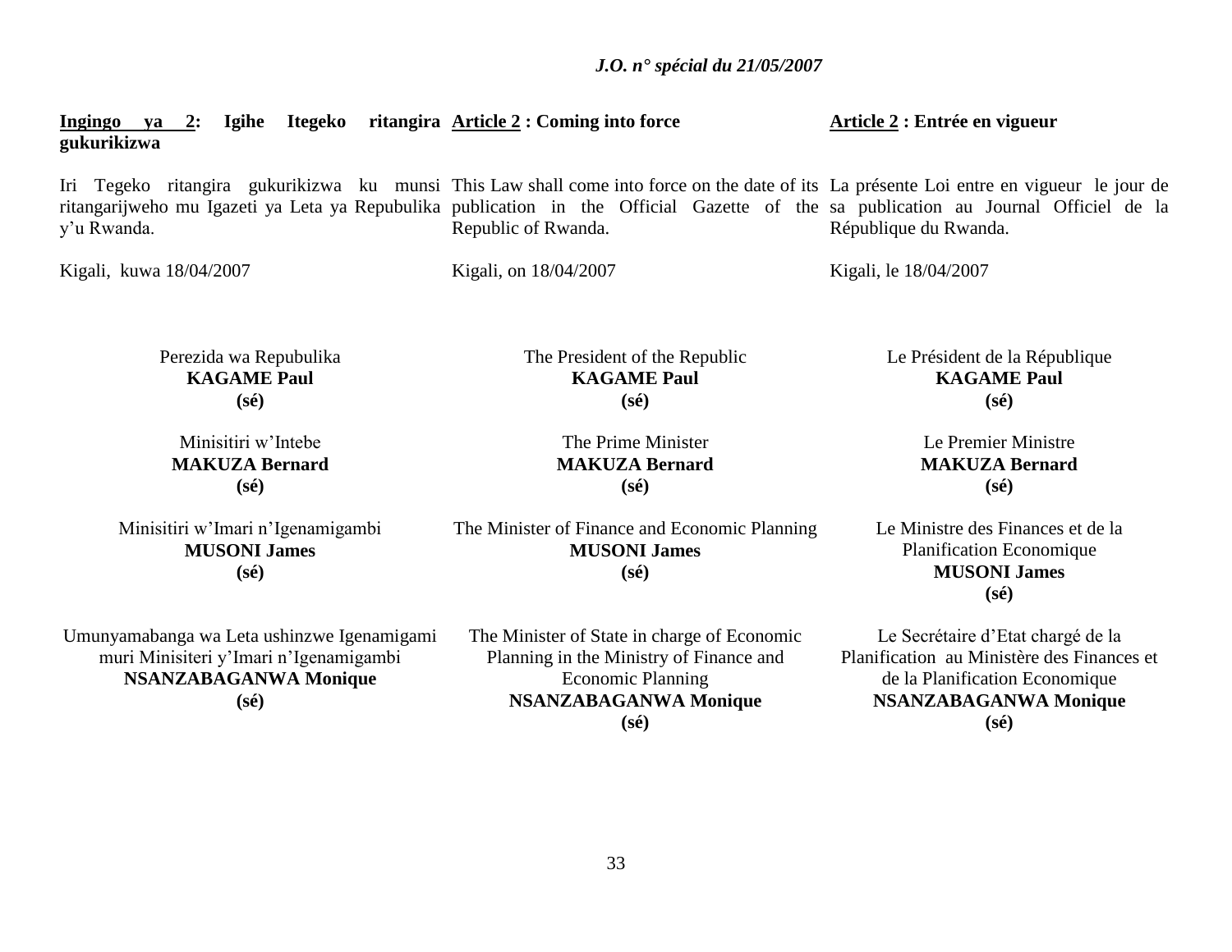**Ingingo ya 2: Igihe Itegeko ritangira gukurikizwa**

Iri Tegeko ritangira gukurikizwa ku munsi ritangarijweho mu Igazeti ya Leta ya Repubulika y'u Rwanda.

Kigali, kuwa 18/04/2007

Perezida wa Repubulika
**KAGAME Paul**
**(sé)**

Minisitiri w'Intebe
**MAKUZA Bernard**
**(sé)**

Minisitiri w'Imari n'Igenamigambi
**MUSONI James**
**(sé)**

Umunyamabanga wa Leta ushinzwe Igenamigami muri Minisiteri y'Imari n'Igenamigambi
**NSANZABAGANWA Monique**
**(sé)**

**Article 2 : Coming into force**

This Law shall come into force on the date of its publication in the Official Gazette of the Republic of Rwanda.

Kigali, on 18/04/2007

The President of the Republic
**KAGAME Paul**
**(sé)**

The Prime Minister
**MAKUZA Bernard**
**(sé)**

The Minister of Finance and Economic Planning
**MUSONI James**
**(sé)**

The Minister of State in charge of Economic Planning in the Ministry of Finance and Economic Planning
**NSANZABAGANWA Monique**
**(sé)**

**Article 2 : Entrée en vigueur**

La présente Loi entre en vigueur le jour de sa publication au Journal Officiel de la République du Rwanda.

Kigali, le 18/04/2007

Le Président de la République
**KAGAME Paul**
**(sé)**

Le Premier Ministre
**MAKUZA Bernard**
**(sé)**

Le Ministre des Finances et de la Planification Economique
**MUSONI James**
**(sé)**

Le Secrétaire d'Etat chargé de la Planification au Ministère des Finances et de la Planification Economique
**NSANZABAGANWA Monique**
**(sé)**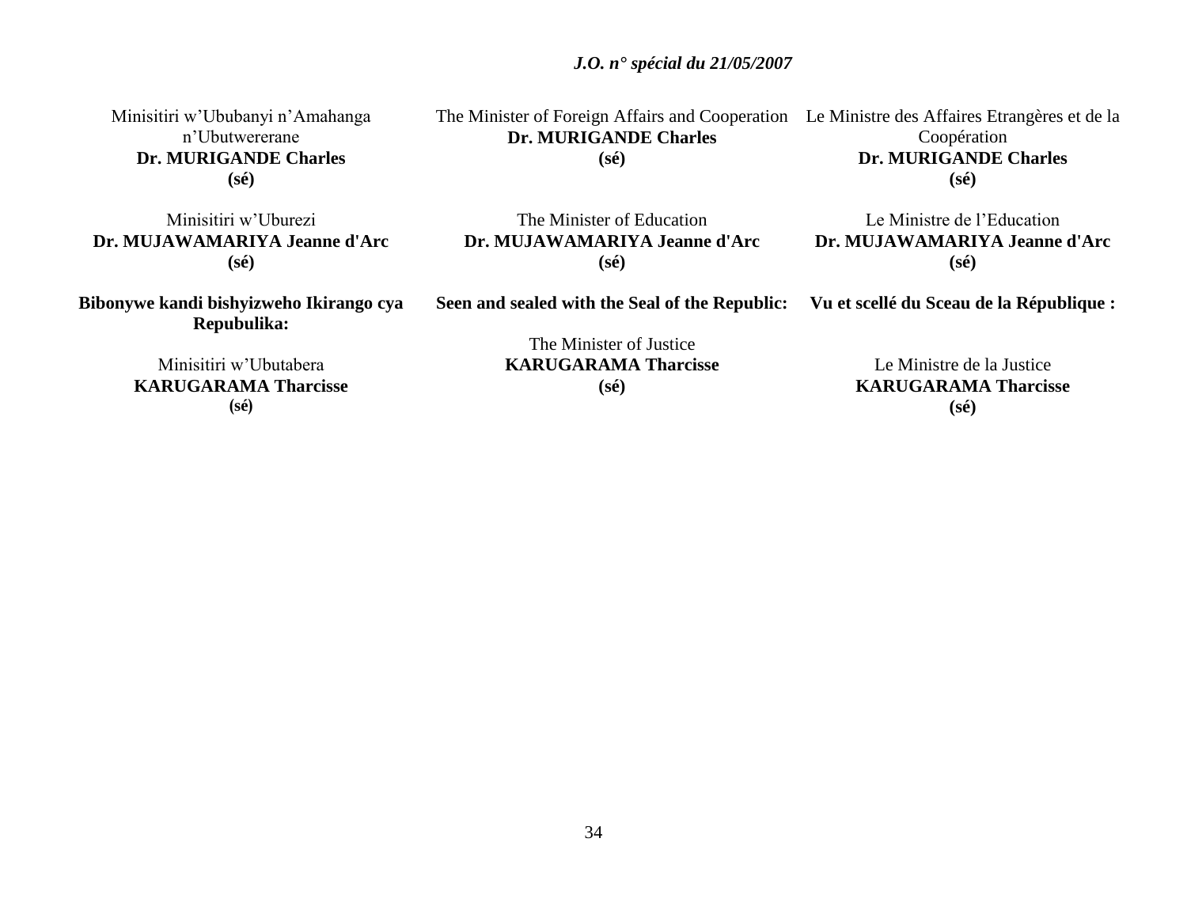Minisitiri w'Ububanyi n'Amahanga n'Ubutwererane
**Dr. MURIGANDE Charles**
**(sé)**

Minisitiri w'Uburezi
**Dr. MUJAWAMARIYA Jeanne d'Arc**
**(sé)**

**Bibonywe kandi bishyizweho Ikirango cya Repubulika:**

Minisitiri w'Ubutabera
**KARUGARAMA Tharcisse**
**(sé)**

The Minister of Foreign Affairs and Cooperation
**Dr. MURIGANDE Charles**
**(sé)**

The Minister of Education
**Dr. MUJAWAMARIYA Jeanne d'Arc**
**(sé)**

**Seen and sealed with the Seal of the Republic:**

The Minister of Justice
**KARUGARAMA Tharcisse**
**(sé)**

Le Ministre des Affaires Etrangères et de la Coopération
**Dr. MURIGANDE Charles**
**(sé)**

Le Ministre de l'Education
**Dr. MUJAWAMARIYA Jeanne d'Arc**
**(sé)**

**Vu et scellé du Sceau de la République :**

Le Ministre de la Justice
**KARUGARAMA Tharcisse**
**(sé)**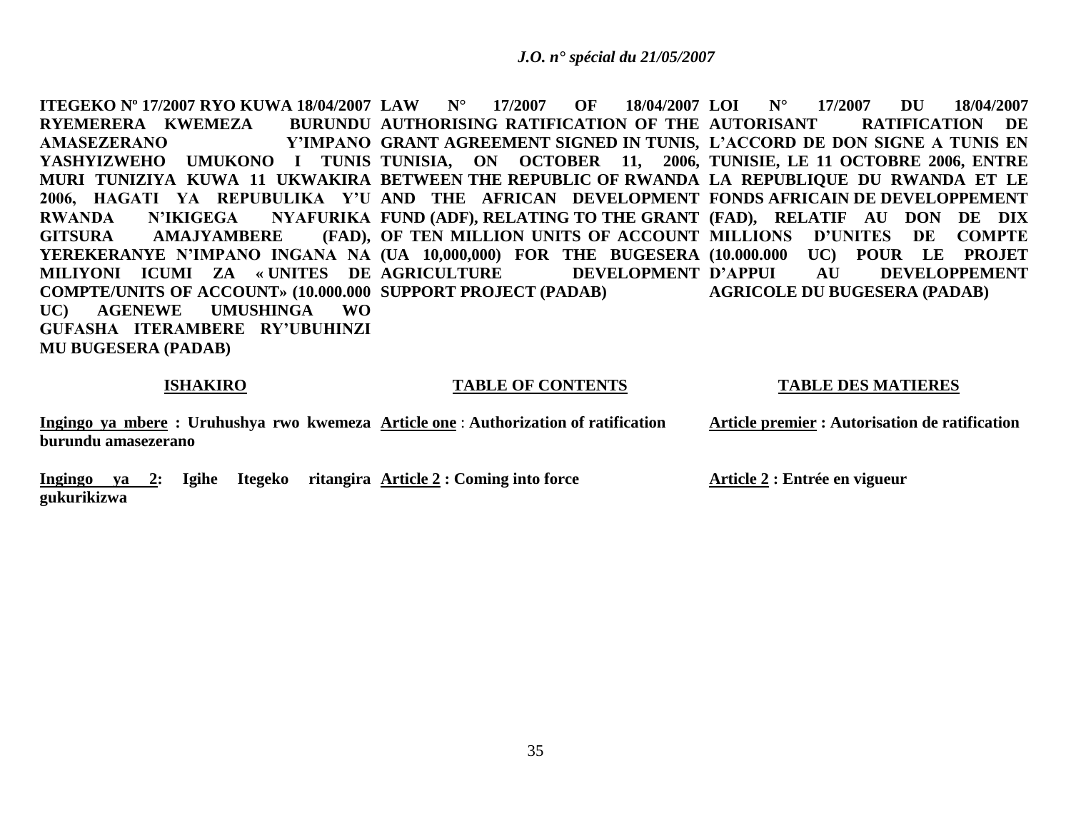**ITEGEKO Nº 17/2007 RYO KUWA 18/04/2007 RYEMERERA KWEMEZA BURUNDU AMASEZERANO Y'IMPANO YASHYIZWEHO UMUKONO I TUNIS MURI TUNIZIYA KUWA 11 UKWAKIRA 2006, HAGATI YA REPUBULIKA Y'U RWANDA N'IKIGEGA NYAFURIKA GITSURA AMAJYAMBERE (FAD), YEREKERANYE N'IMPANO INGANA NA MILIYONI ICUMI ZA « UNITES DE COMPTE/UNITS OF ACCOUNT» (10.000.000 UC) AGENEWE UMUSHINGA WO GUFASHA ITERAMBERE RY'UBUHINZI MU BUGESERA (PADAB)**

**ISHAKIRO**

**Ingingo ya mbere : Uruhushya rwo kwemeza burundu amasezerano**

**Ingingo ya 2: Igihe Itegeko ritangira gukurikizwa**

**LAW N° 17/2007 OF 18/04/2007 AUTHORISING RATIFICATION OF THE GRANT AGREEMENT SIGNED IN TUNIS, TUNISIA, ON OCTOBER 11, 2006, BETWEEN THE REPUBLIC OF RWANDA AND THE AFRICAN DEVELOPMENT FUND (ADF), RELATING TO THE GRANT OF TEN MILLION UNITS OF ACCOUNT (UA 10,000,000) FOR THE BUGESERA AGRICULTURE DEVELOPMENT SUPPORT PROJECT (PADAB)**

**TABLE OF CONTENTS**

**Article one : Authorization of ratification**

**Article 2 : Coming into force**

**LOI N° 17/2007 DU 18/04/2007 AUTORISANT RATIFICATION DE L'ACCORD DE DON SIGNE A TUNIS EN TUNISIE, LE 11 OCTOBRE 2006, ENTRE LA REPUBLIQUE DU RWANDA ET LE FONDS AFRICAIN DE DEVELOPPEMENT (FAD), RELATIF AU DON DE DIX MILLIONS D'UNITES DE COMPTE (10.000.000 UC) POUR LE PROJET D'APPUI AU DEVELOPPEMENT AGRICOLE DU BUGESERA (PADAB)**

**TABLE DES MATIERES**

**Article premier : Autorisation de ratification**

**Article 2 : Entrée en vigueur**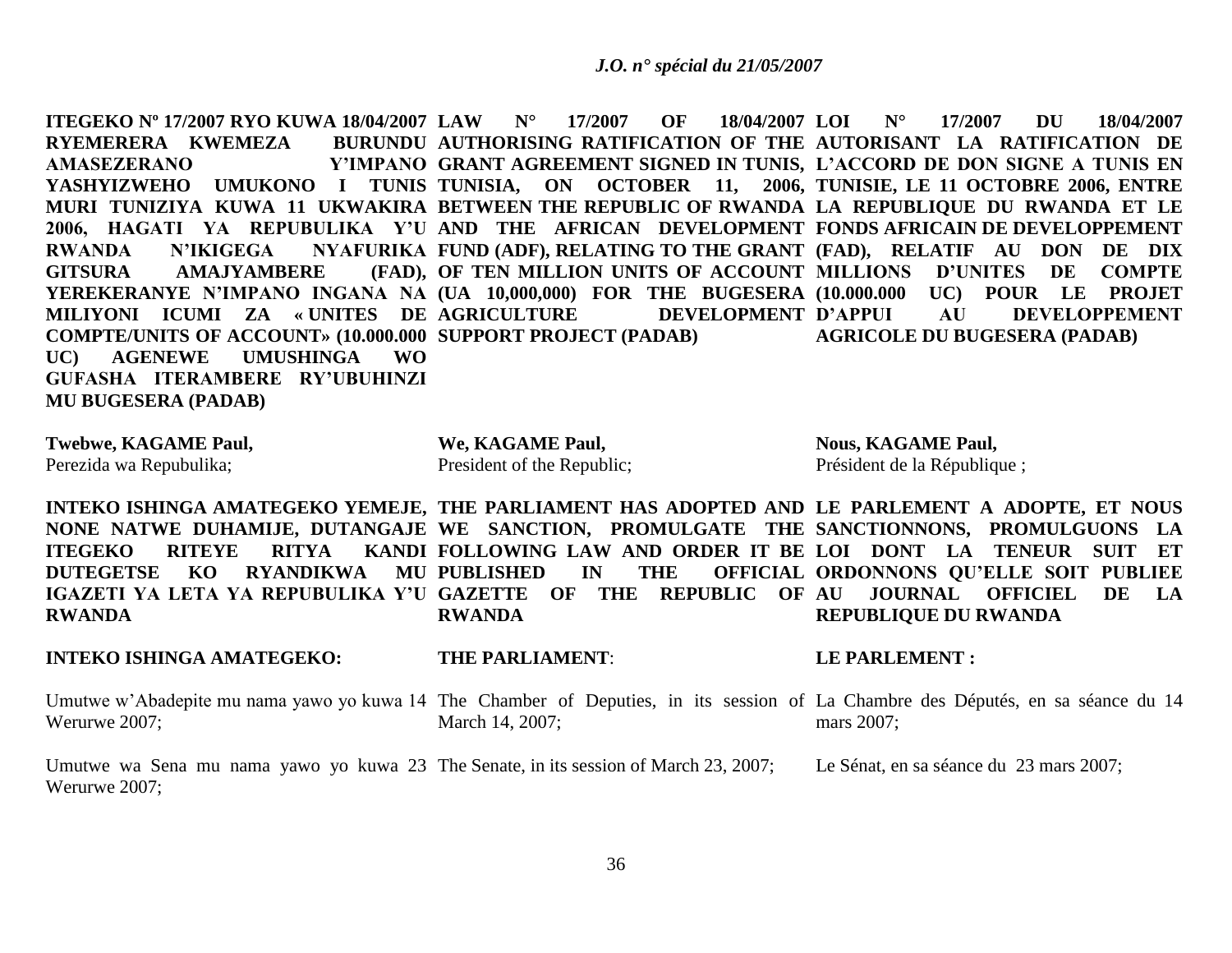**ITEGEKO Nº 17/2007 RYO KUWA 18/04/2007 RYEMERERA KWEMEZA BURUNDU AMASEZERANO Y'IMPANO YASHYIZWEHO UMUKONO I TUNIS MURI TUNIZIYA KUWA 11 UKWAKIRA 2006, HAGATI YA REPUBULIKA Y'U RWANDA N'IKIGEGA NYAFURIKA GITSURA AMAJYAMBERE (FAD), YEREKERANYE N'IMPANO INGANA NA MILIYONI ICUMI ZA « UNITES DE COMPTE/UNITS OF ACCOUNT» (10.000.000 UC) AGENEWE UMUSHINGA WO GUFASHA ITERAMBERE RY'UBUHINZI MU BUGESERA (PADAB)**

**Twebwe, KAGAME Paul,**
Perezida wa Repubulika;

**INTEKO ISHINGA AMATEGEKO YEMEJE, NONE NATWE DUHAMIJE, DUTANGAJE ITEGEKO RITEYE RITYA KANDI DUTEGETSE KO RYANDIKWA MU IGAZETI YA LETA YA REPUBULIKA Y'U RWANDA**

**INTEKO ISHINGA AMATEGEKO:**

Umutwe w'Abadepite mu nama yawo yo kuwa 14 Werurwe 2007;

Umutwe wa Sena mu nama yawo yo kuwa 23 Werurwe 2007;

**LAW N° 17/2007 OF 18/04/2007 AUTHORISING RATIFICATION OF THE GRANT AGREEMENT SIGNED IN TUNIS, TUNISIA, ON OCTOBER 11, 2006, BETWEEN THE REPUBLIC OF RWANDA AND THE AFRICAN DEVELOPMENT FUND (ADF), RELATING TO THE GRANT OF TEN MILLION UNITS OF ACCOUNT (UA 10,000,000) FOR THE BUGESERA AGRICULTURE DEVELOPMENT SUPPORT PROJECT (PADAB)**

**We, KAGAME Paul,**
President of the Republic;

**THE PARLIAMENT HAS ADOPTED AND WE SANCTION, PROMULGATE THE FOLLOWING LAW AND ORDER IT BE PUBLISHED IN THE OFFICIAL GAZETTE OF THE REPUBLIC OF RWANDA**

**THE PARLIAMENT**:

The Chamber of Deputies, in its session of March 14, 2007;

The Senate, in its session of March 23, 2007;

**LOI N° 17/2007 DU 18/04/2007 AUTORISANT LA RATIFICATION DE L'ACCORD DE DON SIGNE A TUNIS EN TUNISIE, LE 11 OCTOBRE 2006, ENTRE LA REPUBLIQUE DU RWANDA ET LE FONDS AFRICAIN DE DEVELOPPEMENT (FAD), RELATIF AU DON DE DIX MILLIONS D'UNITES DE COMPTE (10.000.000 UC) POUR LE PROJET D'APPUI AU DEVELOPPEMENT AGRICOLE DU BUGESERA (PADAB)**

**Nous, KAGAME Paul,**
Président de la République ;

**LE PARLEMENT A ADOPTE, ET NOUS SANCTIONNONS, PROMULGUONS LA LOI DONT LA TENEUR SUIT ET ORDONNONS QU'ELLE SOIT PUBLIEE AU JOURNAL OFFICIEL DE LA REPUBLIQUE DU RWANDA**

**LE PARLEMENT :**

La Chambre des Députés, en sa séance du 14 mars 2007;

Le Sénat, en sa séance du 23 mars 2007;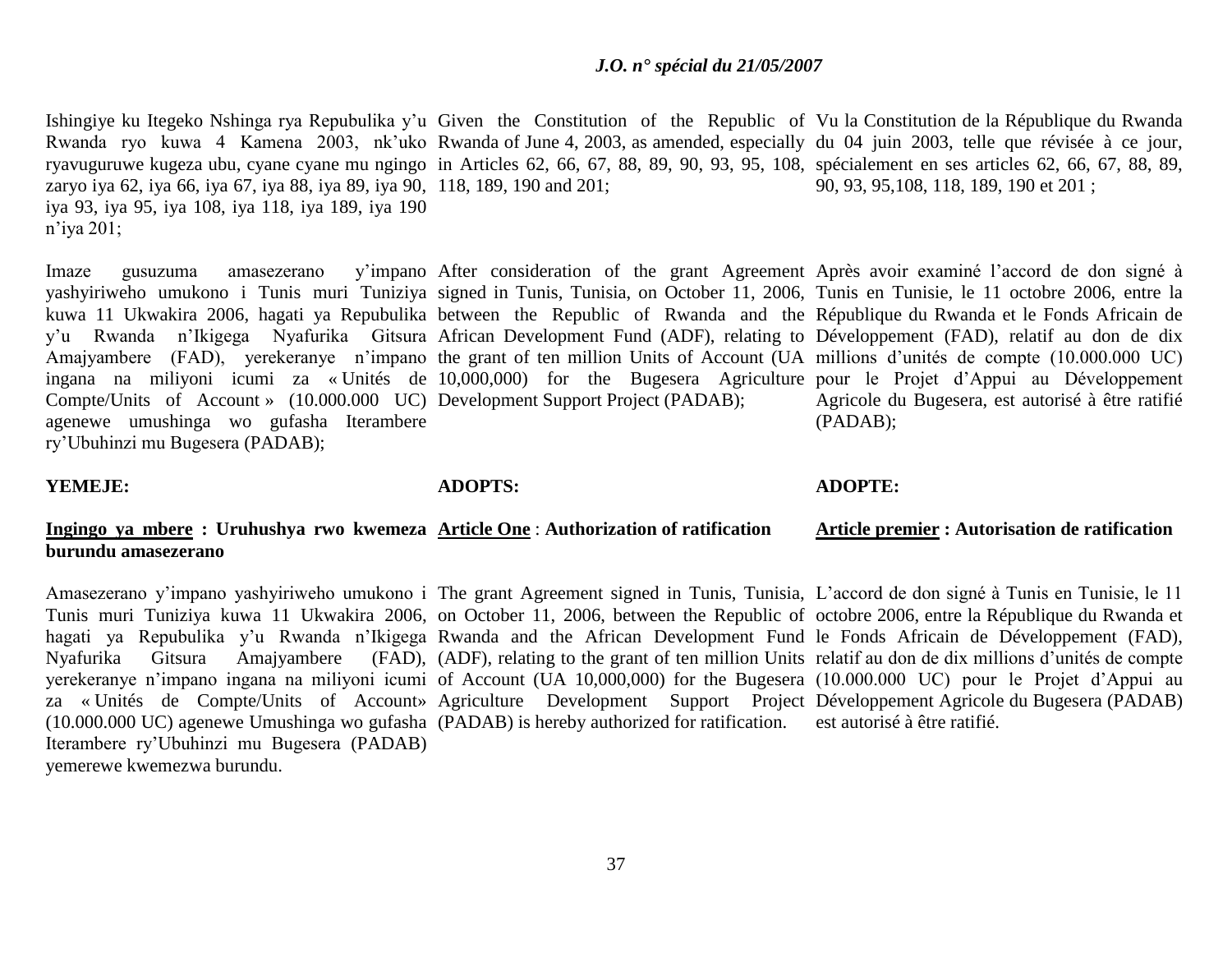Ishingiye ku Itegeko Nshinga rya Repubulika y'u Rwanda ryo kuwa 4 Kamena 2003, nk'uko ryavuguruwe kugeza ubu, cyane cyane mu ngingo zaryo iya 62, iya 66, iya 67, iya 88, iya 89, iya 90, iya 93, iya 95, iya 108, iya 118, iya 189, iya 190 n'iya 201;

Imaze gusuzuma amasezerano y'impano yashyiriweho umukono i Tunis muri Tuniziya kuwa 11 Ukwakira 2006, hagati ya Repubulika y'u Rwanda n'Ikigega Nyafurika Gitsura Amajyambere (FAD), yerekeranye n'impano ingana na miliyoni icumi za « Unités de Compte/Units of Account » (10.000.000 UC) agenewe umushinga wo gufasha Iterambere ry'Ubuhinzi mu Bugesera (PADAB);

**YEMEJE:**

**<u>Ingingo ya mbere</u> : Uruhushya rwo kwemeza burundu amasezerano**

Amasezerano y'impano yashyiriweho umukono i Tunis muri Tuniziya kuwa 11 Ukwakira 2006, hagati ya Repubulika y'u Rwanda n'Ikigega Nyafurika Gitsura Amajyambere (FAD), yerekeranye n'impano ingana na miliyoni icumi za « Unités de Compte/Units of Account» (10.000.000 UC) agenewe Umushinga wo gufasha Iterambere ry'Ubuhinzi mu Bugesera (PADAB) yemerewe kwemezwa burundu.

Given the Constitution of the Republic of Rwanda of June 4, 2003, as amended, especially in Articles 62, 66, 67, 88, 89, 90, 93, 95, 108, 118, 189, 190 and 201;

After consideration of the grant Agreement signed in Tunis, Tunisia, on October 11, 2006, between the Republic of Rwanda and the African Development Fund (ADF), relating to the grant of ten million Units of Account (UA 10,000,000) for the Bugesera Agriculture Development Support Project (PADAB);

**ADOPTS:**

**<u>Article One</u> : Authorization of ratification**

The grant Agreement signed in Tunis, Tunisia, on October 11, 2006, between the Republic of Rwanda and the African Development Fund (ADF), relating to the grant of ten million Units of Account (UA 10,000,000) for the Bugesera Agriculture Development Support Project (PADAB) is hereby authorized for ratification.

Vu la Constitution de la République du Rwanda du 04 juin 2003, telle que révisée à ce jour, spécialement en ses articles 62, 66, 67, 88, 89, 90, 93, 95,108, 118, 189, 190 et 201 ;

Après avoir examiné l'accord de don signé à Tunis en Tunisie, le 11 octobre 2006, entre la République du Rwanda et le Fonds Africain de Développement (FAD), relatif au don de dix millions d'unités de compte (10.000.000 UC) pour le Projet d'Appui au Développement Agricole du Bugesera, est autorisé à être ratifié (PADAB);

**ADOPTE:**

**<u>Article premier</u> : Autorisation de ratification**

L'accord de don signé à Tunis en Tunisie, le 11 octobre 2006, entre la République du Rwanda et le Fonds Africain de Développement (FAD), relatif au don de dix millions d'unités de compte (10.000.000 UC) pour le Projet d'Appui au Développement Agricole du Bugesera (PADAB) est autorisé à être ratifié.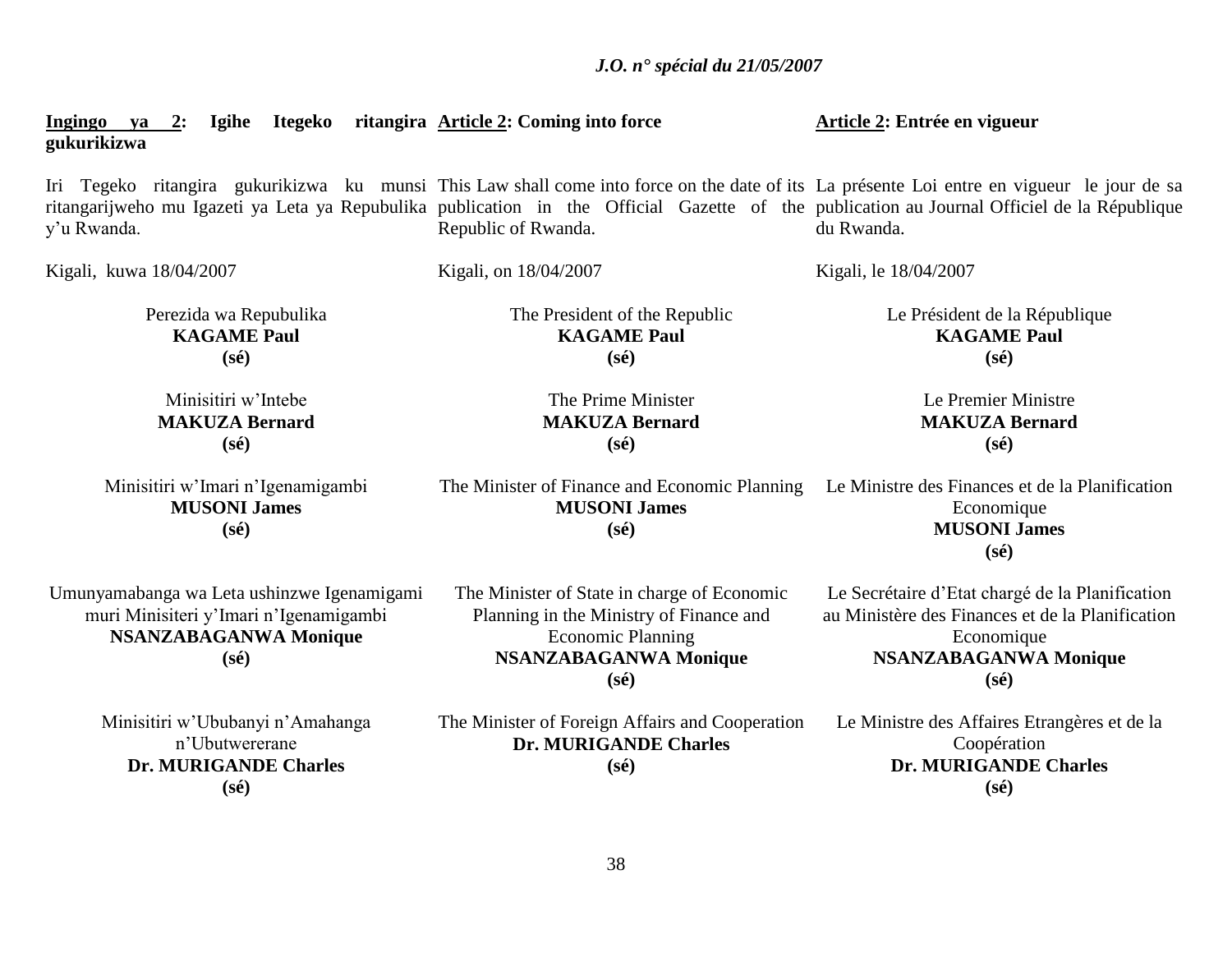**Ingingo ya 2: Igihe Itegeko ritangira gukurikizwa**

Iri Tegeko ritangira gukurikizwa ku munsi ritangarijweho mu Igazeti ya Leta ya Repubulika y'u Rwanda.

Kigali, kuwa 18/04/2007

Perezida wa Repubulika
**KAGAME Paul**
**(sé)**

Minisitiri w'Intebe
**MAKUZA Bernard**
**(sé)**

Minisitiri w'Imari n'Igenamigambi
**MUSONI James**
**(sé)**

Umunyamabanga wa Leta ushinzwe Igenamigami muri Minisiteri y'Imari n'Igenamigambi
**NSANZABAGANWA Monique**
**(sé)**

Minisitiri w'Ububanyi n'Amahanga n'Ubutwererane
**Dr. MURIGANDE Charles**
**(sé)**

**Article 2: Coming into force**

This Law shall come into force on the date of its publication in the Official Gazette of the Republic of Rwanda.

Kigali, on 18/04/2007

The President of the Republic
**KAGAME Paul**
**(sé)**

The Prime Minister
**MAKUZA Bernard**
**(sé)**

The Minister of Finance and Economic Planning
**MUSONI James**
**(sé)**

The Minister of State in charge of Economic Planning in the Ministry of Finance and Economic Planning
**NSANZABAGANWA Monique**
**(sé)**

The Minister of Foreign Affairs and Cooperation
**Dr. MURIGANDE Charles**
**(sé)**

**Article 2: Entrée en vigueur**

La présente Loi entre en vigueur le jour de sa publication au Journal Officiel de la République du Rwanda.

Kigali, le 18/04/2007

Le Président de la République
**KAGAME Paul**
**(sé)**

Le Premier Ministre
**MAKUZA Bernard**
**(sé)**

Le Ministre des Finances et de la Planification Economique
**MUSONI James**
**(sé)**

Le Secrétaire d'Etat chargé de la Planification au Ministère des Finances et de la Planification Economique
**NSANZABAGANWA Monique**
**(sé)**

Le Ministre des Affaires Etrangères et de la Coopération
**Dr. MURIGANDE Charles**
**(sé)**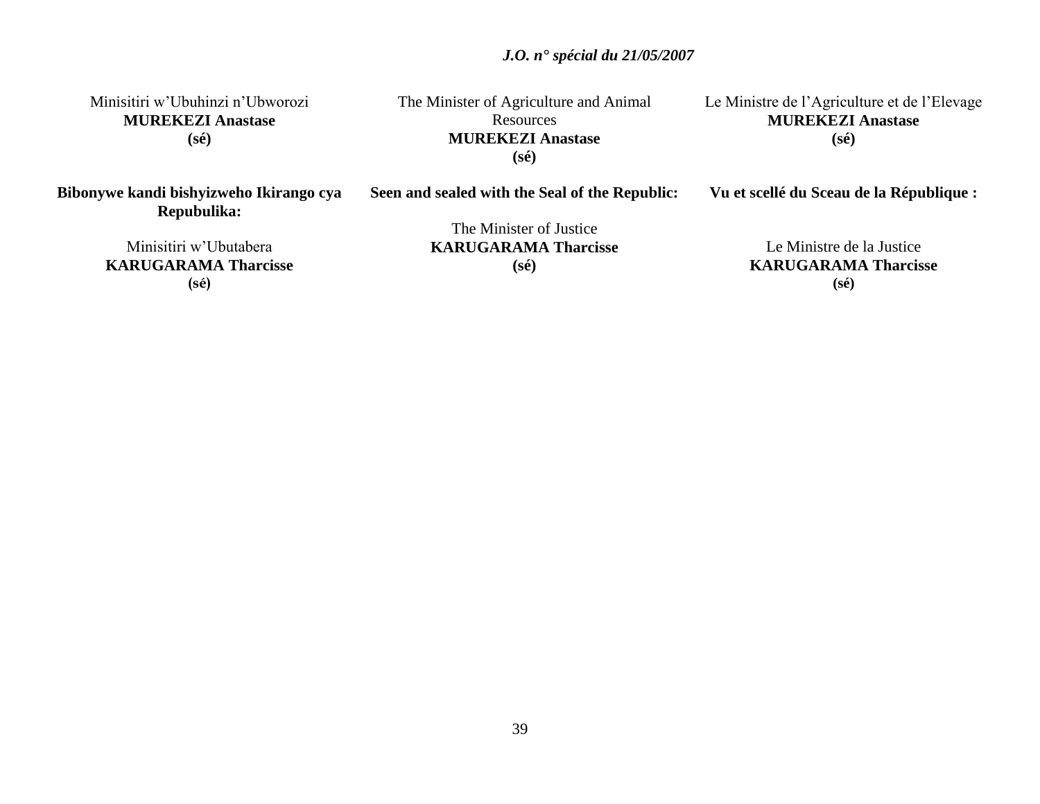Minisitiri w'Ubuhinzi n'Ubworozi
**MUREKEZI Anastase**
**(sé)**

**Bibonywe kandi bishyizweho Ikirango cya Repubulika:**

Minisitiri w'Ubutabera
**KARUGARAMA Tharcisse**
**(sé)**

The Minister of Agriculture and Animal Resources
**MUREKEZI Anastase**
**(sé)**

**Seen and sealed with the Seal of the Republic:**

The Minister of Justice
**KARUGARAMA Tharcisse**
**(sé)**

Le Ministre de l'Agriculture et de l'Elevage
**MUREKEZI Anastase**
**(sé)**

**Vu et scellé du Sceau de la République :**

Le Ministre de la Justice
**KARUGARAMA Tharcisse**
**(sé)**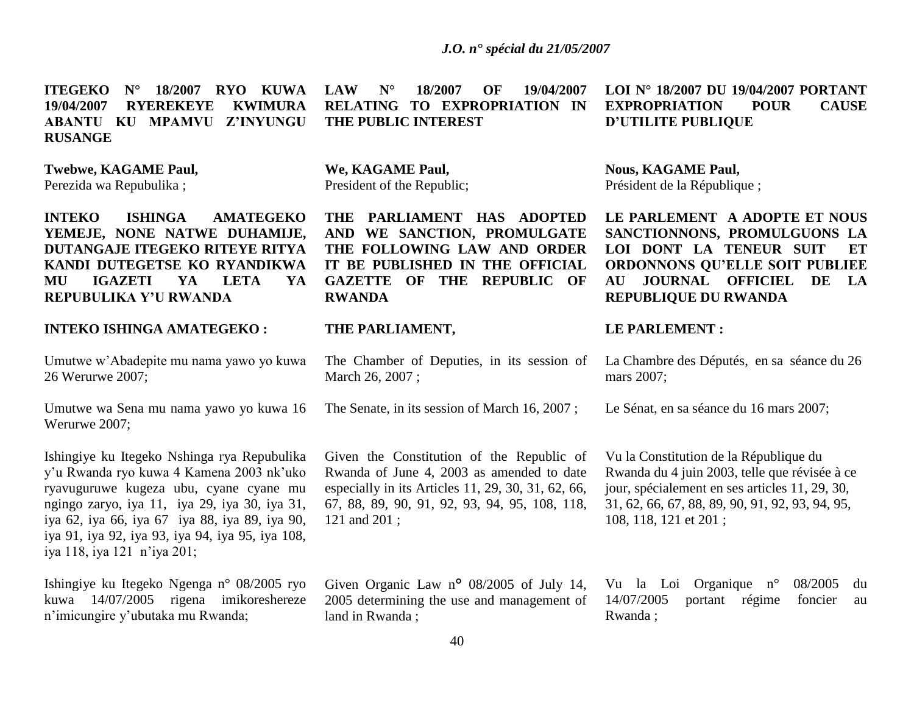**ITEGEKO N° 18/2007 RYO KUWA 19/04/2007 RYEREKEYE KWIMURA ABANTU KU MPAMVU Z'INYUNGU RUSANGE**

**Twebwe, KAGAME Paul,**
Perezida wa Repubulika ;

**INTEKO ISHINGA AMATEGEKO YEMEJE, NONE NATWE DUHAMIJE, DUTANGAJE ITEGEKO RITEYE RITYA KANDI DUTEGETSE KO RYANDIKWA MU IGAZETI YA LETA YA REPUBULIKA Y'U RWANDA**

**INTEKO ISHINGA AMATEGEKO :**

Umutwe w'Abadepite mu nama yawo yo kuwa 26 Werurwe 2007;

Umutwe wa Sena mu nama yawo yo kuwa 16 Werurwe 2007;

Ishingiye ku Itegeko Nshinga rya Repubulika y'u Rwanda ryo kuwa 4 Kamena 2003 nk'uko ryavuguruwe kugeza ubu, cyane cyane mu ngingo zaryo, iya 11, iya 29, iya 30, iya 31, iya 62, iya 66, iya 67 iya 88, iya 89, iya 90, iya 91, iya 92, iya 93, iya 94, iya 95, iya 108, iya 118, iya 121 n'iya 201;

Ishingiye ku Itegeko Ngenga n° 08/2005 ryo kuwa 14/07/2005 rigena imikoreshereze n'imicungire y'ubutaka mu Rwanda;

**LAW N° 18/2007 OF 19/04/2007 RELATING TO EXPROPRIATION IN THE PUBLIC INTEREST**

**We, KAGAME Paul,**
President of the Republic;

**THE PARLIAMENT HAS ADOPTED AND WE SANCTION, PROMULGATE THE FOLLOWING LAW AND ORDER IT BE PUBLISHED IN THE OFFICIAL GAZETTE OF THE REPUBLIC OF RWANDA**

**THE PARLIAMENT,**

The Chamber of Deputies, in its session of March 26, 2007 ;

The Senate, in its session of March 16, 2007 ;

Given the Constitution of the Republic of Rwanda of June 4, 2003 as amended to date especially in its Articles 11, 29, 30, 31, 62, 66, 67, 88, 89, 90, 91, 92, 93, 94, 95, 108, 118, 121 and 201 ;

Given Organic Law n° 08/2005 of July 14, 2005 determining the use and management of land in Rwanda ;

**LOI N° 18/2007 DU 19/04/2007 PORTANT EXPROPRIATION POUR CAUSE D'UTILITE PUBLIQUE**

**Nous, KAGAME Paul,**
Président de la République ;

**LE PARLEMENT A ADOPTE ET NOUS SANCTIONNONS, PROMULGUONS LA LOI DONT LA TENEUR SUIT ET ORDONNONS QU'ELLE SOIT PUBLIEE AU JOURNAL OFFICIEL DE LA REPUBLIQUE DU RWANDA**

**LE PARLEMENT :**

La Chambre des Députés, en sa séance du 26 mars 2007;

Le Sénat, en sa séance du 16 mars 2007;

Vu la Constitution de la République du Rwanda du 4 juin 2003, telle que révisée à ce jour, spécialement en ses articles 11, 29, 30, 31, 62, 66, 67, 88, 89, 90, 91, 92, 93, 94, 95, 108, 118, 121 et 201 ;

Vu la Loi Organique n° 08/2005 du 14/07/2005 portant régime foncier au Rwanda ;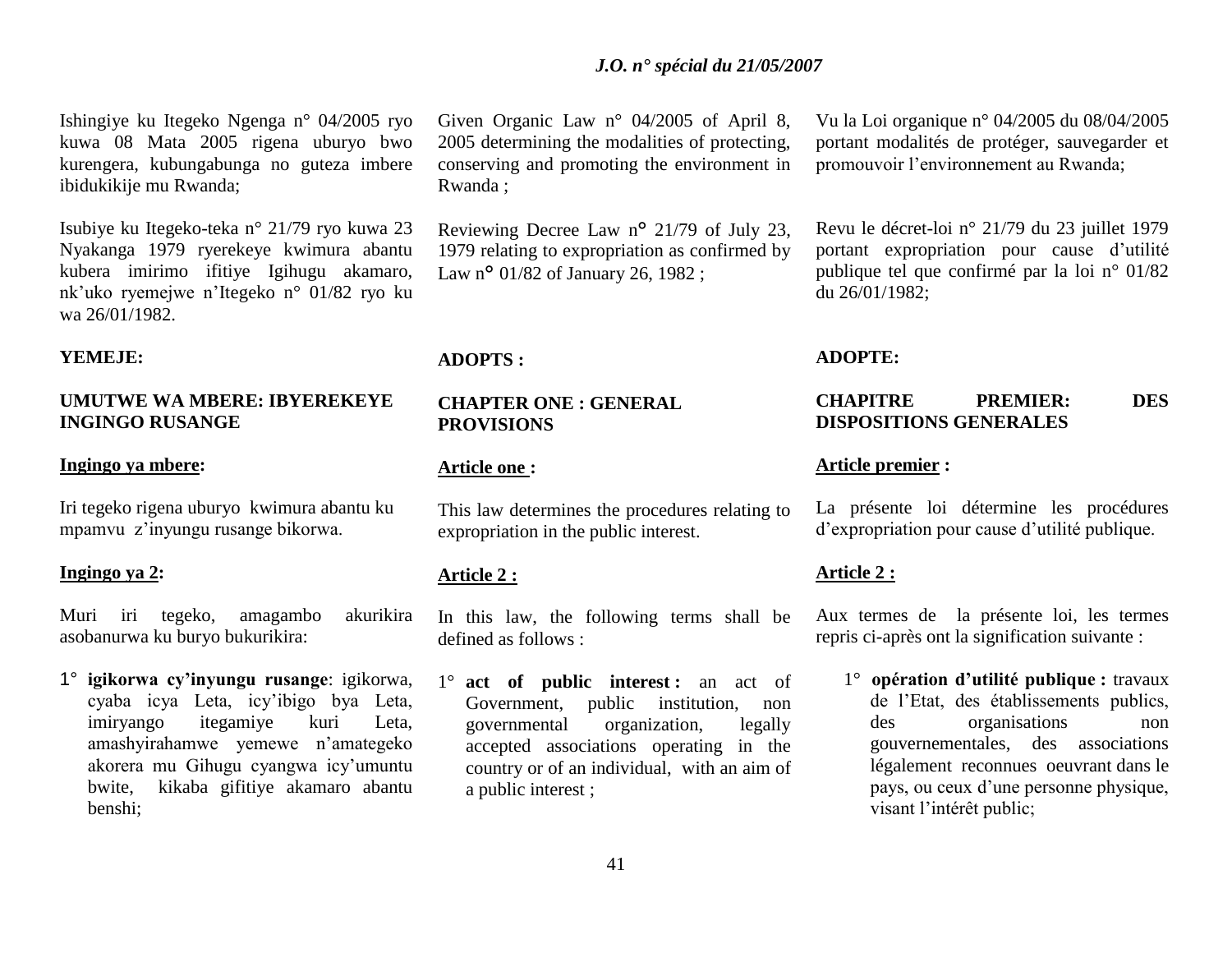Ishingiye ku Itegeko Ngenga n° 04/2005 ryo kuwa 08 Mata 2005 rigena uburyo bwo kurengera, kubungabunga no guteza imbere ibidukikije mu Rwanda;

Isubiye ku Itegeko-teka n° 21/79 ryo kuwa 23 Nyakanga 1979 ryerekeye kwimura abantu kubera imirimo ifitiye Igihugu akamaro, nk'uko ryemejwe n'Itegeko n° 01/82 ryo ku wa 26/01/1982.

**YEMEJE:**

**UMUTWE WA MBERE: IBYEREKEYE INGINGO RUSANGE**

**Ingingo ya mbere:**

Iri tegeko rigena uburyo kwimura abantu ku mpamvu z'inyungu rusange bikorwa.

**Ingingo ya 2:**

Muri iri tegeko, amagambo akurikira asobanurwa ku buryo bukurikira:

1° **igikorwa cy'inyungu rusange**: igikorwa, cyaba icya Leta, icy'ibigo bya Leta, imiryango itegamiye kuri Leta, amashyirahamwe yemewe n'amategeko akorera mu Gihugu cyangwa icy'umuntu bwite, kikaba gifitiye akamaro abantu benshi;

Given Organic Law n° 04/2005 of April 8, 2005 determining the modalities of protecting, conserving and promoting the environment in Rwanda ;

Reviewing Decree Law n° 21/79 of July 23, 1979 relating to expropriation as confirmed by Law n° 01/82 of January 26, 1982 ;

**ADOPTS :**

**CHAPTER ONE : GENERAL PROVISIONS**

**Article one :**

This law determines the procedures relating to expropriation in the public interest.

**Article 2 :**

In this law, the following terms shall be defined as follows :

1° **act of public interest :** an act of Government, public institution, non governmental organization, legally accepted associations operating in the country or of an individual, with an aim of a public interest ;

Vu la Loi organique n° 04/2005 du 08/04/2005 portant modalités de protéger, sauvegarder et promouvoir l'environnement au Rwanda;

Revu le décret-loi n° 21/79 du 23 juillet 1979 portant expropriation pour cause d'utilité publique tel que confirmé par la loi n° 01/82 du 26/01/1982;

**ADOPTE:**

**CHAPITRE PREMIER: DES DISPOSITIONS GENERALES**

**Article premier :**

La présente loi détermine les procédures d'expropriation pour cause d'utilité publique.

**Article 2 :**

Aux termes de la présente loi, les termes repris ci-après ont la signification suivante :

1° **opération d'utilité publique :** travaux de l'Etat, des établissements publics, des organisations non gouvernementales, des associations légalement reconnues oeuvrant dans le pays, ou ceux d'une personne physique, visant l'intérêt public;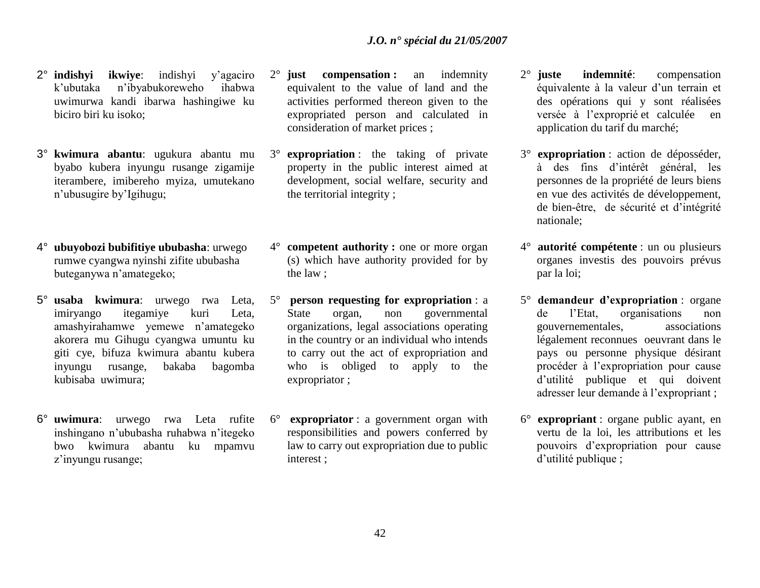2° **indishyi ikwiye**: indishyi y'agaciro k'ubutaka n'ibyabukoreweho ihabwa uwimurwa kandi ibarwa hashingiwe ku biciro biri ku isoko;

3° **kwimura abantu**: ugukura abantu mu byabo kubera inyungu rusange zigamije iterambere, imibereho myiza, umutekano n'ubusugire by'Igihugu;

4° **ubuyobozi bubifitiye ububasha**: urwego rumwe cyangwa nyinshi zifite ububasha buteganywa n'amategeko;

5° **usaba kwimura**: urwego rwa Leta, imiryango itegamiye kuri Leta, amashyirahamwe yemewe n'amategeko akorera mu Gihugu cyangwa umuntu ku giti cye, bifuza kwimura abantu kubera inyungu rusange, bakaba bagomba kubisaba uwimura;

6° **uwimura**: urwego rwa Leta rufite inshingano n'ububasha ruhabwa n'itegeko bwo kwimura abantu ku mpamvu z'inyungu rusange;

2° **just compensation :** an indemnity equivalent to the value of land and the activities performed thereon given to the expropriated person and calculated in consideration of market prices ;

3° **expropriation** : the taking of private property in the public interest aimed at development, social welfare, security and the territorial integrity ;

4° **competent authority :** one or more organ (s) which have authority provided for by the law ;

5° **person requesting for expropriation** : a State organ, non governmental organizations, legal associations operating in the country or an individual who intends to carry out the act of expropriation and who is obliged to apply to the expropriator ;

6° **expropriator** : a government organ with responsibilities and powers conferred by law to carry out expropriation due to public interest ;

2° **juste indemnité**: compensation équivalente à la valeur d'un terrain et des opérations qui y sont réalisées versée à l'exproprié et calculée en application du tarif du marché;

3° **expropriation** : action de déposséder, à des fins d'intérêt général, les personnes de la propriété de leurs biens en vue des activités de développement, de bien-être, de sécurité et d'intégrité nationale;

4° **autorité compétente** : un ou plusieurs organes investis des pouvoirs prévus par la loi;

5° **demandeur d'expropriation** : organe de l'Etat, organisations non gouvernementales, associations légalement reconnues oeuvrant dans le pays ou personne physique désirant procéder à l'expropriation pour cause d'utilité publique et qui doivent adresser leur demande à l'expropriant ;

6° **expropriant** : organe public ayant, en vertu de la loi, les attributions et les pouvoirs d'expropriation pour cause d'utilité publique ;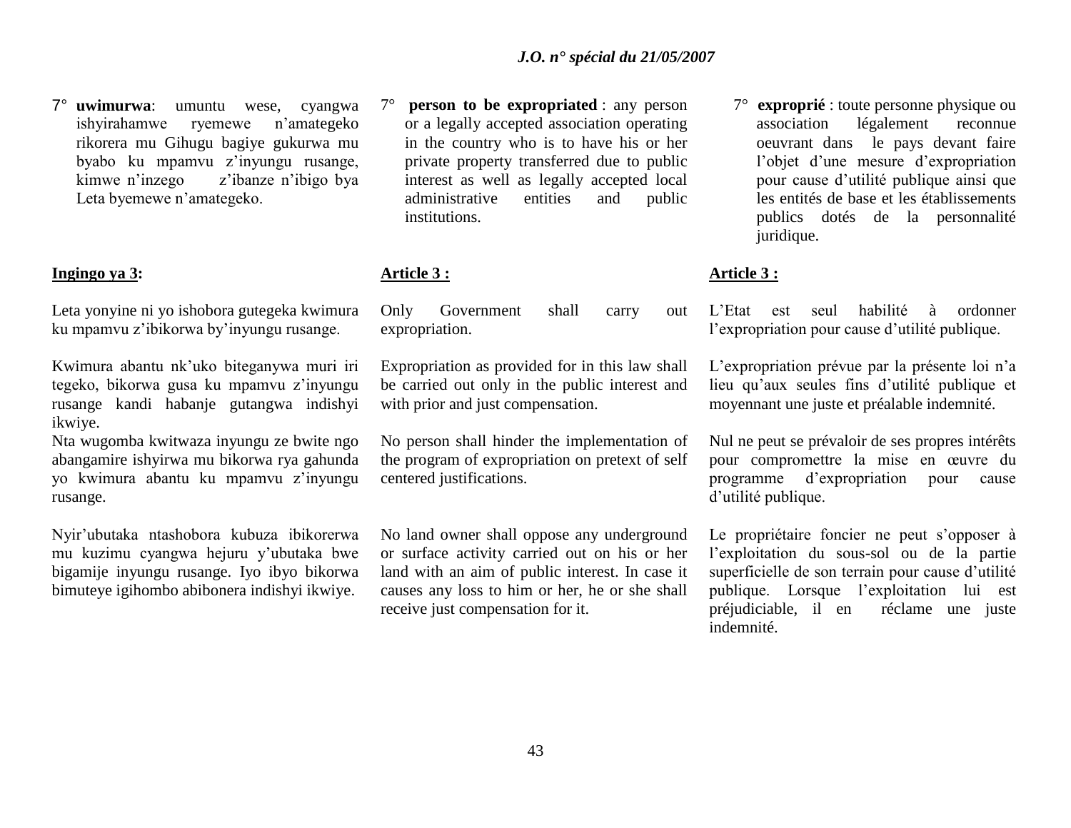7° **uwimurwa**: umuntu wese, cyangwa ishyirahamwe ryemewe n'amategeko rikorera mu Gihugu bagiye gukurwa mu byabo ku mpamvu z'inyungu rusange, kimwe n'inzego z'ibanze n'ibigo bya Leta byemewe n'amategeko.

**Ingingo ya 3:**

Leta yonyine ni yo ishobora gutegeka kwimura ku mpamvu z'ibikorwa by'inyungu rusange.

Kwimura abantu nk'uko biteganywa muri iri tegeko, bikorwa gusa ku mpamvu z'inyungu rusange kandi habanje gutangwa indishyi ikwiye.

Nta wugomba kwitwaza inyungu ze bwite ngo abangamire ishyirwa mu bikorwa rya gahunda yo kwimura abantu ku mpamvu z'inyungu rusange.

Nyir'ubutaka ntashobora kubuza ibikorerwa mu kuzimu cyangwa hejuru y'ubutaka bwe bigamije inyungu rusange. Iyo ibyo bikorwa bimuteye igihombo abibonera indishyi ikwiye.

7° **person to be expropriated** : any person or a legally accepted association operating in the country who is to have his or her private property transferred due to public interest as well as legally accepted local administrative entities and public institutions.

**Article 3 :**

Only Government shall carry out expropriation.

Expropriation as provided for in this law shall be carried out only in the public interest and with prior and just compensation.

No person shall hinder the implementation of the program of expropriation on pretext of self centered justifications.

No land owner shall oppose any underground or surface activity carried out on his or her land with an aim of public interest. In case it causes any loss to him or her, he or she shall receive just compensation for it.

7° **exproprié** : toute personne physique ou association légalement reconnue oeuvrant dans le pays devant faire l'objet d'une mesure d'expropriation pour cause d'utilité publique ainsi que les entités de base et les établissements publics dotés de la personnalité juridique.

**Article 3 :**

L'Etat est seul habilité à ordonner l'expropriation pour cause d'utilité publique.

L'expropriation prévue par la présente loi n'a lieu qu'aux seules fins d'utilité publique et moyennant une juste et préalable indemnité.

Nul ne peut se prévaloir de ses propres intérêts pour compromettre la mise en œuvre du programme d'expropriation pour cause d'utilité publique.

Le propriétaire foncier ne peut s'opposer à l'exploitation du sous-sol ou de la partie superficielle de son terrain pour cause d'utilité publique. Lorsque l'exploitation lui est préjudiciable, il en réclame une juste indemnité.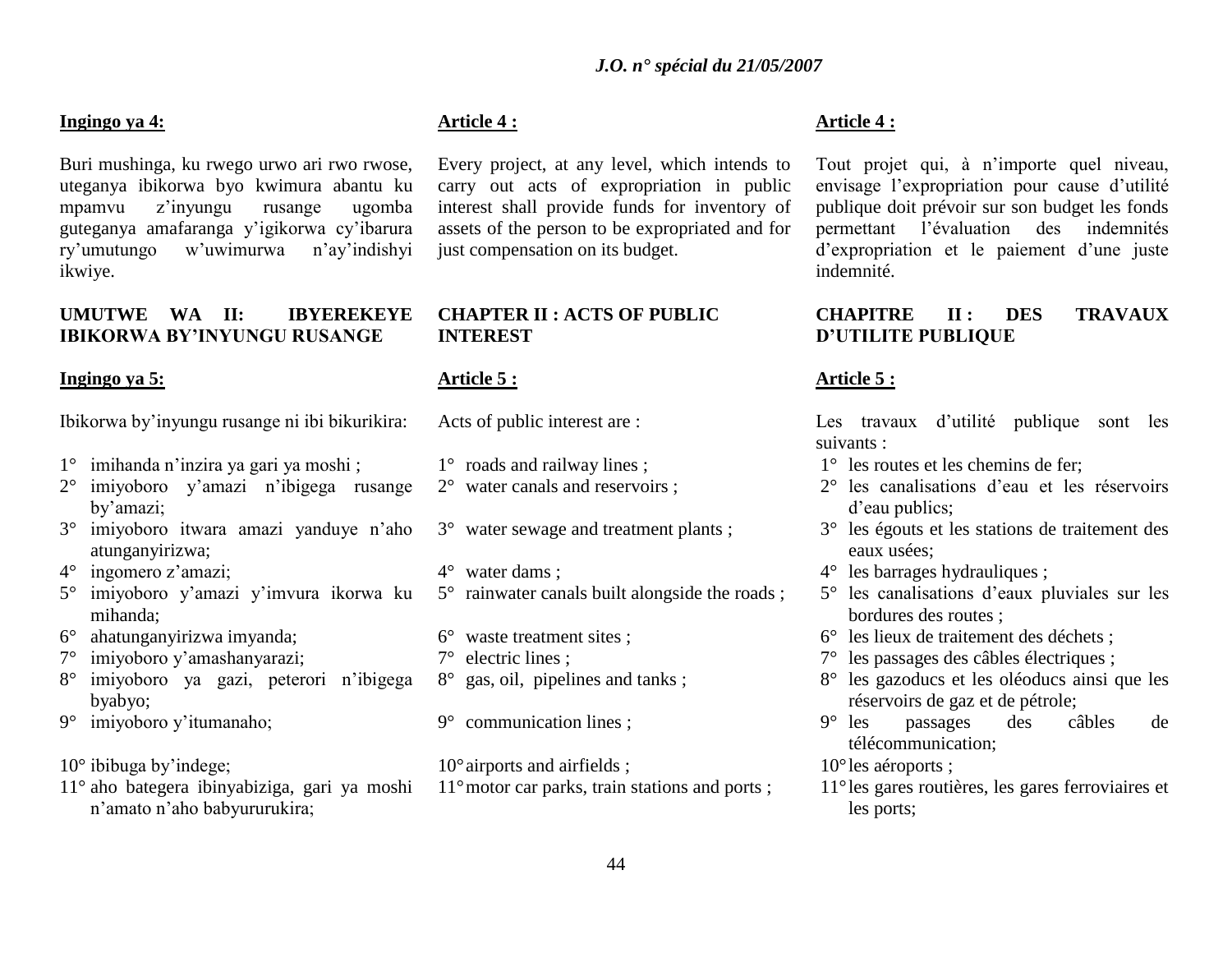**Ingingo ya 4:**

Buri mushinga, ku rwego urwo ari rwo rwose, uteganya ibikorwa byo kwimura abantu ku mpamvu z'inyungu rusange ugomba guteganya amafaranga y'igikorwa cy'ibarura ry'umutungo w'uwimurwa n'ay'indishyi ikwiye.

## UMUTWE WA II: IBYEREKEYE IBIKORWA BY'INYUNGU RUSANGE

**Ingingo ya 5:**

Ibikorwa by'inyungu rusange ni ibi bikurikira:

1° imihanda n'inzira ya gari ya moshi ;
2° imiyoboro y'amazi n'ibigega rusange by'amazi;
3° imiyoboro itwara amazi yanduye n'aho atunganyirizwa;
4° ingomero z'amazi;
5° imiyoboro y'amazi y'imvura ikorwa ku mihanda;
6° ahatunganyirizwa imyanda;
7° imiyoboro y'amashanyarazi;
8° imiyoboro ya gazi, peterori n'ibigega byabyo;
9° imiyoboro y'itumanaho;
10° ibibuga by'indege;
11° aho bategera ibinyabiziga, gari ya moshi n'amato n'aho babyururukira;

**Article 4 :**

Every project, at any level, which intends to carry out acts of expropriation in public interest shall provide funds for inventory of assets of the person to be expropriated and for just compensation on its budget.

## CHAPTER II : ACTS OF PUBLIC INTEREST

**Article 5 :**

Acts of public interest are :

1° roads and railway lines ;
2° water canals and reservoirs ;
3° water sewage and treatment plants ;
4° water dams ;
5° rainwater canals built alongside the roads ;
6° waste treatment sites ;
7° electric lines ;
8° gas, oil, pipelines and tanks ;
9° communication lines ;
10° airports and airfields ;
11° motor car parks, train stations and ports ;

**Article 4 :**

Tout projet qui, à n'importe quel niveau, envisage l'expropriation pour cause d'utilité publique doit prévoir sur son budget les fonds permettant l'évaluation des indemnités d'expropriation et le paiement d'une juste indemnité.

## CHAPITRE II : DES TRAVAUX D'UTILITE PUBLIQUE

**Article 5 :**

Les travaux d'utilité publique sont les suivants :

1° les routes et les chemins de fer;
2° les canalisations d'eau et les réservoirs d'eau publics;
3° les égouts et les stations de traitement des eaux usées;
4° les barrages hydrauliques ;
5° les canalisations d'eaux pluviales sur les bordures des routes ;
6° les lieux de traitement des déchets ;
7° les passages des câbles électriques ;
8° les gazoducs et les oléoducs ainsi que les réservoirs de gaz et de pétrole;
9° les passages des câbles de télécommunication;
10° les aéroports ;
11° les gares routières, les gares ferroviaires et les ports;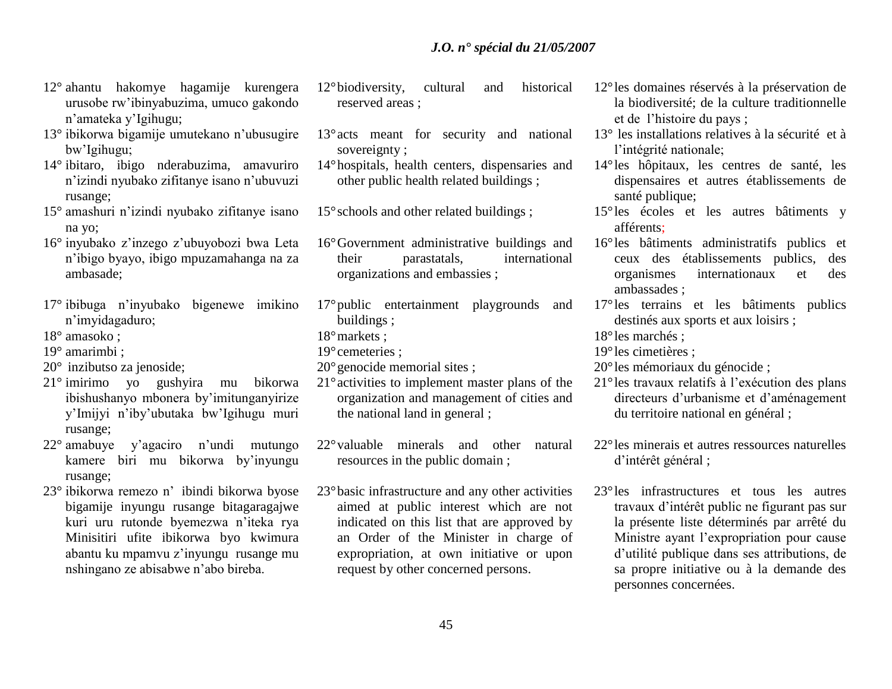12° ahantu hakomye hagamije kurengera urusobe rw'ibinyabuzima, umuco gakondo n'amateka y'Igihugu;

13° ibikorwa bigamije umutekano n'ubusugire bw'Igihugu;

14° ibitaro, ibigo nderabuzima, amavuriro n'izindi nyubako zifitanye isano n'ubuvuzi rusange;

15° amashuri n'izindi nyubako zifitanye isano na yo;

16° inyubako z'inzego z'ubuyobozi bwa Leta n'ibigo byayo, ibigo mpuzamahanga na za ambasade;

17° ibibuga n'inyubako bigenewe imikino n'imyidagaduro;

18° amasoko ;

19° amarimbi ;

20° inzibutso za jenoside;

21° imirimo yo gushyira mu bikorwa ibishushanyo mbonera by'imitunganyirize y'Imijyi n'iby'ubutaka bw'Igihugu muri rusange;

22° amabuye y'agaciro n'undi mutungo kamere biri mu bikorwa by'inyungu rusange;

23° ibikorwa remezo n' ibindi bikorwa byose bigamije inyungu rusange bitagaragajwe kuri uru rutonde byemezwa n'iteka rya Minisitiri ufite ibikorwa byo kwimura abantu ku mpamvu z'inyungu rusange mu nshingano ze abisabwe n'abo bireba.

12° biodiversity, cultural and historical reserved areas ;

13° acts meant for security and national sovereignty ;

14° hospitals, health centers, dispensaries and other public health related buildings ;

15° schools and other related buildings ;

16° Government administrative buildings and their parastatals, international organizations and embassies ;

17° public entertainment playgrounds and buildings ;

18° markets ;

19° cemeteries ;

20° genocide memorial sites ;

21° activities to implement master plans of the organization and management of cities and the national land in general ;

22° valuable minerals and other natural resources in the public domain ;

23° basic infrastructure and any other activities aimed at public interest which are not indicated on this list that are approved by an Order of the Minister in charge of expropriation, at own initiative or upon request by other concerned persons.

12° les domaines réservés à la préservation de la biodiversité; de la culture traditionnelle et de l'histoire du pays ;

13° les installations relatives à la sécurité et à l'intégrité nationale;

14° les hôpitaux, les centres de santé, les dispensaires et autres établissements de santé publique;

15° les écoles et les autres bâtiments y afférents;

16° les bâtiments administratifs publics et ceux des établissements publics, des organismes internationaux et des ambassades ;

17° les terrains et les bâtiments publics destinés aux sports et aux loisirs ;

18° les marchés ;

19° les cimetières ;

20° les mémoriaux du génocide ;

21° les travaux relatifs à l'exécution des plans directeurs d'urbanisme et d'aménagement du territoire national en général ;

22° les minerais et autres ressources naturelles d'intérêt général ;

23° les infrastructures et tous les autres travaux d'intérêt public ne figurant pas sur la présente liste déterminés par arrêté du Ministre ayant l'expropriation pour cause d'utilité publique dans ses attributions, de sa propre initiative ou à la demande des personnes concernées.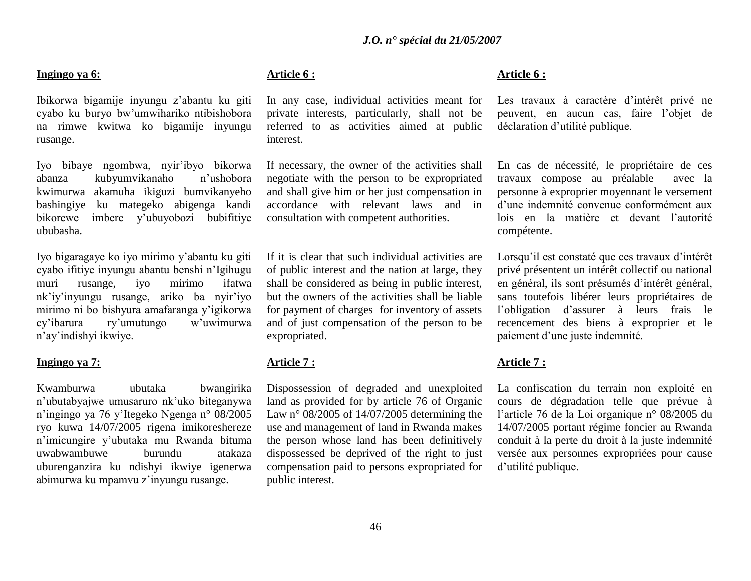**Ingingo ya 6:**

Ibikorwa bigamije inyungu z'abantu ku giti cyabo ku buryo bw'umwihariko ntibishobora na rimwe kwitwa ko bigamije inyungu rusange.

Iyo bibaye ngombwa, nyir'ibyo bikorwa abanza kubyumvikanaho n'ushobora kwimurwa akamuha ikiguzi bumvikanyeho bashingiye ku mategeko abigenga kandi bikorewe imbere y'ubuyobozi bubifitiye ububasha.

Iyo bigaragaye ko iyo mirimo y'abantu ku giti cyabo ifitiye inyungu abantu benshi n'Igihugu muri rusange, iyo mirimo ifatwa nk'iy'inyungu rusange, ariko ba nyir'iyo mirimo ni bo bishyura amafaranga y'igikorwa cy'ibarura ry'umutungo w'uwimurwa n'ay'indishyi ikwiye.

**Ingingo ya 7:**

Kwamburwa ubutaka bwangirika n'ubutabyajwe umusaruro nk'uko biteganywa n'ingingo ya 76 y'Itegeko Ngenga n° 08/2005 ryo kuwa 14/07/2005 rigena imikoreshereze n'imicungire y'ubutaka mu Rwanda bituma uwabwambuwe burundu atakaza uburenganzira ku ndishyi ikwiye igenerwa abimurwa ku mpamvu z'inyungu rusange.

**Article 6 :**

In any case, individual activities meant for private interests, particularly, shall not be referred to as activities aimed at public interest.

If necessary, the owner of the activities shall negotiate with the person to be expropriated and shall give him or her just compensation in accordance with relevant laws and in consultation with competent authorities.

If it is clear that such individual activities are of public interest and the nation at large, they shall be considered as being in public interest, but the owners of the activities shall be liable for payment of charges for inventory of assets and of just compensation of the person to be expropriated.

**Article 7 :**

Dispossession of degraded and unexploited land as provided for by article 76 of Organic Law n° 08/2005 of 14/07/2005 determining the use and management of land in Rwanda makes the person whose land has been definitively dispossessed be deprived of the right to just compensation paid to persons expropriated for public interest.

**Article 6 :**

Les travaux à caractère d'intérêt privé ne peuvent, en aucun cas, faire l'objet de déclaration d'utilité publique.

En cas de nécessité, le propriétaire de ces travaux compose au préalable avec la personne à exproprier moyennant le versement d'une indemnité convenue conformément aux lois en la matière et devant l'autorité compétente.

Lorsqu'il est constaté que ces travaux d'intérêt privé présentent un intérêt collectif ou national en général, ils sont présumés d'intérêt général, sans toutefois libérer leurs propriétaires de l'obligation d'assurer à leurs frais le recencement des biens à exproprier et le paiement d'une juste indemnité.

**Article 7 :**

La confiscation du terrain non exploité en cours de dégradation telle que prévue à l'article 76 de la Loi organique n° 08/2005 du 14/07/2005 portant régime foncier au Rwanda conduit à la perte du droit à la juste indemnité versée aux personnes expropriées pour cause d'utilité publique.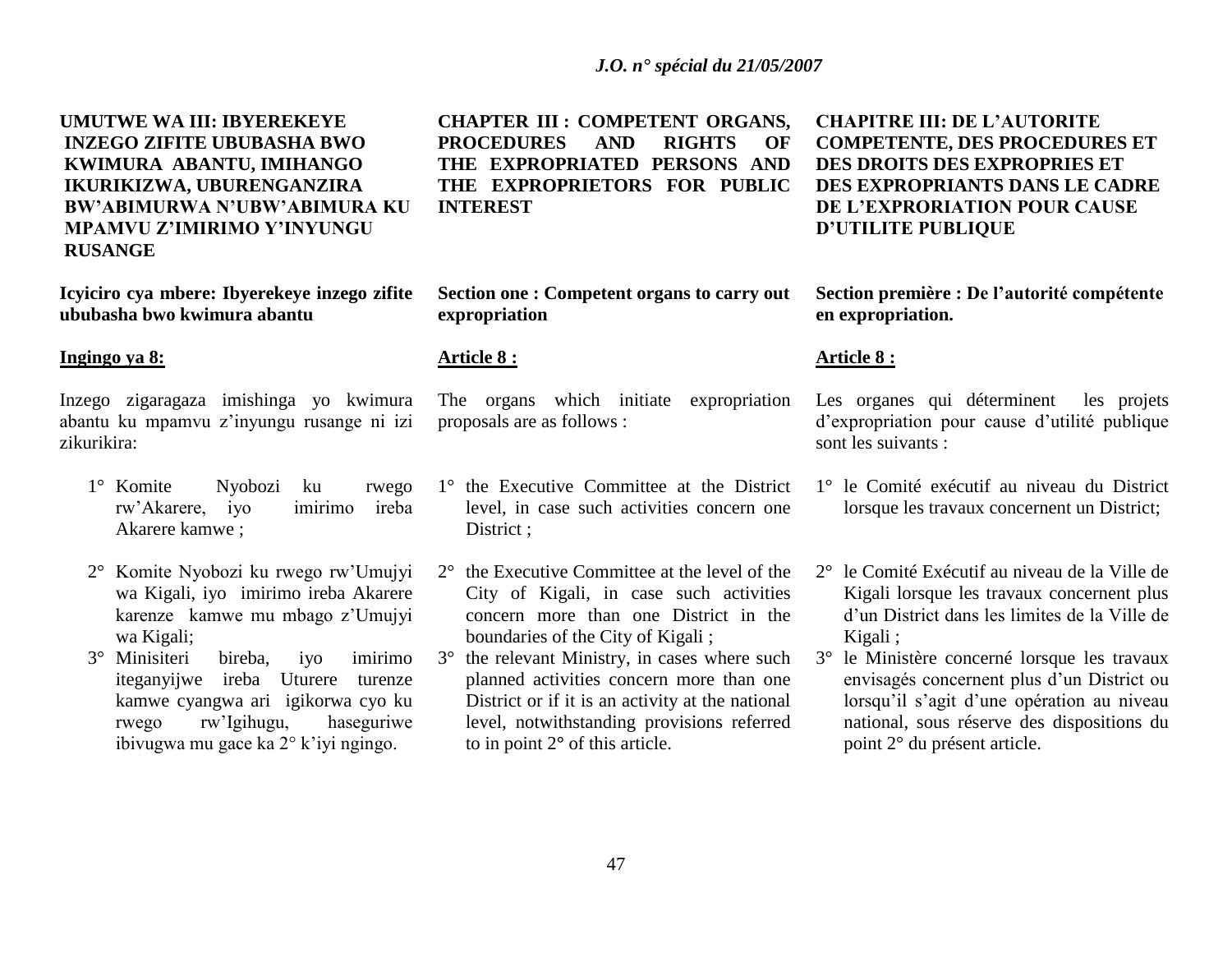**UMUTWE WA III: IBYEREKEYE INZEGO ZIFITE UBUBASHA BWO KWIMURA ABANTU, IMIHANGO IKURIKIZWA, UBURENGANZIRA BW'ABIMURWA N'UBW'ABIMURA KU MPAMVU Z'IMIRIMO Y'INYUNGU RUSANGE**

**Icyiciro cya mbere: Ibyerekeye inzego zifite ububasha bwo kwimura abantu**

**Ingingo ya 8:**

Inzego zigaragaza imishinga yo kwimura abantu ku mpamvu z'inyungu rusange ni izi zikurikira:

1° Komite Nyobozi ku rwego rw'Akarere, iyo imirimo ireba Akarere kamwe ;

2° Komite Nyobozi ku rwego rw'Umujyi wa Kigali, iyo imirimo ireba Akarere karenze kamwe mu mbago z'Umujyi wa Kigali;

3° Minisiteri bireba, iyo imirimo iteganyijwe ireba Uturere turenze kamwe cyangwa ari igikorwa cyo ku rwego rw'Igihugu, haseguriwe ibivugwa mu gace ka 2° k'iyi ngingo.

**CHAPTER III : COMPETENT ORGANS, PROCEDURES AND RIGHTS OF THE EXPROPRIATED PERSONS AND THE EXPROPRIETORS FOR PUBLIC INTEREST**

**Section one : Competent organs to carry out expropriation**

**Article 8 :**

The organs which initiate expropriation proposals are as follows :

1° the Executive Committee at the District level, in case such activities concern one District ;

2° the Executive Committee at the level of the City of Kigali, in case such activities concern more than one District in the boundaries of the City of Kigali ;

3° the relevant Ministry, in cases where such planned activities concern more than one District or if it is an activity at the national level, notwithstanding provisions referred to in point 2° of this article.

**CHAPITRE III: DE L'AUTORITE COMPETENTE, DES PROCEDURES ET DES DROITS DES EXPROPRIES ET DES EXPROPRIANTS DANS LE CADRE DE L'EXPRORIATION POUR CAUSE D'UTILITE PUBLIQUE**

**Section première : De l'autorité compétente en expropriation.**

**Article 8 :**

Les organes qui déterminent les projets d'expropriation pour cause d'utilité publique sont les suivants :

1° le Comité exécutif au niveau du District lorsque les travaux concernent un District;

2° le Comité Exécutif au niveau de la Ville de Kigali lorsque les travaux concernent plus d'un District dans les limites de la Ville de Kigali ;

3° le Ministère concerné lorsque les travaux envisagés concernent plus d'un District ou lorsqu'il s'agit d'une opération au niveau national, sous réserve des dispositions du point 2° du présent article.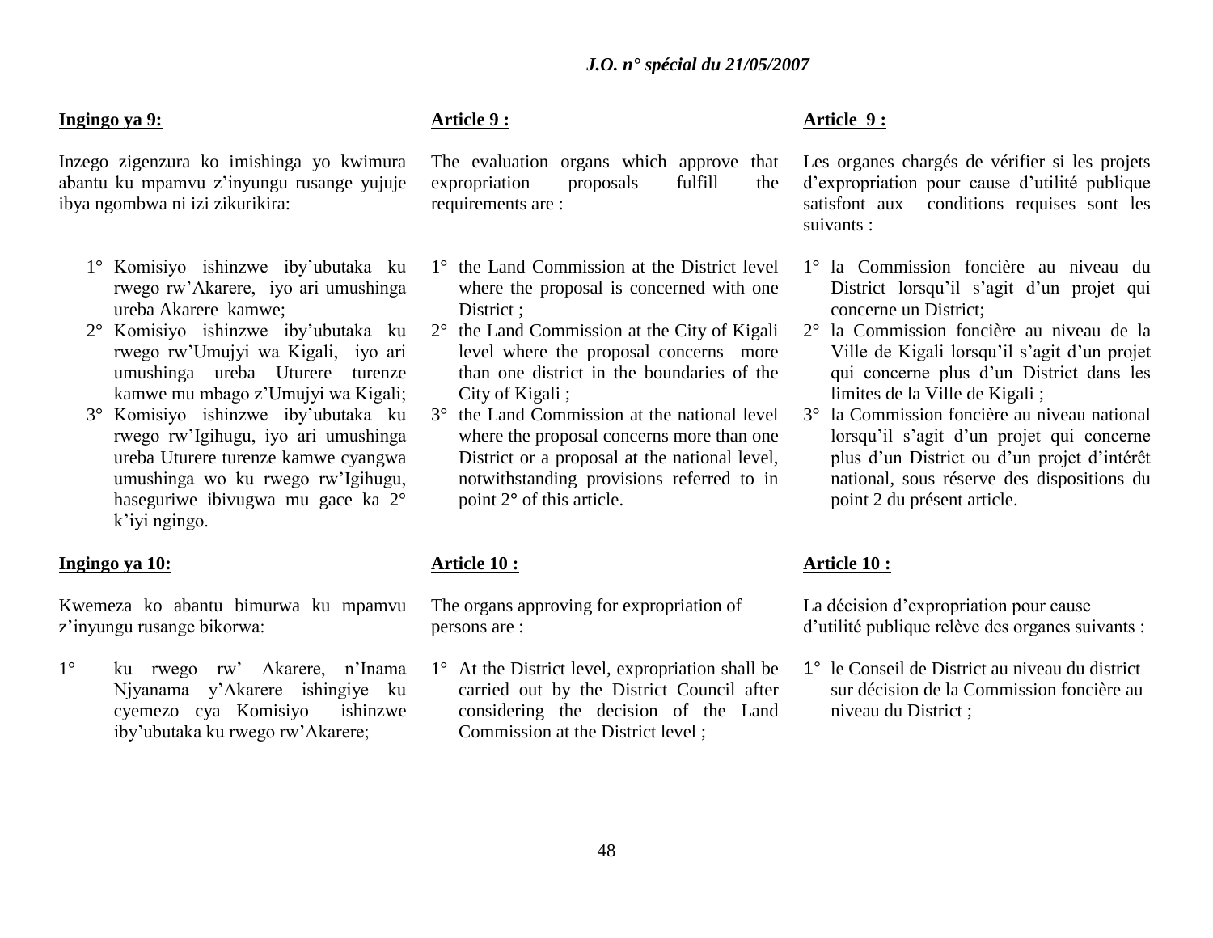**Ingingo ya 9:**

Inzego zigenzura ko imishinga yo kwimura abantu ku mpamvu z'inyungu rusange yujuje ibya ngombwa ni izi zikurikira:

1° Komisiyo ishinzwe iby'ubutaka ku rwego rw'Akarere, iyo ari umushinga ureba Akarere kamwe;
2° Komisiyo ishinzwe iby'ubutaka ku rwego rw'Umujyi wa Kigali, iyo ari umushinga ureba Uturere turenze kamwe mu mbago z'Umujyi wa Kigali;
3° Komisiyo ishinzwe iby'ubutaka ku rwego rw'Igihugu, iyo ari umushinga ureba Uturere turenze kamwe cyangwa umushinga wo ku rwego rw'Igihugu, haseguriwe ibivugwa mu gace ka 2° k'iyi ngingo.

**Ingingo ya 10:**

Kwemeza ko abantu bimurwa ku mpamvu z'inyungu rusange bikorwa:

1° ku rwego rw' Akarere, n'Inama Njyanama y'Akarere ishingiye ku cyemezo cya Komisiyo ishinzwe iby'ubutaka ku rwego rw'Akarere;

**Article 9 :**

The evaluation organs which approve that expropriation proposals fulfill the requirements are :

1° the Land Commission at the District level where the proposal is concerned with one District ;
2° the Land Commission at the City of Kigali level where the proposal concerns more than one district in the boundaries of the City of Kigali ;
3° the Land Commission at the national level where the proposal concerns more than one District or a proposal at the national level, notwithstanding provisions referred to in point 2° of this article.

**Article 10 :**

The organs approving for expropriation of persons are :

1° At the District level, expropriation shall be carried out by the District Council after considering the decision of the Land Commission at the District level ;

**Article 9 :**

Les organes chargés de vérifier si les projets d'expropriation pour cause d'utilité publique satisfont aux conditions requises sont les suivants :

1° la Commission foncière au niveau du District lorsqu'il s'agit d'un projet qui concerne un District;
2° la Commission foncière au niveau de la Ville de Kigali lorsqu'il s'agit d'un projet qui concerne plus d'un District dans les limites de la Ville de Kigali ;
3° la Commission foncière au niveau national lorsqu'il s'agit d'un projet qui concerne plus d'un District ou d'un projet d'intérêt national, sous réserve des dispositions du point 2 du présent article.

**Article 10 :**

La décision d'expropriation pour cause d'utilité publique relève des organes suivants :

1° le Conseil de District au niveau du district sur décision de la Commission foncière au niveau du District ;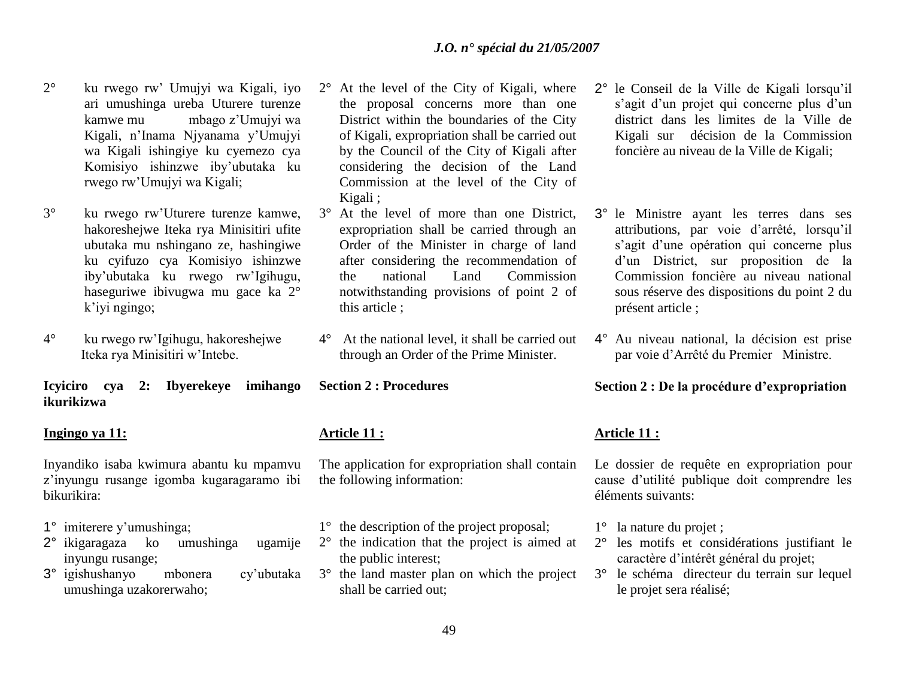2° ku rwego rw' Umujyi wa Kigali, iyo ari umushinga ureba Uturere turenze kamwe mu mbago z'Umujyi wa Kigali, n'Inama Njyanama y'Umujyi wa Kigali ishingiye ku cyemezo cya Komisiyo ishinzwe iby'ubutaka ku rwego rw'Umujyi wa Kigali;

3° ku rwego rw'Uturere turenze kamwe, hakoreshejwe Iteka rya Minisitiri ufite ubutaka mu nshingano ze, hashingiwe ku cyifuzo cya Komisiyo ishinzwe iby'ubutaka ku rwego rw'Igihugu, haseguriwe ibivugwa mu gace ka 2° k'iyi ngingo;

4° ku rwego rw'Igihugu, hakoreshejwe Iteka rya Minisitiri w'Intebe.

**Icyiciro cya 2: Ibyerekeye imihango ikurikizwa**

**Ingingo ya 11:**

Inyandiko isaba kwimura abantu ku mpamvu z'inyungu rusange igomba kugaragaramo ibi bikurikira:

1° imiterere y'umushinga;
2° ikigaragaza ko umushinga ugamije inyungu rusange;
3° igishushanyo mbonera cy'ubutaka umushinga uzakorerwaho;

2° At the level of the City of Kigali, where the proposal concerns more than one District within the boundaries of the City of Kigali, expropriation shall be carried out by the Council of the City of Kigali after considering the decision of the Land Commission at the level of the City of Kigali ;

3° At the level of more than one District, expropriation shall be carried through an Order of the Minister in charge of land after considering the recommendation of the national Land Commission notwithstanding provisions of point 2 of this article ;

4° At the national level, it shall be carried out through an Order of the Prime Minister.

**Section 2 : Procedures**

**Article 11 :**

The application for expropriation shall contain the following information:

1° the description of the project proposal;
2° the indication that the project is aimed at the public interest;
3° the land master plan on which the project shall be carried out;

2° le Conseil de la Ville de Kigali lorsqu'il s'agit d'un projet qui concerne plus d'un district dans les limites de la Ville de Kigali sur décision de la Commission foncière au niveau de la Ville de Kigali;

3° le Ministre ayant les terres dans ses attributions, par voie d'arrêté, lorsqu'il s'agit d'une opération qui concerne plus d'un District, sur proposition de la Commission foncière au niveau national sous réserve des dispositions du point 2 du présent article ;

4° Au niveau national, la décision est prise par voie d'Arrêté du Premier Ministre.

**Section 2 : De la procédure d'expropriation**

**Article 11 :**

Le dossier de requête en expropriation pour cause d'utilité publique doit comprendre les éléments suivants:

1° la nature du projet ;
2° les motifs et considérations justifiant le caractère d'intérêt général du projet;
3° le schéma directeur du terrain sur lequel le projet sera réalisé;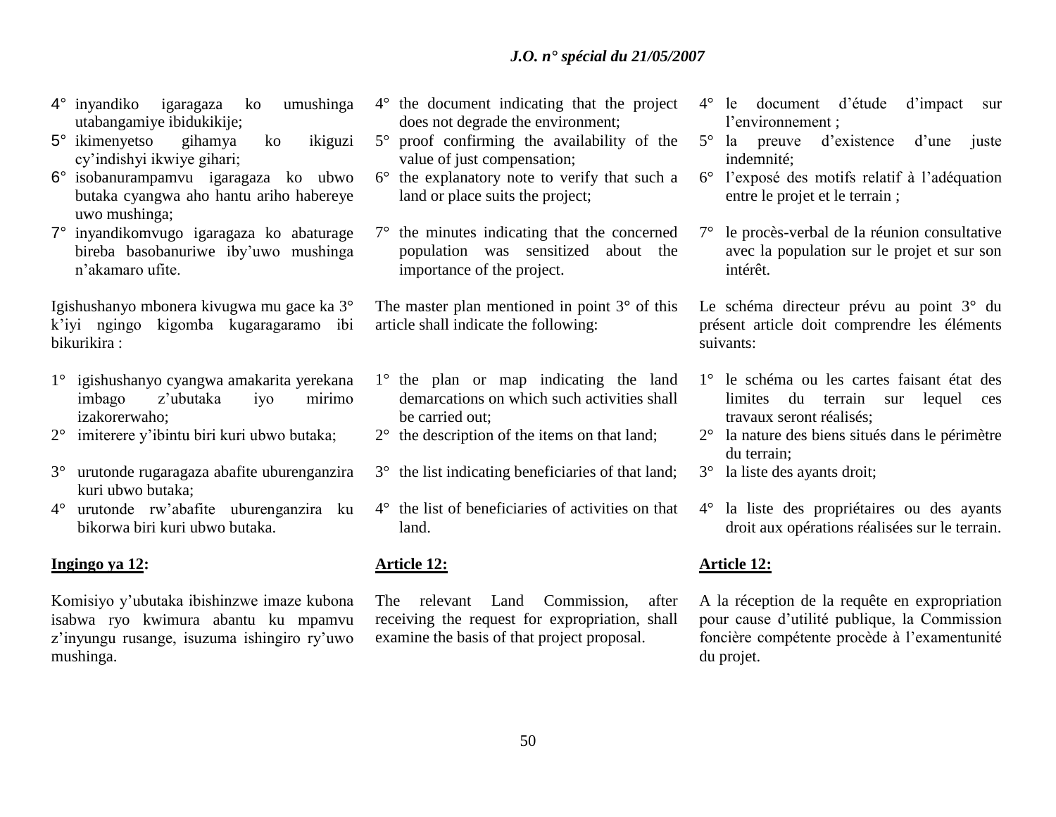4° inyandiko igaragaza ko umushinga utabangamiye ibidukikije;
5° ikimenyetso gihamya ko ikiguzi cy'indishyi ikwiye gihari;
6° isobanurampamvu igaragaza ko ubwo butaka cyangwa aho hantu ariho habereye uwo mushinga;
7° inyandikomvugo igaragaza ko abaturage bireba basobanuriwe iby'uwo mushinga n'akamaro ufite.

Igishushanyo mbonera kivugwa mu gace ka 3° k'iyi ngingo kigomba kugaragaramo ibi bikurikira :

1° igishushanyo cyangwa amakarita yerekana imbago z'ubutaka iyo mirimo izakorerwaho;
2° imiterere y'ibintu biri kuri ubwo butaka;
3° urutonde rugaragaza abafite uburenganzira kuri ubwo butaka;
4° urutonde rw'abafite uburenganzira ku bikorwa biri kuri ubwo butaka.

**Ingingo ya 12:**

Komisiyo y'ubutaka ibishinzwe imaze kubona isabwa ryo kwimura abantu ku mpamvu z'inyungu rusange, isuzuma ishingiro ry'uwo mushinga.

4° the document indicating that the project does not degrade the environment;
5° proof confirming the availability of the value of just compensation;
6° the explanatory note to verify that such a land or place suits the project;
7° the minutes indicating that the concerned population was sensitized about the importance of the project.

The master plan mentioned in point 3° of this article shall indicate the following:

1° the plan or map indicating the land demarcations on which such activities shall be carried out;
2° the description of the items on that land;
3° the list indicating beneficiaries of that land;
4° the list of beneficiaries of activities on that land.

**Article 12:**

The relevant Land Commission, after receiving the request for expropriation, shall examine the basis of that project proposal.

4° le document d'étude d'impact sur l'environnement ;
5° la preuve d'existence d'une juste indemnité;
6° l'exposé des motifs relatif à l'adéquation entre le projet et le terrain ;
7° le procès-verbal de la réunion consultative avec la population sur le projet et sur son intérêt.

Le schéma directeur prévu au point 3° du présent article doit comprendre les éléments suivants:

1° le schéma ou les cartes faisant état des limites du terrain sur lequel ces travaux seront réalisés;
2° la nature des biens situés dans le périmètre du terrain;
3° la liste des ayants droit;
4° la liste des propriétaires ou des ayants droit aux opérations réalisées sur le terrain.

**Article 12:**

A la réception de la requête en expropriation pour cause d'utilité publique, la Commission foncière compétente procède à l'examentunité du projet.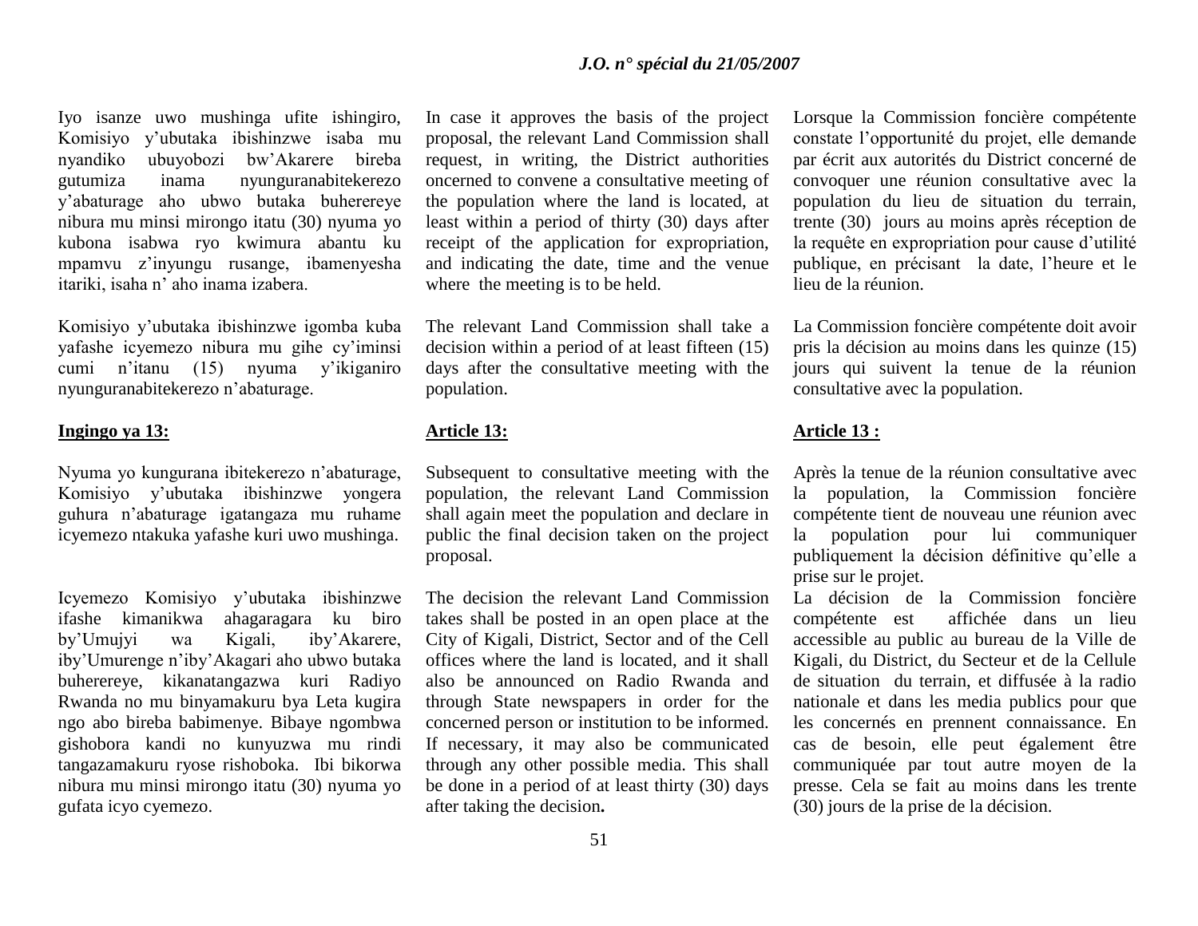Iyo isanze uwo mushinga ufite ishingiro, Komisiyo y'ubutaka ibishinzwe isaba mu nyandiko ubuyobozi bw'Akarere bireba gutumiza inama nyunguranabitekerezo y'abaturage aho ubwo butaka buherereye nibura mu minsi mirongo itatu (30) nyuma yo kubona isabwa ryo kwimura abantu ku mpamvu z'inyungu rusange, ibamenyesha itariki, isaha n' aho inama izabera.

Komisiyo y'ubutaka ibishinzwe igomba kuba yafashe icyemezo nibura mu gihe cy'iminsi cumi n'itanu (15) nyuma y'ikiganiro nyunguranabitekerezo n'abaturage.

**Ingingo ya 13:**

Nyuma yo kungurana ibitekerezo n'abaturage, Komisiyo y'ubutaka ibishinzwe yongera guhura n'abaturage igatangaza mu ruhame icyemezo ntakuka yafashe kuri uwo mushinga.

Icyemezo Komisiyo y'ubutaka ibishinzwe ifashe kimanikwa ahagaragara ku biro by'Umujyi wa Kigali, iby'Akarere, iby'Umurenge n'iby'Akagari aho ubwo butaka buherereye, kikanatangazwa kuri Radiyo Rwanda no mu binyamakuru bya Leta kugira ngo abo bireba babimenye. Bibaye ngombwa gishobora kandi no kunyuzwa mu rindi tangazamakuru ryose rishoboka. Ibi bikorwa nibura mu minsi mirongo itatu (30) nyuma yo gufata icyo cyemezo.

In case it approves the basis of the project proposal, the relevant Land Commission shall request, in writing, the District authorities oncerned to convene a consultative meeting of the population where the land is located, at least within a period of thirty (30) days after receipt of the application for expropriation, and indicating the date, time and the venue where the meeting is to be held.

The relevant Land Commission shall take a decision within a period of at least fifteen (15) days after the consultative meeting with the population.

**Article 13:**

Subsequent to consultative meeting with the population, the relevant Land Commission shall again meet the population and declare in public the final decision taken on the project proposal.

The decision the relevant Land Commission takes shall be posted in an open place at the City of Kigali, District, Sector and of the Cell offices where the land is located, and it shall also be announced on Radio Rwanda and through State newspapers in order for the concerned person or institution to be informed. If necessary, it may also be communicated through any other possible media. This shall be done in a period of at least thirty (30) days after taking the decision**.**

Lorsque la Commission foncière compétente constate l'opportunité du projet, elle demande par écrit aux autorités du District concerné de convoquer une réunion consultative avec la population du lieu de situation du terrain, trente (30) jours au moins après réception de la requête en expropriation pour cause d'utilité publique, en précisant la date, l'heure et le lieu de la réunion.

La Commission foncière compétente doit avoir pris la décision au moins dans les quinze (15) jours qui suivent la tenue de la réunion consultative avec la population.

**Article 13 :**

Après la tenue de la réunion consultative avec la population, la Commission foncière compétente tient de nouveau une réunion avec la population pour lui communiquer publiquement la décision définitive qu'elle a prise sur le projet.

La décision de la Commission foncière compétente est affichée dans un lieu accessible au public au bureau de la Ville de Kigali, du District, du Secteur et de la Cellule de situation du terrain, et diffusée à la radio nationale et dans les media publics pour que les concernés en prennent connaissance. En cas de besoin, elle peut également être communiquée par tout autre moyen de la presse. Cela se fait au moins dans les trente (30) jours de la prise de la décision.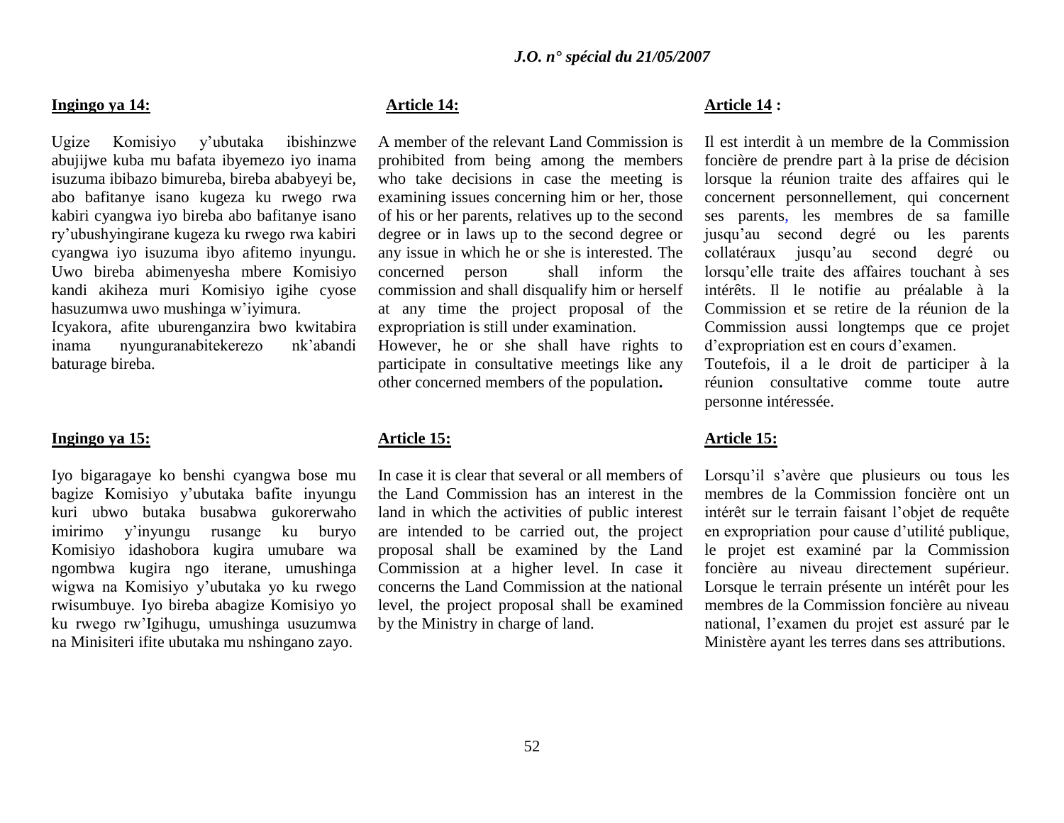**Ingingo ya 14:**

Ugize Komisiyo y'ubutaka ibishinzwe abujijwe kuba mu bafata ibyemezo iyo inama isuzuma ibibazo bimureba, bireba ababyeyi be, abo bafitanye isano kugeza ku rwego rwa kabiri cyangwa iyo bireba abo bafitanye isano ry'ubushyingirane kugeza ku rwego rwa kabiri cyangwa iyo isuzuma ibyo afitemo inyungu. Uwo bireba abimenyesha mbere Komisiyo kandi akiheza muri Komisiyo igihe cyose hasuzumwa uwo mushinga w'iyimura.
Icyakora, afite uburenganzira bwo kwitabira inama nyunguranabitekerezo nk'abandi baturage bireba.

**Ingingo ya 15:**

Iyo bigaragaye ko benshi cyangwa bose mu bagize Komisiyo y'ubutaka bafite inyungu kuri ubwo butaka busabwa gukorerwaho imirimo y'inyungu rusange ku buryo Komisiyo idashobora kugira umubare wa ngombwa kugira ngo iterane, umushinga wigwa na Komisiyo y'ubutaka yo ku rwego rwisumbuye. Iyo bireba abagize Komisiyo yo ku rwego rw'Igihugu, umushinga usuzumwa na Minisiteri ifite ubutaka mu nshingano zayo.

**Article 14:**

A member of the relevant Land Commission is prohibited from being among the members who take decisions in case the meeting is examining issues concerning him or her, those of his or her parents, relatives up to the second degree or in laws up to the second degree or any issue in which he or she is interested. The concerned person shall inform the commission and shall disqualify him or herself at any time the project proposal of the expropriation is still under examination.
However, he or she shall have rights to participate in consultative meetings like any other concerned members of the population**.**

**Article 15:**

In case it is clear that several or all members of the Land Commission has an interest in the land in which the activities of public interest are intended to be carried out, the project proposal shall be examined by the Land Commission at a higher level. In case it concerns the Land Commission at the national level, the project proposal shall be examined by the Ministry in charge of land.

**Article 14 :**

Il est interdit à un membre de la Commission foncière de prendre part à la prise de décision lorsque la réunion traite des affaires qui le concernent personnellement, qui concernent ses parents, les membres de sa famille jusqu'au second degré ou les parents collatéraux jusqu'au second degré ou lorsqu'elle traite des affaires touchant à ses intérêts. Il le notifie au préalable à la Commission et se retire de la réunion de la Commission aussi longtemps que ce projet d'expropriation est en cours d'examen.
Toutefois, il a le droit de participer à la réunion consultative comme toute autre personne intéressée.

**Article 15:**

Lorsqu'il s'avère que plusieurs ou tous les membres de la Commission foncière ont un intérêt sur le terrain faisant l'objet de requête en expropriation pour cause d'utilité publique, le projet est examiné par la Commission foncière au niveau directement supérieur. Lorsque le terrain présente un intérêt pour les membres de la Commission foncière au niveau national, l'examen du projet est assuré par le Ministère ayant les terres dans ses attributions.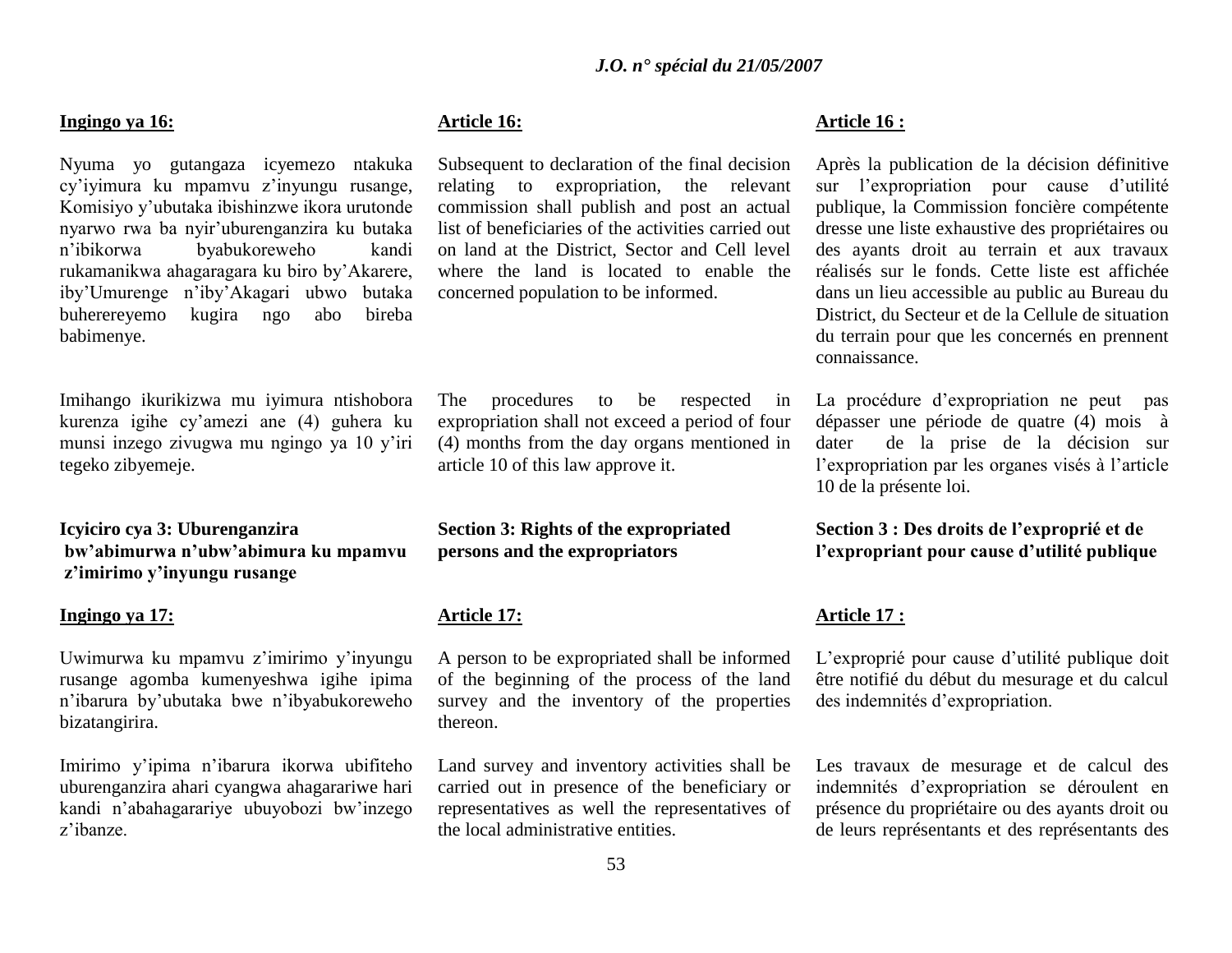**Ingingo ya 16:**

Nyuma yo gutangaza icyemezo ntakuka cy'iyimura ku mpamvu z'inyungu rusange, Komisiyo y'ubutaka ibishinzwe ikora urutonde nyarwo rwa ba nyir'uburenganzira ku butaka n'ibikorwa byabukoreweho kandi rukamanikwa ahagaragara ku biro by'Akarere, iby'Umurenge n'iby'Akagari ubwo butaka buherereyemo kugira ngo abo bireba babimenye.

Imihango ikurikizwa mu iyimura ntishobora kurenza igihe cy'amezi ane (4) guhera ku munsi inzego zivugwa mu ngingo ya 10 y'iri tegeko zibyemeje.

**Icyiciro cya 3: Uburenganzira bw'abimurwa n'ubw'abimura ku mpamvu z'imirimo y'inyungu rusange**

**Ingingo ya 17:**

Uwimurwa ku mpamvu z'imirimo y'inyungu rusange agomba kumenyeshwa igihe ipima n'ibarura by'ubutaka bwe n'ibyabukoreweho bizatangirira.

Imirimo y'ipima n'ibarura ikorwa ubifiteho uburenganzira ahari cyangwa ahagarariwe hari kandi n'abahagarariye ubuyobozi bw'inzego z'ibanze.

**Article 16:**

Subsequent to declaration of the final decision relating to expropriation, the relevant commission shall publish and post an actual list of beneficiaries of the activities carried out on land at the District, Sector and Cell level where the land is located to enable the concerned population to be informed.

The procedures to be respected in expropriation shall not exceed a period of four (4) months from the day organs mentioned in article 10 of this law approve it.

**Section 3: Rights of the expropriated persons and the expropriators**

**Article 17:**

A person to be expropriated shall be informed of the beginning of the process of the land survey and the inventory of the properties thereon.

Land survey and inventory activities shall be carried out in presence of the beneficiary or representatives as well the representatives of the local administrative entities.

**Article 16 :**

Après la publication de la décision définitive sur l'expropriation pour cause d'utilité publique, la Commission foncière compétente dresse une liste exhaustive des propriétaires ou des ayants droit au terrain et aux travaux réalisés sur le fonds. Cette liste est affichée dans un lieu accessible au public au Bureau du District, du Secteur et de la Cellule de situation du terrain pour que les concernés en prennent connaissance.

La procédure d'expropriation ne peut pas dépasser une période de quatre (4) mois à dater de la prise de la décision sur l'expropriation par les organes visés à l'article 10 de la présente loi.

**Section 3 : Des droits de l'exproprié et de l'expropriant pour cause d'utilité publique**

**Article 17 :**

L'exproprié pour cause d'utilité publique doit être notifié du début du mesurage et du calcul des indemnités d'expropriation.

Les travaux de mesurage et de calcul des indemnités d'expropriation se déroulent en présence du propriétaire ou des ayants droit ou de leurs représentants et des représentants des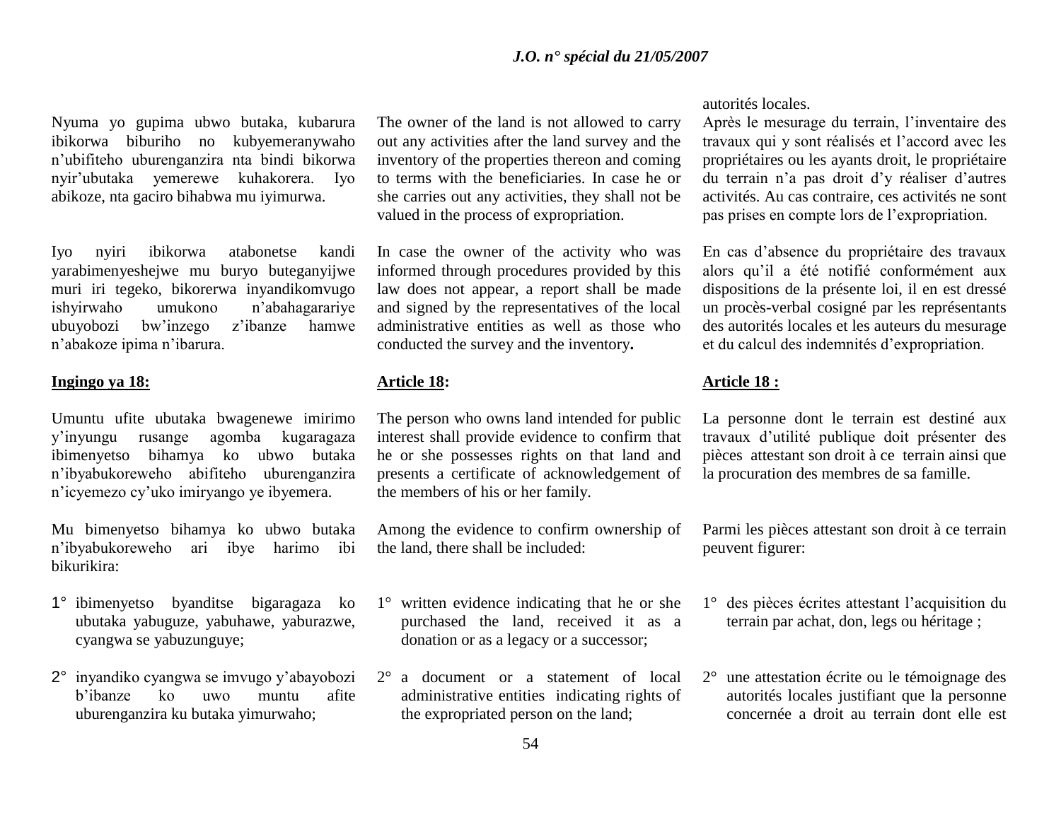Nyuma yo gupima ubwo butaka, kubarura ibikorwa biburiho no kubyemeranywaho n'ubifiteho uburenganzira nta bindi bikorwa nyir'ubutaka yemerewe kuhakorera. Iyo abikoze, nta gaciro bihabwa mu iyimurwa.

Iyo nyiri ibikorwa atabonetse kandi yarabimenyeshejwe mu buryo buteganyijwe muri iri tegeko, bikorerwa inyandikomvugo ishyirwaho umukono n'abahagarariye ubuyobozi bw'inzego z'ibanze hamwe n'abakoze ipima n'ibarura.

**Ingingo ya 18:**

Umuntu ufite ubutaka bwagenewe imirimo y'inyungu rusange agomba kugaragaza ibimenyetso bihamya ko ubwo butaka n'ibyabukoreweho abifiteho uburenganzira n'icyemezo cy'uko imiryango ye ibyemera.

Mu bimenyetso bihamya ko ubwo butaka n'ibyabukoreweho ari ibye harimo ibi bikurikira:

1° ibimenyetso byanditse bigaragaza ko ubutaka yabuguze, yabuhawe, yaburazwe, cyangwa se yabuzunguye;

2° inyandiko cyangwa se imvugo y'abayobozi b'ibanze ko uwo muntu afite uburenganzira ku butaka yimurwaho;

The owner of the land is not allowed to carry out any activities after the land survey and the inventory of the properties thereon and coming to terms with the beneficiaries. In case he or she carries out any activities, they shall not be valued in the process of expropriation.

In case the owner of the activity who was informed through procedures provided by this law does not appear, a report shall be made and signed by the representatives of the local administrative entities as well as those who conducted the survey and the inventory**.**

**Article 18:**

The person who owns land intended for public interest shall provide evidence to confirm that he or she possesses rights on that land and presents a certificate of acknowledgement of the members of his or her family.

Among the evidence to confirm ownership of the land, there shall be included:

1° written evidence indicating that he or she purchased the land, received it as a donation or as a legacy or a successor;

2° a document or a statement of local administrative entities indicating rights of the expropriated person on the land;

autorités locales.

Après le mesurage du terrain, l'inventaire des travaux qui y sont réalisés et l'accord avec les propriétaires ou les ayants droit, le propriétaire du terrain n'a pas droit d'y réaliser d'autres activités. Au cas contraire, ces activités ne sont pas prises en compte lors de l'expropriation.

En cas d'absence du propriétaire des travaux alors qu'il a été notifié conformément aux dispositions de la présente loi, il en est dressé un procès-verbal cosigné par les représentants des autorités locales et les auteurs du mesurage et du calcul des indemnités d'expropriation.

**Article 18 :**

La personne dont le terrain est destiné aux travaux d'utilité publique doit présenter des pièces attestant son droit à ce terrain ainsi que la procuration des membres de sa famille.

Parmi les pièces attestant son droit à ce terrain peuvent figurer:

1° des pièces écrites attestant l'acquisition du terrain par achat, don, legs ou héritage ;

2° une attestation écrite ou le témoignage des autorités locales justifiant que la personne concernée a droit au terrain dont elle est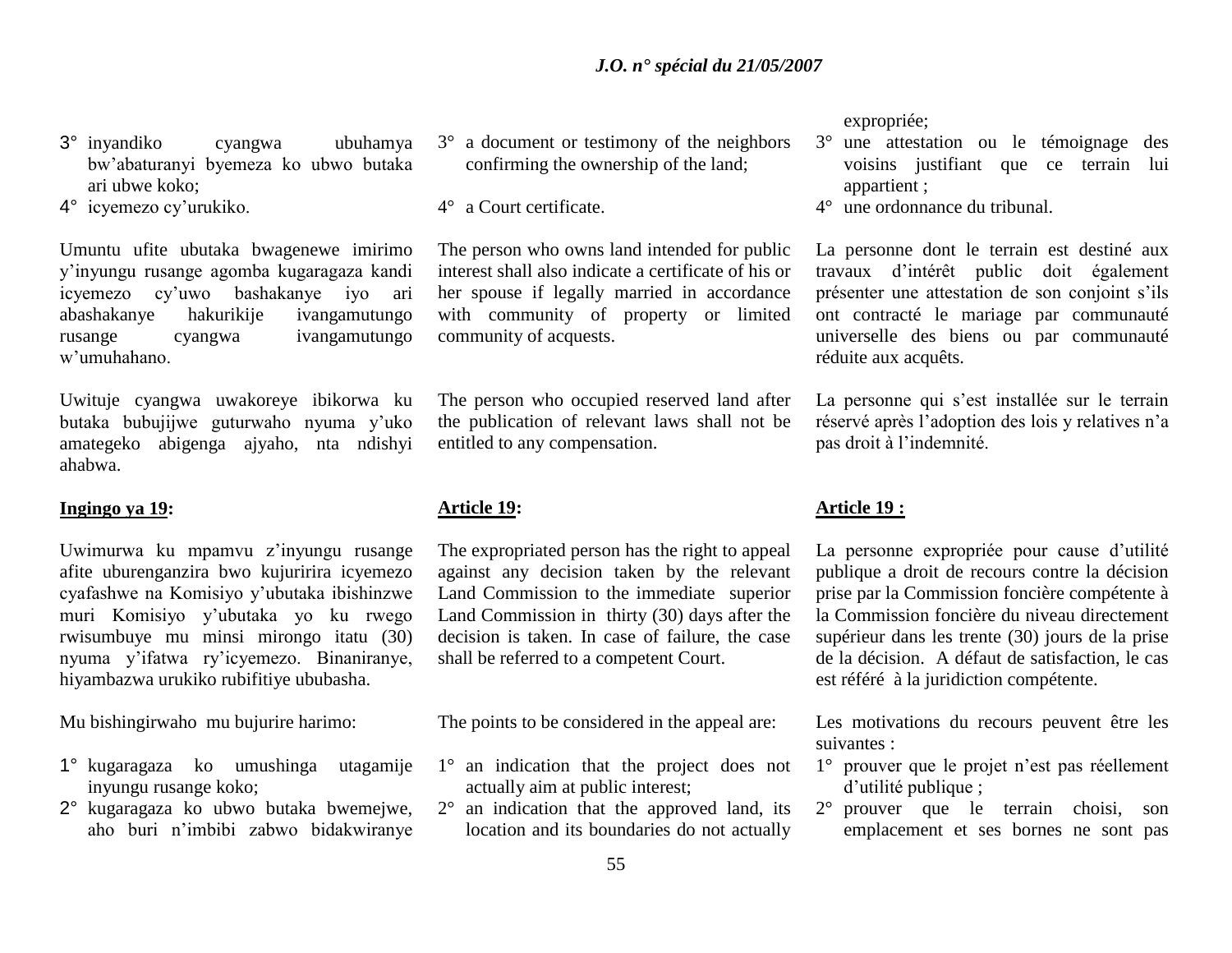3° inyandiko cyangwa ubuhamya bw'abaturanyi byemeza ko ubwo butaka ari ubwe koko;
4° icyemezo cy'urukiko.

Umuntu ufite ubutaka bwagenewe imirimo y'inyungu rusange agomba kugaragaza kandi icyemezo cy'uwo bashakanye iyo ari abashakanye hakurikije ivangamutungo rusange cyangwa ivangamutungo w'umuhahano.

Uwituje cyangwa uwakoreye ibikorwa ku butaka bubujijwe guturwaho nyuma y'uko amategeko abigenga ajyaho, nta ndishyi ahabwa.

**Ingingo ya 19:**

Uwimurwa ku mpamvu z'inyungu rusange afite uburenganzira bwo kujuririra icyemezo cyafashwe na Komisiyo y'ubutaka ibishinzwe muri Komisiyo y'ubutaka yo ku rwego rwisumbuye mu minsi mirongo itatu (30) nyuma y'ifatwa ry'icyemezo. Binaniranye, hiyambazwa urukiko rubifitiye ububasha.

Mu bishingirwaho mu bujurire harimo:

1° kugaragaza ko umushinga utagamije inyungu rusange koko;
2° kugaragaza ko ubwo butaka bwemejwe, aho buri n'imbibi zabwo bidakwiranye

3° a document or testimony of the neighbors confirming the ownership of the land;

4° a Court certificate.

The person who owns land intended for public interest shall also indicate a certificate of his or her spouse if legally married in accordance with community of property or limited community of acquests.

The person who occupied reserved land after the publication of relevant laws shall not be entitled to any compensation.

**Article 19:**

The expropriated person has the right to appeal against any decision taken by the relevant Land Commission to the immediate superior Land Commission in thirty (30) days after the decision is taken. In case of failure, the case shall be referred to a competent Court.

The points to be considered in the appeal are:

1° an indication that the project does not actually aim at public interest;
2° an indication that the approved land, its location and its boundaries do not actually

expropriée;

3° une attestation ou le témoignage des voisins justifiant que ce terrain lui appartient ;
4° une ordonnance du tribunal.

La personne dont le terrain est destiné aux travaux d'intérêt public doit également présenter une attestation de son conjoint s'ils ont contracté le mariage par communauté universelle des biens ou par communauté réduite aux acquêts.

La personne qui s'est installée sur le terrain réservé après l'adoption des lois y relatives n'a pas droit à l'indemnité.

**Article 19 :**

La personne expropriée pour cause d'utilité publique a droit de recours contre la décision prise par la Commission foncière compétente à la Commission foncière du niveau directement supérieur dans les trente (30) jours de la prise de la décision. A défaut de satisfaction, le cas est référé à la juridiction compétente.

Les motivations du recours peuvent être les suivantes :

1° prouver que le projet n'est pas réellement d'utilité publique ;
2° prouver que le terrain choisi, son emplacement et ses bornes ne sont pas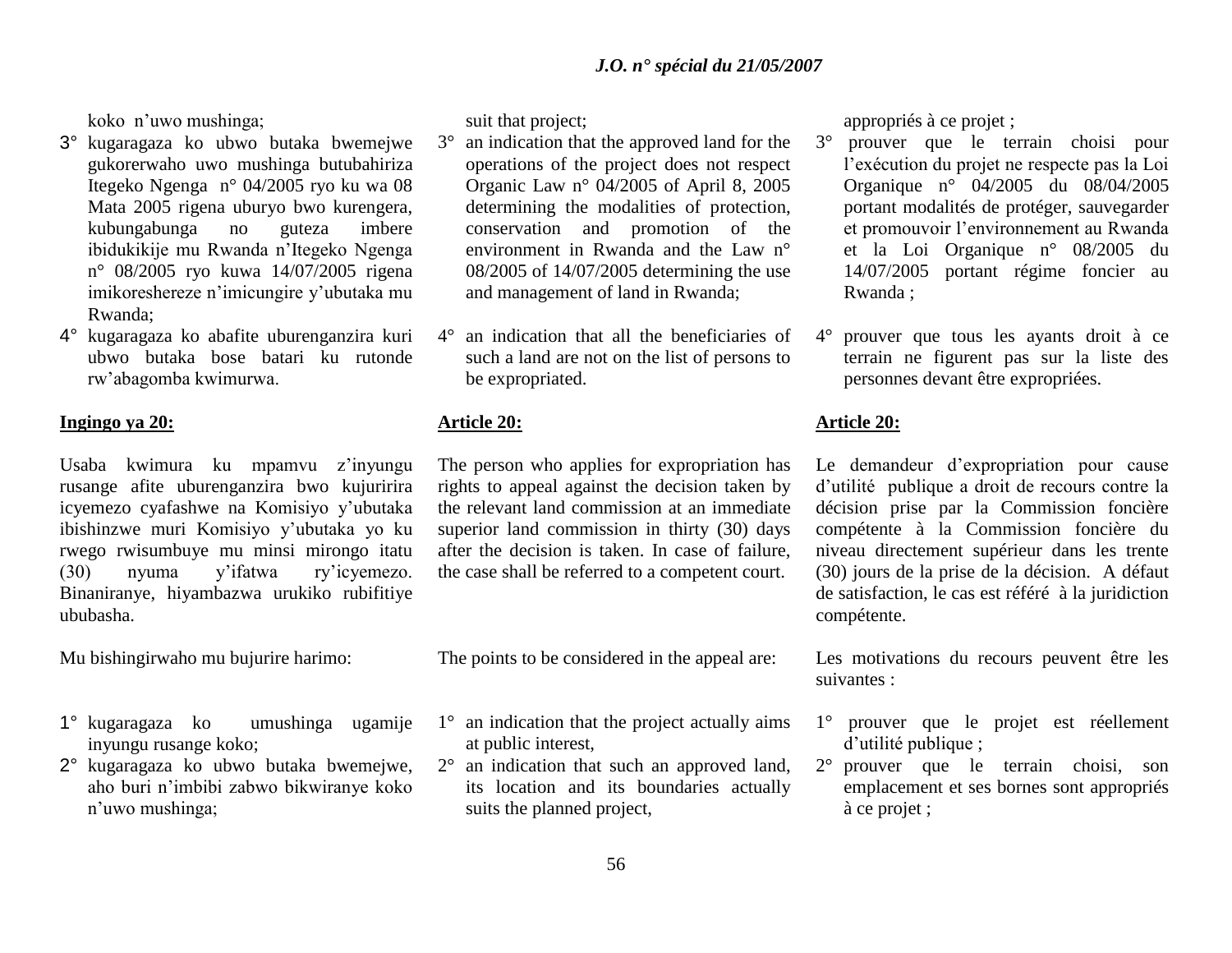koko n'uwo mushinga;

3° kugaragaza ko ubwo butaka bwemejwe gukorerwaho uwo mushinga butubahiriza Itegeko Ngenga n° 04/2005 ryo ku wa 08 Mata 2005 rigena uburyo bwo kurengera, kubungabunga no guteza imbere ibidukikije mu Rwanda n'Itegeko Ngenga n° 08/2005 ryo kuwa 14/07/2005 rigena imikoreshereze n'imicungire y'ubutaka mu Rwanda;
4° kugaragaza ko abafite uburenganzira kuri ubwo butaka bose batari ku rutonde rw'abagomba kwimurwa.

**Ingingo ya 20:**

Usaba kwimura ku mpamvu z'inyungu rusange afite uburenganzira bwo kujuririra icyemezo cyafashwe na Komisiyo y'ubutaka ibishinzwe muri Komisiyo y'ubutaka yo ku rwego rwisumbuye mu minsi mirongo itatu (30) nyuma y'ifatwa ry'icyemezo. Binaniranye, hiyambazwa urukiko rubifitiye ububasha.

Mu bishingirwaho mu bujurire harimo:

1° kugaragaza ko umushinga ugamije inyungu rusange koko;
2° kugaragaza ko ubwo butaka bwemejwe, aho buri n'imbibi zabwo bikwiranye koko n'uwo mushinga;

suit that project;

3° an indication that the approved land for the operations of the project does not respect Organic Law n° 04/2005 of April 8, 2005 determining the modalities of protection, conservation and promotion of the environment in Rwanda and the Law n° 08/2005 of 14/07/2005 determining the use and management of land in Rwanda;
4° an indication that all the beneficiaries of such a land are not on the list of persons to be expropriated.

**Article 20:**

The person who applies for expropriation has rights to appeal against the decision taken by the relevant land commission at an immediate superior land commission in thirty (30) days after the decision is taken. In case of failure, the case shall be referred to a competent court.

The points to be considered in the appeal are:

1° an indication that the project actually aims at public interest,
2° an indication that such an approved land, its location and its boundaries actually suits the planned project,

appropriés à ce projet ;

3° prouver que le terrain choisi pour l'exécution du projet ne respecte pas la Loi Organique n° 04/2005 du 08/04/2005 portant modalités de protéger, sauvegarder et promouvoir l'environnement au Rwanda et la Loi Organique n° 08/2005 du 14/07/2005 portant régime foncier au Rwanda ;
4° prouver que tous les ayants droit à ce terrain ne figurent pas sur la liste des personnes devant être expropriées.

**Article 20:**

Le demandeur d'expropriation pour cause d'utilité publique a droit de recours contre la décision prise par la Commission foncière compétente à la Commission foncière du niveau directement supérieur dans les trente (30) jours de la prise de la décision. A défaut de satisfaction, le cas est référé à la juridiction compétente.

Les motivations du recours peuvent être les suivantes :

1° prouver que le projet est réellement d'utilité publique ;
2° prouver que le terrain choisi, son emplacement et ses bornes sont appropriés à ce projet ;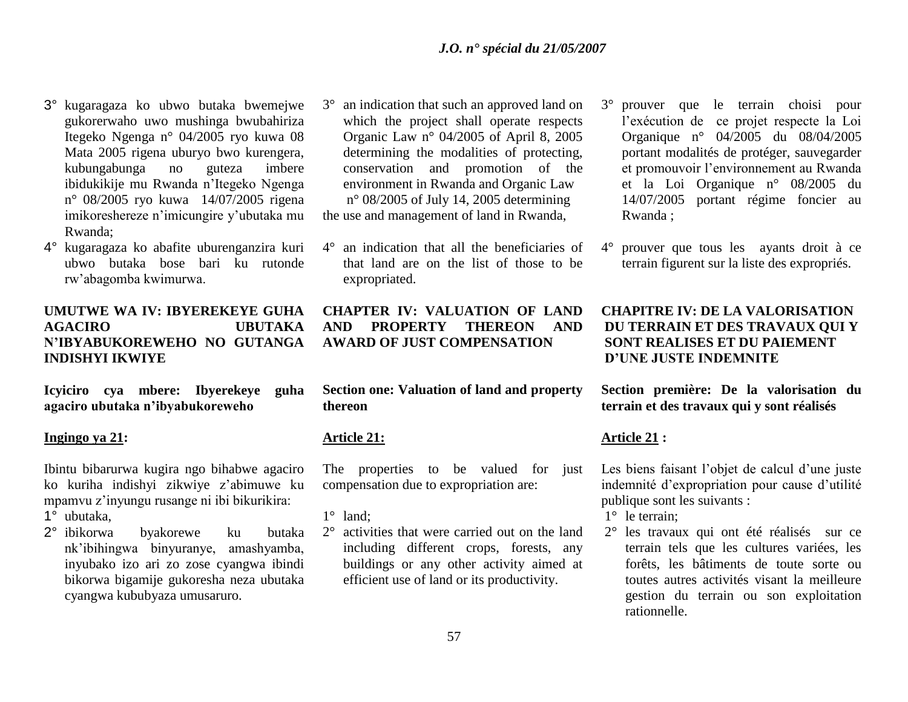3° kugaragaza ko ubwo butaka bwemejwe gukorerwaho uwo mushinga bwubahiriza Itegeko Ngenga n° 04/2005 ryo kuwa 08 Mata 2005 rigena uburyo bwo kurengera, kubungabunga no guteza imbere ibidukikije mu Rwanda n'Itegeko Ngenga n° 08/2005 ryo kuwa 14/07/2005 rigena imikoreshereze n'imicungire y'ubutaka mu Rwanda;

4° kugaragaza ko abafite uburenganzira kuri ubwo butaka bose bari ku rutonde rw'abagomba kwimurwa.

**UMUTWE WA IV: IBYEREKEYE GUHA AGACIRO UBUTAKA N'IBYABUKOREWEHO NO GUTANGA INDISHYI IKWIYE**

**Icyiciro cya mbere: Ibyerekeye guha agaciro ubutaka n'ibyabukoreweho**

**Ingingo ya 21:**

Ibintu bibarurwa kugira ngo bihabwe agaciro ko kuriha indishyi zikwiye z'abimuwe ku mpamvu z'inyungu rusange ni ibi bikurikira:

1° ubutaka,
2° ibikorwa byakorewe ku butaka nk'ibihingwa binyuranye, amashyamba, inyubako izo ari zo zose cyangwa ibindi bikorwa bigamije gukoresha neza ubutaka cyangwa kububyaza umusaruro.

3° an indication that such an approved land on which the project shall operate respects Organic Law n° 04/2005 of April 8, 2005 determining the modalities of protecting, conservation and promotion of the environment in Rwanda and Organic Law n° 08/2005 of July 14, 2005 determining the use and management of land in Rwanda,

4° an indication that all the beneficiaries of that land are on the list of those to be expropriated.

**CHAPTER IV: VALUATION OF LAND AND PROPERTY THEREON AND AWARD OF JUST COMPENSATION**

**Section one: Valuation of land and property thereon**

**Article 21:**

The properties to be valued for just compensation due to expropriation are:

1° land;
2° activities that were carried out on the land including different crops, forests, any buildings or any other activity aimed at efficient use of land or its productivity.

3° prouver que le terrain choisi pour l'exécution de ce projet respecte la Loi Organique n° 04/2005 du 08/04/2005 portant modalités de protéger, sauvegarder et promouvoir l'environnement au Rwanda et la Loi Organique n° 08/2005 du 14/07/2005 portant régime foncier au Rwanda ;

4° prouver que tous les ayants droit à ce terrain figurent sur la liste des expropriés.

**CHAPITRE IV: DE LA VALORISATION DU TERRAIN ET DES TRAVAUX QUI Y SONT REALISES ET DU PAIEMENT D'UNE JUSTE INDEMNITE**

**Section première: De la valorisation du terrain et des travaux qui y sont réalisés**

**Article 21 :**

Les biens faisant l'objet de calcul d'une juste indemnité d'expropriation pour cause d'utilité publique sont les suivants :

1° le terrain;
2° les travaux qui ont été réalisés sur ce terrain tels que les cultures variées, les forêts, les bâtiments de toute sorte ou toutes autres activités visant la meilleure gestion du terrain ou son exploitation rationnelle.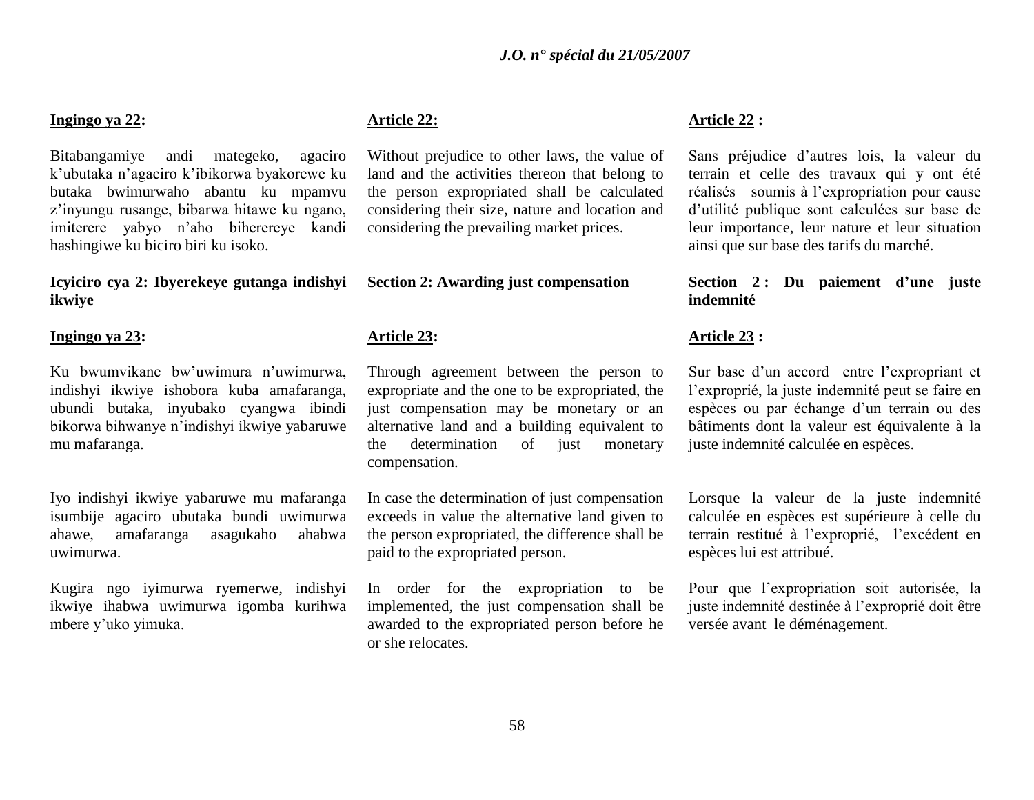**Ingingo ya 22:**

Bitabangamiye andi mategeko, agaciro k'ubutaka n'agaciro k'ibikorwa byakorewe ku butaka bwimurwaho abantu ku mpamvu z'inyungu rusange, bibarwa hitawe ku ngano, imiterere yabyo n'aho biherereye kandi hashingiwe ku biciro biri ku isoko.

**Icyiciro cya 2: Ibyerekeye gutanga indishyi ikwiye**

**Ingingo ya 23:**

Ku bwumvikane bw'uwimura n'uwimurwa, indishyi ikwiye ishobora kuba amafaranga, ubundi butaka, inyubako cyangwa ibindi bikorwa bihwanye n'indishyi ikwiye yabaruwe mu mafaranga.

Iyo indishyi ikwiye yabaruwe mu mafaranga isumbije agaciro ubutaka bundi uwimurwa ahawe, amafaranga asagukaho ahabwa uwimurwa.

Kugira ngo iyimurwa ryemerwe, indishyi ikwiye ihabwa uwimurwa igomba kurihwa mbere y'uko yimuka.

**Article 22:**

Without prejudice to other laws, the value of land and the activities thereon that belong to the person expropriated shall be calculated considering their size, nature and location and considering the prevailing market prices.

**Section 2: Awarding just compensation**

**Article 23:**

Through agreement between the person to expropriate and the one to be expropriated, the just compensation may be monetary or an alternative land and a building equivalent to the determination of just monetary compensation.

In case the determination of just compensation exceeds in value the alternative land given to the person expropriated, the difference shall be paid to the expropriated person.

In order for the expropriation to be implemented, the just compensation shall be awarded to the expropriated person before he or she relocates.

**Article 22 :**

Sans préjudice d'autres lois, la valeur du terrain et celle des travaux qui y ont été réalisés soumis à l'expropriation pour cause d'utilité publique sont calculées sur base de leur importance, leur nature et leur situation ainsi que sur base des tarifs du marché.

**Section 2 : Du paiement d'une juste indemnité**

**Article 23 :**

Sur base d'un accord entre l'expropriant et l'exproprié, la juste indemnité peut se faire en espèces ou par échange d'un terrain ou des bâtiments dont la valeur est équivalente à la juste indemnité calculée en espèces.

Lorsque la valeur de la juste indemnité calculée en espèces est supérieure à celle du terrain restitué à l'exproprié, l'excédent en espèces lui est attribué.

Pour que l'expropriation soit autorisée, la juste indemnité destinée à l'exproprié doit être versée avant le déménagement.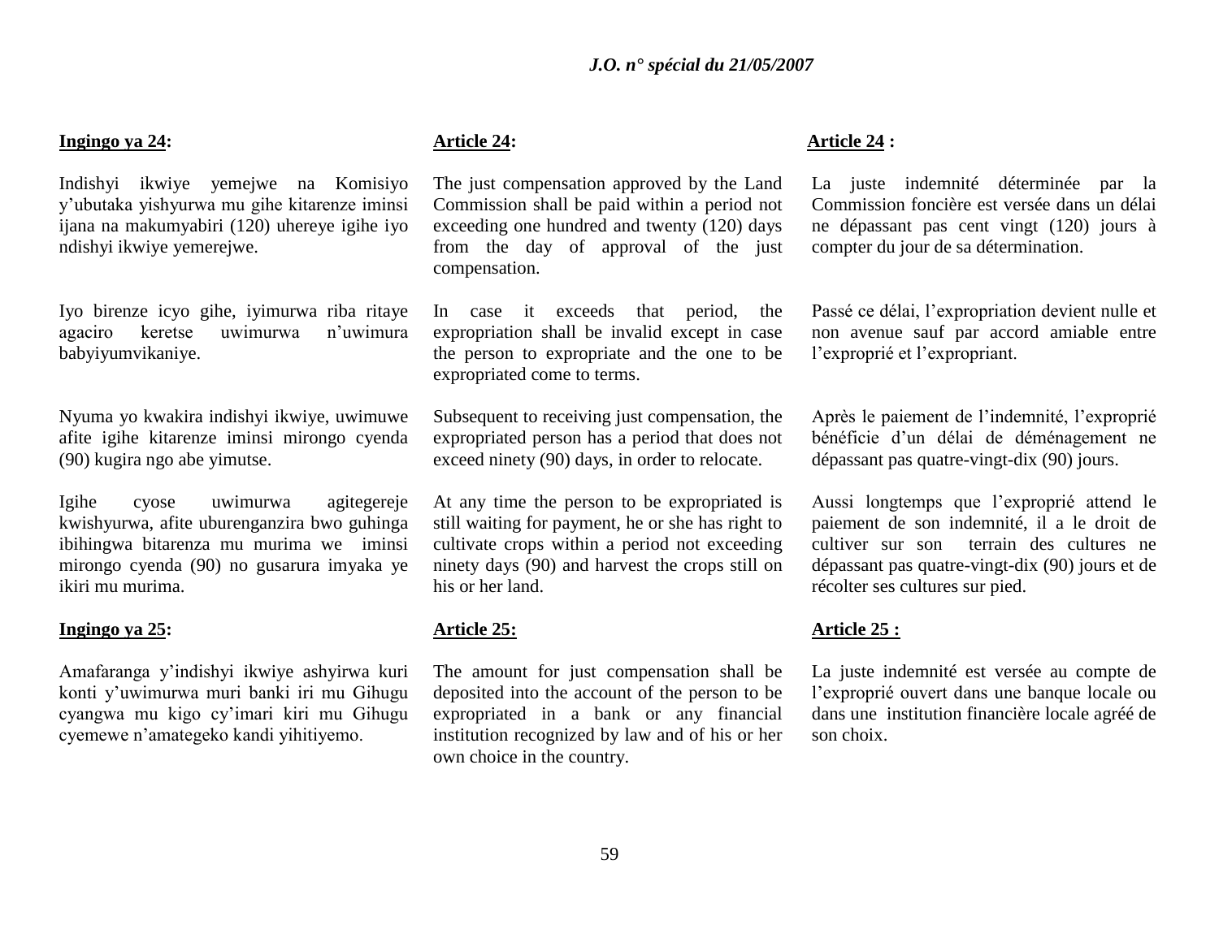**Ingingo ya 24:**

Indishyi ikwiye yemejwe na Komisiyo y'ubutaka yishyurwa mu gihe kitarenze iminsi ijana na makumyabiri (120) uhereye igihe iyo ndishyi ikwiye yemerejwe.

Iyo birenze icyo gihe, iyimurwa riba ritaye agaciro keretse uwimurwa n'uwimura babyiyumvikaniye.

Nyuma yo kwakira indishyi ikwiye, uwimuwe afite igihe kitarenze iminsi mirongo cyenda (90) kugira ngo abe yimutse.

Igihe cyose uwimurwa agitegereje kwishyurwa, afite uburenganzira bwo guhinga ibihingwa bitarenza mu murima we iminsi mirongo cyenda (90) no gusarura imyaka ye ikiri mu murima.

**Ingingo ya 25:**

Amafaranga y'indishyi ikwiye ashyirwa kuri konti y'uwimurwa muri banki iri mu Gihugu cyangwa mu kigo cy'imari kiri mu Gihugu cyemewe n'amategeko kandi yihitiyemo.

**Article 24:**

The just compensation approved by the Land Commission shall be paid within a period not exceeding one hundred and twenty (120) days from the day of approval of the just compensation.

In case it exceeds that period, the expropriation shall be invalid except in case the person to expropriate and the one to be expropriated come to terms.

Subsequent to receiving just compensation, the expropriated person has a period that does not exceed ninety (90) days, in order to relocate.

At any time the person to be expropriated is still waiting for payment, he or she has right to cultivate crops within a period not exceeding ninety days (90) and harvest the crops still on his or her land.

**Article 25:**

The amount for just compensation shall be deposited into the account of the person to be expropriated in a bank or any financial institution recognized by law and of his or her own choice in the country.

**Article 24 :**

La juste indemnité déterminée par la Commission foncière est versée dans un délai ne dépassant pas cent vingt (120) jours à compter du jour de sa détermination.

Passé ce délai, l'expropriation devient nulle et non avenue sauf par accord amiable entre l'exproprié et l'expropriant.

Après le paiement de l'indemnité, l'exproprié bénéficie d'un délai de déménagement ne dépassant pas quatre-vingt-dix (90) jours.

Aussi longtemps que l'exproprié attend le paiement de son indemnité, il a le droit de cultiver sur son terrain des cultures ne dépassant pas quatre-vingt-dix (90) jours et de récolter ses cultures sur pied.

**Article 25 :**

La juste indemnité est versée au compte de l'exproprié ouvert dans une banque locale ou dans une institution financière locale agréé de son choix.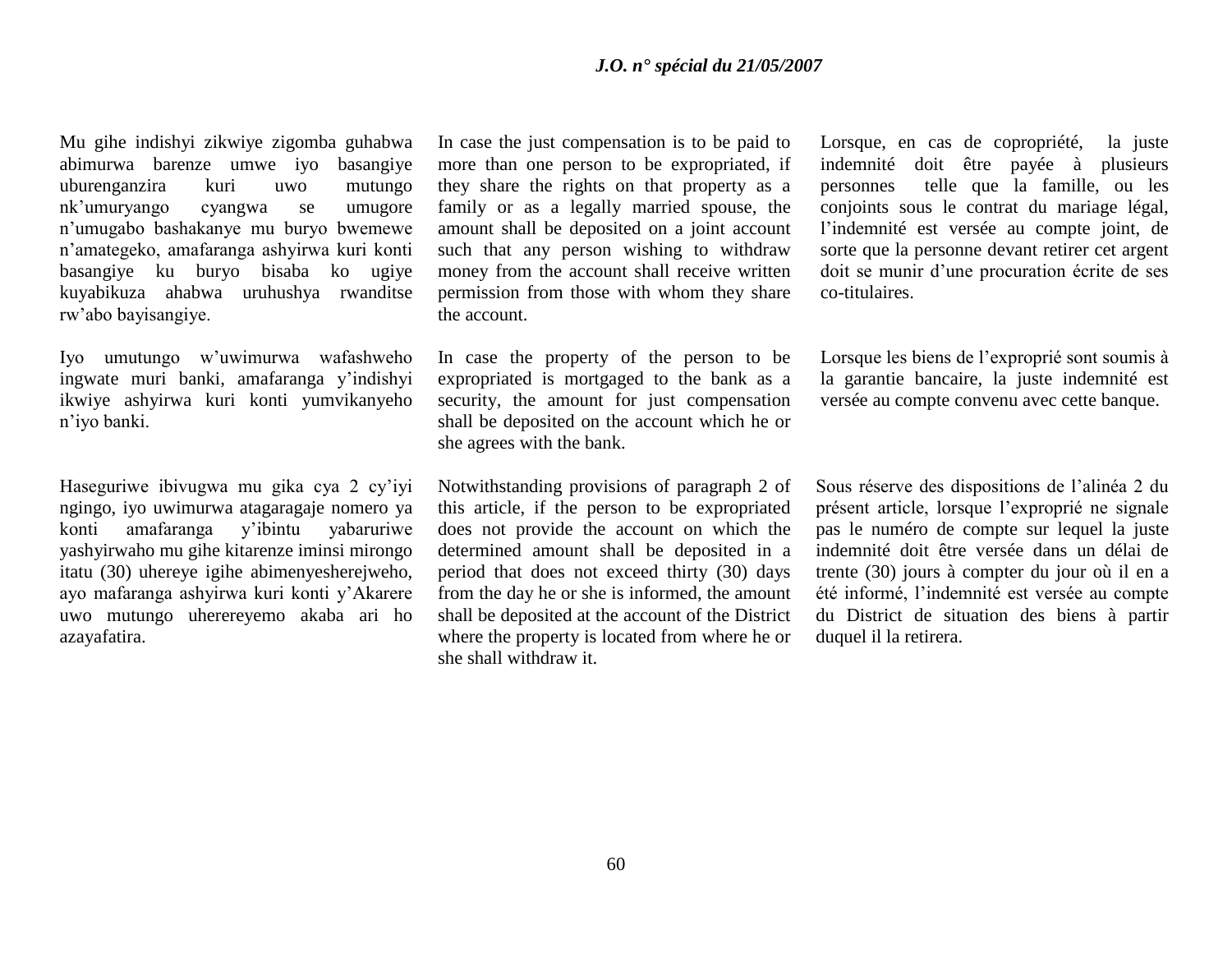Mu gihe indishyi zikwiye zigomba guhabwa abimurwa barenze umwe iyo basangiye uburenganzira kuri uwo mutungo nk'umuryango cyangwa se umugore n'umugabo bashakanye mu buryo bwemewe n'amategeko, amafaranga ashyirwa kuri konti basangiye ku buryo bisaba ko ugiye kuyabikuza ahabwa uruhushya rwanditse rw'abo bayisangiye.

Iyo umutungo w'uwimurwa wafashweho ingwate muri banki, amafaranga y'indishyi ikwiye ashyirwa kuri konti yumvikanyeho n'iyo banki.

Haseguriwe ibivugwa mu gika cya 2 cy'iyi ngingo, iyo uwimurwa atagaragaje nomero ya konti amafaranga y'ibintu yabaruriwe yashyirwaho mu gihe kitarenze iminsi mirongo itatu (30) uhereye igihe abimenyesherejweho, ayo mafaranga ashyirwa kuri konti y'Akarere uwo mutungo uherereyemo akaba ari ho azayafatira.

In case the just compensation is to be paid to more than one person to be expropriated, if they share the rights on that property as a family or as a legally married spouse, the amount shall be deposited on a joint account such that any person wishing to withdraw money from the account shall receive written permission from those with whom they share the account.

In case the property of the person to be expropriated is mortgaged to the bank as a security, the amount for just compensation shall be deposited on the account which he or she agrees with the bank.

Notwithstanding provisions of paragraph 2 of this article, if the person to be expropriated does not provide the account on which the determined amount shall be deposited in a period that does not exceed thirty (30) days from the day he or she is informed, the amount shall be deposited at the account of the District where the property is located from where he or she shall withdraw it.

Lorsque, en cas de copropriété, la juste indemnité doit être payée à plusieurs personnes telle que la famille, ou les conjoints sous le contrat du mariage légal, l'indemnité est versée au compte joint, de sorte que la personne devant retirer cet argent doit se munir d'une procuration écrite de ses co-titulaires.

Lorsque les biens de l'exproprié sont soumis à la garantie bancaire, la juste indemnité est versée au compte convenu avec cette banque.

Sous réserve des dispositions de l'alinéa 2 du présent article, lorsque l'exproprié ne signale pas le numéro de compte sur lequel la juste indemnité doit être versée dans un délai de trente (30) jours à compter du jour où il en a été informé, l'indemnité est versée au compte du District de situation des biens à partir duquel il la retirera.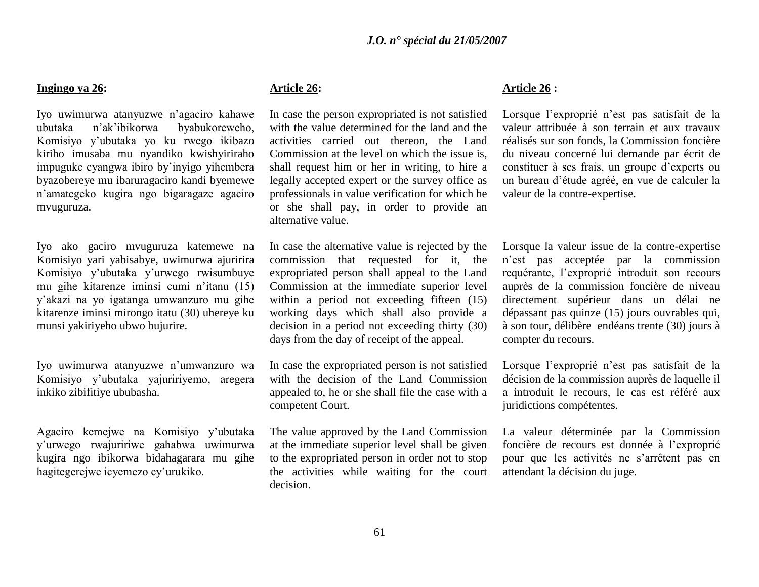**Ingingo ya 26:**

Iyo uwimurwa atanyuzwe n'agaciro kahawe ubutaka n'ak'ibikorwa byabukoreweho, Komisiyo y'ubutaka yo ku rwego ikibazo kiriho imusaba mu nyandiko kwishyiriraho impuguke cyangwa ibiro by'inyigo yihembera byazobereye mu ibaruragaciro kandi byemewe n'amategeko kugira ngo bigaragaze agaciro mvuguruza.

Iyo ako gaciro mvuguruza katemewe na Komisiyo yari yabisabye, uwimurwa ajuririra Komisiyo y'ubutaka y'urwego rwisumbuye mu gihe kitarenze iminsi cumi n'itanu (15) y'akazi na yo igatanga umwanzuro mu gihe kitarenze iminsi mirongo itatu (30) uhereye ku munsi yakiriyeho ubwo bujurire.

Iyo uwimurwa atanyuzwe n'umwanzuro wa Komisiyo y'ubutaka yajuririyemo, aregera inkiko zibifitiye ububasha.

Agaciro kemejwe na Komisiyo y'ubutaka y'urwego rwajuririwe gahabwa uwimurwa kugira ngo ibikorwa bidahagarara mu gihe hagitegerejwe icyemezo cy'urukiko.

**Article 26:**

In case the person expropriated is not satisfied with the value determined for the land and the activities carried out thereon, the Land Commission at the level on which the issue is, shall request him or her in writing, to hire a legally accepted expert or the survey office as professionals in value verification for which he or she shall pay, in order to provide an alternative value.

In case the alternative value is rejected by the commission that requested for it, the expropriated person shall appeal to the Land Commission at the immediate superior level within a period not exceeding fifteen (15) working days which shall also provide a decision in a period not exceeding thirty (30) days from the day of receipt of the appeal.

In case the expropriated person is not satisfied with the decision of the Land Commission appealed to, he or she shall file the case with a competent Court.

The value approved by the Land Commission at the immediate superior level shall be given to the expropriated person in order not to stop the activities while waiting for the court decision.

**Article 26 :**

Lorsque l'exproprié n'est pas satisfait de la valeur attribuée à son terrain et aux travaux réalisés sur son fonds, la Commission foncière du niveau concerné lui demande par écrit de constituer à ses frais, un groupe d'experts ou un bureau d'étude agréé, en vue de calculer la valeur de la contre-expertise.

Lorsque la valeur issue de la contre-expertise n'est pas acceptée par la commission requérante, l'exproprié introduit son recours auprès de la commission foncière de niveau directement supérieur dans un délai ne dépassant pas quinze (15) jours ouvrables qui, à son tour, délibère endéans trente (30) jours à compter du recours.

Lorsque l'exproprié n'est pas satisfait de la décision de la commission auprès de laquelle il a introduit le recours, le cas est référé aux juridictions compétentes.

La valeur déterminée par la Commission foncière de recours est donnée à l'exproprié pour que les activités ne s'arrêtent pas en attendant la décision du juge.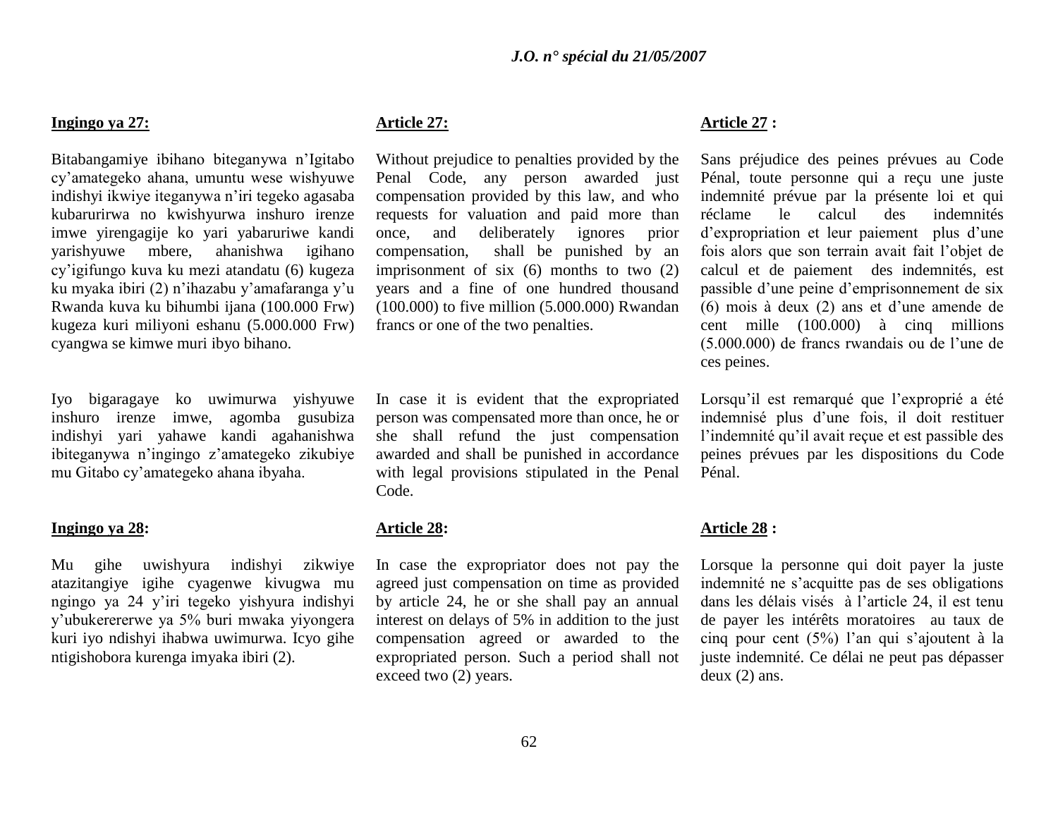**Ingingo ya 27:**

Bitabangamiye ibihano biteganywa n'Igitabo cy'amategeko ahana, umuntu wese wishyuwe indishyi ikwiye iteganywa n'iri tegeko agasaba kubarurirwa no kwishyurwa inshuro irenze imwe yirengagije ko yari yabaruriwe kandi yarishyuwe mbere, ahanishwa igihano cy'igifungo kuva ku mezi atandatu (6) kugeza ku myaka ibiri (2) n'ihazabu y'amafaranga y'u Rwanda kuva ku bihumbi ijana (100.000 Frw) kugeza kuri miliyoni eshanu (5.000.000 Frw) cyangwa se kimwe muri ibyo bihano.

Iyo bigaragaye ko uwimurwa yishyuwe inshuro irenze imwe, agomba gusubiza indishyi yari yahawe kandi agahanishwa ibiteganywa n'ingingo z'amategeko zikubiye mu Gitabo cy'amategeko ahana ibyaha.

**Ingingo ya 28:**

Mu gihe uwishyura indishyi zikwiye atazitangiye igihe cyagenwe kivugwa mu ngingo ya 24 y'iri tegeko yishyura indishyi y'ubukererwe ya 5% buri mwaka yiyongera kuri iyo ndishyi ihabwa uwimurwa. Icyo gihe ntigishobora kurenga imyaka ibiri (2).

**Article 27:**

Without prejudice to penalties provided by the Penal Code, any person awarded just compensation provided by this law, and who requests for valuation and paid more than once, and deliberately ignores prior compensation, shall be punished by an imprisonment of six (6) months to two (2) years and a fine of one hundred thousand (100.000) to five million (5.000.000) Rwandan francs or one of the two penalties.

In case it is evident that the expropriated person was compensated more than once, he or she shall refund the just compensation awarded and shall be punished in accordance with legal provisions stipulated in the Penal Code.

**Article 28:**

In case the expropriator does not pay the agreed just compensation on time as provided by article 24, he or she shall pay an annual interest on delays of 5% in addition to the just compensation agreed or awarded to the expropriated person. Such a period shall not exceed two (2) years.

**Article 27 :**

Sans préjudice des peines prévues au Code Pénal, toute personne qui a reçu une juste indemnité prévue par la présente loi et qui réclame le calcul des indemnités d'expropriation et leur paiement plus d'une fois alors que son terrain avait fait l'objet de calcul et de paiement des indemnités, est passible d'une peine d'emprisonnement de six (6) mois à deux (2) ans et d'une amende de cent mille (100.000) à cinq millions (5.000.000) de francs rwandais ou de l'une de ces peines.

Lorsqu'il est remarqué que l'exproprié a été indemnisé plus d'une fois, il doit restituer l'indemnité qu'il avait reçue et est passible des peines prévues par les dispositions du Code Pénal.

**Article 28 :**

Lorsque la personne qui doit payer la juste indemnité ne s'acquitte pas de ses obligations dans les délais visés à l'article 24, il est tenu de payer les intérêts moratoires au taux de cinq pour cent (5%) l'an qui s'ajoutent à la juste indemnité. Ce délai ne peut pas dépasser deux (2) ans.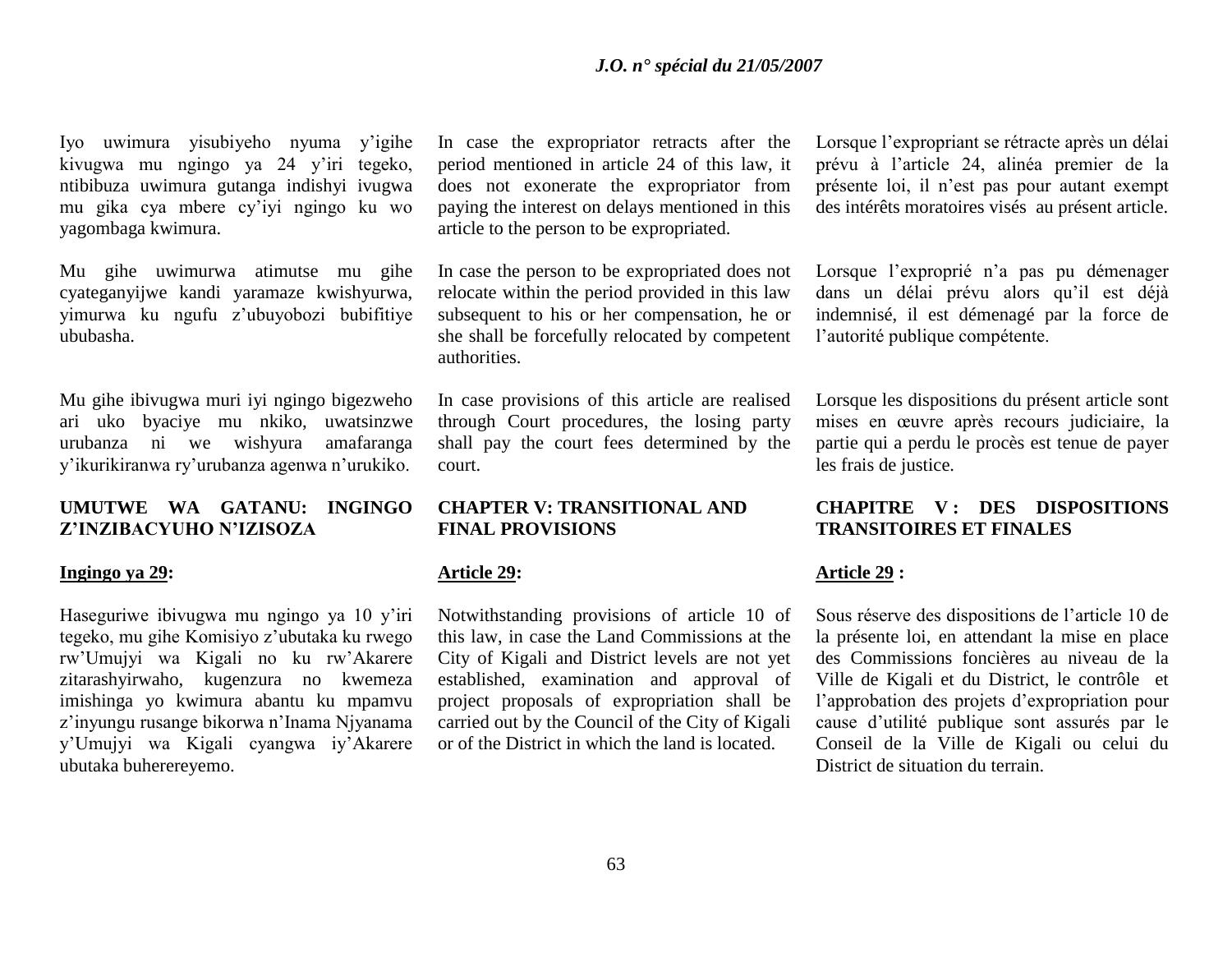Iyo uwimura yisubiyeho nyuma y'igihe kivugwa mu ngingo ya 24 y'iri tegeko, ntibibuza uwimura gutanga indishyi ivugwa mu gika cya mbere cy'iyi ngingo ku wo yagombaga kwimura.

Mu gihe uwimurwa atimutse mu gihe cyateganyijwe kandi yaramaze kwishyurwa, yimurwa ku ngufu z'ubuyobozi bubifitiye ububasha.

Mu gihe ibivugwa muri iyi ngingo bigezweho ari uko byaciye mu nkiko, uwatsinzwe urubanza ni we wishyura amafaranga y'ikurikiranwa ry'urubanza agenwa n'urukiko.

## UMUTWE WA GATANU: INGINGO Z'INZIBACYUHO N'IZISOZA

**Ingingo ya 29:**

Haseguriwe ibivugwa mu ngingo ya 10 y'iri tegeko, mu gihe Komisiyo z'ubutaka ku rwego rw'Umujyi wa Kigali no ku rw'Akarere zitarashyirwaho, kugenzura no kwemeza imishinga yo kwimura abantu ku mpamvu z'inyungu rusange bikorwa n'Inama Njyanama y'Umujyi wa Kigali cyangwa iy'Akarere ubutaka buherereyemo.

In case the expropriator retracts after the period mentioned in article 24 of this law, it does not exonerate the expropriator from paying the interest on delays mentioned in this article to the person to be expropriated.

In case the person to be expropriated does not relocate within the period provided in this law subsequent to his or her compensation, he or she shall be forcefully relocated by competent authorities.

In case provisions of this article are realised through Court procedures, the losing party shall pay the court fees determined by the court.

## CHAPTER V: TRANSITIONAL AND FINAL PROVISIONS

**Article 29:**

Notwithstanding provisions of article 10 of this law, in case the Land Commissions at the City of Kigali and District levels are not yet established, examination and approval of project proposals of expropriation shall be carried out by the Council of the City of Kigali or of the District in which the land is located.

Lorsque l'expropriant se rétracte après un délai prévu à l'article 24, alinéa premier de la présente loi, il n'est pas pour autant exempt des intérêts moratoires visés au présent article.

Lorsque l'exproprié n'a pas pu démenager dans un délai prévu alors qu'il est déjà indemnisé, il est démenagé par la force de l'autorité publique compétente.

Lorsque les dispositions du présent article sont mises en œuvre après recours judiciaire, la partie qui a perdu le procès est tenue de payer les frais de justice.

## CHAPITRE V : DES DISPOSITIONS TRANSITOIRES ET FINALES

**Article 29 :**

Sous réserve des dispositions de l'article 10 de la présente loi, en attendant la mise en place des Commissions foncières au niveau de la Ville de Kigali et du District, le contrôle et l'approbation des projets d'expropriation pour cause d'utilité publique sont assurés par le Conseil de la Ville de Kigali ou celui du District de situation du terrain.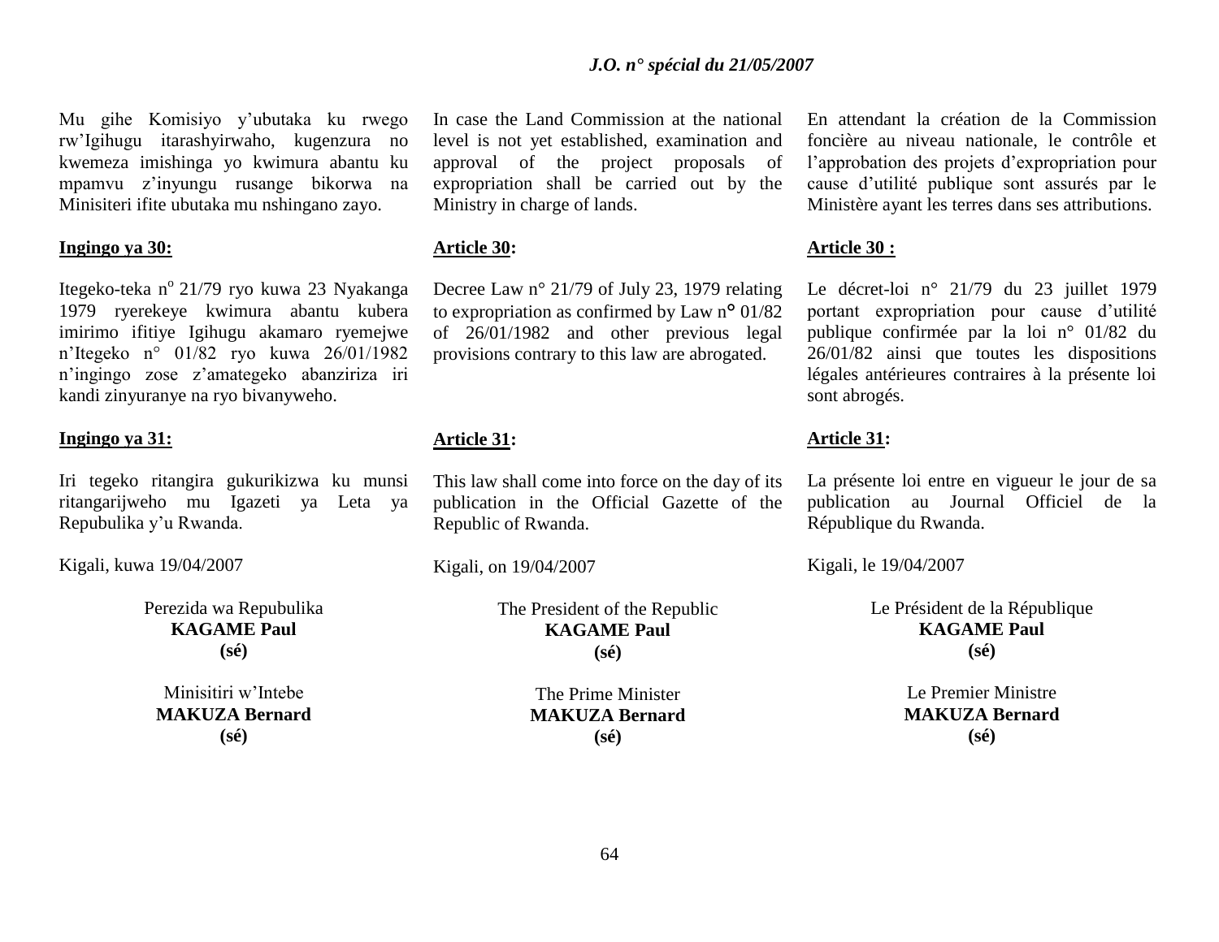Mu gihe Komisiyo y'ubutaka ku rwego rw'Igihugu itarashyirwaho, kugenzura no kwemeza imishinga yo kwimura abantu ku mpamvu z'inyungu rusange bikorwa na Minisiteri ifite ubutaka mu nshingano zayo.

**Ingingo ya 30:**

Itegeko-teka n° 21/79 ryo kuwa 23 Nyakanga 1979 ryerekeye kwimura abantu kubera imirimo ifitiye Igihugu akamaro ryemejwe n'Itegeko n° 01/82 ryo kuwa 26/01/1982 n'ingingo zose z'amategeko abanziriza iri kandi zinyuranye na ryo bivanyweho.

**Ingingo ya 31:**

Iri tegeko ritangira gukurikizwa ku munsi ritangarijweho mu Igazeti ya Leta ya Repubulika y'u Rwanda.

Kigali, kuwa 19/04/2007

Perezida wa Repubulika
**KAGAME Paul**
**(sé)**

Minisitiri w'Intebe
**MAKUZA Bernard**
**(sé)**

In case the Land Commission at the national level is not yet established, examination and approval of the project proposals of expropriation shall be carried out by the Ministry in charge of lands.

**Article 30:**

Decree Law n° 21/79 of July 23, 1979 relating to expropriation as confirmed by Law n° 01/82 of 26/01/1982 and other previous legal provisions contrary to this law are abrogated.

**Article 31:**

This law shall come into force on the day of its publication in the Official Gazette of the Republic of Rwanda.

Kigali, on 19/04/2007

The President of the Republic
**KAGAME Paul**
**(sé)**

The Prime Minister
**MAKUZA Bernard**
**(sé)**

En attendant la création de la Commission foncière au niveau nationale, le contrôle et l'approbation des projets d'expropriation pour cause d'utilité publique sont assurés par le Ministère ayant les terres dans ses attributions.

**Article 30 :**

Le décret-loi n° 21/79 du 23 juillet 1979 portant expropriation pour cause d'utilité publique confirmée par la loi n° 01/82 du 26/01/82 ainsi que toutes les dispositions légales antérieures contraires à la présente loi sont abrogés.

**Article 31:**

La présente loi entre en vigueur le jour de sa publication au Journal Officiel de la République du Rwanda.

Kigali, le 19/04/2007

Le Président de la République
**KAGAME Paul**
**(sé)**

Le Premier Ministre
**MAKUZA Bernard**
**(sé)**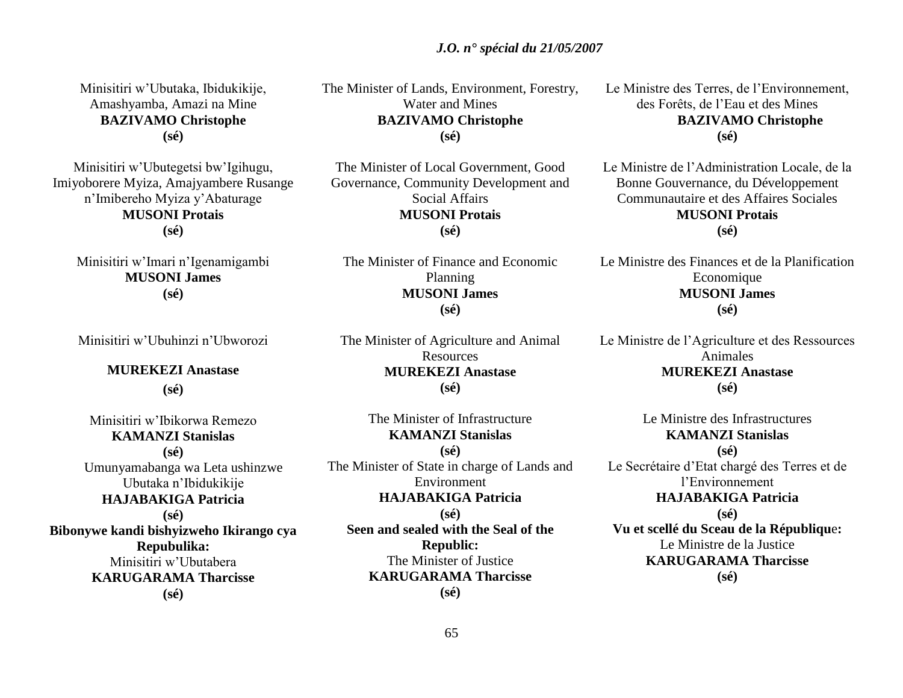Minisitiri w'Ubutaka, Ibidukikije, Amashyamba, Amazi na Mine
**BAZIVAMO Christophe**
**(sé)**

Minisitiri w'Ubutegetsi bw'Igihugu, Imiyoborere Myiza, Amajyambere Rusange n'Imibereho Myiza y'Abaturage
**MUSONI Protais**
**(sé)**

Minisitiri w'Imari n'Igenamigambi
**MUSONI James**
**(sé)**

Minisitiri w'Ubuhinzi n'Ubworozi
**MUREKEZI Anastase**
**(sé)**

Minisitiri w'Ibikorwa Remezo
**KAMANZI Stanislas**
**(sé)**

Umunyamabanga wa Leta ushinzwe Ubutaka n'Ibidukikije
**HAJABAKIGA Patricia**
**(sé)**

**Bibonywe kandi bishyizweho Ikirango cya Repubulika:**
Minisitiri w'Ubutabera
**KARUGARAMA Tharcisse**
**(sé)**

The Minister of Lands, Environment, Forestry, Water and Mines
**BAZIVAMO Christophe**
**(sé)**

The Minister of Local Government, Good Governance, Community Development and Social Affairs
**MUSONI Protais**
**(sé)**

The Minister of Finance and Economic Planning
**MUSONI James**
**(sé)**

The Minister of Agriculture and Animal Resources
**MUREKEZI Anastase**
**(sé)**

The Minister of Infrastructure
**KAMANZI Stanislas**
**(sé)**

The Minister of State in charge of Lands and Environment
**HAJABAKIGA Patricia**
**(sé)**

**Seen and sealed with the Seal of the Republic:**
The Minister of Justice
**KARUGARAMA Tharcisse**
**(sé)**

Le Ministre des Terres, de l'Environnement, des Forêts, de l'Eau et des Mines
**BAZIVAMO Christophe**
**(sé)**

Le Ministre de l'Administration Locale, de la Bonne Gouvernance, du Développement Communautaire et des Affaires Sociales
**MUSONI Protais**
**(sé)**

Le Ministre des Finances et de la Planification Economique
**MUSONI James**
**(sé)**

Le Ministre de l'Agriculture et des Ressources Animales
**MUREKEZI Anastase**
**(sé)**

Le Ministre des Infrastructures
**KAMANZI Stanislas**
**(sé)**

Le Secrétaire d'Etat chargé des Terres et de l'Environnement
**HAJABAKIGA Patricia**
**(sé)**

**Vu et scellé du Sceau de la République:**
Le Ministre de la Justice
**KARUGARAMA Tharcisse**
**(sé)**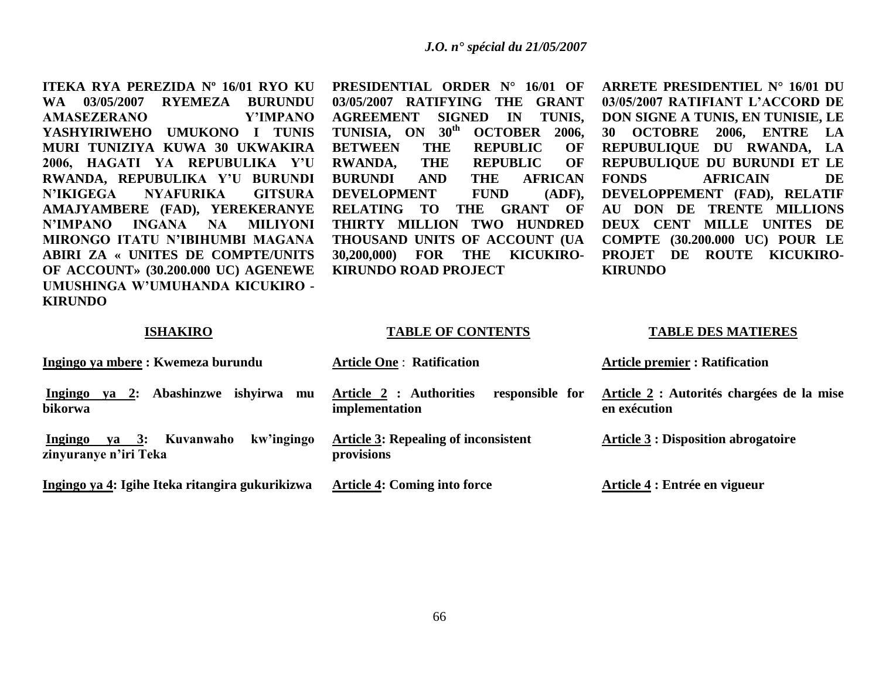**ITEKA RYA PEREZIDA Nº 16/01 RYO KU WA 03/05/2007 RYEMEZA BURUNDU AMASEZERANO Y'IMPANO YASHYIRIWEHO UMUKONO I TUNIS MURI TUNIZIYA KUWA 30 UKWAKIRA 2006, HAGATI YA REPUBULIKA Y'U RWANDA, REPUBULIKA Y'U BURUNDI N'IKIGEGA NYAFURIKA GITSURA AMAJYAMBERE (FAD), YEREKERANYE N'IMPANO INGANA NA MILIYONI MIRONGO ITATU N'IBIHUMBI MAGANA ABIRI ZA « UNITES DE COMPTE/UNITS OF ACCOUNT» (30.200.000 UC) AGENEWE UMUSHINGA W'UMUHANDA KICUKIRO - KIRUNDO**

**ISHAKIRO**

**Ingingo ya mbere : Kwemeza burundu**

**Ingingo ya 2: Abashinzwe ishyirwa mu bikorwa**

**Ingingo ya 3: Kuvanwaho kw'ingingo zinyuranye n'iri Teka**

**Ingingo ya 4: Igihe Iteka ritangira gukurikizwa**

**PRESIDENTIAL ORDER N° 16/01 OF 03/05/2007 RATIFYING THE GRANT AGREEMENT SIGNED IN TUNIS, TUNISIA, ON 30th OCTOBER 2006, BETWEEN THE REPUBLIC OF RWANDA, THE REPUBLIC OF BURUNDI AND THE AFRICAN DEVELOPMENT FUND (ADF), RELATING TO THE GRANT OF THIRTY MILLION TWO HUNDRED THOUSAND UNITS OF ACCOUNT (UA 30,200,000) FOR THE KICUKIRO-KIRUNDO ROAD PROJECT**

**TABLE OF CONTENTS**

**Article One : Ratification**

**Article 2 : Authorities responsible for implementation**

**Article 3: Repealing of inconsistent provisions**

**Article 4: Coming into force**

**ARRETE PRESIDENTIEL N° 16/01 DU 03/05/2007 RATIFIANT L'ACCORD DE DON SIGNE A TUNIS, EN TUNISIE, LE 30 OCTOBRE 2006, ENTRE LA REPUBLIQUE DU RWANDA, LA REPUBLIQUE DU BURUNDI ET LE FONDS AFRICAIN DE DEVELOPPEMENT (FAD), RELATIF AU DON DE TRENTE MILLIONS DEUX CENT MILLE UNITES DE COMPTE (30.200.000 UC) POUR LE PROJET DE ROUTE KICUKIRO-KIRUNDO**

**TABLE DES MATIERES**

**Article premier : Ratification**

**Article 2 : Autorités chargées de la mise en exécution**

**Article 3 : Disposition abrogatoire**

**Article 4 : Entrée en vigueur**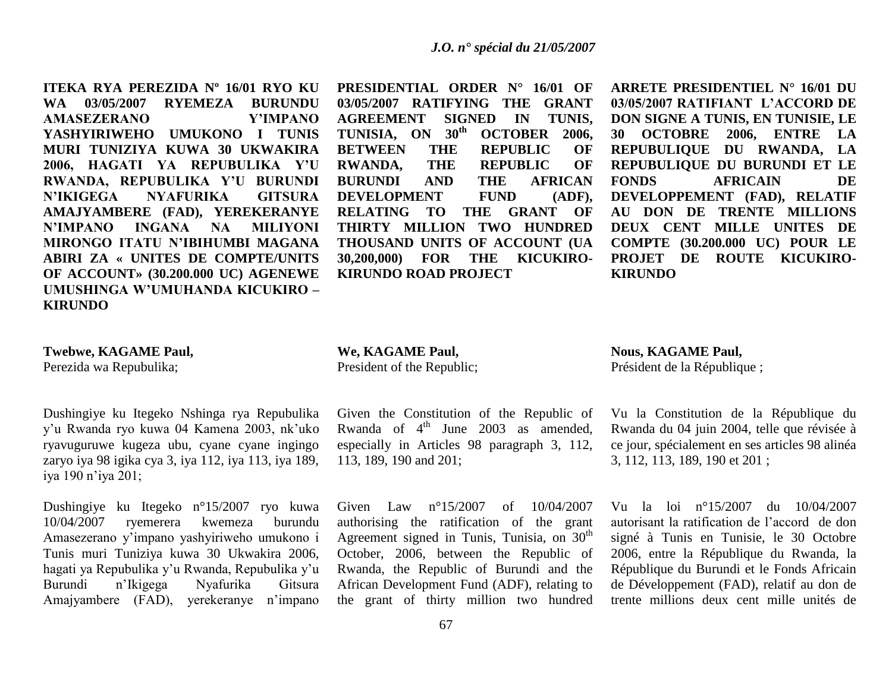**ITEKA RYA PEREZIDA Nº 16/01 RYO KU WA 03/05/2007 RYEMEZA BURUNDU AMASEZERANO Y'IMPANO YASHYIRIWEHO UMUKONO I TUNIS MURI TUNIZIYA KUWA 30 UKWAKIRA 2006, HAGATI YA REPUBULIKA Y'U RWANDA, REPUBULIKA Y'U BURUNDI N'IKIGEGA NYAFURIKA GITSURA AMAJYAMBERE (FAD), YEREKERANYE N'IMPANO INGANA NA MILIYONI MIRONGO ITATU N'IBIHUMBI MAGANA ABIRI ZA « UNITES DE COMPTE/UNITS OF ACCOUNT» (30.200.000 UC) AGENEWE UMUSHINGA W'UMUHANDA KICUKIRO – KIRUNDO**

**Twebwe, KAGAME Paul,**
Perezida wa Repubulika;

Dushingiye ku Itegeko Nshinga rya Repubulika y'u Rwanda ryo kuwa 04 Kamena 2003, nk'uko ryavuguruwe kugeza ubu, cyane cyane ingingo zaryo iya 98 igika cya 3, iya 112, iya 113, iya 189, iya 190 n'iya 201;

Dushingiye ku Itegeko n°15/2007 ryo kuwa 10/04/2007 ryemerera kwemeza burundu Amasezerano y'impano yashyiriweho umukono i Tunis muri Tuniziya kuwa 30 Ukwakira 2006, hagati ya Repubulika y'u Rwanda, Repubulika y'u Burundi n'Ikigega Nyafurika Gitsura Amajyambere (FAD), yerekeranye n'impano

**PRESIDENTIAL ORDER N° 16/01 OF 03/05/2007 RATIFYING THE GRANT AGREEMENT SIGNED IN TUNIS, TUNISIA, ON 30th OCTOBER 2006, BETWEEN THE REPUBLIC OF RWANDA, THE REPUBLIC OF BURUNDI AND THE AFRICAN DEVELOPMENT FUND (ADF), RELATING TO THE GRANT OF THIRTY MILLION TWO HUNDRED THOUSAND UNITS OF ACCOUNT (UA 30,200,000) FOR THE KICUKIRO-KIRUNDO ROAD PROJECT**

**We, KAGAME Paul,**
President of the Republic;

Given the Constitution of the Republic of Rwanda of 4th June 2003 as amended, especially in Articles 98 paragraph 3, 112, 113, 189, 190 and 201;

Given Law n°15/2007 of 10/04/2007 authorising the ratification of the grant Agreement signed in Tunis, Tunisia, on 30th October, 2006, between the Republic of Rwanda, the Republic of Burundi and the African Development Fund (ADF), relating to the grant of thirty million two hundred

**ARRETE PRESIDENTIEL N° 16/01 DU 03/05/2007 RATIFIANT L'ACCORD DE DON SIGNE A TUNIS, EN TUNISIE, LE 30 OCTOBRE 2006, ENTRE LA REPUBULIQUE DU RWANDA, LA REPUBULIQUE DU BURUNDI ET LE FONDS AFRICAIN DE DEVELOPPEMENT (FAD), RELATIF AU DON DE TRENTE MILLIONS DEUX CENT MILLE UNITES DE COMPTE (30.200.000 UC) POUR LE PROJET DE ROUTE KICUKIRO-KIRUNDO**

**Nous, KAGAME Paul,**
Président de la République ;

Vu la Constitution de la République du Rwanda du 04 juin 2004, telle que révisée à ce jour, spécialement en ses articles 98 alinéa 3, 112, 113, 189, 190 et 201 ;

Vu la loi n°15/2007 du 10/04/2007 autorisant la ratification de l'accord de don signé à Tunis en Tunisie, le 30 Octobre 2006, entre la République du Rwanda, la République du Burundi et le Fonds Africain de Développement (FAD), relatif au don de trente millions deux cent mille unités de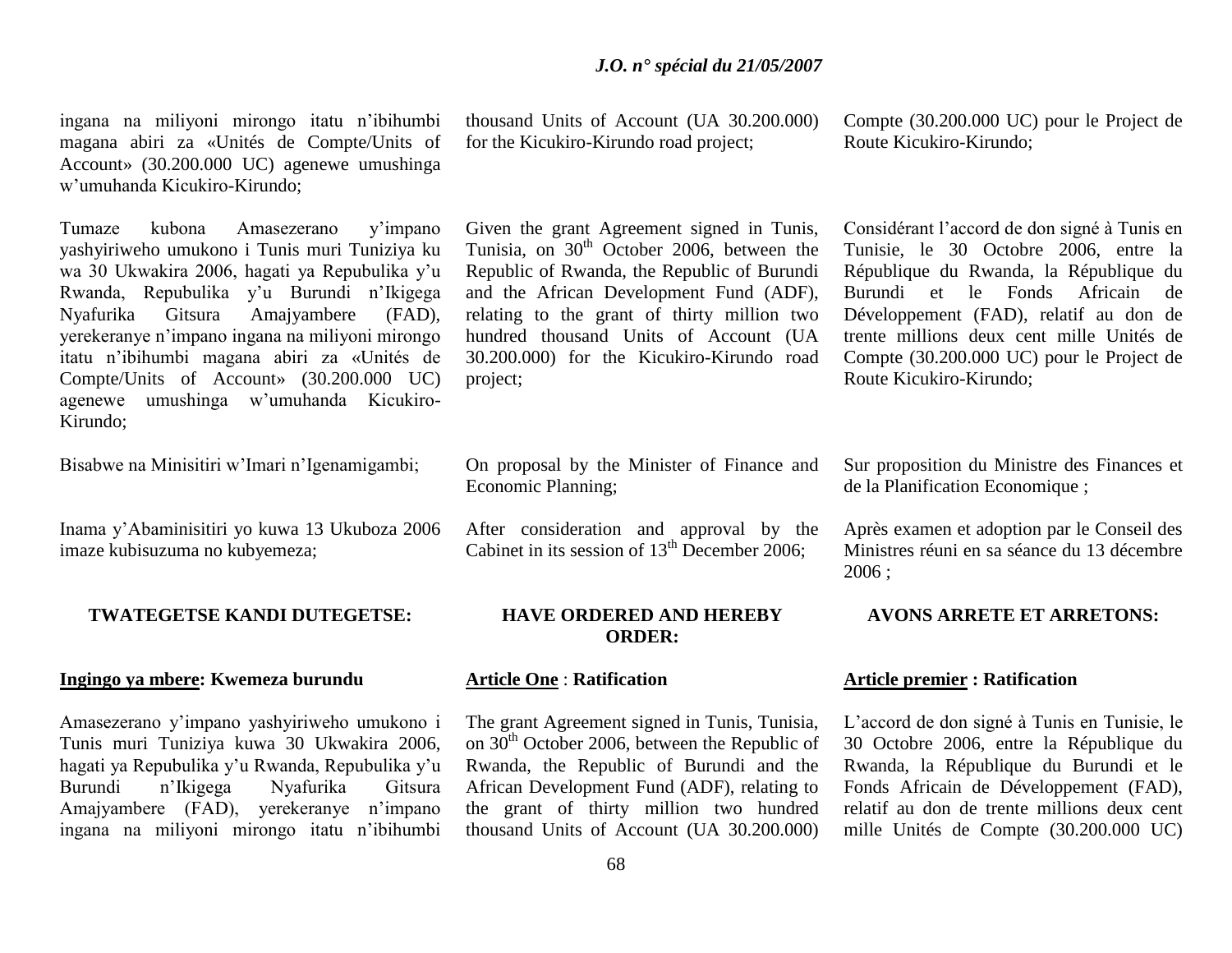ingana na miliyoni mirongo itatu n'ibihumbi magana abiri za «Unités de Compte/Units of Account» (30.200.000 UC) agenewe umushinga w'umuhanda Kicukiro-Kirundo;

Tumaze kubona Amasezerano y'impano yashyiriweho umukono i Tunis muri Tuniziya ku wa 30 Ukwakira 2006, hagati ya Repubulika y'u Rwanda, Repubulika y'u Burundi n'Ikigega Nyafurika Gitsura Amajyambere (FAD), yerekeranye n'impano ingana na miliyoni mirongo itatu n'ibihumbi magana abiri za «Unités de Compte/Units of Account» (30.200.000 UC) agenewe umushinga w'umuhanda Kicukiro-Kirundo;

Bisabwe na Minisitiri w'Imari n'Igenamigambi;

Inama y'Abaminisitiri yo kuwa 13 Ukuboza 2006 imaze kubisuzuma no kubyemeza;

**TWATEGETSE KANDI DUTEGETSE:**

**Ingingo ya mbere: Kwemeza burundu**

Amasezerano y'impano yashyiriweho umukono i Tunis muri Tuniziya kuwa 30 Ukwakira 2006, hagati ya Repubulika y'u Rwanda, Repubulika y'u Burundi n'Ikigega Nyafurika Gitsura Amajyambere (FAD), yerekeranye n'impano ingana na miliyoni mirongo itatu n'ibihumbi

thousand Units of Account (UA 30.200.000) for the Kicukiro-Kirundo road project;

Given the grant Agreement signed in Tunis, Tunisia, on 30th October 2006, between the Republic of Rwanda, the Republic of Burundi and the African Development Fund (ADF), relating to the grant of thirty million two hundred thousand Units of Account (UA 30.200.000) for the Kicukiro-Kirundo road project;

On proposal by the Minister of Finance and Economic Planning;

After consideration and approval by the Cabinet in its session of 13th December 2006;

**HAVE ORDERED AND HEREBY ORDER:**

**Article One : Ratification**

The grant Agreement signed in Tunis, Tunisia, on 30th October 2006, between the Republic of Rwanda, the Republic of Burundi and the African Development Fund (ADF), relating to the grant of thirty million two hundred thousand Units of Account (UA 30.200.000)

Compte (30.200.000 UC) pour le Project de Route Kicukiro-Kirundo;

Considérant l'accord de don signé à Tunis en Tunisie, le 30 Octobre 2006, entre la République du Rwanda, la République du Burundi et le Fonds Africain de Développement (FAD), relatif au don de trente millions deux cent mille Unités de Compte (30.200.000 UC) pour le Project de Route Kicukiro-Kirundo;

Sur proposition du Ministre des Finances et de la Planification Economique ;

Après examen et adoption par le Conseil des Ministres réuni en sa séance du 13 décembre 2006 ;

**AVONS ARRETE ET ARRETONS:**

**Article premier : Ratification**

L'accord de don signé à Tunis en Tunisie, le 30 Octobre 2006, entre la République du Rwanda, la République du Burundi et le Fonds Africain de Développement (FAD), relatif au don de trente millions deux cent mille Unités de Compte (30.200.000 UC)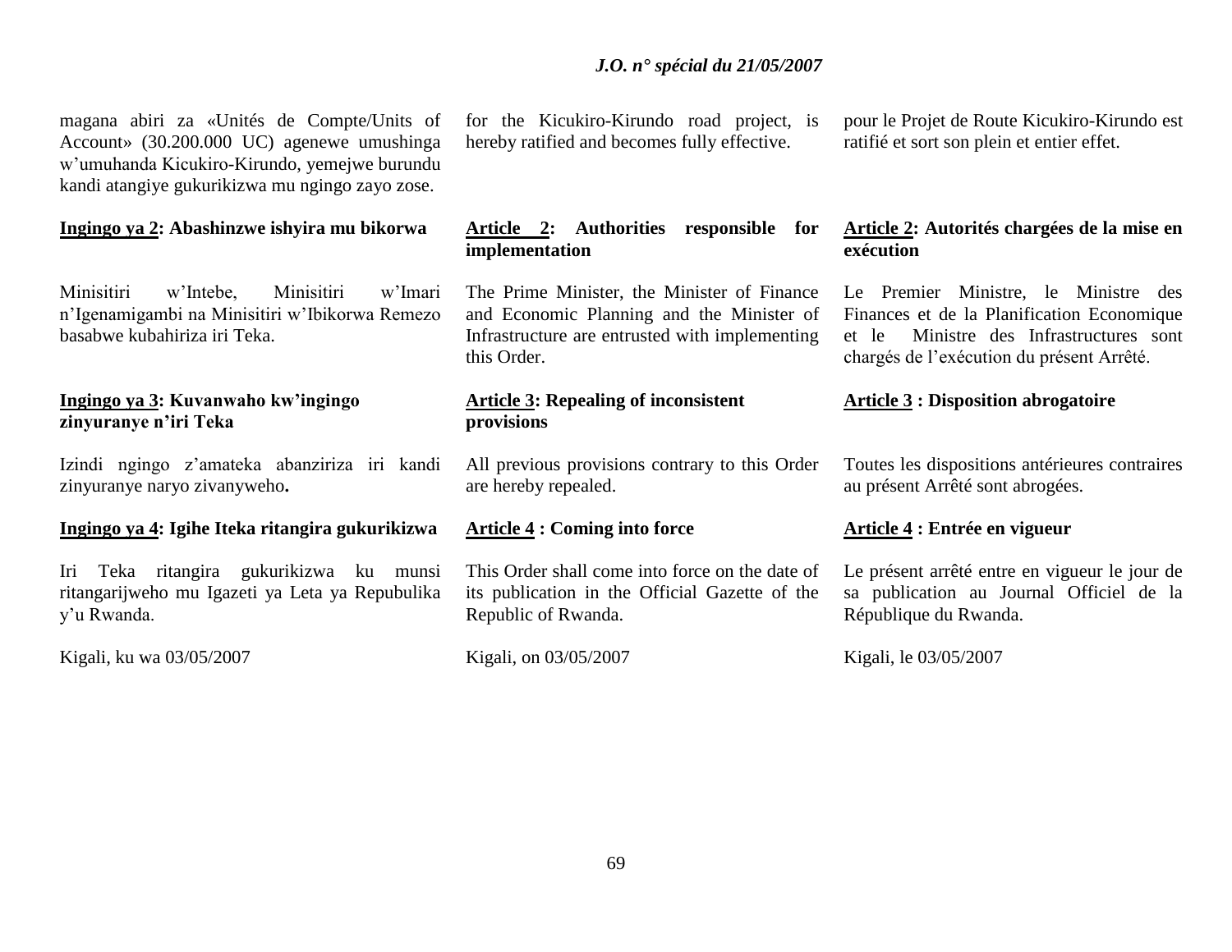magana abiri za «Unités de Compte/Units of Account» (30.200.000 UC) agenewe umushinga w'umuhanda Kicukiro-Kirundo, yemejwe burundu kandi atangiye gukurikizwa mu ngingo zayo zose.

**Ingingo ya 2: Abashinzwe ishyira mu bikorwa**

Minisitiri w'Intebe, Minisitiri w'Imari n'Igenamigambi na Minisitiri w'Ibikorwa Remezo basabwe kubahiriza iri Teka.

**Ingingo ya 3: Kuvanwaho kw'ingingo zinyuranye n'iri Teka**

Izindi ngingo z'amateka abanziriza iri kandi zinyuranye naryo zivanyweho**.**

**Ingingo ya 4: Igihe Iteka ritangira gukurikizwa**

Iri Teka ritangira gukurikizwa ku munsi ritangarijweho mu Igazeti ya Leta ya Repubulika y'u Rwanda.

Kigali, ku wa 03/05/2007

for the Kicukiro-Kirundo road project, is hereby ratified and becomes fully effective.

**Article 2: Authorities responsible for implementation**

The Prime Minister, the Minister of Finance and Economic Planning and the Minister of Infrastructure are entrusted with implementing this Order.

**Article 3: Repealing of inconsistent provisions**

All previous provisions contrary to this Order are hereby repealed.

**Article 4 : Coming into force**

This Order shall come into force on the date of its publication in the Official Gazette of the Republic of Rwanda.

Kigali, on 03/05/2007

pour le Projet de Route Kicukiro-Kirundo est ratifié et sort son plein et entier effet.

**Article 2: Autorités chargées de la mise en exécution**

Le Premier Ministre, le Ministre des Finances et de la Planification Economique et le Ministre des Infrastructures sont chargés de l'exécution du présent Arrêté.

**Article 3 : Disposition abrogatoire**

Toutes les dispositions antérieures contraires au présent Arrêté sont abrogées.

**Article 4 : Entrée en vigueur**

Le présent arrêté entre en vigueur le jour de sa publication au Journal Officiel de la République du Rwanda.

Kigali, le 03/05/2007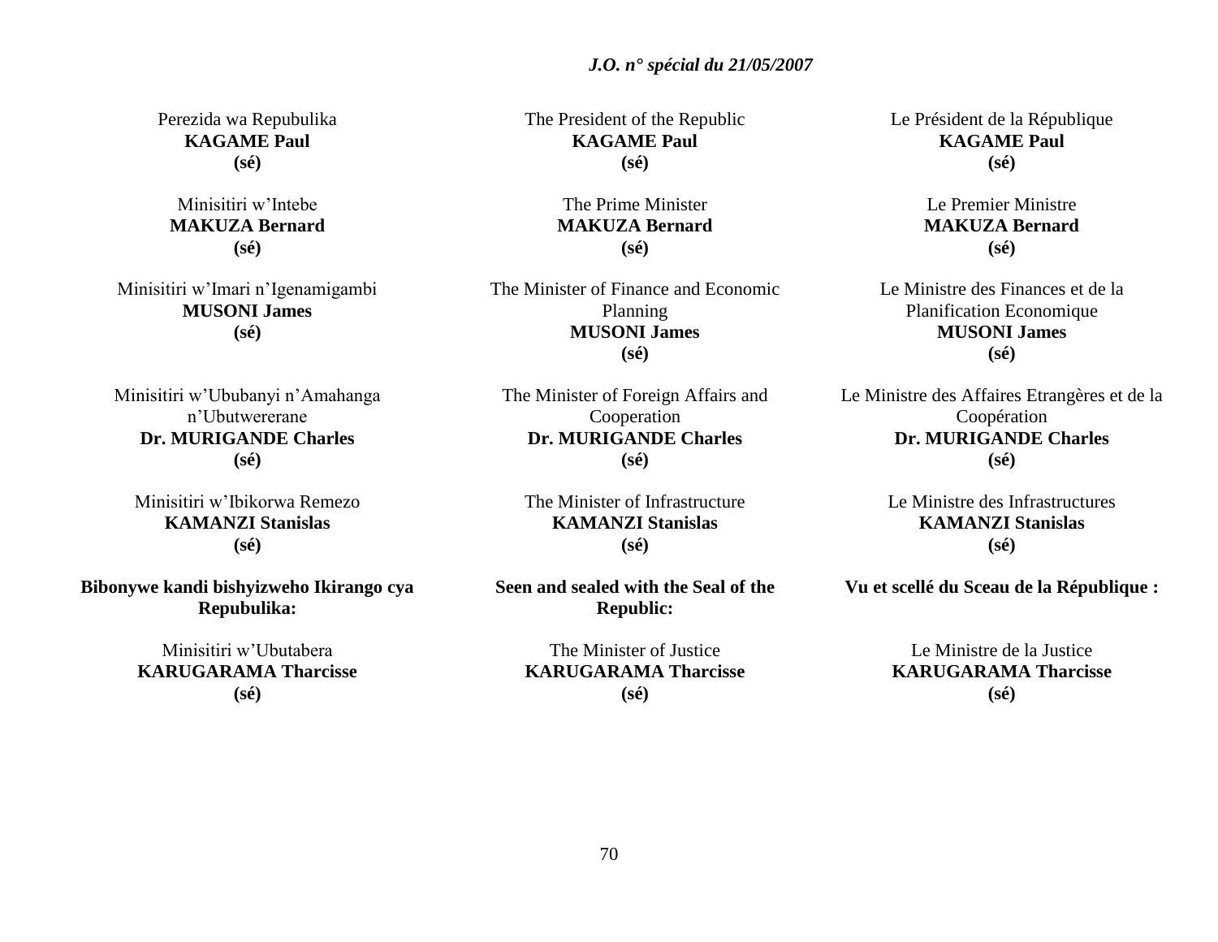Perezida wa Repubulika
**KAGAME Paul**
**(sé)**

Minisitiri w'Intebe
**MAKUZA Bernard**
**(sé)**

Minisitiri w'Imari n'Igenamigambi
**MUSONI James**
**(sé)**

Minisitiri w'Ububanyi n'Amahanga n'Ubutwererane
**Dr. MURIGANDE Charles**
**(sé)**

Minisitiri w'Ibikorwa Remezo
**KAMANZI Stanislas**
**(sé)**

**Bibonywe kandi bishyizweho Ikirango cya Repubulika:**

Minisitiri w'Ubutabera
**KARUGARAMA Tharcisse**
**(sé)**

The President of the Republic
**KAGAME Paul**
**(sé)**

The Prime Minister
**MAKUZA Bernard**
**(sé)**

The Minister of Finance and Economic Planning
**MUSONI James**
**(sé)**

The Minister of Foreign Affairs and Cooperation
**Dr. MURIGANDE Charles**
**(sé)**

The Minister of Infrastructure
**KAMANZI Stanislas**
**(sé)**

**Seen and sealed with the Seal of the Republic:**

The Minister of Justice
**KARUGARAMA Tharcisse**
**(sé)**

Le Président de la République
**KAGAME Paul**
**(sé)**

Le Premier Ministre
**MAKUZA Bernard**
**(sé)**

Le Ministre des Finances et de la Planification Economique
**MUSONI James**
**(sé)**

Le Ministre des Affaires Etrangères et de la Coopération
**Dr. MURIGANDE Charles**
**(sé)**

Le Ministre des Infrastructures
**KAMANZI Stanislas**
**(sé)**

**Vu et scellé du Sceau de la République :**

Le Ministre de la Justice
**KARUGARAMA Tharcisse**
**(sé)**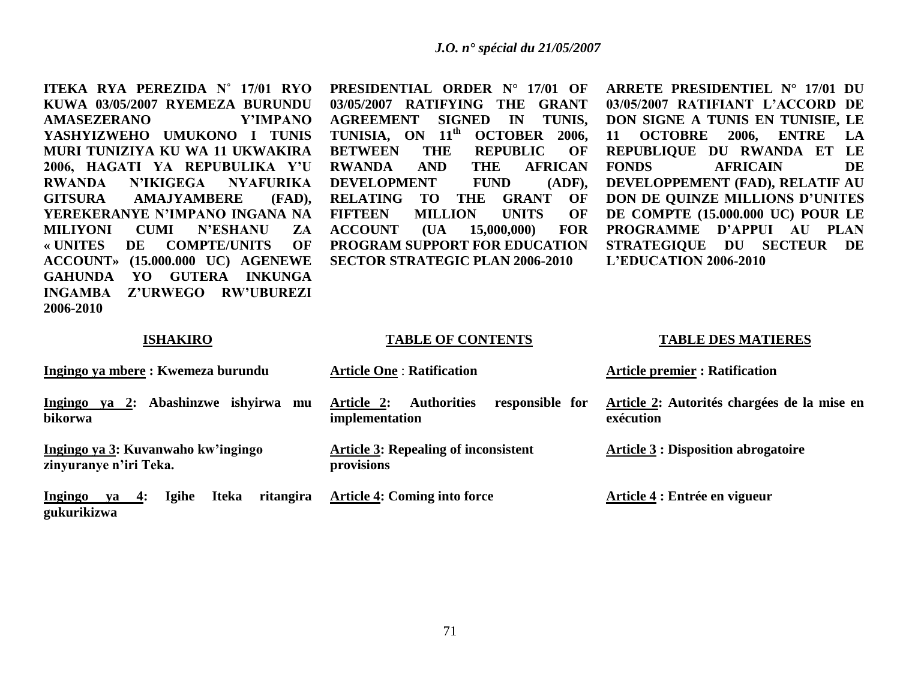**ITEKA RYA PEREZIDA N° 17/01 RYO KUWA 03/05/2007 RYEMEZA BURUNDU AMASEZERANO Y'IMPANO YASHYIZWEHO UMUKONO I TUNIS MURI TUNIZIYA KU WA 11 UKWAKIRA 2006, HAGATI YA REPUBULIKA Y'U RWANDA N'IKIGEGA NYAFURIKA GITSURA AMAJYAMBERE (FAD), YEREKERANYE N'IMPANO INGANA NA MILIYONI CUMI N'ESHANU ZA « UNITES DE COMPTE/UNITS OF ACCOUNT» (15.000.000 UC) AGENEWE GAHUNDA YO GUTERA INKUNGA INGAMBA Z'URWEGO RW'UBUREZI 2006-2010**

**ISHAKIRO**

**Ingingo ya mbere : Kwemeza burundu**

**Ingingo ya 2: Abashinzwe ishyirwa mu bikorwa**

**Ingingo ya 3: Kuvanwaho kw'ingingo zinyuranye n'iri Teka.**

**Ingingo ya 4: Igihe Iteka ritangira gukurikizwa**

**PRESIDENTIAL ORDER N° 17/01 OF 03/05/2007 RATIFYING THE GRANT AGREEMENT SIGNED IN TUNIS, TUNISIA, ON 11th OCTOBER 2006, BETWEEN THE REPUBLIC OF RWANDA AND THE AFRICAN DEVELOPMENT FUND (ADF), RELATING TO THE GRANT OF FIFTEEN MILLION UNITS OF ACCOUNT (UA 15,000,000) FOR PROGRAM SUPPORT FOR EDUCATION SECTOR STRATEGIC PLAN 2006-2010**

**TABLE OF CONTENTS**

**Article One : Ratification**

**Article 2: Authorities responsible for implementation**

**Article 3: Repealing of inconsistent provisions**

**Article 4: Coming into force**

**ARRETE PRESIDENTIEL N° 17/01 DU 03/05/2007 RATIFIANT L'ACCORD DE DON SIGNE A TUNIS EN TUNISIE, LE 11 OCTOBRE 2006, ENTRE LA REPUBLIQUE DU RWANDA ET LE FONDS AFRICAIN DE DEVELOPPEMENT (FAD), RELATIF AU DON DE QUINZE MILLIONS D'UNITES DE COMPTE (15.000.000 UC) POUR LE PROGRAMME D'APPUI AU PLAN STRATEGIQUE DU SECTEUR DE L'EDUCATION 2006-2010**

**TABLE DES MATIERES**

**Article premier : Ratification**

**Article 2: Autorités chargées de la mise en exécution**

**Article 3 : Disposition abrogatoire**

**Article 4 : Entrée en vigueur**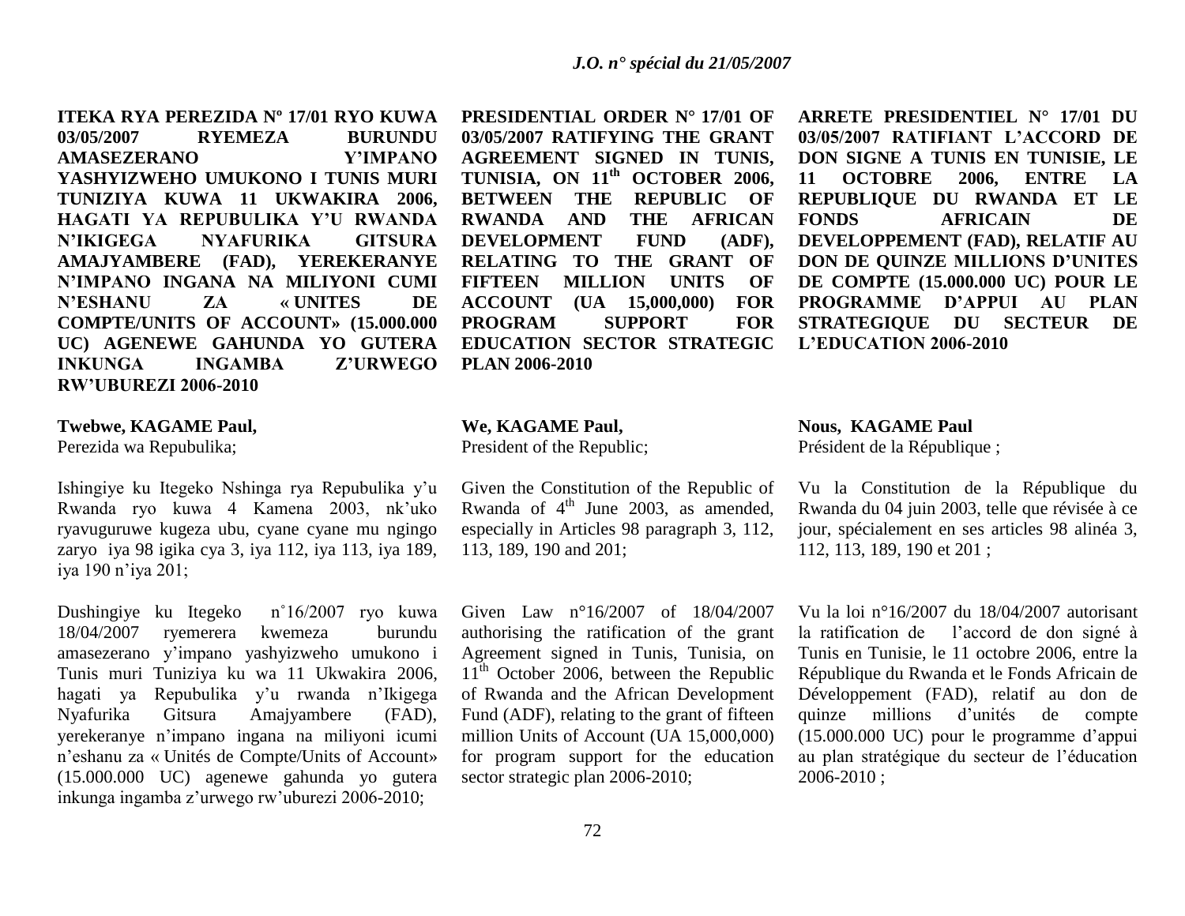**ITEKA RYA PEREZIDA Nº 17/01 RYO KUWA 03/05/2007 RYEMEZA BURUNDU AMASEZERANO Y'IMPANO YASHYIZWEHO UMUKONO I TUNIS MURI TUNIZIYA KUWA 11 UKWAKIRA 2006, HAGATI YA REPUBULIKA Y'U RWANDA N'IKIGEGA NYAFURIKA GITSURA AMAJYAMBERE (FAD), YEREKERANYE N'IMPANO INGANA NA MILIYONI CUMI N'ESHANU ZA « UNITES DE COMPTE/UNITS OF ACCOUNT» (15.000.000 UC) AGENEWE GAHUNDA YO GUTERA INKUNGA INGAMBA Z'URWEGO RW'UBUREZI 2006-2010**

**Twebwe, KAGAME Paul,**
Perezida wa Repubulika;

Ishingiye ku Itegeko Nshinga rya Repubulika y'u Rwanda ryo kuwa 4 Kamena 2003, nk'uko ryavuguruwe kugeza ubu, cyane cyane mu ngingo zaryo iya 98 igika cya 3, iya 112, iya 113, iya 189, iya 190 n'iya 201;

Dushingiye ku Itegeko n˚16/2007 ryo kuwa 18/04/2007 ryemerera kwemeza burundu amasezerano y'impano yashyizweho umukono i Tunis muri Tuniziya ku wa 11 Ukwakira 2006, hagati ya Repubulika y'u rwanda n'Ikigega Nyafurika Gitsura Amajyambere (FAD), yerekeranye n'impano ingana na miliyoni icumi n'eshanu za « Unités de Compte/Units of Account» (15.000.000 UC) agenewe gahunda yo gutera inkunga ingamba z'urwego rw'uburezi 2006-2010;

**PRESIDENTIAL ORDER N° 17/01 OF 03/05/2007 RATIFYING THE GRANT AGREEMENT SIGNED IN TUNIS, TUNISIA, ON 11th OCTOBER 2006, BETWEEN THE REPUBLIC OF RWANDA AND THE AFRICAN DEVELOPMENT FUND (ADF), RELATING TO THE GRANT OF FIFTEEN MILLION UNITS OF ACCOUNT (UA 15,000,000) FOR PROGRAM SUPPORT FOR EDUCATION SECTOR STRATEGIC PLAN 2006-2010**

**We, KAGAME Paul,**
President of the Republic;

Given the Constitution of the Republic of Rwanda of 4th June 2003, as amended, especially in Articles 98 paragraph 3, 112, 113, 189, 190 and 201;

Given Law n°16/2007 of 18/04/2007 authorising the ratification of the grant Agreement signed in Tunis, Tunisia, on 11th October 2006, between the Republic of Rwanda and the African Development Fund (ADF), relating to the grant of fifteen million Units of Account (UA 15,000,000) for program support for the education sector strategic plan 2006-2010;

**ARRETE PRESIDENTIEL N° 17/01 DU 03/05/2007 RATIFIANT L'ACCORD DE DON SIGNE A TUNIS EN TUNISIE, LE 11 OCTOBRE 2006, ENTRE LA REPUBLIQUE DU RWANDA ET LE FONDS AFRICAIN DE DEVELOPPEMENT (FAD), RELATIF AU DON DE QUINZE MILLIONS D'UNITES DE COMPTE (15.000.000 UC) POUR LE PROGRAMME D'APPUI AU PLAN STRATEGIQUE DU SECTEUR DE L'EDUCATION 2006-2010**

**Nous, KAGAME Paul**
Président de la République ;

Vu la Constitution de la République du Rwanda du 04 juin 2003, telle que révisée à ce jour, spécialement en ses articles 98 alinéa 3, 112, 113, 189, 190 et 201 ;

Vu la loi n°16/2007 du 18/04/2007 autorisant la ratification de l'accord de don signé à Tunis en Tunisie, le 11 octobre 2006, entre la République du Rwanda et le Fonds Africain de Développement (FAD), relatif au don de quinze millions d'unités de compte (15.000.000 UC) pour le programme d'appui au plan stratégique du secteur de l'éducation 2006-2010 ;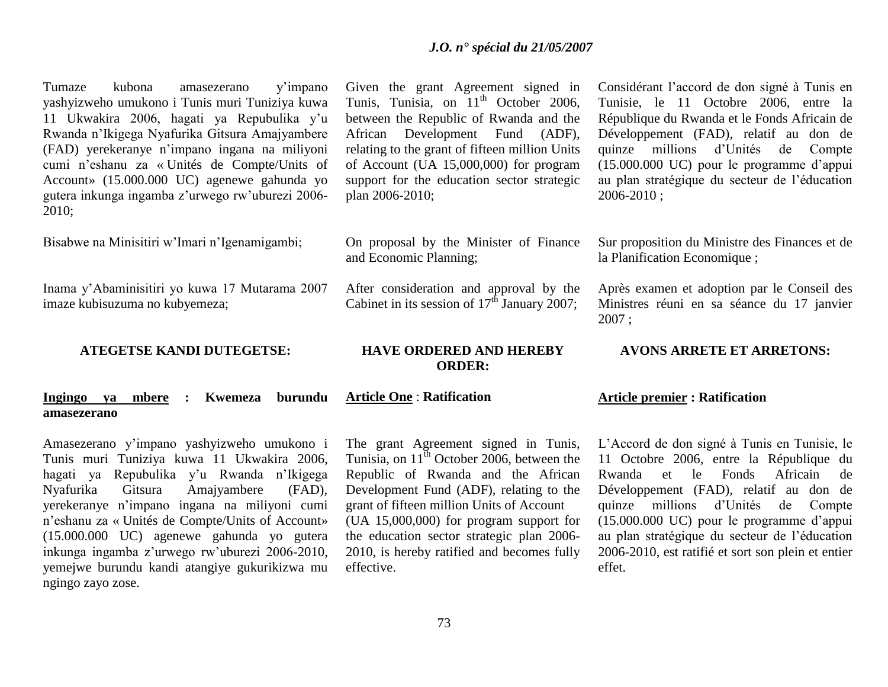Tumaze kubona amasezerano y'impano yashyizweho umukono i Tunis muri Tuniziya kuwa 11 Ukwakira 2006, hagati ya Repubulika y'u Rwanda n'Ikigega Nyafurika Gitsura Amajyambere (FAD) yerekeranye n'impano ingana na miliyoni cumi n'eshanu za « Unités de Compte/Units of Account» (15.000.000 UC) agenewe gahunda yo gutera inkunga ingamba z'urwego rw'uburezi 2006-2010;

Bisabwe na Minisitiri w'Imari n'Igenamigambi;

Inama y'Abaminisitiri yo kuwa 17 Mutarama 2007 imaze kubisuzuma no kubyemeza;

**ATEGETSE KANDI DUTEGETSE:**

**Ingingo ya mbere : Kwemeza burundu amasezerano**

Amasezerano y'impano yashyizweho umukono i Tunis muri Tuniziya kuwa 11 Ukwakira 2006, hagati ya Repubulika y'u Rwanda n'Ikigega Nyafurika Gitsura Amajyambere (FAD), yerekeranye n'impano ingana na miliyoni cumi n'eshanu za « Unités de Compte/Units of Account» (15.000.000 UC) agenewe gahunda yo gutera inkunga ingamba z'urwego rw'uburezi 2006-2010, yemejwe burundu kandi atangiye gukurikizwa mu ngingo zayo zose.

Given the grant Agreement signed in Tunis, Tunisia, on 11th October 2006, between the Republic of Rwanda and the African Development Fund (ADF), relating to the grant of fifteen million Units of Account (UA 15,000,000) for program support for the education sector strategic plan 2006-2010;

On proposal by the Minister of Finance and Economic Planning;

After consideration and approval by the Cabinet in its session of 17th January 2007;

**HAVE ORDERED AND HEREBY ORDER:**

**Article One : Ratification**

The grant Agreement signed in Tunis, Tunisia, on 11th October 2006, between the Republic of Rwanda and the African Development Fund (ADF), relating to the grant of fifteen million Units of Account (UA 15,000,000) for program support for the education sector strategic plan 2006-2010, is hereby ratified and becomes fully effective.

Considérant l'accord de don signé à Tunis en Tunisie, le 11 Octobre 2006, entre la République du Rwanda et le Fonds Africain de Développement (FAD), relatif au don de quinze millions d'Unités de Compte (15.000.000 UC) pour le programme d'appui au plan stratégique du secteur de l'éducation 2006-2010 ;

Sur proposition du Ministre des Finances et de la Planification Economique ;

Après examen et adoption par le Conseil des Ministres réuni en sa séance du 17 janvier 2007 ;

**AVONS ARRETE ET ARRETONS:**

**Article premier : Ratification**

L'Accord de don signé à Tunis en Tunisie, le 11 Octobre 2006, entre la République du Rwanda et le Fonds Africain de Développement (FAD), relatif au don de quinze millions d'Unités de Compte (15.000.000 UC) pour le programme d'appui au plan stratégique du secteur de l'éducation 2006-2010, est ratifié et sort son plein et entier effet.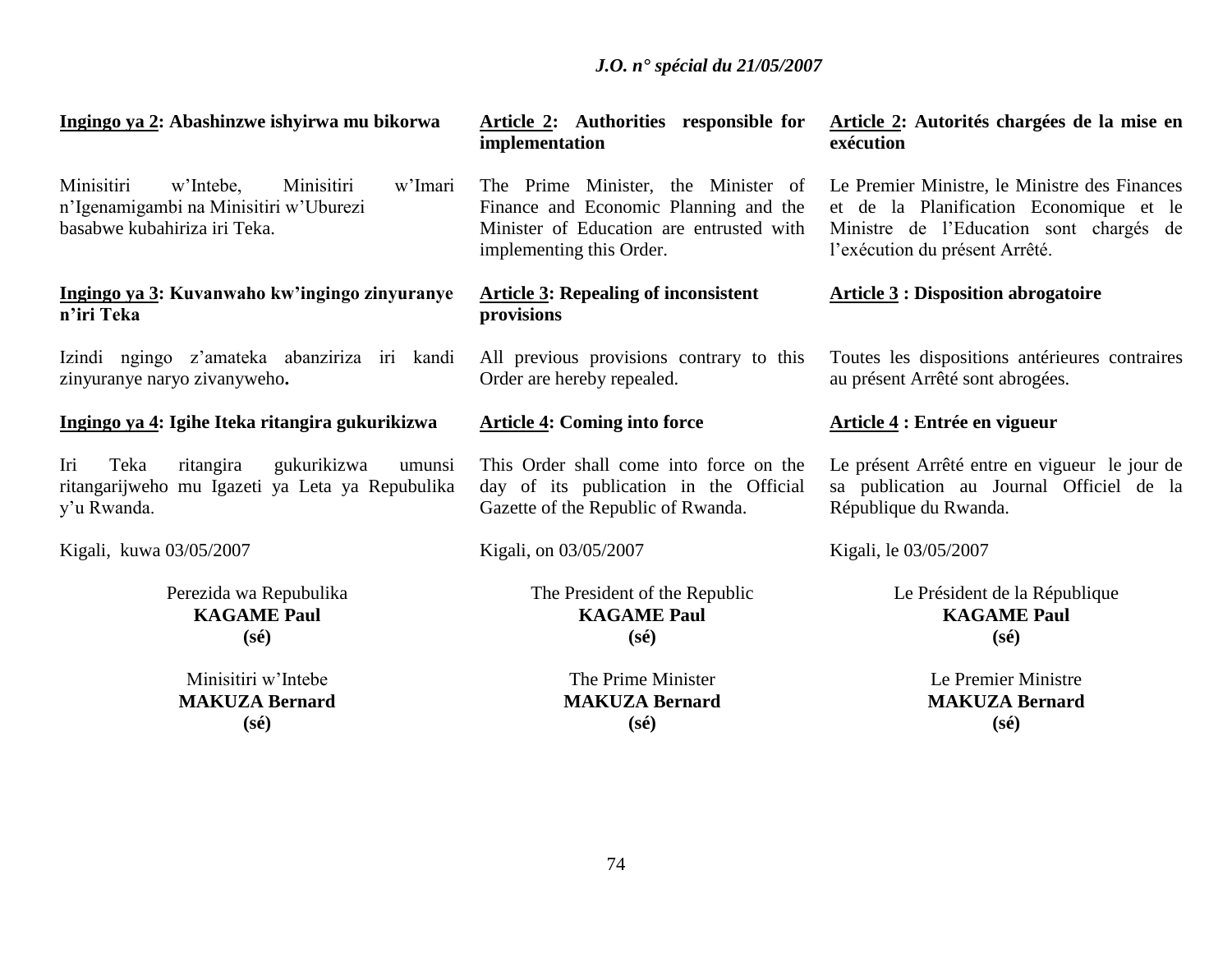**Ingingo ya 2: Abashinzwe ishyirwa mu bikorwa**

Minisitiri w'Intebe, Minisitiri w'Imari n'Igenamigambi na Minisitiri w'Uburezi basabwe kubahiriza iri Teka.

**Ingingo ya 3: Kuvanwaho kw'ingingo zinyuranye n'iri Teka**

Izindi ngingo z'amateka abanziriza iri kandi zinyuranye naryo zivanyweho**.**

**Ingingo ya 4: Igihe Iteka ritangira gukurikizwa**

Iri Teka ritangira gukurikizwa umunsi ritangarijweho mu Igazeti ya Leta ya Repubulika y'u Rwanda.

Kigali, kuwa 03/05/2007

Perezida wa Repubulika
**KAGAME Paul**
**(sé)**

Minisitiri w'Intebe
**MAKUZA Bernard**
**(sé)**

**Article 2: Authorities responsible for implementation**

The Prime Minister, the Minister of Finance and Economic Planning and the Minister of Education are entrusted with implementing this Order.

**Article 3: Repealing of inconsistent provisions**

All previous provisions contrary to this Order are hereby repealed.

**Article 4: Coming into force**

This Order shall come into force on the day of its publication in the Official Gazette of the Republic of Rwanda.

Kigali, on 03/05/2007

The President of the Republic
**KAGAME Paul**
**(sé)**

The Prime Minister
**MAKUZA Bernard**
**(sé)**

**Article 2: Autorités chargées de la mise en exécution**

Le Premier Ministre, le Ministre des Finances et de la Planification Economique et le Ministre de l'Education sont chargés de l'exécution du présent Arrêté.

**Article 3 : Disposition abrogatoire**

Toutes les dispositions antérieures contraires au présent Arrêté sont abrogées.

**Article 4 : Entrée en vigueur**

Le présent Arrêté entre en vigueur le jour de sa publication au Journal Officiel de la République du Rwanda.

Kigali, le 03/05/2007

Le Président de la République
**KAGAME Paul**
**(sé)**

Le Premier Ministre
**MAKUZA Bernard**
**(sé)**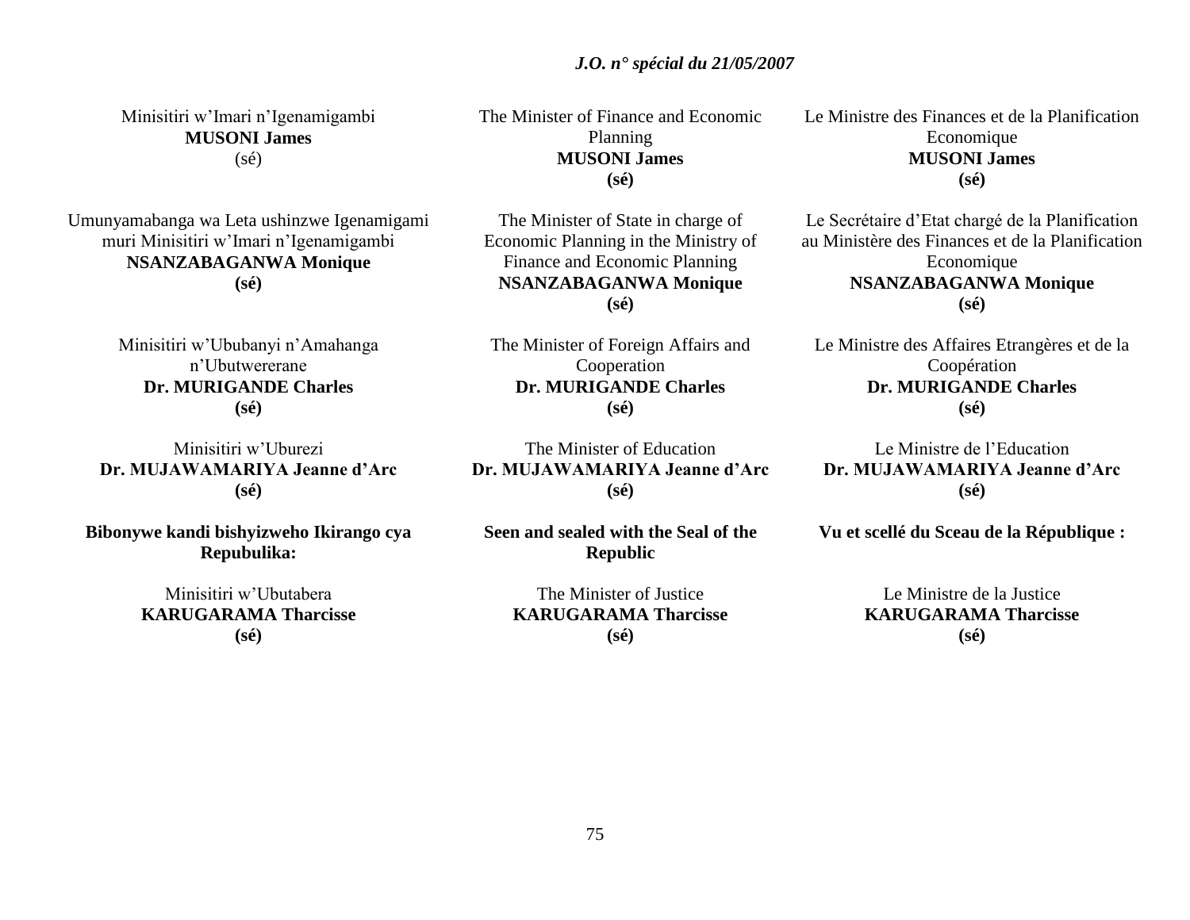Minisitiri w'Imari n'Igenamigambi
**MUSONI James**
(sé)

Umunyamabanga wa Leta ushinzwe Igenamigami muri Minisitiri w'Imari n'Igenamigambi
**NSANZABAGANWA Monique**
**(sé)**

Minisitiri w'Ububanyi n'Amahanga n'Ubutwererane
**Dr. MURIGANDE Charles**
**(sé)**

Minisitiri w'Uburezi
**Dr. MUJAWAMARIYA Jeanne d'Arc**
**(sé)**

**Bibonywe kandi bishyizweho Ikirango cya Repubulika:**

Minisitiri w'Ubutabera
**KARUGARAMA Tharcisse**
**(sé)**

The Minister of Finance and Economic Planning
**MUSONI James**
**(sé)**

The Minister of State in charge of Economic Planning in the Ministry of Finance and Economic Planning
**NSANZABAGANWA Monique**
**(sé)**

The Minister of Foreign Affairs and Cooperation
**Dr. MURIGANDE Charles**
**(sé)**

The Minister of Education
**Dr. MUJAWAMARIYA Jeanne d'Arc**
**(sé)**

**Seen and sealed with the Seal of the Republic**

The Minister of Justice
**KARUGARAMA Tharcisse**
**(sé)**

Le Ministre des Finances et de la Planification Economique
**MUSONI James**
**(sé)**

Le Secrétaire d'Etat chargé de la Planification au Ministère des Finances et de la Planification Economique
**NSANZABAGANWA Monique**
**(sé)**

Le Ministre des Affaires Etrangères et de la Coopération
**Dr. MURIGANDE Charles**
**(sé)**

Le Ministre de l'Education
**Dr. MUJAWAMARIYA Jeanne d'Arc**
**(sé)**

**Vu et scellé du Sceau de la République :**

Le Ministre de la Justice
**KARUGARAMA Tharcisse**
**(sé)**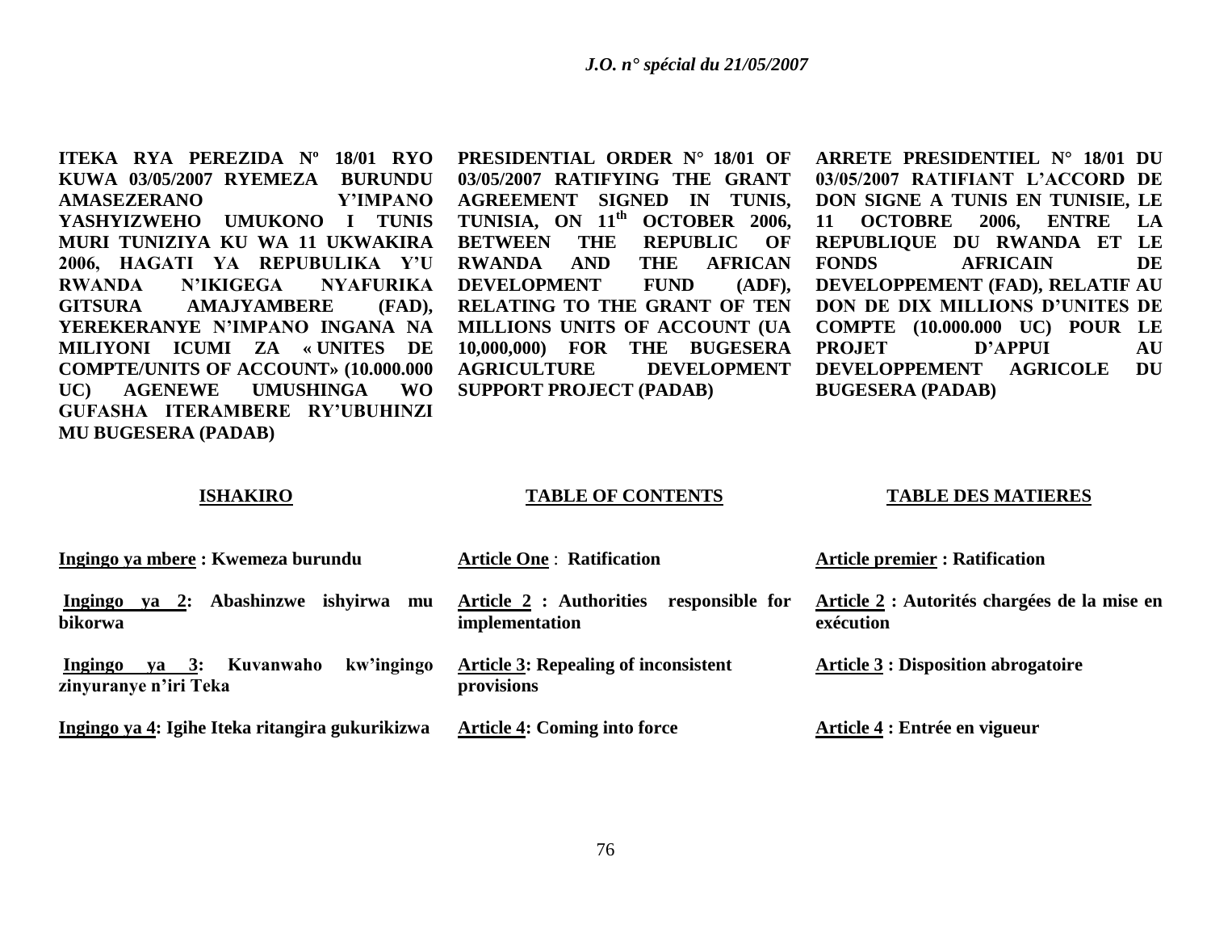**ITEKA RYA PEREZIDA Nº 18/01 RYO KUWA 03/05/2007 RYEMEZA BURUNDU AMASEZERANO Y'IMPANO YASHYIZWEHO UMUKONO I TUNIS MURI TUNIZIYA KU WA 11 UKWAKIRA 2006, HAGATI YA REPUBULIKA Y'U RWANDA N'IKIGEGA NYAFURIKA GITSURA AMAJYAMBERE (FAD), YEREKERANYE N'IMPANO INGANA NA MILIYONI ICUMI ZA « UNITES DE COMPTE/UNITS OF ACCOUNT» (10.000.000 UC) AGENEWE UMUSHINGA WO GUFASHA ITERAMBERE RY'UBUHINZI MU BUGESERA (PADAB)**

**ISHAKIRO**

**Ingingo ya mbere : Kwemeza burundu**

**Ingingo ya 2: Abashinzwe ishyirwa mu bikorwa**

**Ingingo ya 3: Kuvanwaho kw'ingingo zinyuranye n'iri Teka**

**Ingingo ya 4: Igihe Iteka ritangira gukurikizwa**

**PRESIDENTIAL ORDER N° 18/01 OF 03/05/2007 RATIFYING THE GRANT AGREEMENT SIGNED IN TUNIS, TUNISIA, ON 11th OCTOBER 2006, BETWEEN THE REPUBLIC OF RWANDA AND THE AFRICAN DEVELOPMENT FUND (ADF), RELATING TO THE GRANT OF TEN MILLIONS UNITS OF ACCOUNT (UA 10,000,000) FOR THE BUGESERA AGRICULTURE DEVELOPMENT SUPPORT PROJECT (PADAB)**

**TABLE OF CONTENTS**

**Article One : Ratification**

**Article 2 : Authorities responsible for implementation**

**Article 3: Repealing of inconsistent provisions**

**Article 4: Coming into force**

**ARRETE PRESIDENTIEL N° 18/01 DU 03/05/2007 RATIFIANT L'ACCORD DE DON SIGNE A TUNIS EN TUNISIE, LE 11 OCTOBRE 2006, ENTRE LA REPUBLIQUE DU RWANDA ET LE FONDS AFRICAIN DE DEVELOPPEMENT (FAD), RELATIF AU DON DE DIX MILLIONS D'UNITES DE COMPTE (10.000.000 UC) POUR LE PROJET D'APPUI AU DEVELOPPEMENT AGRICOLE DU BUGESERA (PADAB)**

**TABLE DES MATIERES**

**Article premier : Ratification**

**Article 2 : Autorités chargées de la mise en exécution**

**Article 3 : Disposition abrogatoire**

**Article 4 : Entrée en vigueur**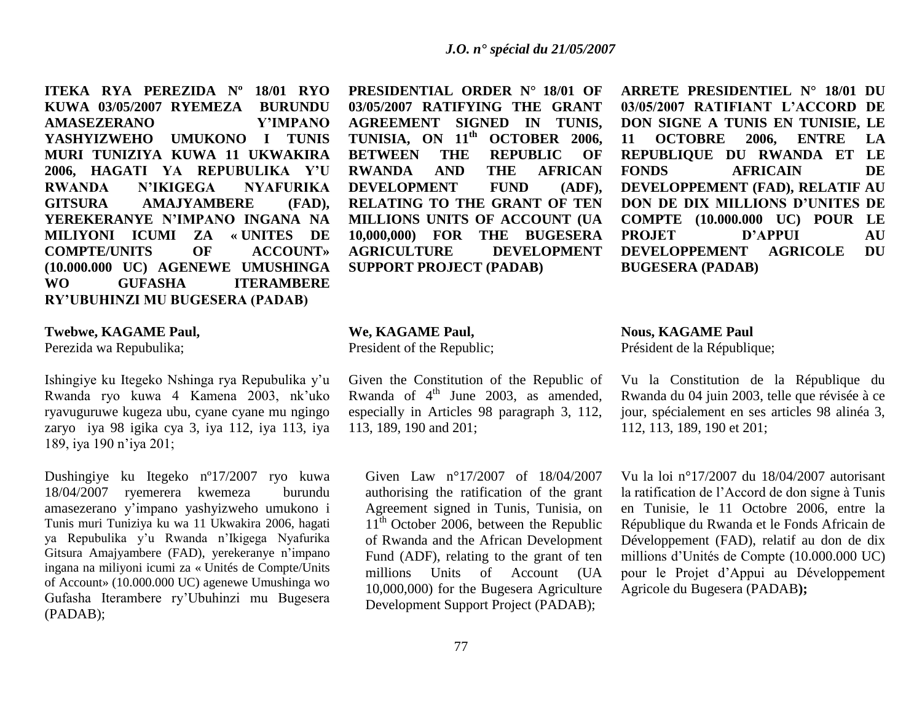**ITEKA RYA PEREZIDA Nº 18/01 RYO KUWA 03/05/2007 RYEMEZA BURUNDU AMASEZERANO Y'IMPANO YASHYIZWEHO UMUKONO I TUNIS MURI TUNIZIYA KUWA 11 UKWAKIRA 2006, HAGATI YA REPUBULIKA Y'U RWANDA N'IKIGEGA NYAFURIKA GITSURA AMAJYAMBERE (FAD), YEREKERANYE N'IMPANO INGANA NA MILIYONI ICUMI ZA « UNITES DE COMPTE/UNITS OF ACCOUNT» (10.000.000 UC) AGENEWE UMUSHINGA WO GUFASHA ITERAMBERE RY'UBUHINZI MU BUGESERA (PADAB)**

**Twebwe, KAGAME Paul,**
Perezida wa Repubulika;

Ishingiye ku Itegeko Nshinga rya Repubulika y'u Rwanda ryo kuwa 4 Kamena 2003, nk'uko ryavuguruwe kugeza ubu, cyane cyane mu ngingo zaryo iya 98 igika cya 3, iya 112, iya 113, iya 189, iya 190 n'iya 201;

Dushingiye ku Itegeko nº17/2007 ryo kuwa 18/04/2007 ryemerera kwemeza burundu amasezerano y'impano yashyizweho umukono i Tunis muri Tuniziya ku wa 11 Ukwakira 2006, hagati ya Repubulika y'u Rwanda n'Ikigega Nyafurika Gitsura Amajyambere (FAD), yerekeranye n'impano ingana na miliyoni icumi za « Unités de Compte/Units of Account» (10.000.000 UC) agenewe Umushinga wo Gufasha Iterambere ry'Ubuhinzi mu Bugesera (PADAB);

**PRESIDENTIAL ORDER N° 18/01 OF 03/05/2007 RATIFYING THE GRANT AGREEMENT SIGNED IN TUNIS, TUNISIA, ON 11th OCTOBER 2006, BETWEEN THE REPUBLIC OF RWANDA AND THE AFRICAN DEVELOPMENT FUND (ADF), RELATING TO THE GRANT OF TEN MILLIONS UNITS OF ACCOUNT (UA 10,000,000) FOR THE BUGESERA AGRICULTURE DEVELOPMENT SUPPORT PROJECT (PADAB)**

**We, KAGAME Paul,**
President of the Republic;

Given the Constitution of the Republic of Rwanda of 4th June 2003, as amended, especially in Articles 98 paragraph 3, 112, 113, 189, 190 and 201;

Given Law n°17/2007 of 18/04/2007 authorising the ratification of the grant Agreement signed in Tunis, Tunisia, on 11th October 2006, between the Republic of Rwanda and the African Development Fund (ADF), relating to the grant of ten millions Units of Account (UA 10,000,000) for the Bugesera Agriculture Development Support Project (PADAB);

**ARRETE PRESIDENTIEL N° 18/01 DU 03/05/2007 RATIFIANT L'ACCORD DE DON SIGNE A TUNIS EN TUNISIE, LE 11 OCTOBRE 2006, ENTRE LA REPUBLIQUE DU RWANDA ET LE FONDS AFRICAIN DE DEVELOPPEMENT (FAD), RELATIF AU DON DE DIX MILLIONS D'UNITES DE COMPTE (10.000.000 UC) POUR LE PROJET D'APPUI AU DEVELOPPEMENT AGRICOLE DU BUGESERA (PADAB)**

**Nous, KAGAME Paul**
Président de la République;

Vu la Constitution de la République du Rwanda du 04 juin 2003, telle que révisée à ce jour, spécialement en ses articles 98 alinéa 3, 112, 113, 189, 190 et 201;

Vu la loi n°17/2007 du 18/04/2007 autorisant la ratification de l'Accord de don signe à Tunis en Tunisie, le 11 Octobre 2006, entre la République du Rwanda et le Fonds Africain de Développement (FAD), relatif au don de dix millions d'Unités de Compte (10.000.000 UC) pour le Projet d'Appui au Développement Agricole du Bugesera (PADAB**);**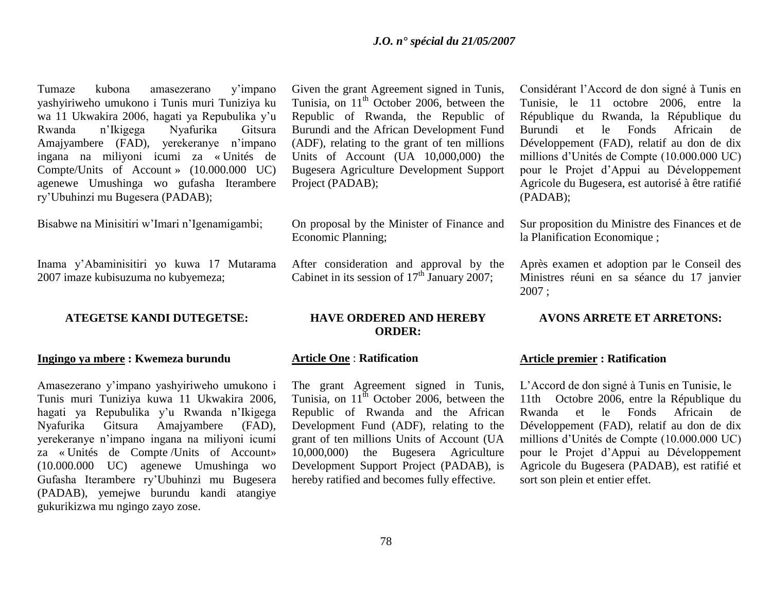Tumaze kubona amasezerano y'impano yashyiriweho umukono i Tunis muri Tuniziya ku wa 11 Ukwakira 2006, hagati ya Repubulika y'u Rwanda n'Ikigega Nyafurika Gitsura Amajyambere (FAD), yerekeranye n'impano ingana na miliyoni icumi za « Unités de Compte/Units of Account » (10.000.000 UC) agenewe Umushinga wo gufasha Iterambere ry'Ubuhinzi mu Bugesera (PADAB);

Bisabwe na Minisitiri w'Imari n'Igenamigambi;

Inama y'Abaminisitiri yo kuwa 17 Mutarama 2007 imaze kubisuzuma no kubyemeza;

**ATEGETSE KANDI DUTEGETSE:**

**Ingingo ya mbere : Kwemeza burundu**

Amasezerano y'impano yashyiriweho umukono i Tunis muri Tuniziya kuwa 11 Ukwakira 2006, hagati ya Repubulika y'u Rwanda n'Ikigega Nyafurika Gitsura Amajyambere (FAD), yerekeranye n'impano ingana na miliyoni icumi za « Unités de Compte /Units of Account» (10.000.000 UC) agenewe Umushinga wo Gufasha Iterambere ry'Ubuhinzi mu Bugesera (PADAB), yemejwe burundu kandi atangiye gukurikizwa mu ngingo zayo zose.

Given the grant Agreement signed in Tunis, Tunisia, on 11th October 2006, between the Republic of Rwanda, the Republic of Burundi and the African Development Fund (ADF), relating to the grant of ten millions Units of Account (UA 10,000,000) the Bugesera Agriculture Development Support Project (PADAB);

On proposal by the Minister of Finance and Economic Planning;

After consideration and approval by the Cabinet in its session of 17th January 2007;

**HAVE ORDERED AND HEREBY ORDER:**

**Article One : Ratification**

The grant Agreement signed in Tunis, Tunisia, on 11th October 2006, between the Republic of Rwanda and the African Development Fund (ADF), relating to the grant of ten millions Units of Account (UA 10,000,000) the Bugesera Agriculture Development Support Project (PADAB), is hereby ratified and becomes fully effective.

Considérant l'Accord de don signé à Tunis en Tunisie, le 11 octobre 2006, entre la République du Rwanda, la République du Burundi et le Fonds Africain de Développement (FAD), relatif au don de dix millions d'Unités de Compte (10.000.000 UC) pour le Projet d'Appui au Développement Agricole du Bugesera, est autorisé à être ratifié (PADAB);

Sur proposition du Ministre des Finances et de la Planification Economique ;

Après examen et adoption par le Conseil des Ministres réuni en sa séance du 17 janvier 2007 ;

**AVONS ARRETE ET ARRETONS:**

**Article premier : Ratification**

L'Accord de don signé à Tunis en Tunisie, le 11th Octobre 2006, entre la République du Rwanda et le Fonds Africain de Développement (FAD), relatif au don de dix millions d'Unités de Compte (10.000.000 UC) pour le Projet d'Appui au Développement Agricole du Bugesera (PADAB), est ratifié et sort son plein et entier effet.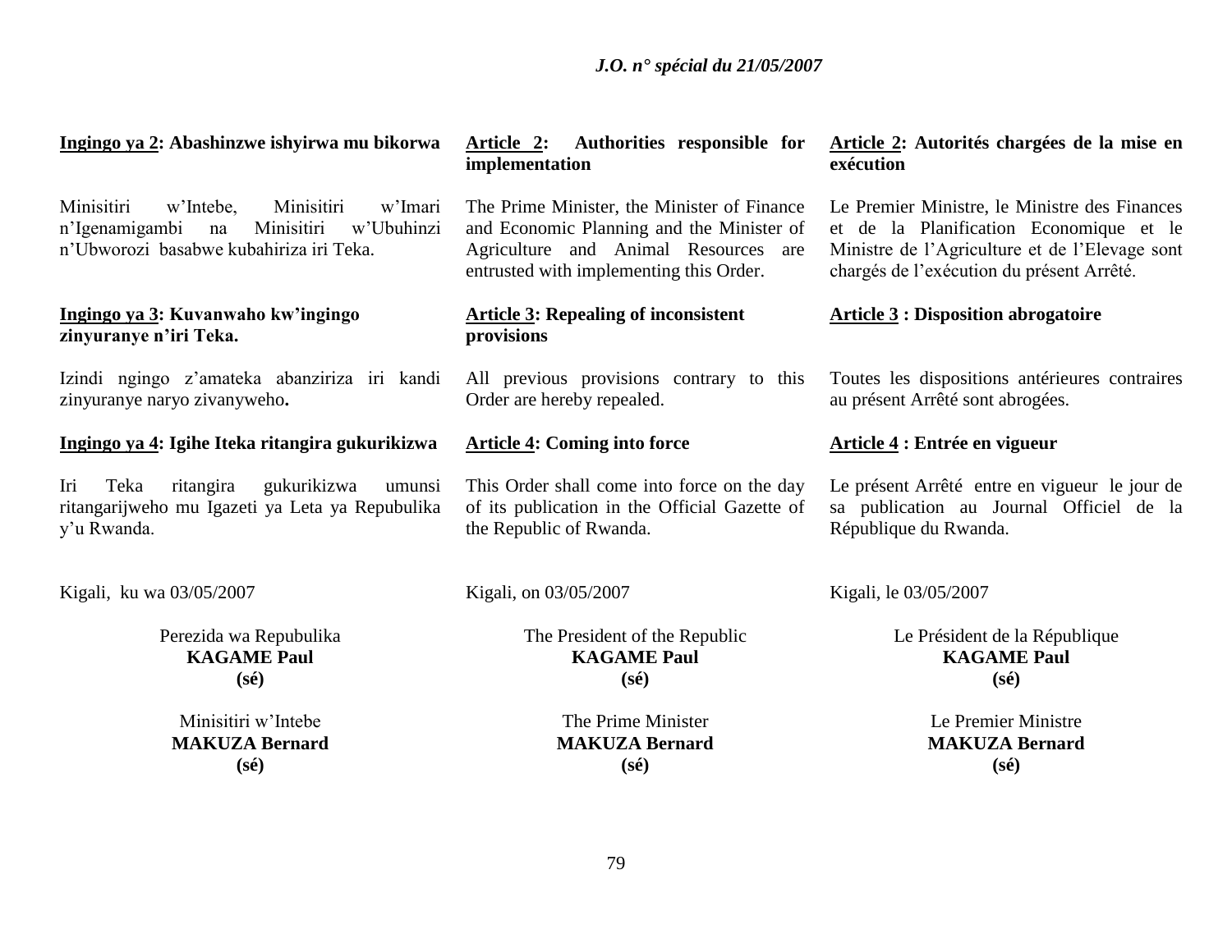**Ingingo ya 2: Abashinzwe ishyirwa mu bikorwa**

Minisitiri w'Intebe, Minisitiri w'Imari n'Igenamigambi na Minisitiri w'Ubuhinzi n'Ubworozi basabwe kubahiriza iri Teka.

**Ingingo ya 3: Kuvanwaho kw'ingingo zinyuranye n'iri Teka.**

Izindi ngingo z'amateka abanziriza iri kandi zinyuranye naryo zivanyweho**.**

**Ingingo ya 4: Igihe Iteka ritangira gukurikizwa**

Iri Teka ritangira gukurikizwa umunsi ritangarijweho mu Igazeti ya Leta ya Repubulika y'u Rwanda.

Kigali, ku wa 03/05/2007

Perezida wa Repubulika
**KAGAME Paul**
**(sé)**

Minisitiri w'Intebe
**MAKUZA Bernard**
**(sé)**

**Article 2: Authorities responsible for implementation**

The Prime Minister, the Minister of Finance and Economic Planning and the Minister of Agriculture and Animal Resources are entrusted with implementing this Order.

**Article 3: Repealing of inconsistent provisions**

All previous provisions contrary to this Order are hereby repealed.

**Article 4: Coming into force**

This Order shall come into force on the day of its publication in the Official Gazette of the Republic of Rwanda.

Kigali, on 03/05/2007

The President of the Republic
**KAGAME Paul**
**(sé)**

The Prime Minister
**MAKUZA Bernard**
**(sé)**

**Article 2: Autorités chargées de la mise en exécution**

Le Premier Ministre, le Ministre des Finances et de la Planification Economique et le Ministre de l'Agriculture et de l'Elevage sont chargés de l'exécution du présent Arrêté.

**Article 3 : Disposition abrogatoire**

Toutes les dispositions antérieures contraires au présent Arrêté sont abrogées.

**Article 4 : Entrée en vigueur**

Le présent Arrêté entre en vigueur le jour de sa publication au Journal Officiel de la République du Rwanda.

Kigali, le 03/05/2007

Le Président de la République
**KAGAME Paul**
**(sé)**

Le Premier Ministre
**MAKUZA Bernard**
**(sé)**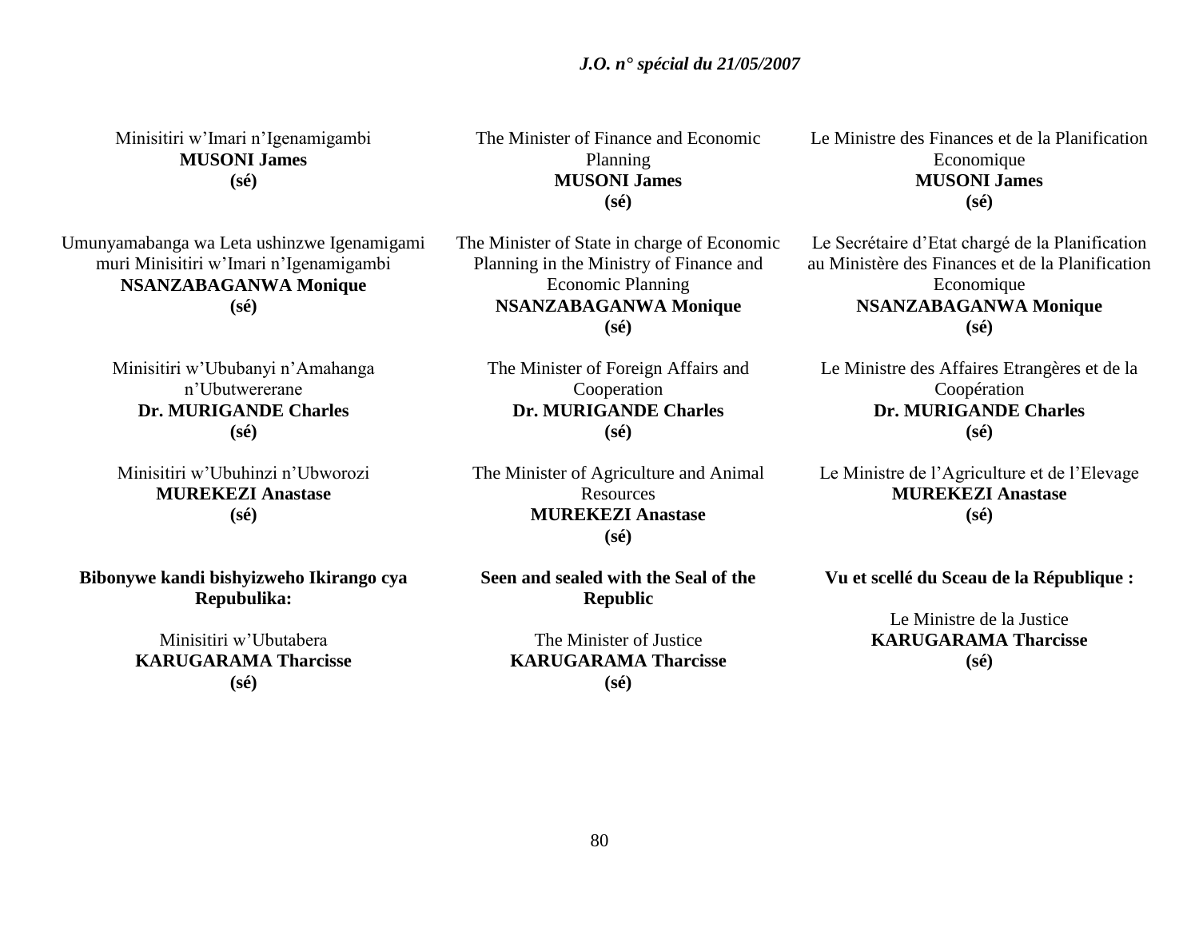Minisitiri w'Imari n'Igenamigambi
**MUSONI James**
**(sé)**

Umunyamabanga wa Leta ushinzwe Igenamigami muri Minisitiri w'Imari n'Igenamigambi
**NSANZABAGANWA Monique**
**(sé)**

Minisitiri w'Ububanyi n'Amahanga n'Ubutwererane
**Dr. MURIGANDE Charles**
**(sé)**

Minisitiri w'Ubuhinzi n'Ubworozi
**MUREKEZI Anastase**
**(sé)**

**Bibonywe kandi bishyizweho Ikirango cya Repubulika:**

Minisitiri w'Ubutabera
**KARUGARAMA Tharcisse**
**(sé)**

The Minister of Finance and Economic Planning
**MUSONI James**
**(sé)**

The Minister of State in charge of Economic Planning in the Ministry of Finance and Economic Planning
**NSANZABAGANWA Monique**
**(sé)**

The Minister of Foreign Affairs and Cooperation
**Dr. MURIGANDE Charles**
**(sé)**

The Minister of Agriculture and Animal Resources
**MUREKEZI Anastase**
**(sé)**

**Seen and sealed with the Seal of the Republic**

The Minister of Justice
**KARUGARAMA Tharcisse**
**(sé)**

Le Ministre des Finances et de la Planification Economique
**MUSONI James**
**(sé)**

Le Secrétaire d'Etat chargé de la Planification au Ministère des Finances et de la Planification Economique
**NSANZABAGANWA Monique**
**(sé)**

Le Ministre des Affaires Etrangères et de la Coopération
**Dr. MURIGANDE Charles**
**(sé)**

Le Ministre de l'Agriculture et de l'Elevage
**MUREKEZI Anastase**
**(sé)**

**Vu et scellé du Sceau de la République :**

Le Ministre de la Justice
**KARUGARAMA Tharcisse**
**(sé)**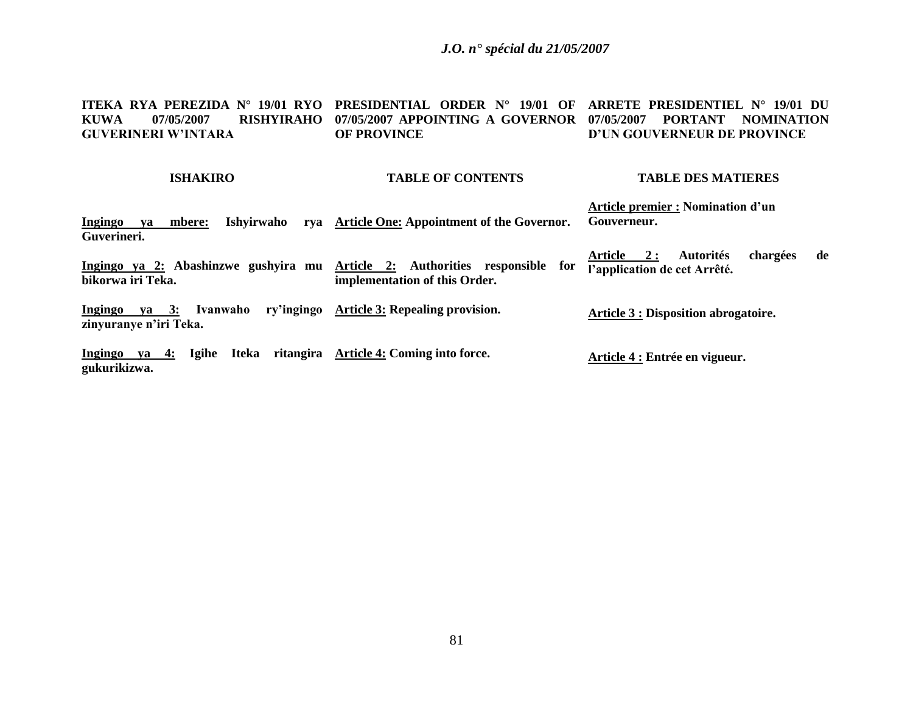**ITEKA RYA PEREZIDA N° 19/01 RYO KUWA 07/05/2007 RISHYIRAHO GUVERINERI W'INTARA**

**ISHAKIRO**

**Ingingo ya mbere:** Ishyirwaho rya Guverineri.

**Ingingo ya 2:** Abashinzwe gushyira mu bikorwa iri Teka.

**Ingingo ya 3:** Ivanwaho ry'ingingo zinyuranye n'iri Teka.

**Ingingo ya 4:** Igihe Iteka ritangira gukurikizwa.

**PRESIDENTIAL ORDER N° 19/01 OF 07/05/2007 APPOINTING A GOVERNOR OF PROVINCE**

**TABLE OF CONTENTS**

**Article One:** Appointment of the Governor.

**Article 2:** Authorities responsible for implementation of this Order.

**Article 3:** Repealing provision.

**Article 4:** Coming into force.

**ARRETE PRESIDENTIEL N° 19/01 DU 07/05/2007 PORTANT NOMINATION D'UN GOUVERNEUR DE PROVINCE**

**TABLE DES MATIERES**

**Article premier :** Nomination d'un Gouverneur.

**Article 2 :** Autorités chargées de l'application de cet Arrêté.

**Article 3 :** Disposition abrogatoire.

**Article 4 :** Entrée en vigueur.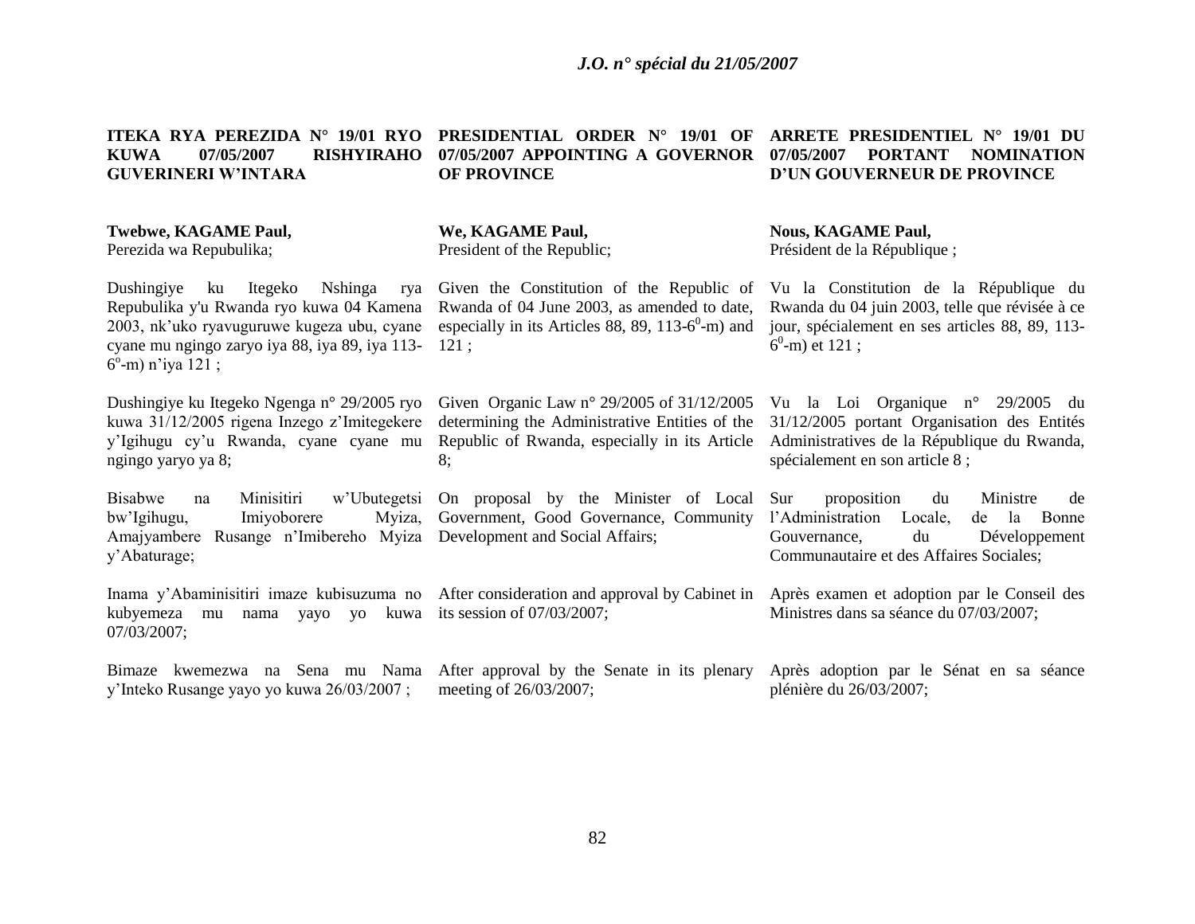**ITEKA RYA PEREZIDA N° 19/01 RYO KUWA 07/05/2007 RISHYIRAHO GUVERINERI W'INTARA**

**Twebwe, KAGAME Paul,**
Perezida wa Repubulika;

Dushingiye ku Itegeko Nshinga rya Repubulika y'u Rwanda ryo kuwa 04 Kamena 2003, nk'uko ryavuguruwe kugeza ubu, cyane cyane mu ngingo zaryo iya 88, iya 89, iya 113-$6^{o}$-m) n'iya 121 ;

Dushingiye ku Itegeko Ngenga n° 29/2005 ryo kuwa 31/12/2005 rigena Inzego z'Imitegekere y'Igihugu cy'u Rwanda, cyane cyane mu ngingo yaryo ya 8;

Bisabwe na Minisitiri w'Ubutegetsi bw'Igihugu, Imiyoborere Myiza, Amajyambere Rusange n'Imibereho Myiza y'Abaturage;

Inama y'Abaminisitiri imaze kubisuzuma no kubyemeza mu nama yayo yo kuwa 07/03/2007;

Bimaze kwemezwa na Sena mu Nama y'Inteko Rusange yayo yo kuwa 26/03/2007 ;

**PRESIDENTIAL ORDER N° 19/01 OF 07/05/2007 APPOINTING A GOVERNOR OF PROVINCE**

**We, KAGAME Paul,**
President of the Republic;

Given the Constitution of the Republic of Rwanda of 04 June 2003, as amended to date, especially in its Articles 88, 89, 113-$6^{0}$-m) and 121 ;

Given Organic Law n° 29/2005 of 31/12/2005 determining the Administrative Entities of the Republic of Rwanda, especially in its Article 8;

On proposal by the Minister of Local Government, Good Governance, Community Development and Social Affairs;

After consideration and approval by Cabinet in its session of 07/03/2007;

After approval by the Senate in its plenary meeting of 26/03/2007;

**ARRETE PRESIDENTIEL N° 19/01 DU 07/05/2007 PORTANT NOMINATION D'UN GOUVERNEUR DE PROVINCE**

**Nous, KAGAME Paul,**
Président de la République ;

Vu la Constitution de la République du Rwanda du 04 juin 2003, telle que révisée à ce jour, spécialement en ses articles 88, 89, 113-$6^{0}$-m) et 121 ;

Vu la Loi Organique n° 29/2005 du 31/12/2005 portant Organisation des Entités Administratives de la République du Rwanda, spécialement en son article 8 ;

Sur proposition du Ministre de l'Administration Locale, de la Bonne Gouvernance, du Développement Communautaire et des Affaires Sociales;

Après examen et adoption par le Conseil des Ministres dans sa séance du 07/03/2007;

Après adoption par le Sénat en sa séance plénière du 26/03/2007;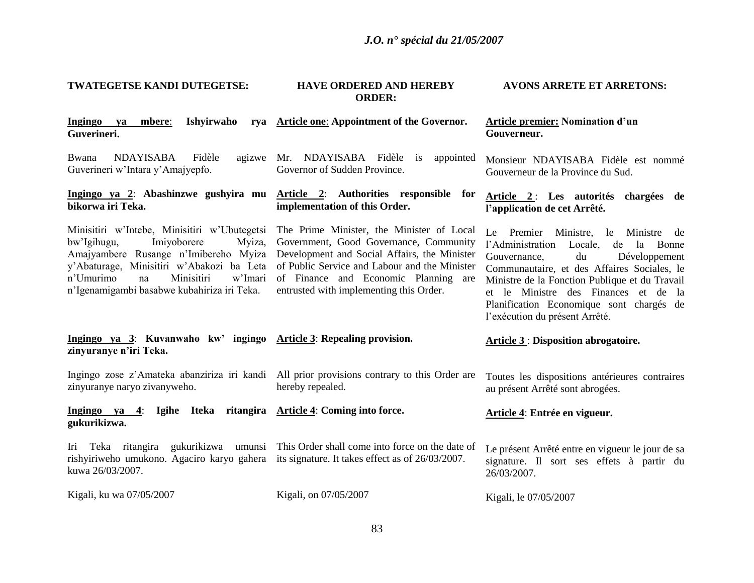TWATEGETSE KANDI DUTEGETSE:

HAVE ORDERED AND HEREBY ORDER:

AVONS ARRETE ET ARRETONS:

**Ingingo ya mbere: Ishyirwaho rya Guverineri.**

Bwana NDAYISABA Fidèle agizwe Guverineri w'Intara y'Amajyepfo.

**Ingingo ya 2: Abashinzwe gushyira mu bikorwa iri Teka.**

Minisitiri w'Intebe, Minisitiri w'Ubutegetsi bw'Igihugu, Imiyoborere Myiza, Amajyambere Rusange n'Imibereho Myiza y'Abaturage, Minisitiri w'Abakozi ba Leta n'Umurimo na Minisitiri w'Imari n'Igenamigambi basabwe kubahiriza iri Teka.

**Ingingo ya 3: Kuvanwaho kw' ingingo zinyuranye n'iri Teka.**

Ingingo zose z'Amateka abanziriza iri kandi zinyuranye naryo zivanyweho.

**Ingingo ya 4: Igihe Iteka ritangira gukurikizwa.**

Iri Teka ritangira gukurikizwa umunsi rishyiriweho umukono. Agaciro karyo gahera kuwa 26/03/2007.

Kigali, ku wa 07/05/2007

**Article one: Appointment of the Governor.**

Mr. NDAYISABA Fidèle is appointed Governor of Sudden Province.

**Article 2: Authorities responsible for implementation of this Order.**

The Prime Minister, the Minister of Local Government, Good Governance, Community Development and Social Affairs, the Minister of Public Service and Labour and the Minister of Finance and Economic Planning are entrusted with implementing this Order.

**Article 3: Repealing provision.**

All prior provisions contrary to this Order are hereby repealed.

**Article 4: Coming into force.**

This Order shall come into force on the date of its signature. It takes effect as of 26/03/2007.

Kigali, on 07/05/2007

**Article premier: Nomination d'un Gouverneur.**

Monsieur NDAYISABA Fidèle est nommé Gouverneur de la Province du Sud.

**Article 2 : Les autorités chargées de l'application de cet Arrêté.**

Le Premier Ministre, le Ministre de l'Administration Locale, de la Bonne Gouvernance, du Développement Communautaire, et des Affaires Sociales, le Ministre de la Fonction Publique et du Travail et le Ministre des Finances et de la Planification Economique sont chargés de l'exécution du présent Arrêté.

**Article 3 : Disposition abrogatoire.**

Toutes les dispositions antérieures contraires au présent Arrêté sont abrogées.

**Article 4: Entrée en vigueur.**

Le présent Arrêté entre en vigueur le jour de sa signature. Il sort ses effets à partir du 26/03/2007.

Kigali, le 07/05/2007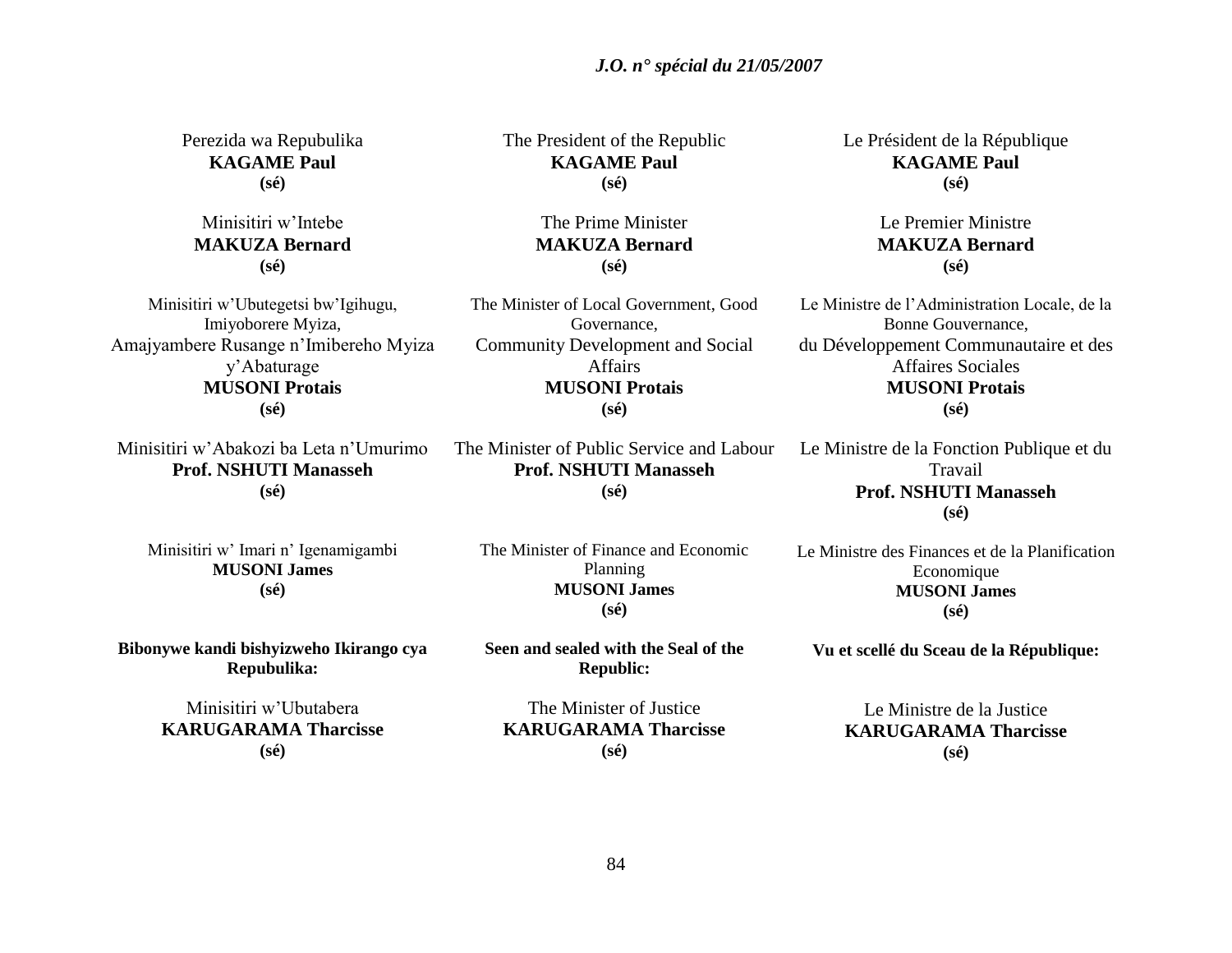Perezida wa Repubulika
**KAGAME Paul**
**(sé)**

Minisitiri w'Intebe
**MAKUZA Bernard**
**(sé)**

Minisitiri w'Ubutegetsi bw'Igihugu, Imiyoborere Myiza,
Amajyambere Rusange n'Imibereho Myiza y'Abaturage
**MUSONI Protais**
**(sé)**

Minisitiri w'Abakozi ba Leta n'Umurimo
**Prof. NSHUTI Manasseh**
**(sé)**

Minisitiri w' Imari n' Igenamigambi
**MUSONI James**
**(sé)**

**Bibonywe kandi bishyizweho Ikirango cya Repubulika:**

Minisitiri w'Ubutabera
**KARUGARAMA Tharcisse**
**(sé)**

The President of the Republic
**KAGAME Paul**
**(sé)**

The Prime Minister
**MAKUZA Bernard**
**(sé)**

The Minister of Local Government, Good Governance,
Community Development and Social Affairs
**MUSONI Protais**
**(sé)**

The Minister of Public Service and Labour
**Prof. NSHUTI Manasseh**
**(sé)**

The Minister of Finance and Economic Planning
**MUSONI James**
**(sé)**

**Seen and sealed with the Seal of the Republic:**

The Minister of Justice
**KARUGARAMA Tharcisse**
**(sé)**

Le Président de la République
**KAGAME Paul**
**(sé)**

Le Premier Ministre
**MAKUZA Bernard**
**(sé)**

Le Ministre de l'Administration Locale, de la Bonne Gouvernance,
du Développement Communautaire et des Affaires Sociales
**MUSONI Protais**
**(sé)**

Le Ministre de la Fonction Publique et du Travail
**Prof. NSHUTI Manasseh**
**(sé)**

Le Ministre des Finances et de la Planification Economique
**MUSONI James**
**(sé)**

**Vu et scellé du Sceau de la République:**

Le Ministre de la Justice
**KARUGARAMA Tharcisse**
**(sé)**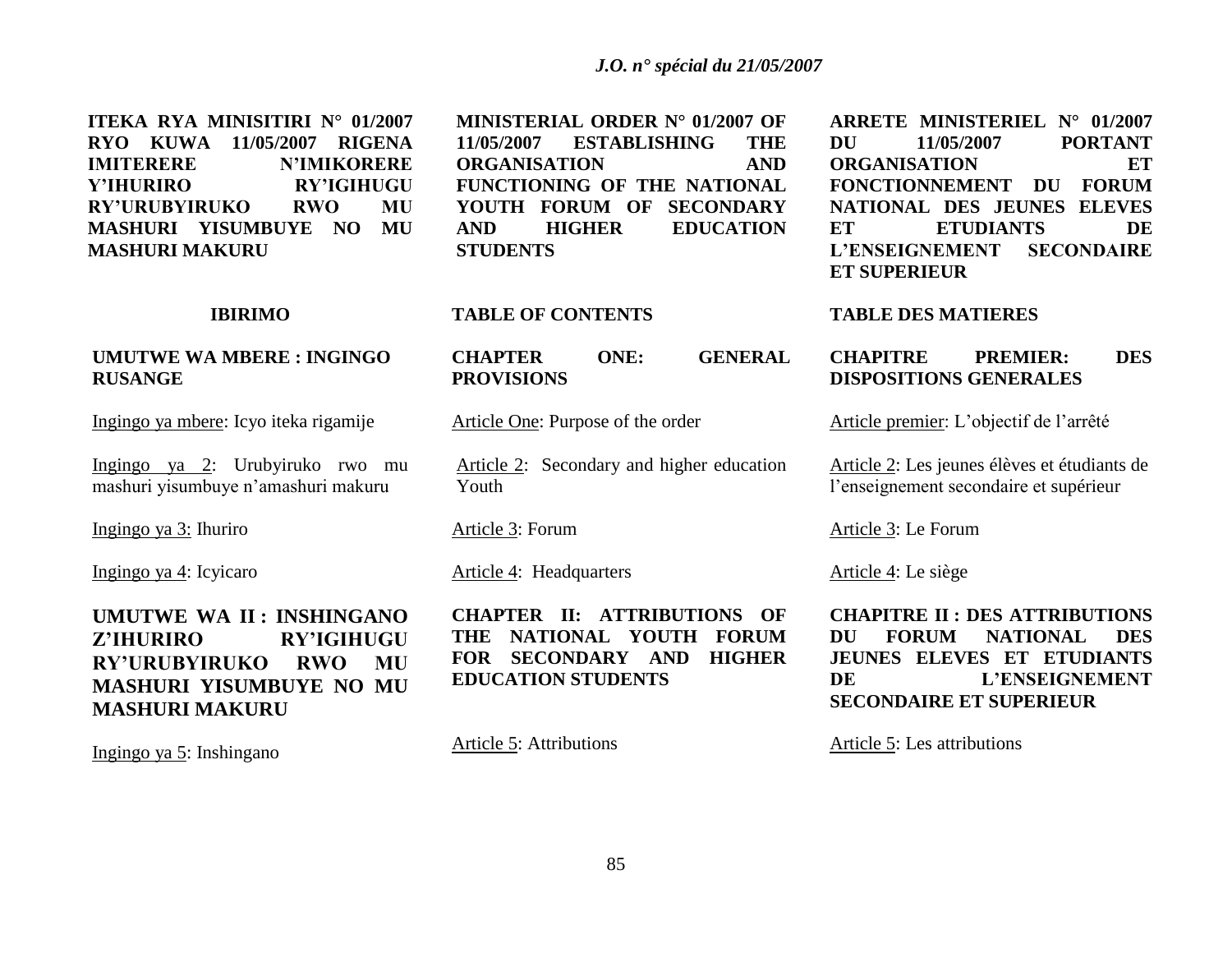**ITEKA RYA MINISITIRI N° 01/2007 RYO KUWA 11/05/2007 RIGENA IMITERERE N'IMIKORERE Y'IHURIRO RY'IGIHUGU RY'URUBYIRUKO RWO MU MASHURI YISUMBUYE NO MU MASHURI MAKURU**

**IBIRIMO**

**UMUTWE WA MBERE : INGINGO RUSANGE**

Ingingo ya mbere: Icyo iteka rigamije

Ingingo ya 2: Urubyiruko rwo mu mashuri yisumbuye n'amashuri makuru

Ingingo ya 3: Ihuriro

Ingingo ya 4: Icyicaro

**UMUTWE WA II : INSHINGANO Z'IHURIRO RY'IGIHUGU RY'URUBYIRUKO RWO MU MASHURI YISUMBUYE NO MU MASHURI MAKURU**

Ingingo ya 5: Inshingano

**MINISTERIAL ORDER N° 01/2007 OF 11/05/2007 ESTABLISHING THE ORGANISATION AND FUNCTIONING OF THE NATIONAL YOUTH FORUM OF SECONDARY AND HIGHER EDUCATION STUDENTS**

**TABLE OF CONTENTS**

**CHAPTER ONE: GENERAL PROVISIONS**

Article One: Purpose of the order

Article 2: Secondary and higher education Youth

Article 3: Forum

Article 4: Headquarters

**CHAPTER II: ATTRIBUTIONS OF THE NATIONAL YOUTH FORUM FOR SECONDARY AND HIGHER EDUCATION STUDENTS**

Article 5: Attributions

**ARRETE MINISTERIEL N° 01/2007 DU 11/05/2007 PORTANT ORGANISATION ET FONCTIONNEMENT DU FORUM NATIONAL DES JEUNES ELEVES ET ETUDIANTS DE L'ENSEIGNEMENT SECONDAIRE ET SUPERIEUR**

**TABLE DES MATIERES**

**CHAPITRE PREMIER: DES DISPOSITIONS GENERALES**

Article premier: L'objectif de l'arrêté

Article 2: Les jeunes élèves et étudiants de l'enseignement secondaire et supérieur

Article 3: Le Forum

Article 4: Le siège

**CHAPITRE II : DES ATTRIBUTIONS DU FORUM NATIONAL DES JEUNES ELEVES ET ETUDIANTS DE L'ENSEIGNEMENT SECONDAIRE ET SUPERIEUR**

Article 5: Les attributions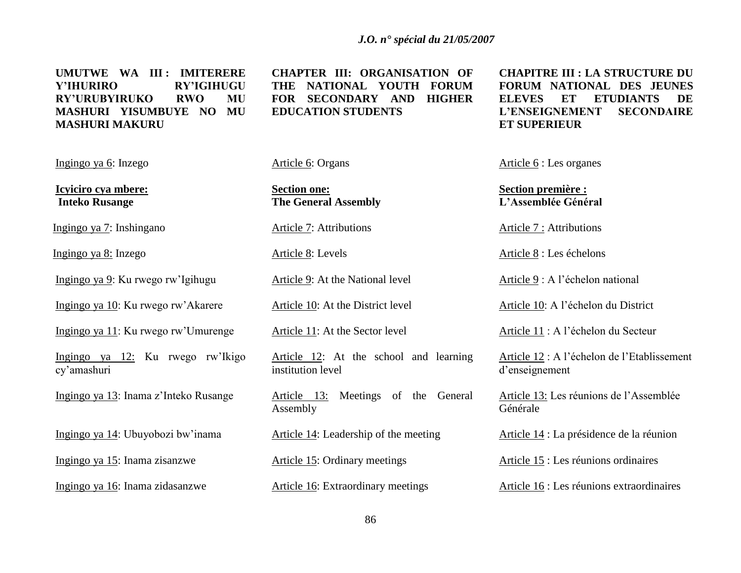**UMUTWE WA III : IMITERERE Y'IHURIRO RY'IGIHUGU RY'URUBYIRUKO RWO MU MASHURI YISUMBUYE NO MU MASHURI MAKURU**

Ingingo ya 6: Inzego

**Icyiciro cya mbere:**
**Inteko Rusange**

Ingingo ya 7: Inshingano

Ingingo ya 8: Inzego

Ingingo ya 9: Ku rwego rw'Igihugu

Ingingo ya 10: Ku rwego rw'Akarere

Ingingo ya 11: Ku rwego rw'Umurenge

Ingingo ya 12: Ku rwego rw'Ikigo cy'amashuri

Ingingo ya 13: Inama z'Inteko Rusange

Ingingo ya 14: Ubuyobozi bw'inama

Ingingo ya 15: Inama zisanzwe

Ingingo ya 16: Inama zidasanzwe

**CHAPTER III: ORGANISATION OF THE NATIONAL YOUTH FORUM FOR SECONDARY AND HIGHER EDUCATION STUDENTS**

Article 6: Organs

**Section one:**
**The General Assembly**

Article 7: Attributions

Article 8: Levels

Article 9: At the National level

Article 10: At the District level

Article 11: At the Sector level

Article 12: At the school and learning institution level

Article 13: Meetings of the General Assembly

Article 14: Leadership of the meeting

Article 15: Ordinary meetings

Article 16: Extraordinary meetings

**CHAPITRE III : LA STRUCTURE DU FORUM NATIONAL DES JEUNES ELEVES ET ETUDIANTS DE L'ENSEIGNEMENT SECONDAIRE ET SUPERIEUR**

Article 6 : Les organes

**Section première :**
**L'Assemblée Général**

Article 7 : Attributions

Article 8 : Les échelons

Article 9 : A l'échelon national

Article 10: A l'échelon du District

Article 11 : A l'échelon du Secteur

Article 12 : A l'échelon de l'Etablissement d'enseignement

Article 13: Les réunions de l'Assemblée Générale

Article 14 : La présidence de la réunion

Article 15 : Les réunions ordinaires

Article 16 : Les réunions extraordinaires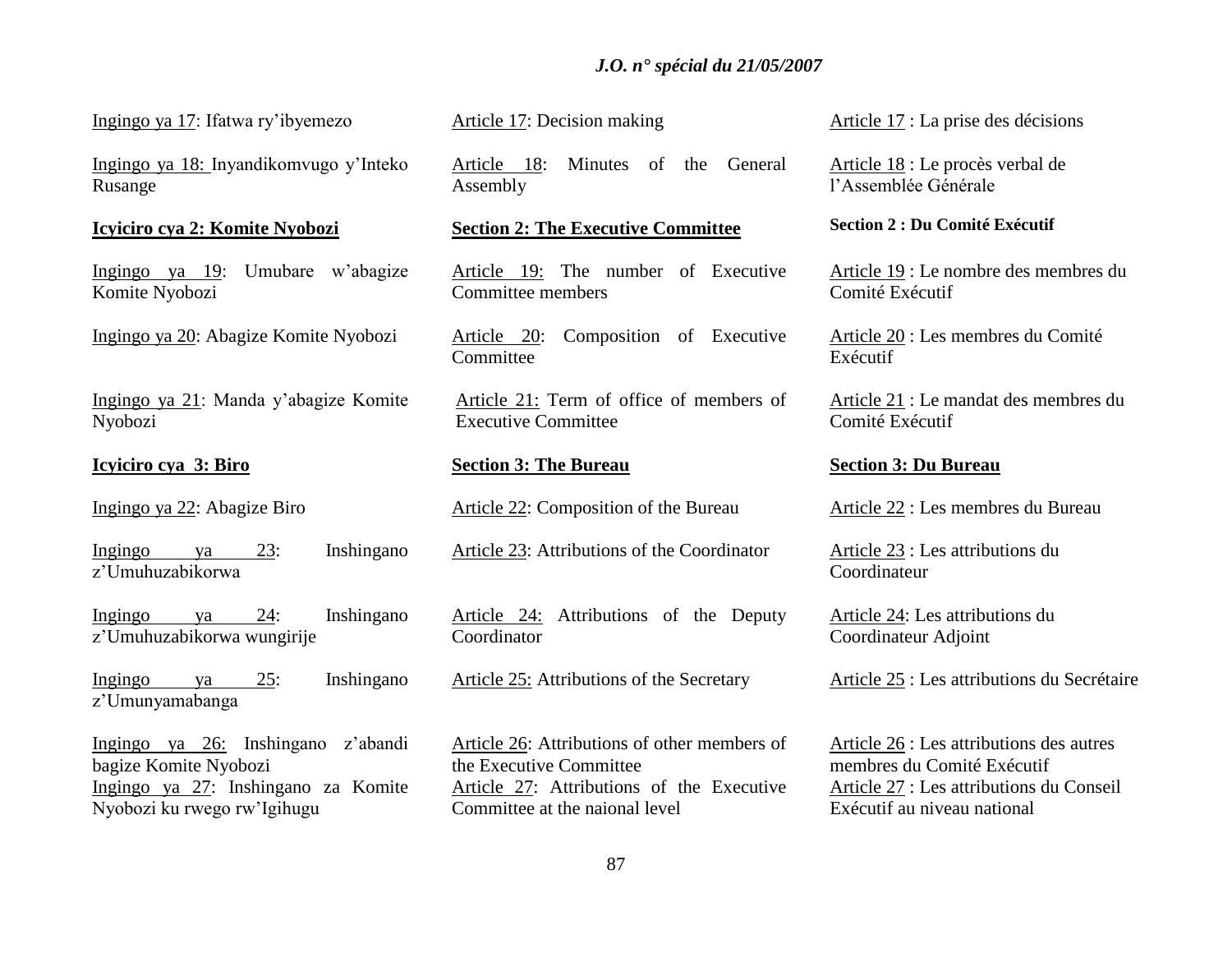Ingingo ya 17: Ifatwa ry'ibyemezo

Ingingo ya 18: Inyandikomvugo y'Inteko Rusange

**Icyiciro cya 2: Komite Nyobozi**

Ingingo ya 19: Umubare w'abagize Komite Nyobozi

Ingingo ya 20: Abagize Komite Nyobozi

Ingingo ya 21: Manda y'abagize Komite Nyobozi

**Icyiciro cya 3: Biro**

Ingingo ya 22: Abagize Biro

Ingingo ya 23: Inshingano z'Umuhuzabikorwa

Ingingo ya 24: Inshingano z'Umuhuzabikorwa wungirije

Ingingo ya 25: Inshingano z'Umunyamabanga

Ingingo ya 26: Inshingano z'abandi bagize Komite Nyobozi

Ingingo ya 27: Inshingano za Komite Nyobozi ku rwego rw'Igihugu

Article 17: Decision making

Article 18: Minutes of the General Assembly

**Section 2: The Executive Committee**

Article 19: The number of Executive Committee members

Article 20: Composition of Executive Committee

Article 21: Term of office of members of Executive Committee

**Section 3: The Bureau**

Article 22: Composition of the Bureau

Article 23: Attributions of the Coordinator

Article 24: Attributions of the Deputy Coordinator

Article 25: Attributions of the Secretary

Article 26: Attributions of other members of the Executive Committee

Article 27: Attributions of the Executive Committee at the naional level

Article 17 : La prise des décisions

Article 18 : Le procès verbal de l'Assemblée Générale

**Section 2 : Du Comité Exécutif**

Article 19 : Le nombre des membres du Comité Exécutif

Article 20 : Les membres du Comité Exécutif

Article 21 : Le mandat des membres du Comité Exécutif

**Section 3: Du Bureau**

Article 22 : Les membres du Bureau

Article 23 : Les attributions du Coordinateur

Article 24: Les attributions du Coordinateur Adjoint

Article 25 : Les attributions du Secrétaire

Article 26 : Les attributions des autres membres du Comité Exécutif

Article 27 : Les attributions du Conseil Exécutif au niveau national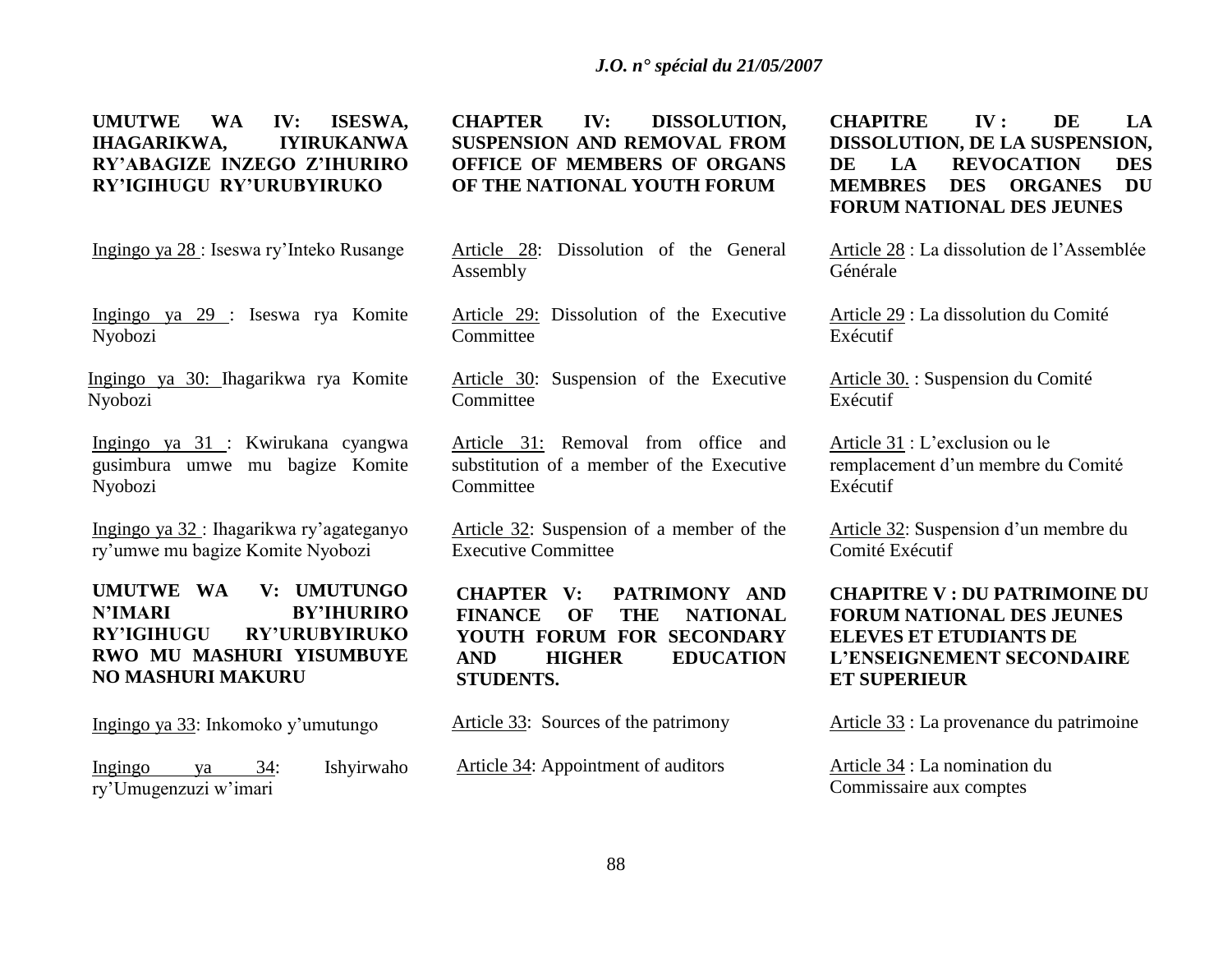**UMUTWE WA IV: ISESWA, IHAGARIKWA, IYIRUKANWA RY'ABAGIZE INZEGO Z'IHURIRO RY'IGIHUGU RY'URUBYIRUKO**

Ingingo ya 28 : Iseswa ry'Inteko Rusange

Ingingo ya 29 : Iseswa rya Komite Nyobozi

Ingingo ya 30: Ihagarikwa rya Komite Nyobozi

Ingingo ya 31 : Kwirukana cyangwa gusimbura umwe mu bagize Komite Nyobozi

Ingingo ya 32 : Ihagarikwa ry'agateganyo ry'umwe mu bagize Komite Nyobozi

**UMUTWE WA V: UMUTUNGO N'IMARI BY'IHURIRO RY'IGIHUGU RY'URUBYIRUKO RWO MU MASHURI YISUMBUYE NO MASHURI MAKURU**

Ingingo ya 33: Inkomoko y'umutungo

Ingingo ya 34: Ishyirwaho ry'Umugenzuzi w'imari

**CHAPTER IV: DISSOLUTION, SUSPENSION AND REMOVAL FROM OFFICE OF MEMBERS OF ORGANS OF THE NATIONAL YOUTH FORUM**

Article 28: Dissolution of the General Assembly

Article 29: Dissolution of the Executive Committee

Article 30: Suspension of the Executive Committee

Article 31: Removal from office and substitution of a member of the Executive Committee

Article 32: Suspension of a member of the Executive Committee

**CHAPTER V: PATRIMONY AND FINANCE OF THE NATIONAL YOUTH FORUM FOR SECONDARY AND HIGHER EDUCATION STUDENTS.**

Article 33: Sources of the patrimony

Article 34: Appointment of auditors

**CHAPITRE IV : DE LA DISSOLUTION, DE LA SUSPENSION, DE LA REVOCATION DES MEMBRES DES ORGANES DU FORUM NATIONAL DES JEUNES**

Article 28 : La dissolution de l'Assemblée Générale

Article 29 : La dissolution du Comité Exécutif

Article 30. : Suspension du Comité Exécutif

Article 31 : L'exclusion ou le remplacement d'un membre du Comité Exécutif

Article 32: Suspension d'un membre du Comité Exécutif

**CHAPITRE V : DU PATRIMOINE DU FORUM NATIONAL DES JEUNES ELEVES ET ETUDIANTS DE L'ENSEIGNEMENT SECONDAIRE ET SUPERIEUR**

Article 33 : La provenance du patrimoine

Article 34 : La nomination du Commissaire aux comptes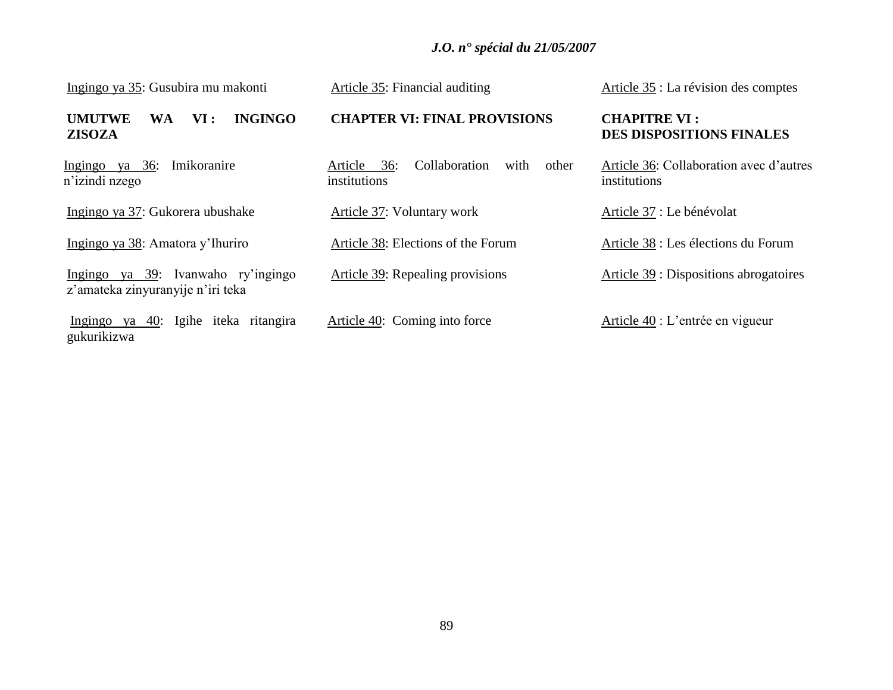Ingingo ya 35: Gusubira mu makonti

**UMUTWE WA VI : INGINGO ZISOZA**

Ingingo ya 36: Imikoranire n'izindi nzego

Ingingo ya 37: Gukorera ubushake

Ingingo ya 38: Amatora y'Ihuriro

Ingingo ya 39: Ivanwaho ry'ingingo z'amateka zinyuranyije n'iri teka

Ingingo ya 40: Igihe iteka ritangira gukurikizwa

Article 35: Financial auditing

**CHAPTER VI: FINAL PROVISIONS**

Article 36: Collaboration with other institutions

Article 37: Voluntary work

Article 38: Elections of the Forum

Article 39: Repealing provisions

Article 40: Coming into force

Article 35 : La révision des comptes

**CHAPITRE VI : DES DISPOSITIONS FINALES**

Article 36: Collaboration avec d'autres institutions

Article 37 : Le bénévolat

Article 38 : Les élections du Forum

Article 39 : Dispositions abrogatoires

Article 40 : L'entrée en vigueur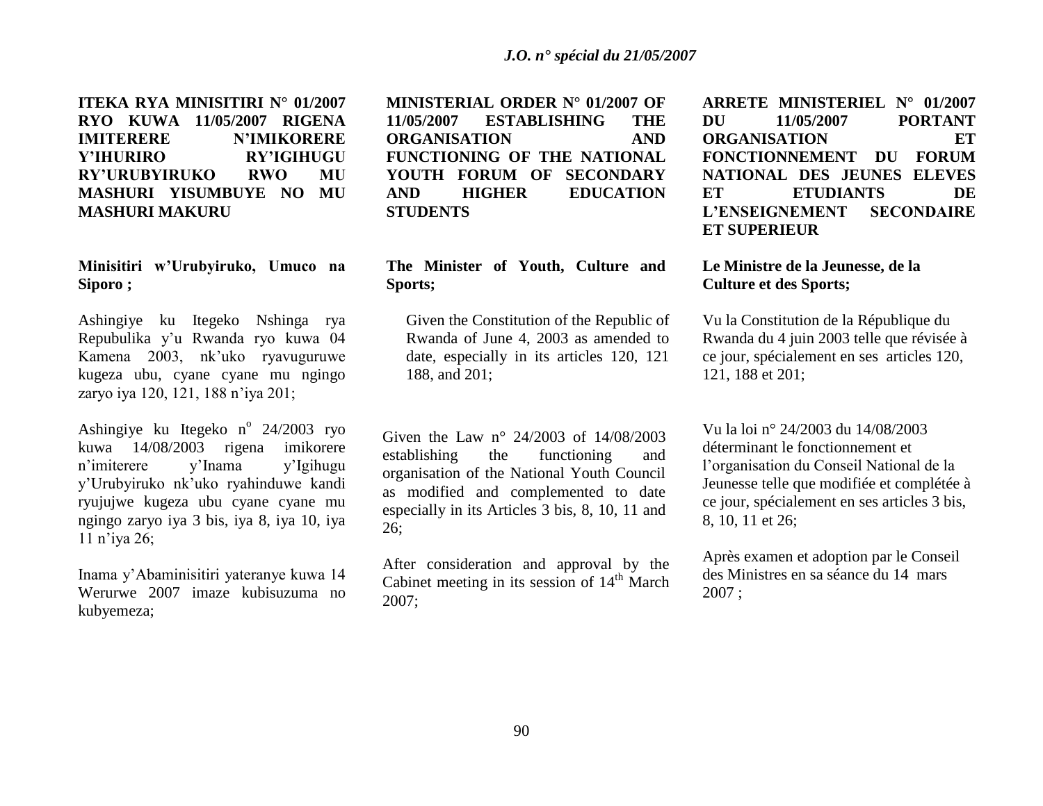**ITEKA RYA MINISITIRI N° 01/2007 RYO KUWA 11/05/2007 RIGENA IMITERERE N'IMIKORERE Y'IHURIRO RY'IGIHUGU RY'URUBYIRUKO RWO MU MASHURI YISUMBUYE NO MU MASHURI MAKURU**

**Minisitiri w'Urubyiruko, Umuco na Siporo ;**

Ashingiye ku Itegeko Nshinga rya Repubulika y'u Rwanda ryo kuwa 04 Kamena 2003, nk'uko ryavuguruwe kugeza ubu, cyane cyane mu ngingo zaryo iya 120, 121, 188 n'iya 201;

Ashingiye ku Itegeko n° 24/2003 ryo kuwa 14/08/2003 rigena imikorere n'imiterere y'Inama y'Igihugu y'Urubyiruko nk'uko ryahinduwe kandi ryujujwe kugeza ubu cyane cyane mu ngingo zaryo iya 3 bis, iya 8, iya 10, iya 11 n'iya 26;

Inama y'Abaminisitiri yateranye kuwa 14 Werurwe 2007 imaze kubisuzuma no kubyemeza;

**MINISTERIAL ORDER N° 01/2007 OF 11/05/2007 ESTABLISHING THE ORGANISATION AND FUNCTIONING OF THE NATIONAL YOUTH FORUM OF SECONDARY AND HIGHER EDUCATION STUDENTS**

**The Minister of Youth, Culture and Sports;**

Given the Constitution of the Republic of Rwanda of June 4, 2003 as amended to date, especially in its articles 120, 121 188, and 201;

Given the Law n° 24/2003 of 14/08/2003 establishing the functioning and organisation of the National Youth Council as modified and complemented to date especially in its Articles 3 bis, 8, 10, 11 and 26;

After consideration and approval by the Cabinet meeting in its session of 14th March 2007;

**ARRETE MINISTERIEL N° 01/2007 DU 11/05/2007 PORTANT ORGANISATION ET FONCTIONNEMENT DU FORUM NATIONAL DES JEUNES ELEVES ET ETUDIANTS DE L'ENSEIGNEMENT SECONDAIRE ET SUPERIEUR**

**Le Ministre de la Jeunesse, de la Culture et des Sports;**

Vu la Constitution de la République du Rwanda du 4 juin 2003 telle que révisée à ce jour, spécialement en ses articles 120, 121, 188 et 201;

Vu la loi n° 24/2003 du 14/08/2003 déterminant le fonctionnement et l'organisation du Conseil National de la Jeunesse telle que modifiée et complétée à ce jour, spécialement en ses articles 3 bis, 8, 10, 11 et 26;

Après examen et adoption par le Conseil des Ministres en sa séance du 14 mars 2007 ;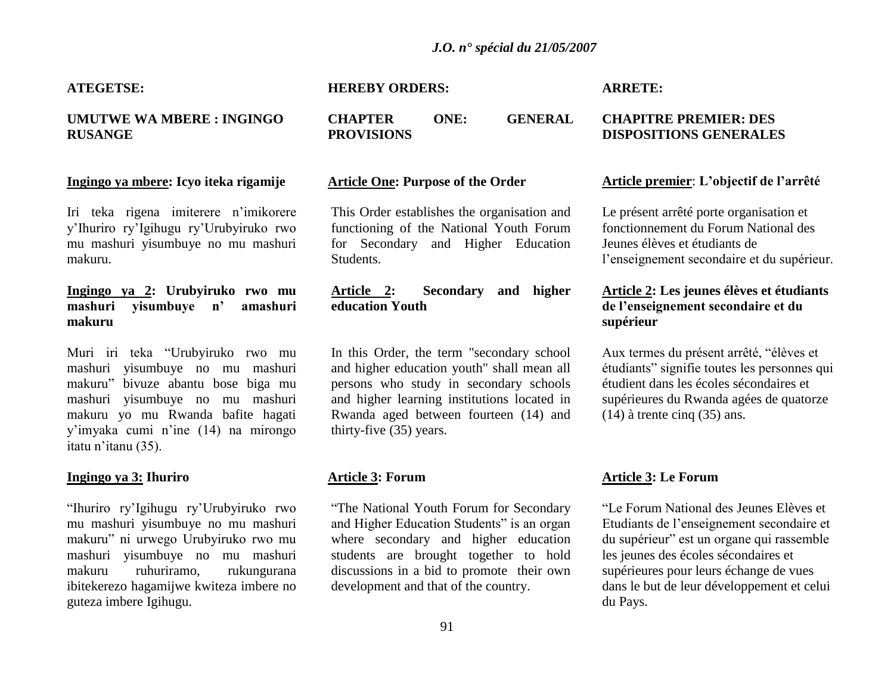**ATEGETSE:**

## UMUTWE WA MBERE : INGINGO RUSANGE

**Ingingo ya mbere: Icyo iteka rigamije**

Iri teka rigena imiterere n'imikorere y'Ihuriro ry'Igihugu ry'Urubyiruko rwo mu mashuri yisumbuye no mu mashuri makuru.

**Ingingo ya 2: Urubyiruko rwo mu mashuri yisumbuye n' amashuri makuru**

Muri iri teka "Urubyiruko rwo mu mashuri yisumbuye no mu mashuri makuru" bivuze abantu bose biga mu mashuri yisumbuye no mu mashuri makuru yo mu Rwanda bafite hagati y'imyaka cumi n'ine (14) na mirongo itatu n'itanu (35).

**Ingingo ya 3: Ihuriro**

"Ihuriro ry'Igihugu ry'Urubyiruko rwo mu mashuri yisumbuye no mu mashuri makuru" ni urwego Urubyiruko rwo mu mashuri yisumbuye no mu mashuri makuru ruhuriramo, rukungurana ibitekerezo hagamijwe kwiteza imbere no guteza imbere Igihugu.

**HEREBY ORDERS:**

## CHAPTER ONE: GENERAL PROVISIONS

**Article One: Purpose of the Order**

This Order establishes the organisation and functioning of the National Youth Forum for Secondary and Higher Education Students.

**Article 2: Secondary and higher education Youth**

In this Order, the term "secondary school and higher education youth" shall mean all persons who study in secondary schools and higher learning institutions located in Rwanda aged between fourteen (14) and thirty-five (35) years.

**Article 3: Forum**

"The National Youth Forum for Secondary and Higher Education Students" is an organ where secondary and higher education students are brought together to hold discussions in a bid to promote their own development and that of the country.

**ARRETE:**

## CHAPITRE PREMIER: DES DISPOSITIONS GENERALES

**Article premier: L'objectif de l'arrêté**

Le présent arrêté porte organisation et fonctionnement du Forum National des Jeunes élèves et étudiants de l'enseignement secondaire et du supérieur.

**Article 2: Les jeunes élèves et étudiants de l'enseignement secondaire et du supérieur**

Aux termes du présent arrêté, "élèves et étudiants" signifie toutes les personnes qui étudient dans les écoles sécondaires et supérieures du Rwanda agées de quatorze (14) à trente cinq (35) ans.

**Article 3: Le Forum**

"Le Forum National des Jeunes Elèves et Etudiants de l'enseignement secondaire et du supérieur" est un organe qui rassemble les jeunes des écoles sécondaires et supérieures pour leurs échange de vues dans le but de leur développement et celui du Pays.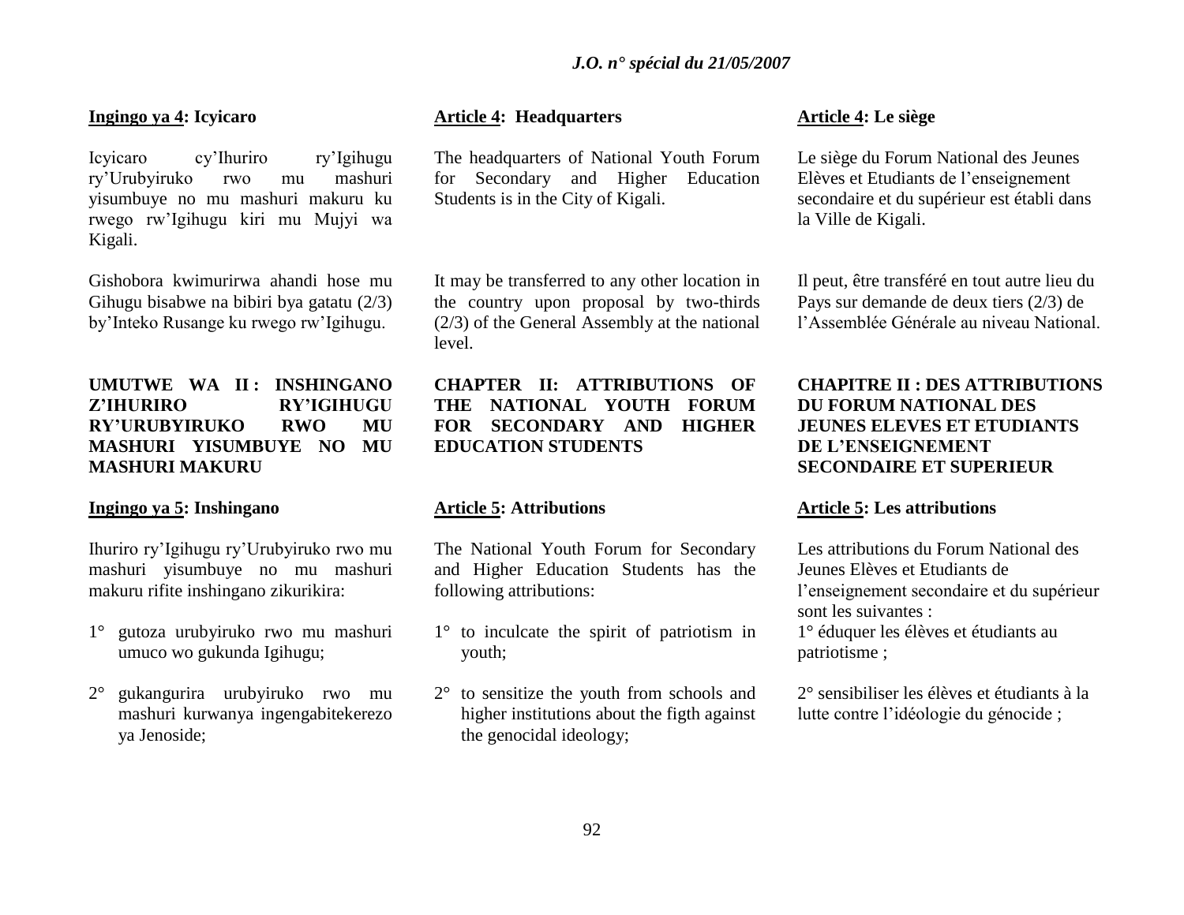**Ingingo ya 4: Icyicaro**

Icyicaro cy'Ihuriro ry'Igihugu ry'Urubyiruko rwo mu mashuri yisumbuye no mu mashuri makuru ku rwego rw'Igihugu kiri mu Mujyi wa Kigali.

Gishobora kwimurirwa ahandi hose mu Gihugu bisabwe na bibiri bya gatatu (2/3) by'Inteko Rusange ku rwego rw'Igihugu.

**UMUTWE WA II : INSHINGANO Z'IHURIRO RY'IGIHUGU RY'URUBYIRUKO RWO MU MASHURI YISUMBUYE NO MU MASHURI MAKURU**

**Ingingo ya 5: Inshingano**

Ihuriro ry'Igihugu ry'Urubyiruko rwo mu mashuri yisumbuye no mu mashuri makuru rifite inshingano zikurikira:

1° gutoza urubyiruko rwo mu mashuri umuco wo gukunda Igihugu;

2° gukangurira urubyiruko rwo mu mashuri kurwanya ingengabitekerezo ya Jenoside;

**Article 4: Headquarters**

The headquarters of National Youth Forum for Secondary and Higher Education Students is in the City of Kigali.

It may be transferred to any other location in the country upon proposal by two-thirds (2/3) of the General Assembly at the national level.

**CHAPTER II: ATTRIBUTIONS OF THE NATIONAL YOUTH FORUM FOR SECONDARY AND HIGHER EDUCATION STUDENTS**

**Article 5: Attributions**

The National Youth Forum for Secondary and Higher Education Students has the following attributions:

1° to inculcate the spirit of patriotism in youth;

2° to sensitize the youth from schools and higher institutions about the figth against the genocidal ideology;

**Article 4: Le siège**

Le siège du Forum National des Jeunes Elèves et Etudiants de l'enseignement secondaire et du supérieur est établi dans la Ville de Kigali.

Il peut, être transféré en tout autre lieu du Pays sur demande de deux tiers (2/3) de l'Assemblée Générale au niveau National.

**CHAPITRE II : DES ATTRIBUTIONS DU FORUM NATIONAL DES JEUNES ELEVES ET ETUDIANTS DE L'ENSEIGNEMENT SECONDAIRE ET SUPERIEUR**

**Article 5: Les attributions**

Les attributions du Forum National des Jeunes Elèves et Etudiants de l'enseignement secondaire et du supérieur sont les suivantes :

1° éduquer les élèves et étudiants au patriotisme ;

2° sensibiliser les élèves et étudiants à la lutte contre l'idéologie du génocide ;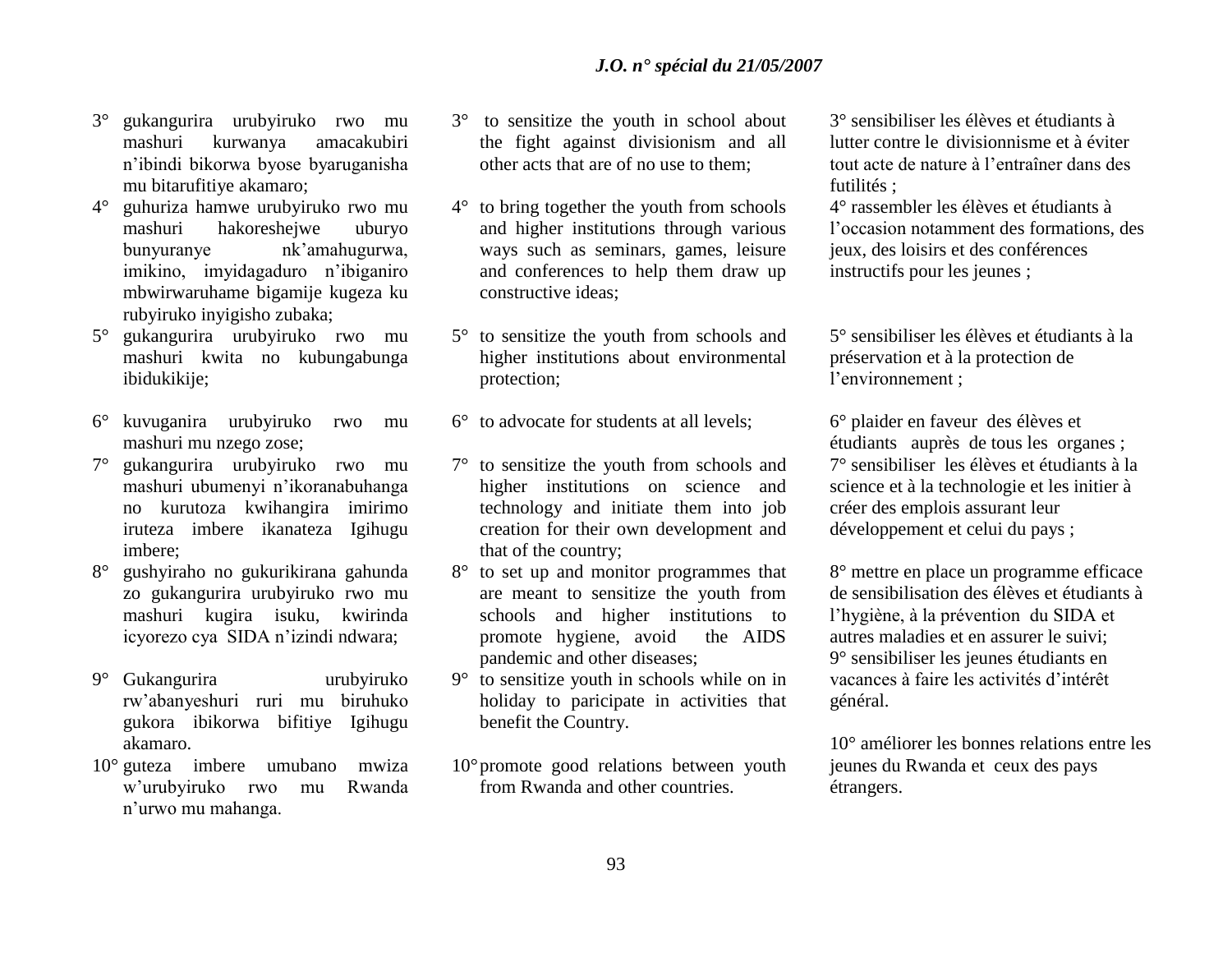3° gukangurira urubyiruko rwo mu mashuri kurwanya amacakubiri n'ibindi bikorwa byose byaruganisha mu bitarufitiye akamaro;

4° guhuriza hamwe urubyiruko rwo mu mashuri hakoreshejwe uburyo bunyuranye nk'amahugurwa, imikino, imyidagaduro n'ibiganiro mbwirwaruhame bigamije kugeza ku rubyiruko inyigisho zubaka;

5° gukangurira urubyiruko rwo mu mashuri kwita no kubungabunga ibidukikije;

6° kuvuganira urubyiruko rwo mu mashuri mu nzego zose;

7° gukangurira urubyiruko rwo mu mashuri ubumenyi n'ikoranabuhanga no kurutoza kwihangira imirimo iruteza imbere ikanateza Igihugu imbere;

8° gushyiraho no gukurikirana gahunda zo gukangurira urubyiruko rwo mu mashuri kugira isuku, kwirinda icyorezo cya SIDA n'izindi ndwara;

9° Gukangurira urubyiruko rw'abanyeshuri ruri mu biruhuko gukora ibikorwa bifitiye Igihugu akamaro.

10° guteza imbere umubano mwiza w'urubyiruko rwo mu Rwanda n'urwo mu mahanga.

3° to sensitize the youth in school about the fight against divisionism and all other acts that are of no use to them;

4° to bring together the youth from schools and higher institutions through various ways such as seminars, games, leisure and conferences to help them draw up constructive ideas;

5° to sensitize the youth from schools and higher institutions about environmental protection;

6° to advocate for students at all levels;

7° to sensitize the youth from schools and higher institutions on science and technology and initiate them into job creation for their own development and that of the country;

8° to set up and monitor programmes that are meant to sensitize the youth from schools and higher institutions to promote hygiene, avoid the AIDS pandemic and other diseases;

9° to sensitize youth in schools while on in holiday to paricipate in activities that benefit the Country.

10° promote good relations between youth from Rwanda and other countries.

3° sensibiliser les élèves et étudiants à lutter contre le divisionnisme et à éviter tout acte de nature à l'entraîner dans des futilités ;

4° rassembler les élèves et étudiants à l'occasion notamment des formations, des jeux, des loisirs et des conférences instructifs pour les jeunes ;

5° sensibiliser les élèves et étudiants à la préservation et à la protection de l'environnement ;

6° plaider en faveur des élèves et étudiants auprès de tous les organes ;

7° sensibiliser les élèves et étudiants à la science et à la technologie et les initier à créer des emplois assurant leur développement et celui du pays ;

8° mettre en place un programme efficace de sensibilisation des élèves et étudiants à l'hygiène, à la prévention du SIDA et autres maladies et en assurer le suivi;

9° sensibiliser les jeunes étudiants en vacances à faire les activités d'intérêt général.

10° améliorer les bonnes relations entre les jeunes du Rwanda et ceux des pays étrangers.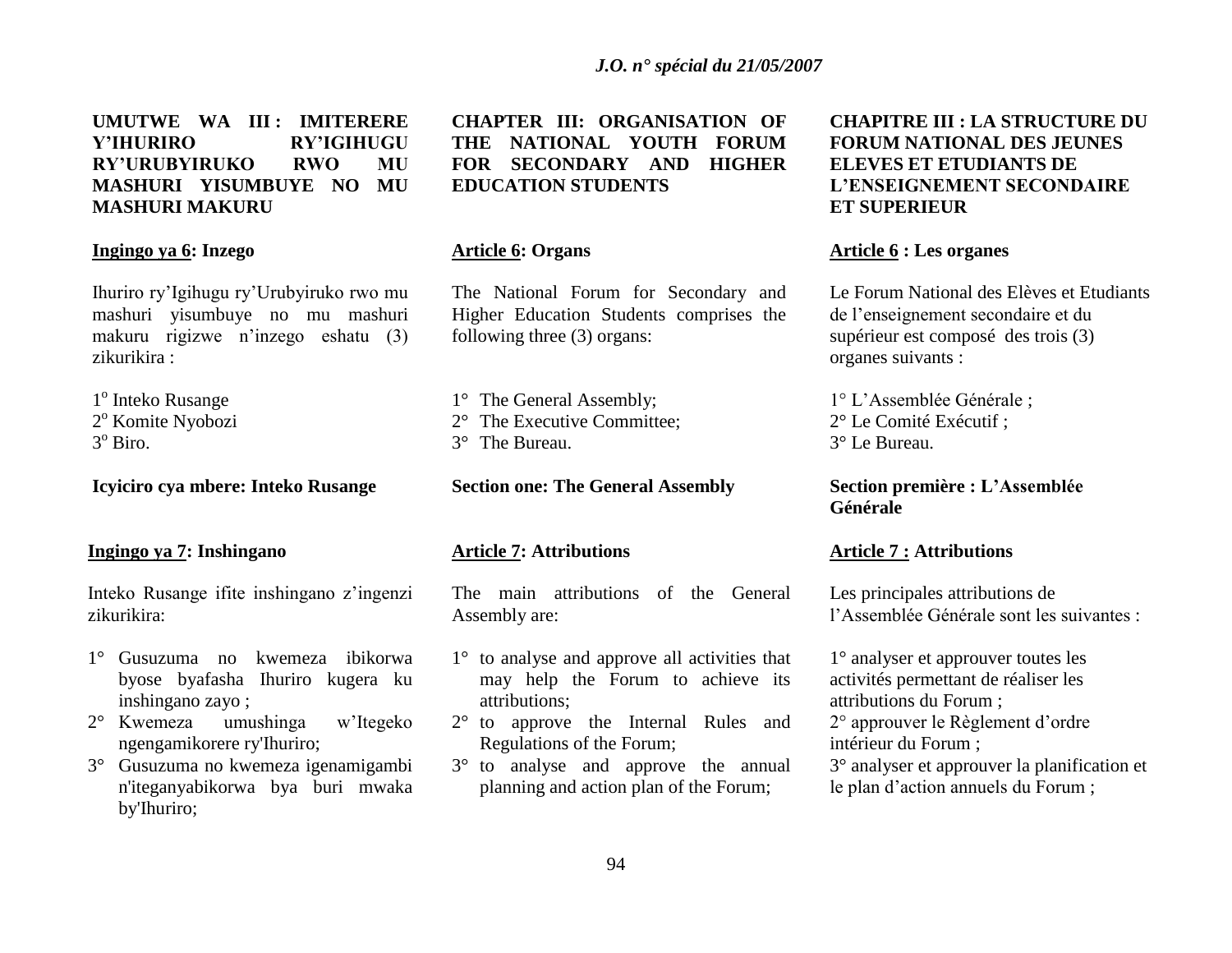## UMUTWE WA III : IMITERERE Y'IHURIRO RY'IGIHUGU RY'URUBYIRUKO RWO MU MASHURI YISUMBUYE NO MU MASHURI MAKURU

**Ingingo ya 6: Inzego**

Ihuriro ry'Igihugu ry'Urubyiruko rwo mu mashuri yisumbuye no mu mashuri makuru rigizwe n'inzego eshatu (3) zikurikira :

1° Inteko Rusange
2° Komite Nyobozi
3° Biro.

### Icyiciro cya mbere: Inteko Rusange

**Ingingo ya 7: Inshingano**

Inteko Rusange ifite inshingano z'ingenzi zikurikira:

1° Gusuzuma no kwemeza ibikorwa byose byafasha Ihuriro kugera ku inshingano zayo ;
2° Kwemeza umushinga w'Itegeko ngengamikorere ry'Ihuriro;
3° Gusuzuma no kwemeza igenamigambi n'iteganyabikorwa bya buri mwaka by'Ihuriro;

## CHAPTER III: ORGANISATION OF THE NATIONAL YOUTH FORUM FOR SECONDARY AND HIGHER EDUCATION STUDENTS

**Article 6: Organs**

The National Forum for Secondary and Higher Education Students comprises the following three (3) organs:

1° The General Assembly;
2° The Executive Committee;
3° The Bureau.

### Section one: The General Assembly

**Article 7: Attributions**

The main attributions of the General Assembly are:

1° to analyse and approve all activities that may help the Forum to achieve its attributions;
2° to approve the Internal Rules and Regulations of the Forum;
3° to analyse and approve the annual planning and action plan of the Forum;

## CHAPITRE III : LA STRUCTURE DU FORUM NATIONAL DES JEUNES ELEVES ET ETUDIANTS DE L'ENSEIGNEMENT SECONDAIRE ET SUPERIEUR

**Article 6 : Les organes**

Le Forum National des Elèves et Etudiants de l'enseignement secondaire et du supérieur est composé des trois (3) organes suivants :

1° L'Assemblée Générale ;
2° Le Comité Exécutif ;
3° Le Bureau.

### Section première : L'Assemblée Générale

**Article 7 : Attributions**

Les principales attributions de l'Assemblée Générale sont les suivantes :

1° analyser et approuver toutes les activités permettant de réaliser les attributions du Forum ;
2° approuver le Règlement d'ordre intérieur du Forum ;
3° analyser et approuver la planification et le plan d'action annuels du Forum ;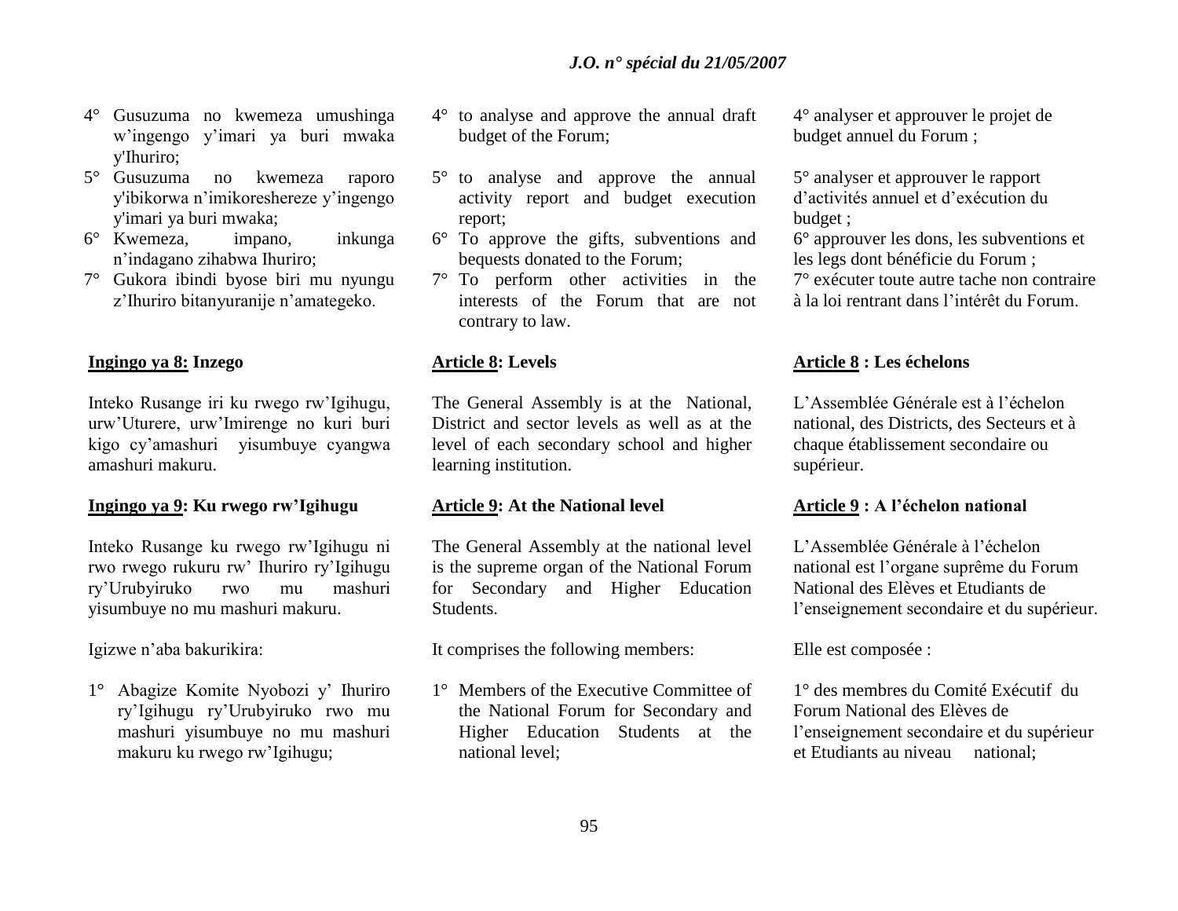4° Gusuzuma no kwemeza umushinga w'ingengo y'imari ya buri mwaka y'Ihuriro;

5° Gusuzuma no kwemeza raporo y'ibikorwa n'imikoreshereze y'ingengo y'imari ya buri mwaka;

6° Kwemeza, impano, inkunga n'indagano zihabwa Ihuriro;

7° Gukora ibindi byose biri mu nyungu z'Ihuriro bitanyuranije n'amategeko.

**Ingingo ya 8: Inzego**

Inteko Rusange iri ku rwego rw'Igihugu, urw'Uturere, urw'Imirenge no kuri buri kigo cy'amashuri yisumbuye cyangwa amashuri makuru.

**Ingingo ya 9: Ku rwego rw'Igihugu**

Inteko Rusange ku rwego rw'Igihugu ni rwo rwego rukuru rw' Ihuriro ry'Igihugu ry'Urubyiruko rwo mu mashuri yisumbuye no mu mashuri makuru.

Igizwe n'aba bakurikira:

1° Abagize Komite Nyobozi y' Ihuriro ry'Igihugu ry'Urubyiruko rwo mu mashuri yisumbuye no mu mashuri makuru ku rwego rw'Igihugu;

4° to analyse and approve the annual draft budget of the Forum;

5° to analyse and approve the annual activity report and budget execution report;

6° To approve the gifts, subventions and bequests donated to the Forum;

7° To perform other activities in the interests of the Forum that are not contrary to law.

**Article 8: Levels**

The General Assembly is at the National, District and sector levels as well as at the level of each secondary school and higher learning institution.

**Article 9: At the National level**

The General Assembly at the national level is the supreme organ of the National Forum for Secondary and Higher Education Students.

It comprises the following members:

1° Members of the Executive Committee of the National Forum for Secondary and Higher Education Students at the national level;

4° analyser et approuver le projet de budget annuel du Forum ;

5° analyser et approuver le rapport d'activités annuel et d'exécution du budget ;

6° approuver les dons, les subventions et les legs dont bénéficie du Forum ;

7° exécuter toute autre tache non contraire à la loi rentrant dans l'intérêt du Forum.

**Article 8 : Les échelons**

L'Assemblée Générale est à l'échelon national, des Districts, des Secteurs et à chaque établissement secondaire ou supérieur.

**Article 9 : A l'échelon national**

L'Assemblée Générale à l'échelon national est l'organe suprême du Forum National des Elèves et Etudiants de l'enseignement secondaire et du supérieur.

Elle est composée :

1° des membres du Comité Exécutif du Forum National des Elèves de l'enseignement secondaire et du supérieur et Etudiants au niveau national;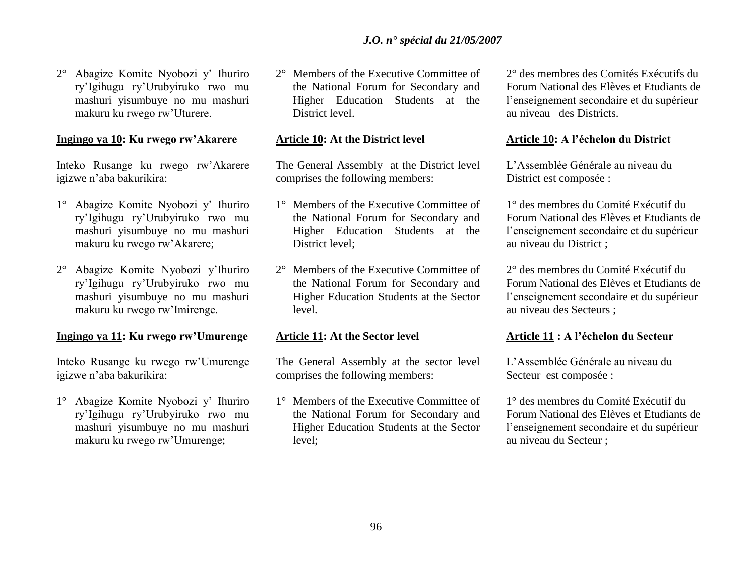2° Abagize Komite Nyobozi y' Ihuriro ry'Igihugu ry'Urubyiruko rwo mu mashuri yisumbuye no mu mashuri makuru ku rwego rw'Uturere.

**<u>Ingingo ya 10</u>: Ku rwego rw'Akarere**

Inteko Rusange ku rwego rw'Akarere igizwe n'aba bakurikira:

1° Abagize Komite Nyobozi y' Ihuriro ry'Igihugu ry'Urubyiruko rwo mu mashuri yisumbuye no mu mashuri makuru ku rwego rw'Akarere;

2° Abagize Komite Nyobozi y'Ihuriro ry'Igihugu ry'Urubyiruko rwo mu mashuri yisumbuye no mu mashuri makuru ku rwego rw'Imirenge.

**<u>Ingingo ya 11</u>: Ku rwego rw'Umurenge**

Inteko Rusange ku rwego rw'Umurenge igizwe n'aba bakurikira:

1° Abagize Komite Nyobozi y' Ihuriro ry'Igihugu ry'Urubyiruko rwo mu mashuri yisumbuye no mu mashuri makuru ku rwego rw'Umurenge;

2° Members of the Executive Committee of the National Forum for Secondary and Higher Education Students at the District level.

**<u>Article 10</u>: At the District level**

The General Assembly at the District level comprises the following members:

1° Members of the Executive Committee of the National Forum for Secondary and Higher Education Students at the District level;

2° Members of the Executive Committee of the National Forum for Secondary and Higher Education Students at the Sector level.

**<u>Article 11</u>: At the Sector level**

The General Assembly at the sector level comprises the following members:

1° Members of the Executive Committee of the National Forum for Secondary and Higher Education Students at the Sector level;

2° des membres des Comités Exécutifs du Forum National des Elèves et Etudiants de l'enseignement secondaire et du supérieur au niveau des Districts.

**<u>Article 10</u>: A l'échelon du District**

L'Assemblée Générale au niveau du District est composée :

1° des membres du Comité Exécutif du Forum National des Elèves et Etudiants de l'enseignement secondaire et du supérieur au niveau du District ;

2° des membres du Comité Exécutif du Forum National des Elèves et Etudiants de l'enseignement secondaire et du supérieur au niveau des Secteurs ;

**<u>Article 11</u> : A l'échelon du Secteur**

L'Assemblée Générale au niveau du Secteur est composée :

1° des membres du Comité Exécutif du Forum National des Elèves et Etudiants de l'enseignement secondaire et du supérieur au niveau du Secteur ;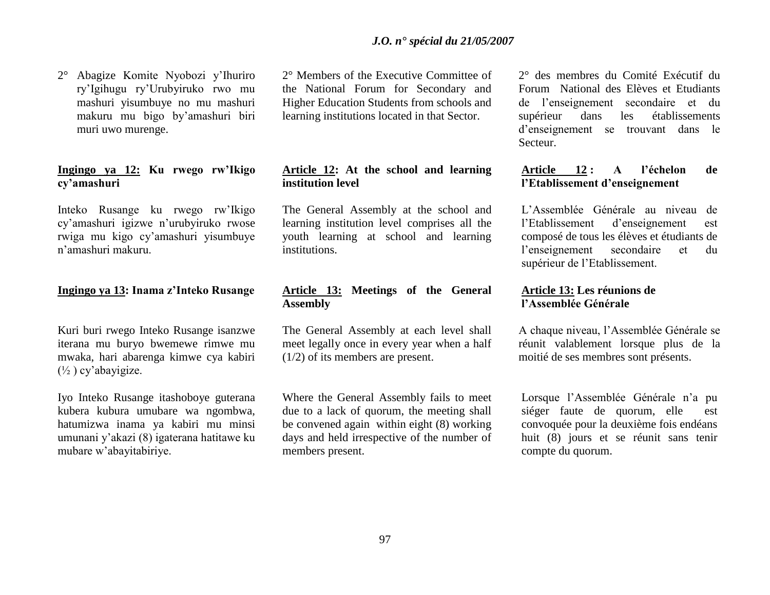2° Abagize Komite Nyobozi y'Ihuriro ry'Igihugu ry'Urubyiruko rwo mu mashuri yisumbuye no mu mashuri makuru mu bigo by'amashuri biri muri uwo murenge.

**Ingingo ya 12: Ku rwego rw'Ikigo cy'amashuri**

Inteko Rusange ku rwego rw'Ikigo cy'amashuri igizwe n'urubyiruko rwose rwiga mu kigo cy'amashuri yisumbuye n'amashuri makuru.

**Ingingo ya 13: Inama z'Inteko Rusange**

Kuri buri rwego Inteko Rusange isanzwe iterana mu buryo bwemewe rimwe mu mwaka, hari abarenga kimwe cya kabiri (½ ) cy'abayigize.

Iyo Inteko Rusange itashoboye guterana kubera kubura umubare wa ngombwa, hatumizwa inama ya kabiri mu minsi umunani y'akazi (8) igaterana hatitawe ku mubare w'abayitabiriye.

2° Members of the Executive Committee of the National Forum for Secondary and Higher Education Students from schools and learning institutions located in that Sector.

**Article 12: At the school and learning institution level**

The General Assembly at the school and learning institution level comprises all the youth learning at school and learning institutions.

**Article 13: Meetings of the General Assembly**

The General Assembly at each level shall meet legally once in every year when a half (1/2) of its members are present.

Where the General Assembly fails to meet due to a lack of quorum, the meeting shall be convened again within eight (8) working days and held irrespective of the number of members present.

2° des membres du Comité Exécutif du Forum National des Elèves et Etudiants de l'enseignement secondaire et du supérieur dans les établissements d'enseignement se trouvant dans le Secteur.

**Article 12 : A l'échelon de l'Etablissement d'enseignement**

L'Assemblée Générale au niveau de l'Etablissement d'enseignement est composé de tous les élèves et étudiants de l'enseignement secondaire et du supérieur de l'Etablissement.

**Article 13: Les réunions de l'Assemblée Générale**

A chaque niveau, l'Assemblée Générale se réunit valablement lorsque plus de la moitié de ses membres sont présents.

Lorsque l'Assemblée Générale n'a pu siéger faute de quorum, elle est convoquée pour la deuxième fois endéans huit (8) jours et se réunit sans tenir compte du quorum.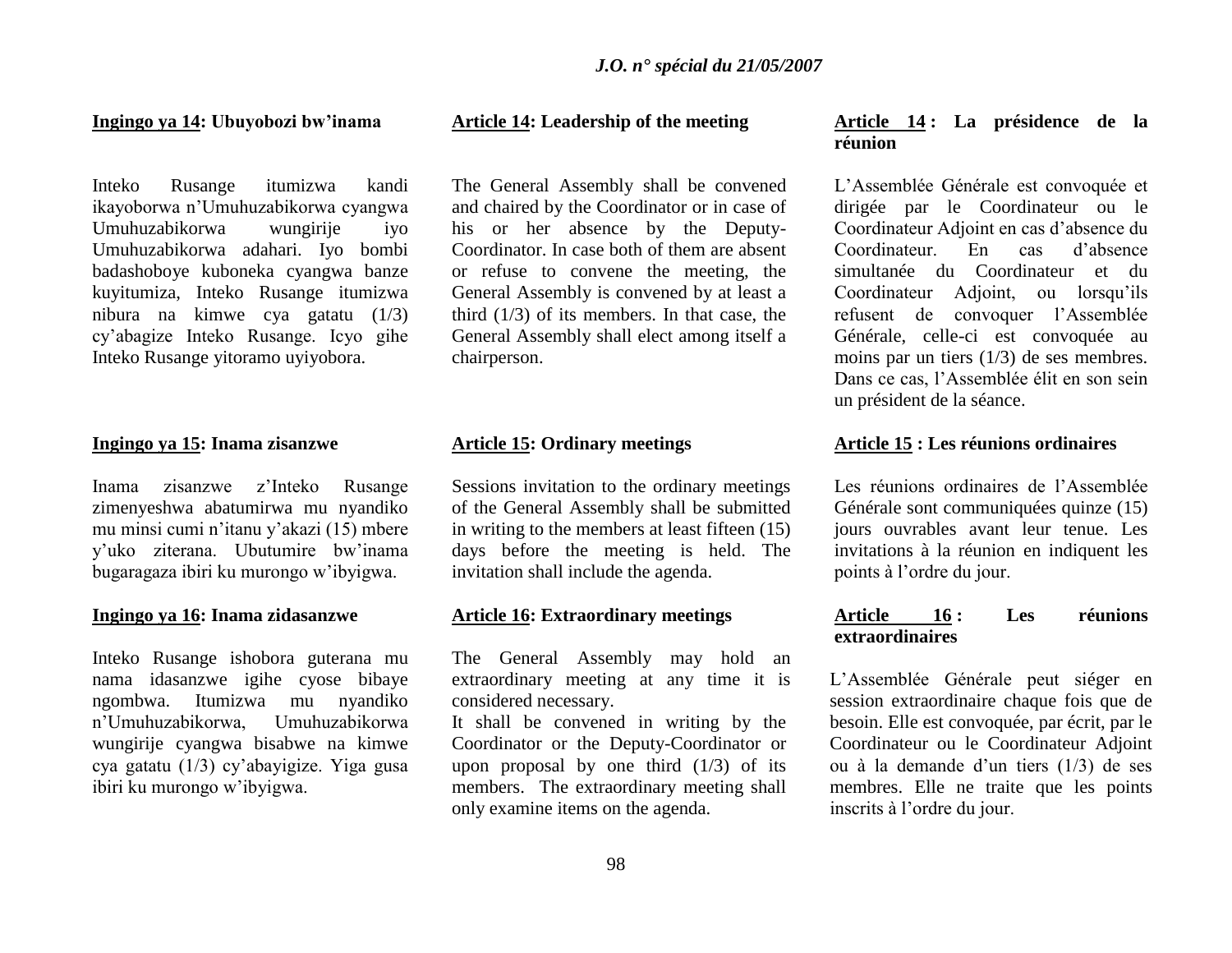**Ingingo ya 14: Ubuyobozi bw'inama**

Inteko Rusange itumizwa kandi ikayoborwa n'Umuhuzabikorwa cyangwa Umuhuzabikorwa wungirije iyo Umuhuzabikorwa adahari. Iyo bombi badashoboye kuboneka cyangwa banze kuyitumiza, Inteko Rusange itumizwa nibura na kimwe cya gatatu (1/3) cy'abagize Inteko Rusange. Icyo gihe Inteko Rusange yitoramo uyiyobora.

**Ingingo ya 15: Inama zisanzwe**

Inama zisanzwe z'Inteko Rusange zimenyeshwa abatumirwa mu nyandiko mu minsi cumi n'itanu y'akazi (15) mbere y'uko ziterana. Ubutumire bw'inama bugaragaza ibiri ku murongo w'ibyigwa.

**Ingingo ya 16: Inama zidasanzwe**

Inteko Rusange ishobora guterana mu nama idasanzwe igihe cyose bibaye ngombwa. Itumizwa mu nyandiko n'Umuhuzabikorwa, Umuhuzabikorwa wungirije cyangwa bisabwe na kimwe cya gatatu (1/3) cy'abayigize. Yiga gusa ibiri ku murongo w'ibyigwa.

**Article 14: Leadership of the meeting**

The General Assembly shall be convened and chaired by the Coordinator or in case of his or her absence by the Deputy-Coordinator. In case both of them are absent or refuse to convene the meeting, the General Assembly is convened by at least a third (1/3) of its members. In that case, the General Assembly shall elect among itself a chairperson.

**Article 15: Ordinary meetings**

Sessions invitation to the ordinary meetings of the General Assembly shall be submitted in writing to the members at least fifteen (15) days before the meeting is held. The invitation shall include the agenda.

**Article 16: Extraordinary meetings**

The General Assembly may hold an extraordinary meeting at any time it is considered necessary.
It shall be convened in writing by the Coordinator or the Deputy-Coordinator or upon proposal by one third (1/3) of its members. The extraordinary meeting shall only examine items on the agenda.

**Article 14 : La présidence de la réunion**

L'Assemblée Générale est convoquée et dirigée par le Coordinateur ou le Coordinateur Adjoint en cas d'absence du Coordinateur. En cas d'absence simultanée du Coordinateur et du Coordinateur Adjoint, ou lorsqu'ils refusent de convoquer l'Assemblée Générale, celle-ci est convoquée au moins par un tiers (1/3) de ses membres. Dans ce cas, l'Assemblée élit en son sein un président de la séance.

**Article 15 : Les réunions ordinaires**

Les réunions ordinaires de l'Assemblée Générale sont communiquées quinze (15) jours ouvrables avant leur tenue. Les invitations à la réunion en indiquent les points à l'ordre du jour.

**Article 16 : Les réunions extraordinaires**

L'Assemblée Générale peut siéger en session extraordinaire chaque fois que de besoin. Elle est convoquée, par écrit, par le Coordinateur ou le Coordinateur Adjoint ou à la demande d'un tiers (1/3) de ses membres. Elle ne traite que les points inscrits à l'ordre du jour.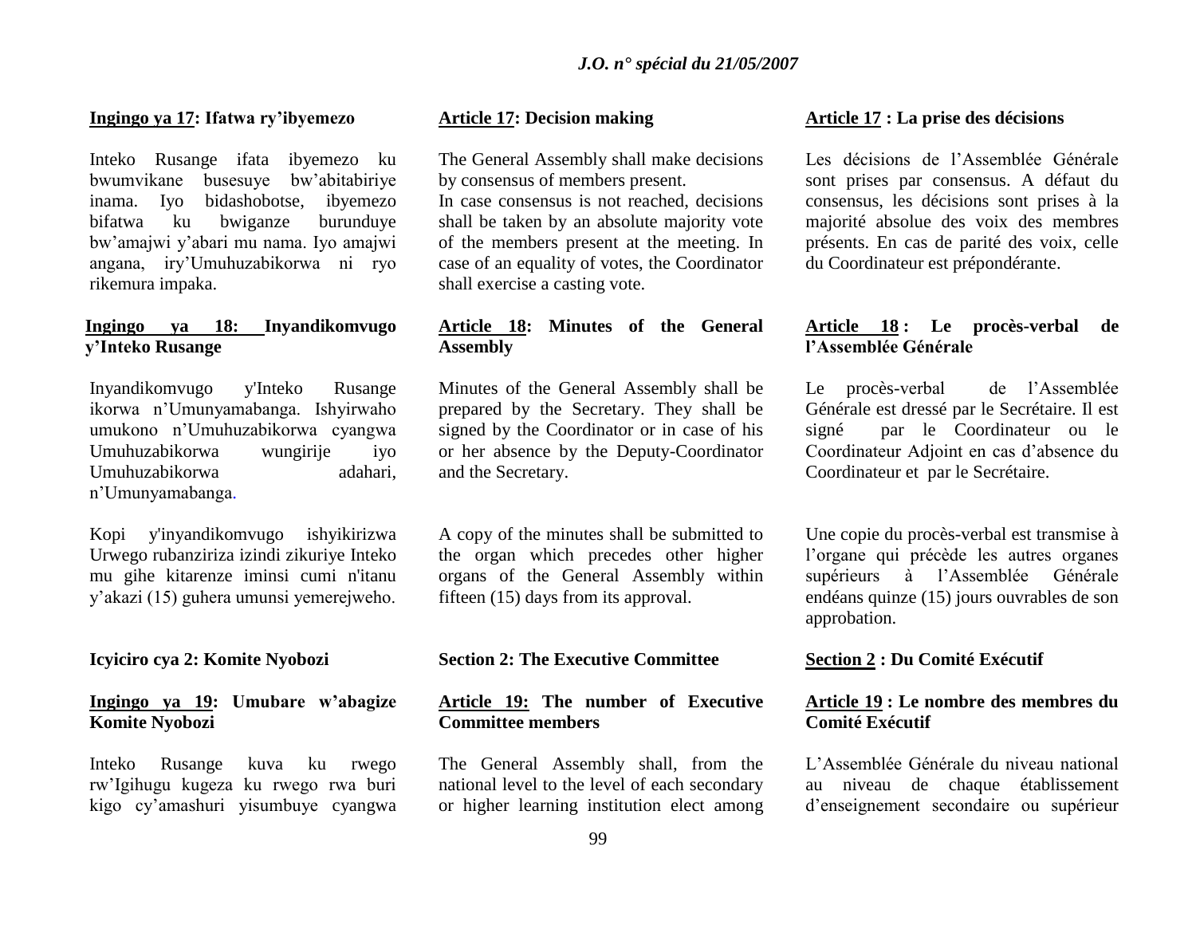**Ingingo ya 17: Ifatwa ry'ibyemezo**

Inteko Rusange ifata ibyemezo ku bwumvikane busesuye bw'abitabiriye inama. Iyo bidashobotse, ibyemezo bifatwa ku bwiganze burunduye bw'amajwi y'abari mu nama. Iyo amajwi angana, iry'Umuhuzabikorwa ni ryo rikemura impaka.

**Ingingo ya 18: Inyandikomvugo y'Inteko Rusange**

Inyandikomvugo y'Inteko Rusange ikorwa n'Umunyamabanga. Ishyirwaho umukono n'Umuhuzabikorwa cyangwa Umuhuzabikorwa wungirije iyo Umuhuzabikorwa adahari, n'Umunyamabanga.

Kopi y'inyandikomvugo ishyikirizwa Urwego rubanziriza izindi zikuriye Inteko mu gihe kitarenze iminsi cumi n'itanu y'akazi (15) guhera umunsi yemerejweho.

**Icyiciro cya 2: Komite Nyobozi**

**Ingingo ya 19: Umubare w'abagize Komite Nyobozi**

Inteko Rusange kuva ku rwego rw'Igihugu kugeza ku rwego rwa buri kigo cy'amashuri yisumbuye cyangwa

**Article 17: Decision making**

The General Assembly shall make decisions by consensus of members present.
In case consensus is not reached, decisions shall be taken by an absolute majority vote of the members present at the meeting. In case of an equality of votes, the Coordinator shall exercise a casting vote.

**Article 18: Minutes of the General Assembly**

Minutes of the General Assembly shall be prepared by the Secretary. They shall be signed by the Coordinator or in case of his or her absence by the Deputy-Coordinator and the Secretary.

A copy of the minutes shall be submitted to the organ which precedes other higher organs of the General Assembly within fifteen (15) days from its approval.

**Section 2: The Executive Committee**

**Article 19: The number of Executive Committee members**

The General Assembly shall, from the national level to the level of each secondary or higher learning institution elect among

**Article 17 : La prise des décisions**

Les décisions de l'Assemblée Générale sont prises par consensus. A défaut du consensus, les décisions sont prises à la majorité absolue des voix des membres présents. En cas de parité des voix, celle du Coordinateur est prépondérante.

**Article 18 : Le procès-verbal de l'Assemblée Générale**

Le procès-verbal de l'Assemblée Générale est dressé par le Secrétaire. Il est signé par le Coordinateur ou le Coordinateur Adjoint en cas d'absence du Coordinateur et par le Secrétaire.

Une copie du procès-verbal est transmise à l'organe qui précède les autres organes supérieurs à l'Assemblée Générale endéans quinze (15) jours ouvrables de son approbation.

**Section 2 : Du Comité Exécutif**

**Article 19 : Le nombre des membres du Comité Exécutif**

L'Assemblée Générale du niveau national au niveau de chaque établissement d'enseignement secondaire ou supérieur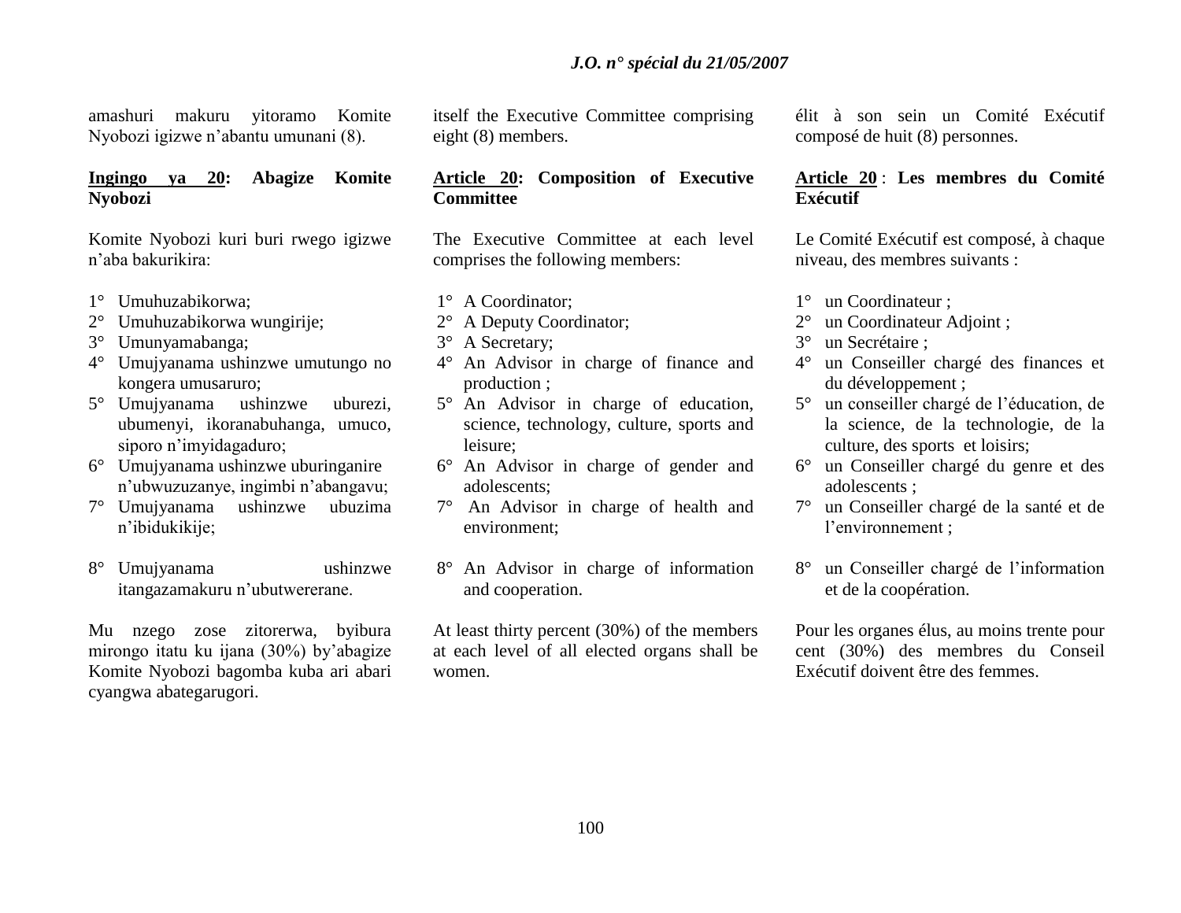amashuri makuru yitoramo Komite Nyobozi igizwe n'abantu umunani (8).

**Ingingo ya 20: Abagize Komite Nyobozi**

Komite Nyobozi kuri buri rwego igizwe n'aba bakurikira:

1° Umuhuzabikorwa;
2° Umuhuzabikorwa wungirije;
3° Umunyamabanga;
4° Umujyanama ushinzwe umutungo no kongera umusaruro;
5° Umujyanama ushinzwe uburezi, ubumenyi, ikoranabuhanga, umuco, siporo n'imyidagaduro;
6° Umujyanama ushinzwe uburinganire n'ubwuzuzanye, ingimbi n'abangavu;
7° Umujyanama ushinzwe ubuzima n'ibidukikije;
8° Umujyanama ushinzwe itangazamakuru n'ubutwererane.

Mu nzego zose zitorerwa, byibura mirongo itatu ku ijana (30%) by'abagize Komite Nyobozi bagomba kuba ari abari cyangwa abategarugori.

itself the Executive Committee comprising eight (8) members.

**Article 20: Composition of Executive Committee**

The Executive Committee at each level comprises the following members:

1° A Coordinator;
2° A Deputy Coordinator;
3° A Secretary;
4° An Advisor in charge of finance and production ;
5° An Advisor in charge of education, science, technology, culture, sports and leisure;
6° An Advisor in charge of gender and adolescents;
7° An Advisor in charge of health and environment;
8° An Advisor in charge of information and cooperation.

At least thirty percent (30%) of the members at each level of all elected organs shall be women.

élit à son sein un Comité Exécutif composé de huit (8) personnes.

**Article 20 : Les membres du Comité Exécutif**

Le Comité Exécutif est composé, à chaque niveau, des membres suivants :

1° un Coordinateur ;
2° un Coordinateur Adjoint ;
3° un Secrétaire ;
4° un Conseiller chargé des finances et du développement ;
5° un conseiller chargé de l'éducation, de la science, de la technologie, de la culture, des sports et loisirs;
6° un Conseiller chargé du genre et des adolescents ;
7° un Conseiller chargé de la santé et de l'environnement ;
8° un Conseiller chargé de l'information et de la coopération.

Pour les organes élus, au moins trente pour cent (30%) des membres du Conseil Exécutif doivent être des femmes.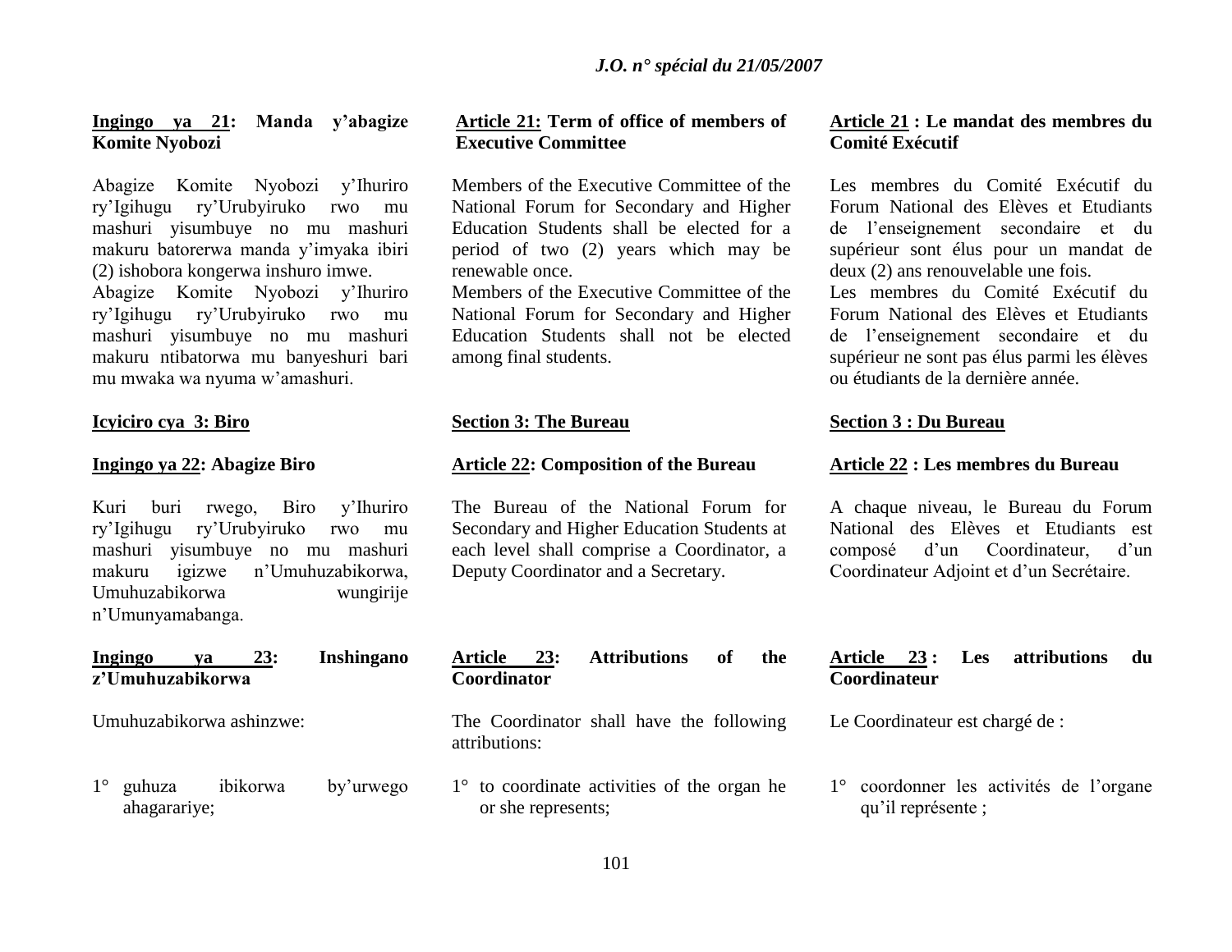**Ingingo ya 21: Manda y'abagize Komite Nyobozi**

Abagize Komite Nyobozi y'Ihuriro ry'Igihugu ry'Urubyiruko rwo mu mashuri yisumbuye no mu mashuri makuru batorerwa manda y'imyaka ibiri (2) ishobora kongerwa inshuro imwe.

Abagize Komite Nyobozi y'Ihuriro ry'Igihugu ry'Urubyiruko rwo mu mashuri yisumbuye no mu mashuri makuru ntibatorwa mu banyeshuri bari mu mwaka wa nyuma w'amashuri.

**Icyiciro cya 3: Biro**

**Ingingo ya 22: Abagize Biro**

Kuri buri rwego, Biro y'Ihuriro ry'Igihugu ry'Urubyiruko rwo mu mashuri yisumbuye no mu mashuri makuru igizwe n'Umuhuzabikorwa, Umuhuzabikorwa wungirije n'Umunyamabanga.

**Ingingo ya 23: Inshingano z'Umuhuzabikorwa**

Umuhuzabikorwa ashinzwe:

1° guhuza ibikorwa by'urwego ahagarariye;

**Article 21: Term of office of members of Executive Committee**

Members of the Executive Committee of the National Forum for Secondary and Higher Education Students shall be elected for a period of two (2) years which may be renewable once.

Members of the Executive Committee of the National Forum for Secondary and Higher Education Students shall not be elected among final students.

**Section 3: The Bureau**

**Article 22: Composition of the Bureau**

The Bureau of the National Forum for Secondary and Higher Education Students at each level shall comprise a Coordinator, a Deputy Coordinator and a Secretary.

**Article 23: Attributions of the Coordinator**

The Coordinator shall have the following attributions:

1° to coordinate activities of the organ he or she represents;

**Article 21 : Le mandat des membres du Comité Exécutif**

Les membres du Comité Exécutif du Forum National des Elèves et Etudiants de l'enseignement secondaire et du supérieur sont élus pour un mandat de deux (2) ans renouvelable une fois.

Les membres du Comité Exécutif du Forum National des Elèves et Etudiants de l'enseignement secondaire et du supérieur ne sont pas élus parmi les élèves ou étudiants de la dernière année.

**Section 3 : Du Bureau**

**Article 22 : Les membres du Bureau**

A chaque niveau, le Bureau du Forum National des Elèves et Etudiants est composé d'un Coordinateur, d'un Coordinateur Adjoint et d'un Secrétaire.

**Article 23 : Les attributions du Coordinateur**

Le Coordinateur est chargé de :

1° coordonner les activités de l'organe qu'il représente ;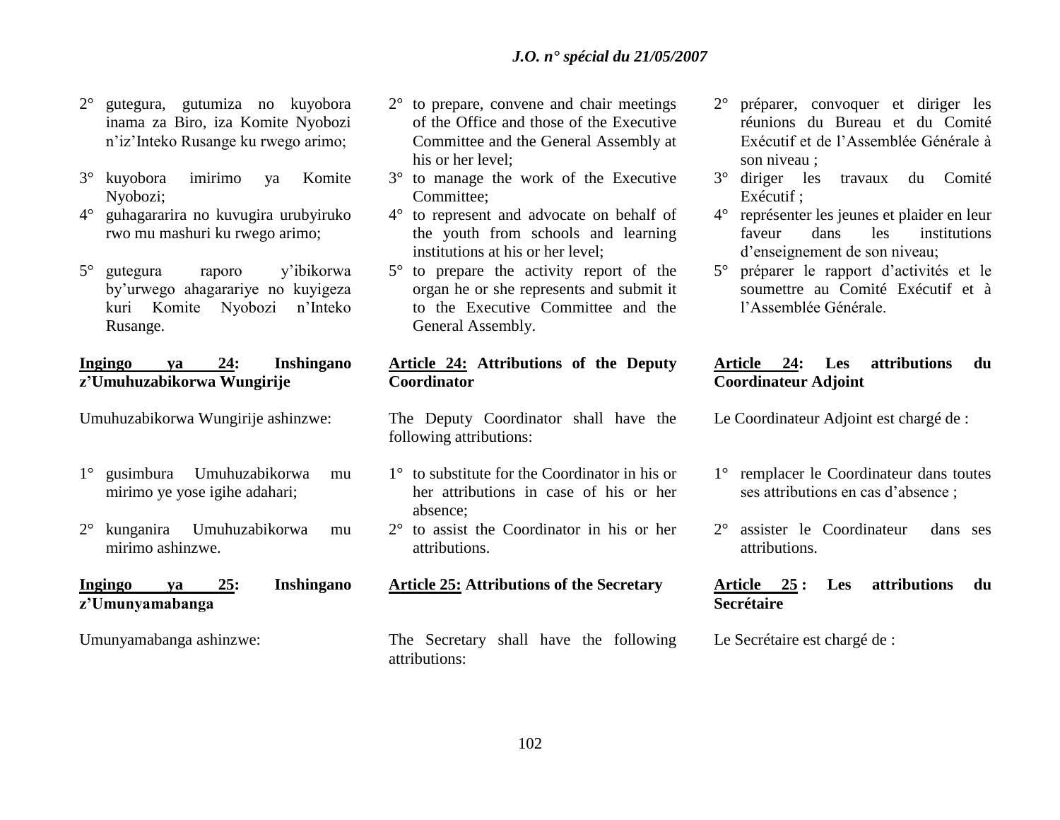2° gutegura, gutumiza no kuyobora inama za Biro, iza Komite Nyobozi n'iz'Inteko Rusange ku rwego arimo;

3° kuyobora imirimo ya Komite Nyobozi;

4° guhagararira no kuvugira urubyiruko rwo mu mashuri ku rwego arimo;

5° gutegura raporo y'ibikorwa by'urwego ahagarariye no kuyigeza kuri Komite Nyobozi n'Inteko Rusange.

**Ingingo ya 24: Inshingano z'Umuhuzabikorwa Wungirije**

Umuhuzabikorwa Wungirije ashinzwe:

1° gusimbura Umuhuzabikorwa mu mirimo ye yose igihe adahari;

2° kunganira Umuhuzabikorwa mu mirimo ashinzwe.

**Ingingo ya 25: Inshingano z'Umunyamabanga**

Umunyamabanga ashinzwe:

2° to prepare, convene and chair meetings of the Office and those of the Executive Committee and the General Assembly at his or her level;

3° to manage the work of the Executive Committee;

4° to represent and advocate on behalf of the youth from schools and learning institutions at his or her level;

5° to prepare the activity report of the organ he or she represents and submit it to the Executive Committee and the General Assembly.

**Article 24: Attributions of the Deputy Coordinator**

The Deputy Coordinator shall have the following attributions:

1° to substitute for the Coordinator in his or her attributions in case of his or her absence;

2° to assist the Coordinator in his or her attributions.

**Article 25: Attributions of the Secretary**

The Secretary shall have the following attributions:

2° préparer, convoquer et diriger les réunions du Bureau et du Comité Exécutif et de l'Assemblée Générale à son niveau ;

3° diriger les travaux du Comité Exécutif ;

4° représenter les jeunes et plaider en leur faveur dans les institutions d'enseignement de son niveau;

5° préparer le rapport d'activités et le soumettre au Comité Exécutif et à l'Assemblée Générale.

**Article 24: Les attributions du Coordinateur Adjoint**

Le Coordinateur Adjoint est chargé de :

1° remplacer le Coordinateur dans toutes ses attributions en cas d'absence ;

2° assister le Coordinateur dans ses attributions.

**Article 25 : Les attributions du Secrétaire**

Le Secrétaire est chargé de :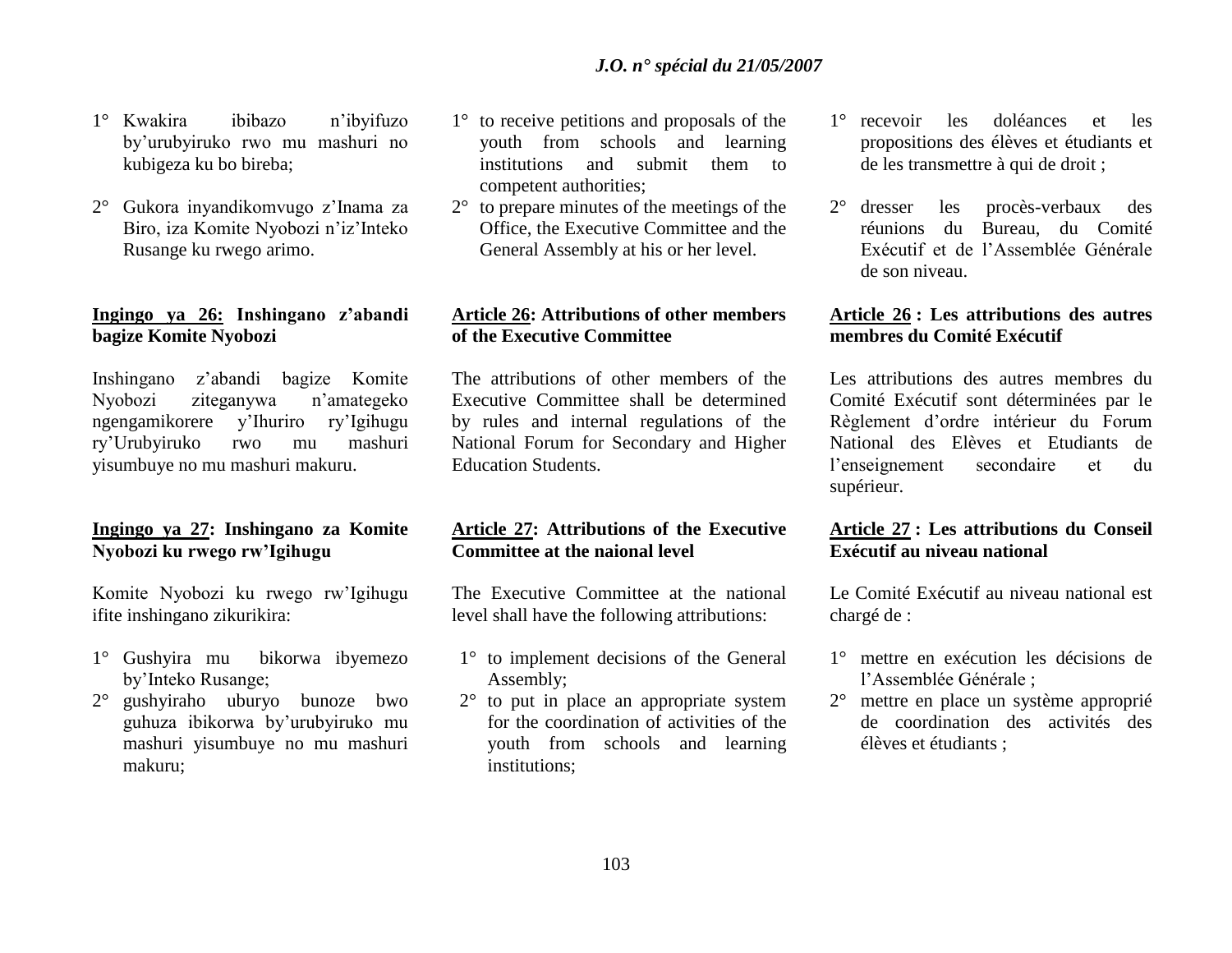1° Kwakira ibibazo n'ibyifuzo by'urubyiruko rwo mu mashuri no kubigeza ku bo bireba;

2° Gukora inyandikomvugo z'Inama za Biro, iza Komite Nyobozi n'iz'Inteko Rusange ku rwego arimo.

**Ingingo ya 26: Inshingano z'abandi bagize Komite Nyobozi**

Inshingano z'abandi bagize Komite Nyobozi ziteganywa n'amategeko ngengamikorere y'Ihuriro ry'Igihugu ry'Urubyiruko rwo mu mashuri yisumbuye no mu mashuri makuru.

**Ingingo ya 27: Inshingano za Komite Nyobozi ku rwego rw'Igihugu**

Komite Nyobozi ku rwego rw'Igihugu ifite inshingano zikurikira:

1° Gushyira mu bikorwa ibyemezo by'Inteko Rusange;
2° gushyiraho uburyo bunoze bwo guhuza ibikorwa by'urubyiruko mu mashuri yisumbuye no mu mashuri makuru;

1° to receive petitions and proposals of the youth from schools and learning institutions and submit them to competent authorities;
2° to prepare minutes of the meetings of the Office, the Executive Committee and the General Assembly at his or her level.

**Article 26: Attributions of other members of the Executive Committee**

The attributions of other members of the Executive Committee shall be determined by rules and internal regulations of the National Forum for Secondary and Higher Education Students.

**Article 27: Attributions of the Executive Committee at the naional level**

The Executive Committee at the national level shall have the following attributions:

1° to implement decisions of the General Assembly;
2° to put in place an appropriate system for the coordination of activities of the youth from schools and learning institutions;

1° recevoir les doléances et les propositions des élèves et étudiants et de les transmettre à qui de droit ;

2° dresser les procès-verbaux des réunions du Bureau, du Comité Exécutif et de l'Assemblée Générale de son niveau.

**Article 26 : Les attributions des autres membres du Comité Exécutif**

Les attributions des autres membres du Comité Exécutif sont déterminées par le Règlement d'ordre intérieur du Forum National des Elèves et Etudiants de l'enseignement secondaire et du supérieur.

**Article 27 : Les attributions du Conseil Exécutif au niveau national**

Le Comité Exécutif au niveau national est chargé de :

1° mettre en exécution les décisions de l'Assemblée Générale ;
2° mettre en place un système approprié de coordination des activités des élèves et étudiants ;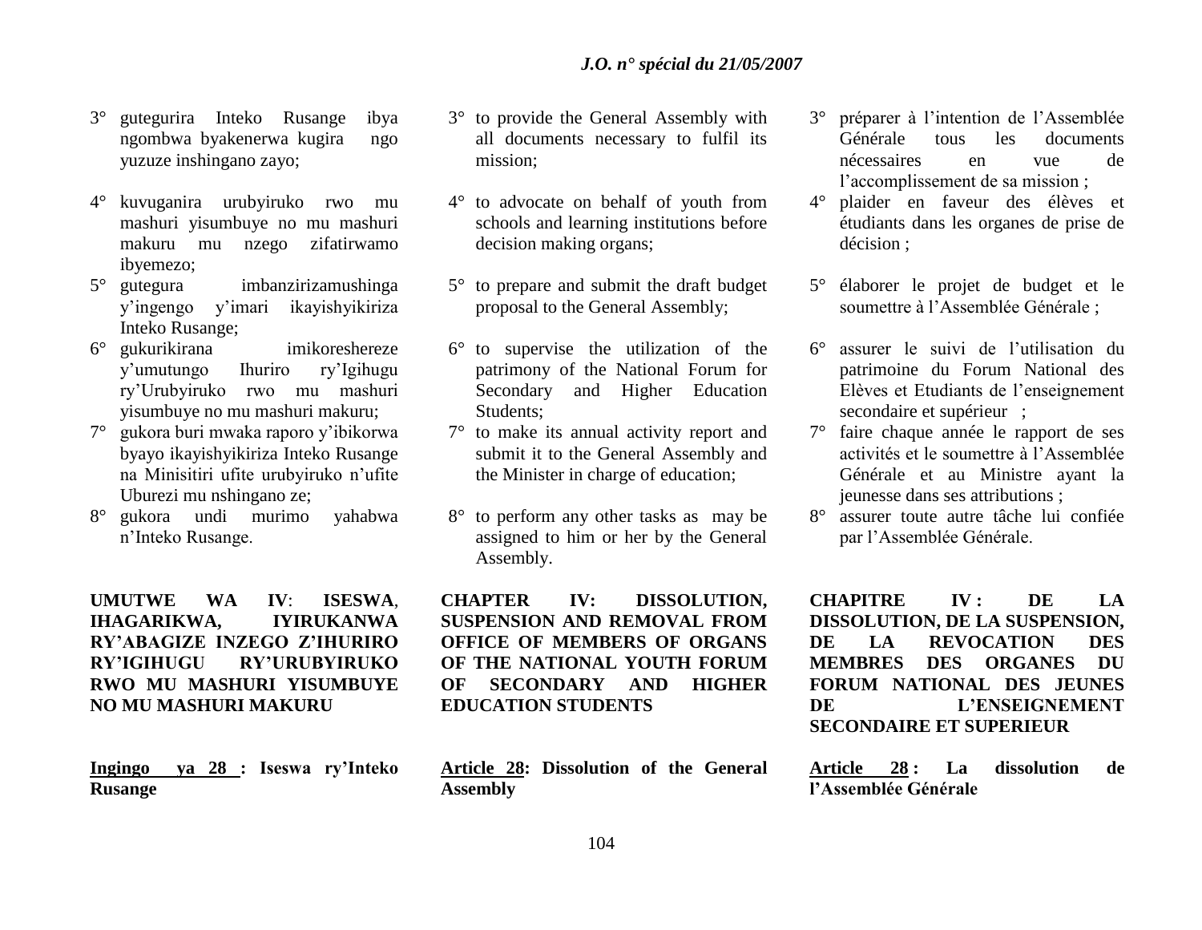3° gutegurira Inteko Rusange ibya ngombwa byakenerwa kugira ngo yuzuze inshingano zayo;

4° kuvuganira urubyiruko rwo mu mashuri yisumbuye no mu mashuri makuru mu nzego zifatirwamo ibyemezo;

5° gutegura imbanzirizamushinga y'ingengo y'imari ikayishyikiriza Inteko Rusange;

6° gukurikirana imikoreshereze y'umutungo Ihuriro ry'Igihugu ry'Urubyiruko rwo mu mashuri yisumbuye no mu mashuri makuru;

7° gukora buri mwaka raporo y'ibikorwa byayo ikayishyikiriza Inteko Rusange na Minisitiri ufite urubyiruko n'ufite Uburezi mu nshingano ze;

8° gukora undi murimo yahabwa n'Inteko Rusange.

**UMUTWE WA IV: ISESWA, IHAGARIKWA, IYIRUKANWA RY'ABAGIZE INZEGO Z'IHURIRO RY'IGIHUGU RY'URUBYIRUKO RWO MU MASHURI YISUMBUYE NO MU MASHURI MAKURU**

**Ingingo ya 28 : Iseswa ry'Inteko Rusange**

3° to provide the General Assembly with all documents necessary to fulfil its mission;

4° to advocate on behalf of youth from schools and learning institutions before decision making organs;

5° to prepare and submit the draft budget proposal to the General Assembly;

6° to supervise the utilization of the patrimony of the National Forum for Secondary and Higher Education Students;

7° to make its annual activity report and submit it to the General Assembly and the Minister in charge of education;

8° to perform any other tasks as may be assigned to him or her by the General Assembly.

**CHAPTER IV: DISSOLUTION, SUSPENSION AND REMOVAL FROM OFFICE OF MEMBERS OF ORGANS OF THE NATIONAL YOUTH FORUM OF SECONDARY AND HIGHER EDUCATION STUDENTS**

**Article 28: Dissolution of the General Assembly**

3° préparer à l'intention de l'Assemblée Générale tous les documents nécessaires en vue de l'accomplissement de sa mission ;

4° plaider en faveur des élèves et étudiants dans les organes de prise de décision ;

5° élaborer le projet de budget et le soumettre à l'Assemblée Générale ;

6° assurer le suivi de l'utilisation du patrimoine du Forum National des Elèves et Etudiants de l'enseignement secondaire et supérieur ;

7° faire chaque année le rapport de ses activités et le soumettre à l'Assemblée Générale et au Ministre ayant la jeunesse dans ses attributions ;

8° assurer toute autre tâche lui confiée par l'Assemblée Générale.

**CHAPITRE IV : DE LA DISSOLUTION, DE LA SUSPENSION, DE LA REVOCATION DES MEMBRES DES ORGANES DU FORUM NATIONAL DES JEUNES DE L'ENSEIGNEMENT SECONDAIRE ET SUPERIEUR**

**Article 28 : La dissolution de l'Assemblée Générale**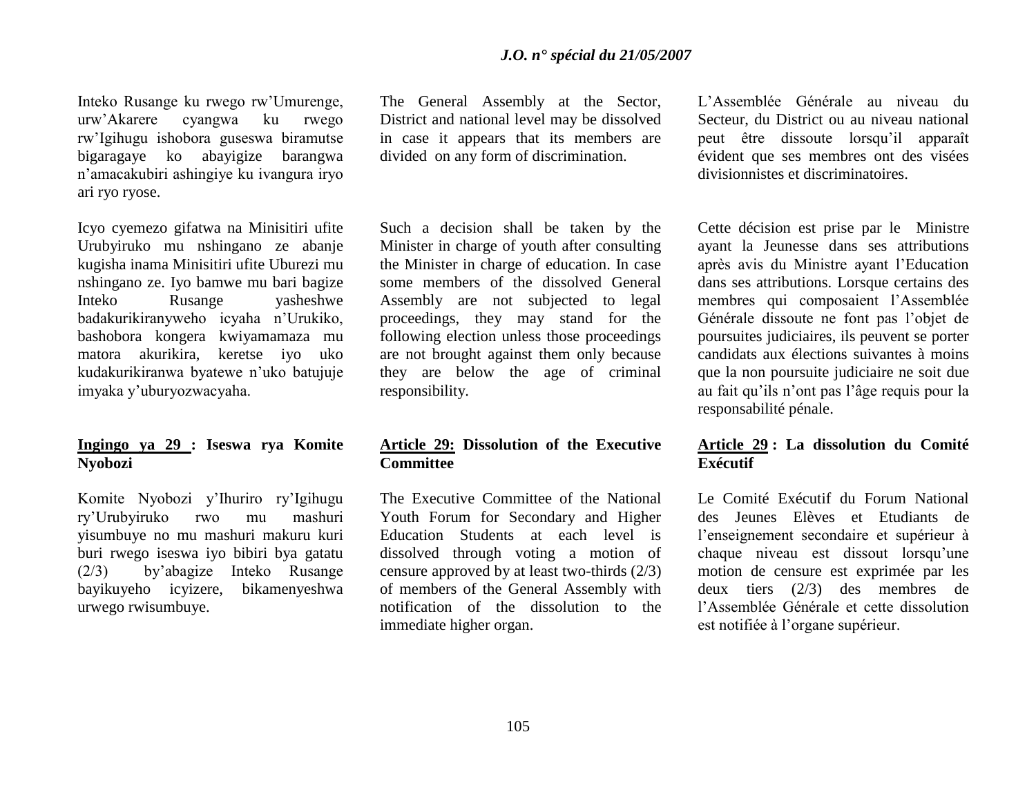Inteko Rusange ku rwego rw'Umurenge, urw'Akarere cyangwa ku rwego rw'Igihugu ishobora guseswa biramutse bigaragaye ko abayigize barangwa n'amacakubiri ashingiye ku ivangura iryo ari ryo ryose.

Icyo cyemezo gifatwa na Minisitiri ufite Urubyiruko mu nshingano ze abanje kugisha inama Minisitiri ufite Uburezi mu nshingano ze. Iyo bamwe mu bari bagize Inteko Rusange yasheshwe badakurikiranyweho icyaha n'Urukiko, bashobora kongera kwiyamamaza mu matora akurikira, keretse iyo uko kudakurikiranwa byatewe n'uko batujuje imyaka y'uburyozwacyaha.

**Ingingo ya 29 : Iseswa rya Komite Nyobozi**

Komite Nyobozi y'Ihuriro ry'Igihugu ry'Urubyiruko rwo mu mashuri yisumbuye no mu mashuri makuru kuri buri rwego iseswa iyo bibiri bya gatatu (2/3) by'abagize Inteko Rusange bayikuyeho icyizere, bikamenyeshwa urwego rwisumbuye.

The General Assembly at the Sector, District and national level may be dissolved in case it appears that its members are divided on any form of discrimination.

Such a decision shall be taken by the Minister in charge of youth after consulting the Minister in charge of education. In case some members of the dissolved General Assembly are not subjected to legal proceedings, they may stand for the following election unless those proceedings are not brought against them only because they are below the age of criminal responsibility.

**Article 29: Dissolution of the Executive Committee**

The Executive Committee of the National Youth Forum for Secondary and Higher Education Students at each level is dissolved through voting a motion of censure approved by at least two-thirds (2/3) of members of the General Assembly with notification of the dissolution to the immediate higher organ.

L'Assemblée Générale au niveau du Secteur, du District ou au niveau national peut être dissoute lorsqu'il apparaît évident que ses membres ont des visées divisionnistes et discriminatoires.

Cette décision est prise par le Ministre ayant la Jeunesse dans ses attributions après avis du Ministre ayant l'Education dans ses attributions. Lorsque certains des membres qui composaient l'Assemblée Générale dissoute ne font pas l'objet de poursuites judiciaires, ils peuvent se porter candidats aux élections suivantes à moins que la non poursuite judiciaire ne soit due au fait qu'ils n'ont pas l'âge requis pour la responsabilité pénale.

**Article 29 : La dissolution du Comité Exécutif**

Le Comité Exécutif du Forum National des Jeunes Elèves et Etudiants de l'enseignement secondaire et supérieur à chaque niveau est dissout lorsqu'une motion de censure est exprimée par les deux tiers (2/3) des membres de l'Assemblée Générale et cette dissolution est notifiée à l'organe supérieur.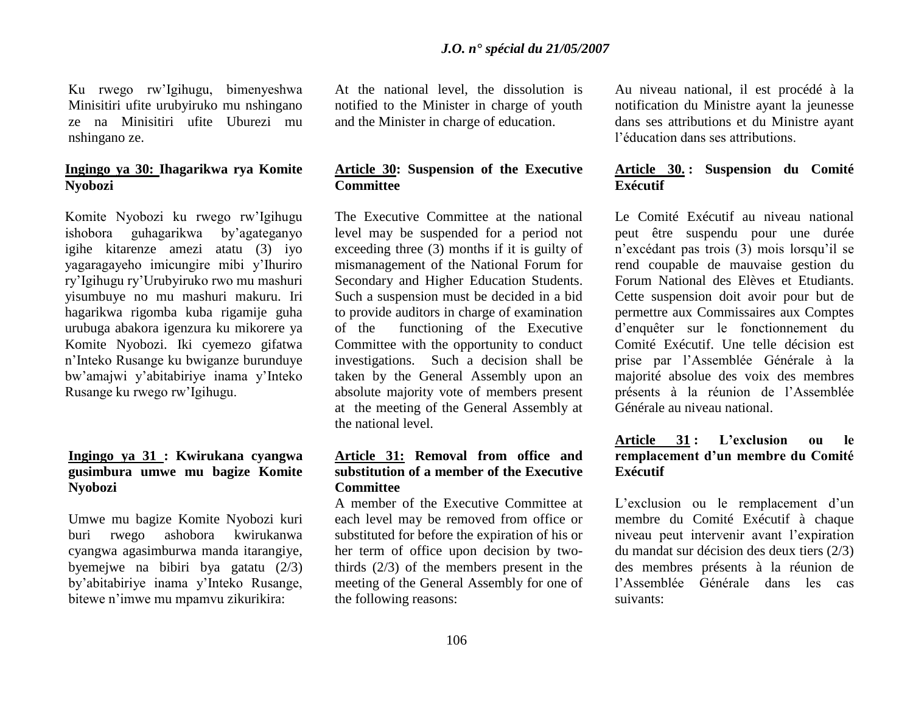Ku rwego rw'Igihugu, bimenyeshwa Minisitiri ufite urubyiruko mu nshingano ze na Minisitiri ufite Uburezi mu nshingano ze.

**Ingingo ya 30: Ihagarikwa rya Komite Nyobozi**

Komite Nyobozi ku rwego rw'Igihugu ishobora guhagarikwa by'agateganyo igihe kitarenze amezi atatu (3) iyo yagaragayeho imicungire mibi y'Ihuriro ry'Igihugu ry'Urubyiruko rwo mu mashuri yisumbuye no mu mashuri makuru. Iri hagarikwa rigomba kuba rigamije guha urubuga abakora igenzura ku mikorere ya Komite Nyobozi. Iki cyemezo gifatwa n'Inteko Rusange ku bwiganze burunduye bw'amajwi y'abitabiriye inama y'Inteko Rusange ku rwego rw'Igihugu.

**Ingingo ya 31 : Kwirukana cyangwa gusimbura umwe mu bagize Komite Nyobozi**

Umwe mu bagize Komite Nyobozi kuri buri rwego ashobora kwirukanwa cyangwa agasimburwa manda itarangiye, byemejwe na bibiri bya gatatu (2/3) by'abitabiriye inama y'Inteko Rusange, bitewe n'imwe mu mpamvu zikurikira:

At the national level, the dissolution is notified to the Minister in charge of youth and the Minister in charge of education.

**Article 30: Suspension of the Executive Committee**

The Executive Committee at the national level may be suspended for a period not exceeding three (3) months if it is guilty of mismanagement of the National Forum for Secondary and Higher Education Students. Such a suspension must be decided in a bid to provide auditors in charge of examination of the functioning of the Executive Committee with the opportunity to conduct investigations. Such a decision shall be taken by the General Assembly upon an absolute majority vote of members present at the meeting of the General Assembly at the national level.

**Article 31: Removal from office and substitution of a member of the Executive Committee**

A member of the Executive Committee at each level may be removed from office or substituted for before the expiration of his or her term of office upon decision by two-thirds (2/3) of the members present in the meeting of the General Assembly for one of the following reasons:

Au niveau national, il est procédé à la notification du Ministre ayant la jeunesse dans ses attributions et du Ministre ayant l'éducation dans ses attributions.

**Article 30. : Suspension du Comité Exécutif**

Le Comité Exécutif au niveau national peut être suspendu pour une durée n'excédant pas trois (3) mois lorsqu'il se rend coupable de mauvaise gestion du Forum National des Elèves et Etudiants. Cette suspension doit avoir pour but de permettre aux Commissaires aux Comptes d'enquêter sur le fonctionnement du Comité Exécutif. Une telle décision est prise par l'Assemblée Générale à la majorité absolue des voix des membres présents à la réunion de l'Assemblée Générale au niveau national.

**Article 31 : L'exclusion ou le remplacement d'un membre du Comité Exécutif**

L'exclusion ou le remplacement d'un membre du Comité Exécutif à chaque niveau peut intervenir avant l'expiration du mandat sur décision des deux tiers (2/3) des membres présents à la réunion de l'Assemblée Générale dans les cas suivants: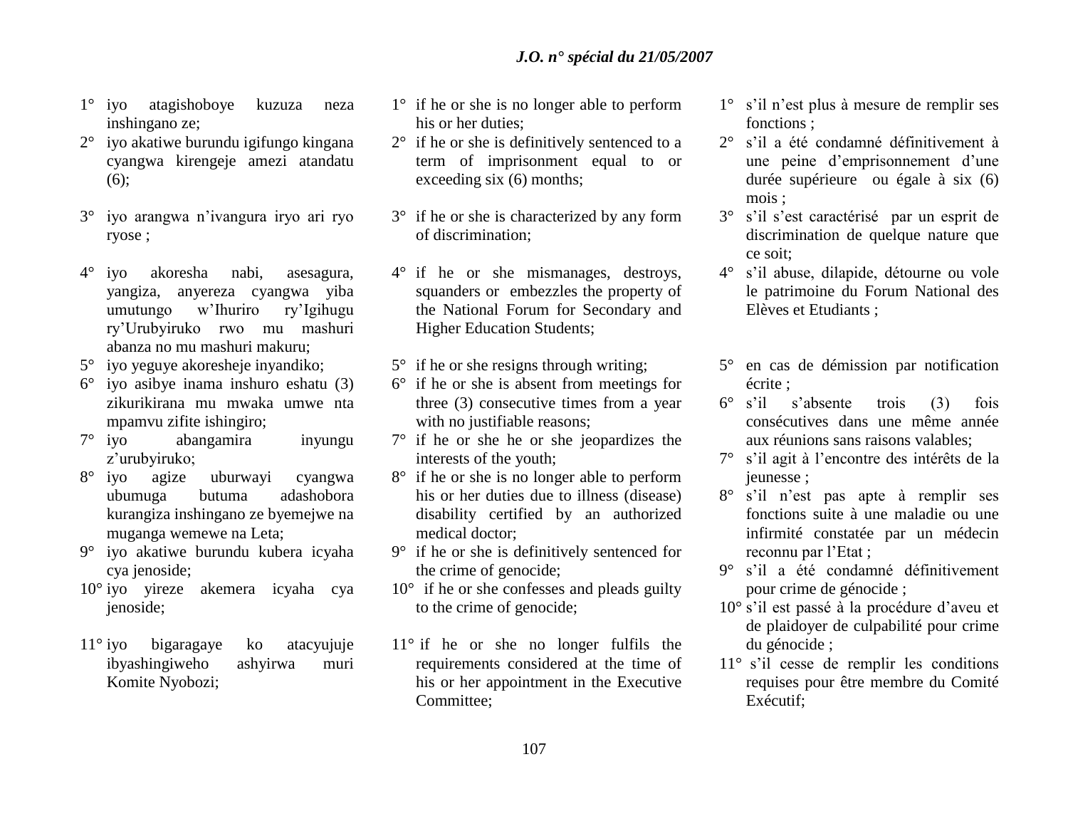1° iyo atagishoboye kuzuza neza inshingano ze;
2° iyo akatiwe burundu igifungo kingana cyangwa kirengeje amezi atandatu (6);
3° iyo arangwa n'ivangura iryo ari ryo ryose ;
4° iyo akoresha nabi, asesagura, yangiza, anyereza cyangwa yiba umutungo w'Ihuriro ry'Igihugu ry'Urubyiruko rwo mu mashuri abanza no mu mashuri makuru;
5° iyo yeguye akoresheje inyandiko;
6° iyo asibye inama inshuro eshatu (3) zikurikirana mu mwaka umwe nta mpamvu zifite ishingiro;
7° iyo abangamira inyungu z'urubyiruko;
8° iyo agize uburwayi cyangwa ubumuga butuma adashobora kurangiza inshingano ze byemejwe na muganga wemewe na Leta;
9° iyo akatiwe burundu kubera icyaha cya jenoside;
10° iyo yireze akemera icyaha cya jenoside;
11° iyo bigaragaye ko atacyujuje ibyashingiweho ashyirwa muri Komite Nyobozi;

1° if he or she is no longer able to perform his or her duties;
2° if he or she is definitively sentenced to a term of imprisonment equal to or exceeding six (6) months;
3° if he or she is characterized by any form of discrimination;
4° if he or she mismanages, destroys, squanders or embezzles the property of the National Forum for Secondary and Higher Education Students;
5° if he or she resigns through writing;
6° if he or she is absent from meetings for three (3) consecutive times from a year with no justifiable reasons;
7° if he or she he or she jeopardizes the interests of the youth;
8° if he or she is no longer able to perform his or her duties due to illness (disease) disability certified by an authorized medical doctor;
9° if he or she is definitively sentenced for the crime of genocide;
10° if he or she confesses and pleads guilty to the crime of genocide;
11° if he or she no longer fulfils the requirements considered at the time of his or her appointment in the Executive Committee;

1° s'il n'est plus à mesure de remplir ses fonctions ;
2° s'il a été condamné définitivement à une peine d'emprisonnement d'une durée supérieure ou égale à six (6) mois ;
3° s'il s'est caractérisé par un esprit de discrimination de quelque nature que ce soit;
4° s'il abuse, dilapide, détourne ou vole le patrimoine du Forum National des Elèves et Etudiants ;
5° en cas de démission par notification écrite ;
6° s'il s'absente trois (3) fois consécutives dans une même année aux réunions sans raisons valables;
7° s'il agit à l'encontre des intérêts de la jeunesse ;
8° s'il n'est pas apte à remplir ses fonctions suite à une maladie ou une infirmité constatée par un médecin reconnu par l'Etat ;
9° s'il a été condamné définitivement pour crime de génocide ;
10° s'il est passé à la procédure d'aveu et de plaidoyer de culpabilité pour crime du génocide ;
11° s'il cesse de remplir les conditions requises pour être membre du Comité Exécutif;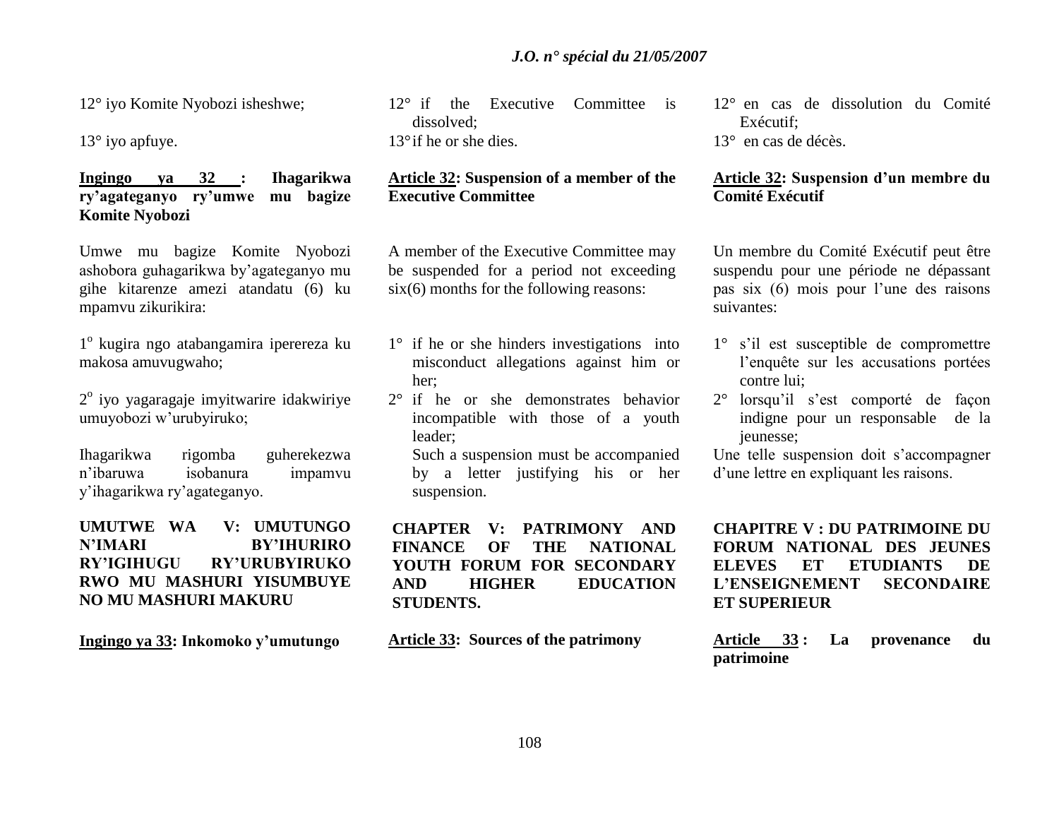12° iyo Komite Nyobozi isheshwe;

13° iyo apfuye.

**<u>Ingingo ya 32</u> : Ihagarikwa ry'agateganyo ry'umwe mu bagize Komite Nyobozi**

Umwe mu bagize Komite Nyobozi ashobora guhagarikwa by'agateganyo mu gihe kitarenze amezi atandatu (6) ku mpamvu zikurikira:

1° kugira ngo atabangamira iperereza ku makosa amuvugwaho;

2° iyo yagaragaje imyitwarire idakwiriye umuyobozi w'urubyiruko;

Ihagarikwa rigomba guherekezwa n'ibaruwa isobanura impamvu y'ihagarikwa ry'agateganyo.

**UMUTWE WA V: UMUTUNGO N'IMARI BY'IHURIRO RY'IGIHUGU RY'URUBYIRUKO RWO MU MASHURI YISUMBUYE NO MU MASHURI MAKURU**

**<u>Ingingo ya 33</u>: Inkomoko y'umutungo**

12° if the Executive Committee is dissolved;

13° if he or she dies.

**<u>Article 32</u>: Suspension of a member of the Executive Committee**

A member of the Executive Committee may be suspended for a period not exceeding six(6) months for the following reasons:

1° if he or she hinders investigations into misconduct allegations against him or her;

2° if he or she demonstrates behavior incompatible with those of a youth leader;

Such a suspension must be accompanied by a letter justifying his or her suspension.

**CHAPTER V: PATRIMONY AND FINANCE OF THE NATIONAL YOUTH FORUM FOR SECONDARY AND HIGHER EDUCATION STUDENTS.**

**<u>Article 33</u>: Sources of the patrimony**

12° en cas de dissolution du Comité Exécutif;

13° en cas de décès.

**<u>Article 32</u>: Suspension d'un membre du Comité Exécutif**

Un membre du Comité Exécutif peut être suspendu pour une période ne dépassant pas six (6) mois pour l'une des raisons suivantes:

1° s'il est susceptible de compromettre l'enquête sur les accusations portées contre lui;

2° lorsqu'il s'est comporté de façon indigne pour un responsable de la jeunesse;

Une telle suspension doit s'accompagner d'une lettre en expliquant les raisons.

**CHAPITRE V : DU PATRIMOINE DU FORUM NATIONAL DES JEUNES ELEVES ET ETUDIANTS DE L'ENSEIGNEMENT SECONDAIRE ET SUPERIEUR**

**<u>Article 33</u> : La provenance du patrimoine**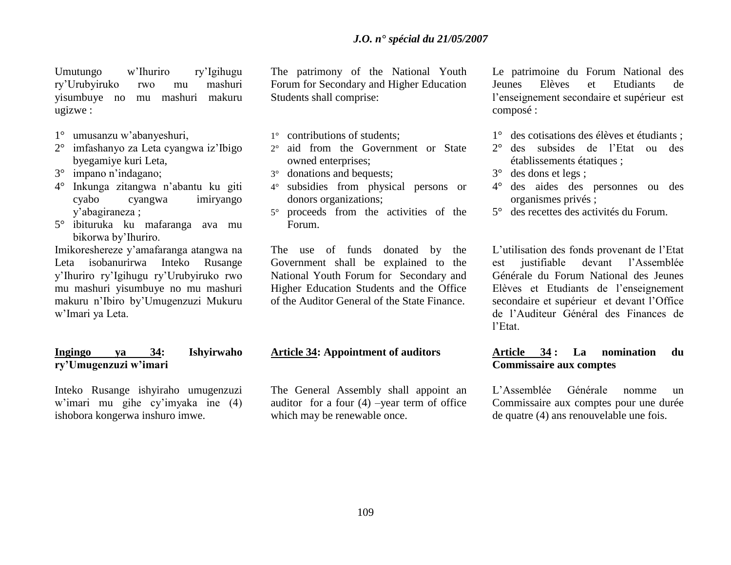Umutungo w'Ihuriro ry'Igihugu ry'Urubyiruko rwo mu mashuri yisumbuye no mu mashuri makuru ugizwe :

1° umusanzu w'abanyeshuri,
2° imfashanyo za Leta cyangwa iz'Ibigo byegamiye kuri Leta,
3° impano n'indagano;
4° Inkunga zitangwa n'abantu ku giti cyabo cyangwa imiryango y'abagiraneza ;
5° ibituruka ku mafaranga ava mu bikorwa by'Ihuriro.

Imikoreshereze y'amafaranga atangwa na Leta isobanurirwa Inteko Rusange y'Ihuriro ry'Igihugu ry'Urubyiruko rwo mu mashuri yisumbuye no mu mashuri makuru n'Ibiro by'Umugenzuzi Mukuru w'Imari ya Leta.

**Ingingo ya 34: Ishyirwaho ry'Umugenzuzi w'imari**

Inteko Rusange ishyiraho umugenzuzi w'imari mu gihe cy'imyaka ine (4) ishobora kongerwa inshuro imwe.

The patrimony of the National Youth Forum for Secondary and Higher Education Students shall comprise:

1° contributions of students;
2° aid from the Government or State owned enterprises;
3° donations and bequests;
4° subsidies from physical persons or donors organizations;
5° proceeds from the activities of the Forum.

The use of funds donated by the Government shall be explained to the National Youth Forum for Secondary and Higher Education Students and the Office of the Auditor General of the State Finance.

**Article 34: Appointment of auditors**

The General Assembly shall appoint an auditor for a four (4) –year term of office which may be renewable once.

Le patrimoine du Forum National des Jeunes Elèves et Etudiants de l'enseignement secondaire et supérieur est composé :

1° des cotisations des élèves et étudiants ;
2° des subsides de l'Etat ou des établissements étatiques ;
3° des dons et legs ;
4° des aides des personnes ou des organismes privés ;
5° des recettes des activités du Forum.

L'utilisation des fonds provenant de l'Etat est justifiable devant l'Assemblée Générale du Forum National des Jeunes Elèves et Etudiants de l'enseignement secondaire et supérieur et devant l'Office de l'Auditeur Général des Finances de l'Etat.

**Article 34 : La nomination du Commissaire aux comptes**

L'Assemblée Générale nomme un Commissaire aux comptes pour une durée de quatre (4) ans renouvelable une fois.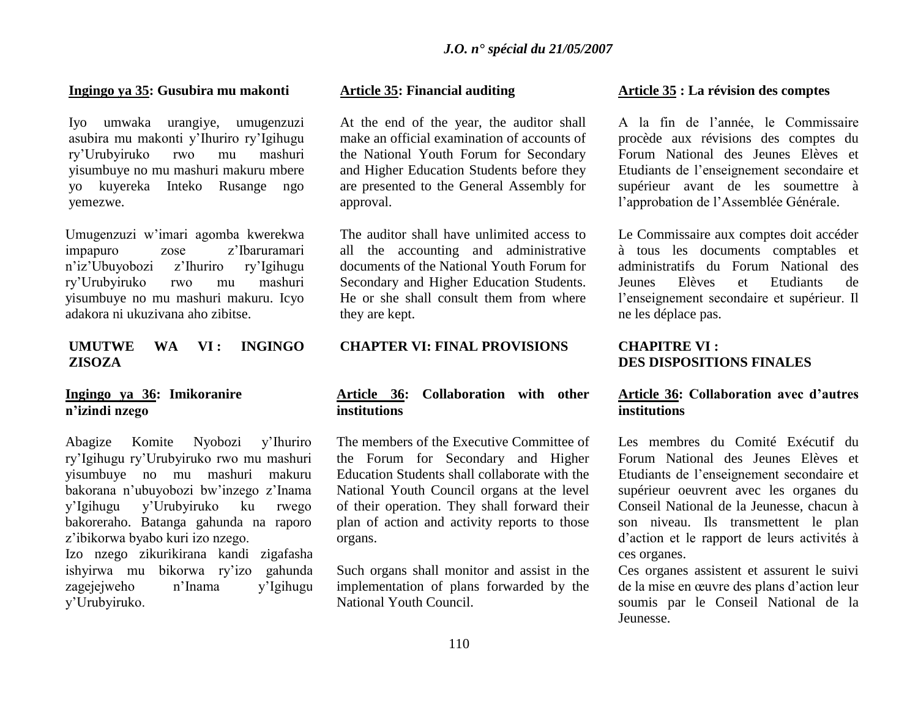**Ingingo ya 35: Gusubira mu makonti**

Iyo umwaka urangiye, umugenzuzi asubira mu makonti y'Ihuriro ry'Igihugu ry'Urubyiruko rwo mu mashuri yisumbuye no mu mashuri makuru mbere yo kuyereka Inteko Rusange ngo yemezwe.

Umugenzuzi w'imari agomba kwerekwa impapuro zose z'Ibaruramari n'iz'Ubuyobozi z'Ihuriro ry'Igihugu ry'Urubyiruko rwo mu mashuri yisumbuye no mu mashuri makuru. Icyo adakora ni ukuzivana aho zibitse.

## UMUTWE WA VI : INGINGO ZISOZA

**Ingingo ya 36: Imikoranire n'izindi nzego**

Abagize Komite Nyobozi y'Ihuriro ry'Igihugu ry'Urubyiruko rwo mu mashuri yisumbuye no mu mashuri makuru bakorana n'ubuyobozi bw'inzego z'Inama y'Igihugu y'Urubyiruko ku rwego bakoreraho. Batanga gahunda na raporo z'ibikorwa byabo kuri izo nzego.

Izo nzego zikurikirana kandi zigafasha ishyirwa mu bikorwa ry'izo gahunda zagejejweho n'Inama y'Igihugu y'Urubyiruko.

**Article 35: Financial auditing**

At the end of the year, the auditor shall make an official examination of accounts of the National Youth Forum for Secondary and Higher Education Students before they are presented to the General Assembly for approval.

The auditor shall have unlimited access to all the accounting and administrative documents of the National Youth Forum for Secondary and Higher Education Students. He or she shall consult them from where they are kept.

## CHAPTER VI: FINAL PROVISIONS

**Article 36: Collaboration with other institutions**

The members of the Executive Committee of the Forum for Secondary and Higher Education Students shall collaborate with the National Youth Council organs at the level of their operation. They shall forward their plan of action and activity reports to those organs.

Such organs shall monitor and assist in the implementation of plans forwarded by the National Youth Council.

**Article 35 : La révision des comptes**

A la fin de l'année, le Commissaire procède aux révisions des comptes du Forum National des Jeunes Elèves et Etudiants de l'enseignement secondaire et supérieur avant de les soumettre à l'approbation de l'Assemblée Générale.

Le Commissaire aux comptes doit accéder à tous les documents comptables et administratifs du Forum National des Jeunes Elèves et Etudiants de l'enseignement secondaire et supérieur. Il ne les déplace pas.

## CHAPITRE VI : DES DISPOSITIONS FINALES

**Article 36: Collaboration avec d'autres institutions**

Les membres du Comité Exécutif du Forum National des Jeunes Elèves et Etudiants de l'enseignement secondaire et supérieur oeuvrent avec les organes du Conseil National de la Jeunesse, chacun à son niveau. Ils transmettent le plan d'action et le rapport de leurs activités à ces organes.

Ces organes assistent et assurent le suivi de la mise en œuvre des plans d'action leur soumis par le Conseil National de la Jeunesse.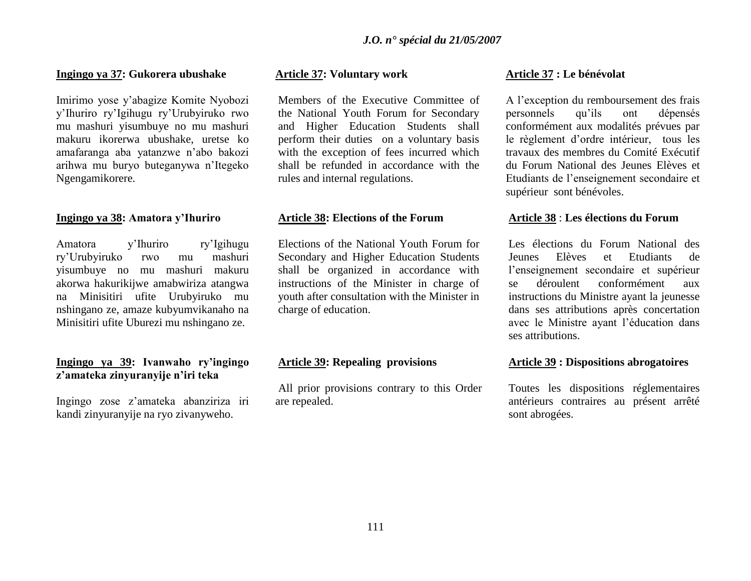**Ingingo ya 37: Gukorera ubushake**

Imirimo yose y'abagize Komite Nyobozi y'Ihuriro ry'Igihugu ry'Urubyiruko rwo mu mashuri yisumbuye no mu mashuri makuru ikorerwa ubushake, uretse ko amafaranga aba yatanzwe n'abo bakozi arihwa mu buryo buteganywa n'Itegeko Ngengamikorere.

**Ingingo ya 38: Amatora y'Ihuriro**

Amatora y'Ihuriro ry'Igihugu ry'Urubyiruko rwo mu mashuri yisumbuye no mu mashuri makuru akorwa hakurikijwe amabwiriza atangwa na Minisitiri ufite Urubyiruko mu nshingano ze, amaze kubyumvikanaho na Minisitiri ufite Uburezi mu nshingano ze.

**Ingingo ya 39: Ivanwaho ry'ingingo z'amateka zinyuranyije n'iri teka**

Ingingo zose z'amateka abanziriza iri kandi zinyuranyije na ryo zivanyweho.

**Article 37: Voluntary work**

Members of the Executive Committee of the National Youth Forum for Secondary and Higher Education Students shall perform their duties on a voluntary basis with the exception of fees incurred which shall be refunded in accordance with the rules and internal regulations.

**Article 38: Elections of the Forum**

Elections of the National Youth Forum for Secondary and Higher Education Students shall be organized in accordance with instructions of the Minister in charge of youth after consultation with the Minister in charge of education.

**Article 39: Repealing provisions**

All prior provisions contrary to this Order are repealed.

**Article 37 : Le bénévolat**

A l'exception du remboursement des frais personnels qu'ils ont dépensés conformément aux modalités prévues par le règlement d'ordre intérieur, tous les travaux des membres du Comité Exécutif du Forum National des Jeunes Elèves et Etudiants de l'enseignement secondaire et supérieur sont bénévoles.

**Article 38 : Les élections du Forum**

Les élections du Forum National des Jeunes Elèves et Etudiants de l'enseignement secondaire et supérieur se déroulent conformément aux instructions du Ministre ayant la jeunesse dans ses attributions après concertation avec le Ministre ayant l'éducation dans ses attributions.

**Article 39 : Dispositions abrogatoires**

Toutes les dispositions réglementaires antérieurs contraires au présent arrêté sont abrogées.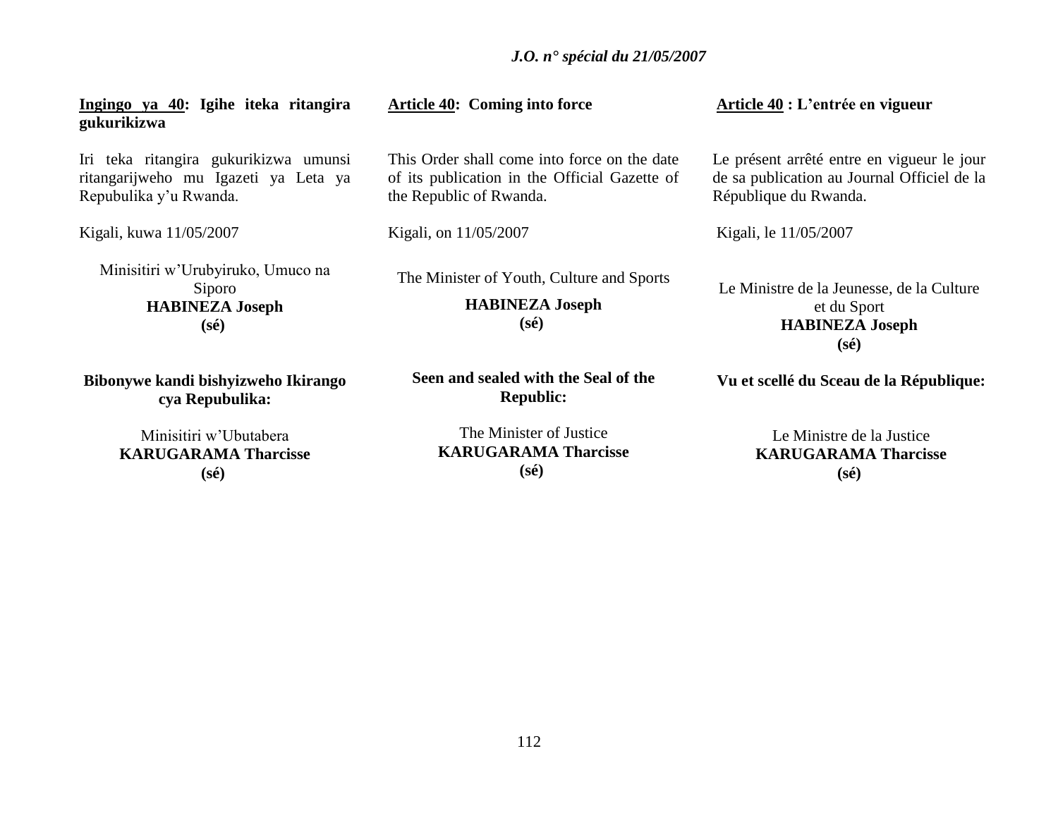**Ingingo ya 40: Igihe iteka ritangira gukurikizwa**

Iri teka ritangira gukurikizwa umunsi ritangarijweho mu Igazeti ya Leta ya Repubulika y'u Rwanda.

Kigali, kuwa 11/05/2007

Minisitiri w'Urubyiruko, Umuco na Siporo
**HABINEZA Joseph**
**(sé)**

**Bibonywe kandi bishyizweho Ikirango cya Repubulika:**

Minisitiri w'Ubutabera
**KARUGARAMA Tharcisse**
**(sé)**

**Article 40: Coming into force**

This Order shall come into force on the date of its publication in the Official Gazette of the Republic of Rwanda.

Kigali, on 11/05/2007

The Minister of Youth, Culture and Sports
**HABINEZA Joseph**
**(sé)**

**Seen and sealed with the Seal of the Republic:**

The Minister of Justice
**KARUGARAMA Tharcisse**
**(sé)**

**Article 40 : L'entrée en vigueur**

Le présent arrêté entre en vigueur le jour de sa publication au Journal Officiel de la République du Rwanda.

Kigali, le 11/05/2007

Le Ministre de la Jeunesse, de la Culture et du Sport
**HABINEZA Joseph**
**(sé)**

**Vu et scellé du Sceau de la République:**

Le Ministre de la Justice
**KARUGARAMA Tharcisse**
**(sé)**